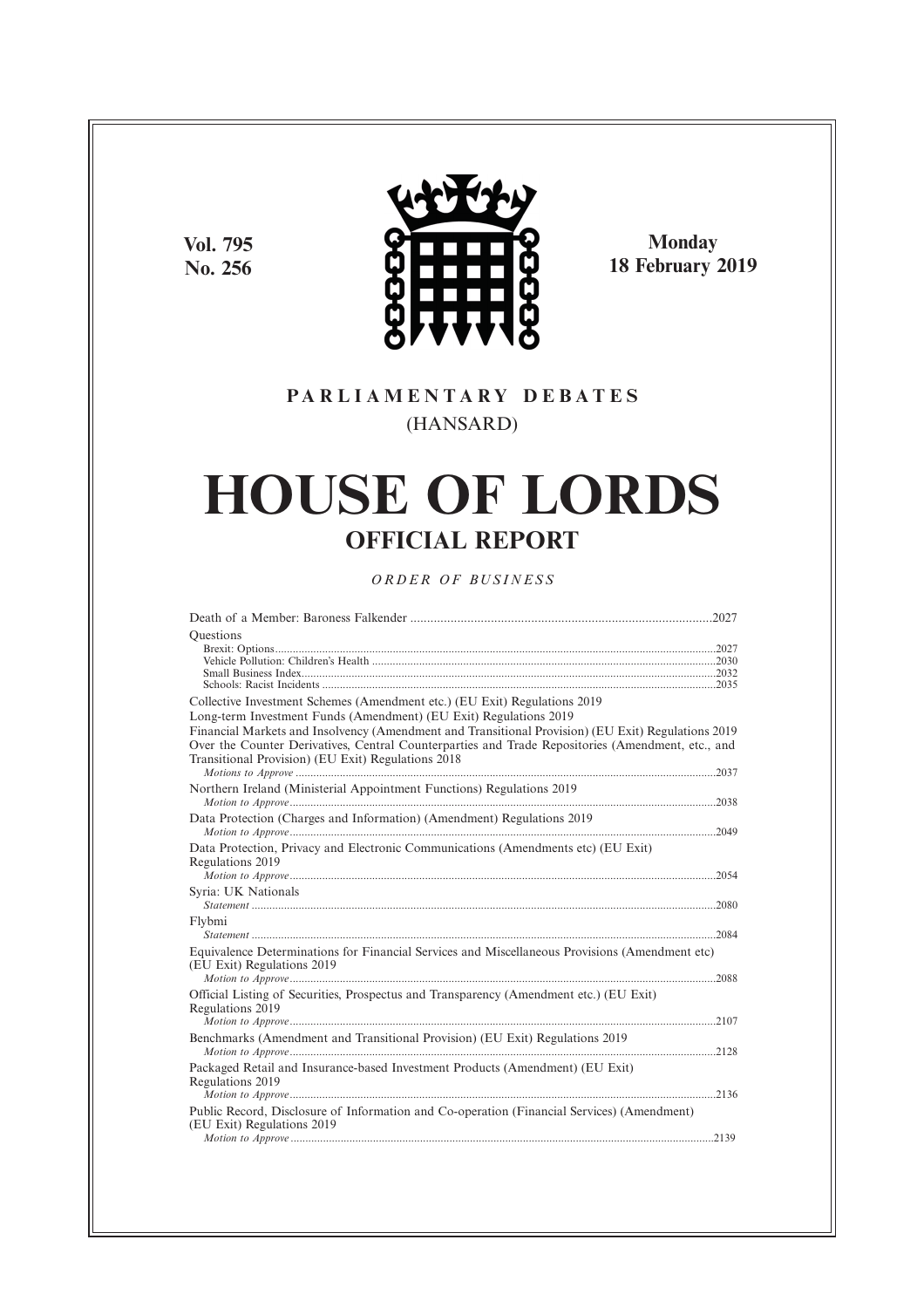Vol. 795
No. 256

Monday
18 February 2019

**PARLIAMENTARY DEBATES**

(HANSARD)

# HOUSE OF LORDS

## OFFICIAL REPORT

*ORDER OF BUSINESS*

Death of a Member: Baroness Falkender ....................................................2027

Questions

- Brexit: Options ....................................................2027
- Vehicle Pollution: Children's Health ....................................................2030
- Small Business Index ....................................................2032
- Schools: Racist Incidents ....................................................2035

Collective Investment Schemes (Amendment etc.) (EU Exit) Regulations 2019
Long-term Investment Funds (Amendment) (EU Exit) Regulations 2019
Financial Markets and Insolvency (Amendment and Transitional Provision) (EU Exit) Regulations 2019
Over the Counter Derivatives, Central Counterparties and Trade Repositories (Amendment, etc., and Transitional Provision) (EU Exit) Regulations 2018
*Motions to Approve* ....................................................2037

Northern Ireland (Ministerial Appointment Functions) Regulations 2019
*Motion to Approve* ....................................................2038

Data Protection (Charges and Information) (Amendment) Regulations 2019
*Motion to Approve* ....................................................2049

Data Protection, Privacy and Electronic Communications (Amendments etc) (EU Exit) Regulations 2019
*Motion to Approve* ....................................................2054

Syria: UK Nationals
*Statement* ....................................................2080

Flybmi
*Statement* ....................................................2084

Equivalence Determinations for Financial Services and Miscellaneous Provisions (Amendment etc) (EU Exit) Regulations 2019
*Motion to Approve* ....................................................2088

Official Listing of Securities, Prospectus and Transparency (Amendment etc.) (EU Exit) Regulations 2019
*Motion to Approve* ....................................................2107

Benchmarks (Amendment and Transitional Provision) (EU Exit) Regulations 2019
*Motion to Approve* ....................................................2128

Packaged Retail and Insurance-based Investment Products (Amendment) (EU Exit) Regulations 2019
*Motion to Approve* ....................................................2136

Public Record, Disclosure of Information and Co-operation (Financial Services) (Amendment) (EU Exit) Regulations 2019
*Motion to Approve* ....................................................2139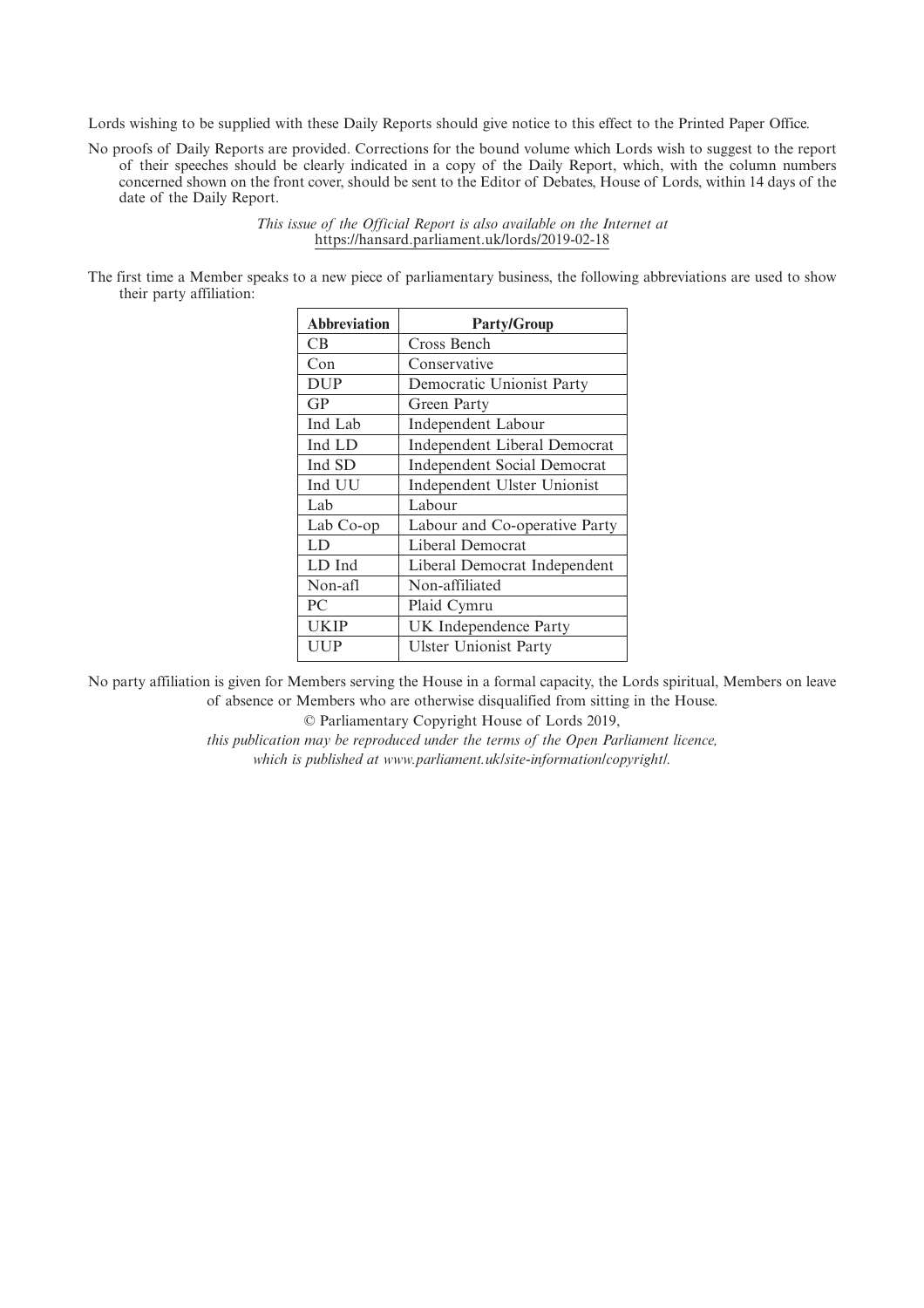Lords wishing to be supplied with these Daily Reports should give notice to this effect to the Printed Paper Office.

No proofs of Daily Reports are provided. Corrections for the bound volume which Lords wish to suggest to the report of their speeches should be clearly indicated in a copy of the Daily Report, which, with the column numbers concerned shown on the front cover, should be sent to the Editor of Debates, House of Lords, within 14 days of the date of the Daily Report.

*This issue of the Official Report is also available on the Internet at* https://hansard.parliament.uk/lords/2019-02-18

The first time a Member speaks to a new piece of parliamentary business, the following abbreviations are used to show their party affiliation:

| Abbreviation | Party/Group |
|---|---|
| CB | Cross Bench |
| Con | Conservative |
| DUP | Democratic Unionist Party |
| GP | Green Party |
| Ind Lab | Independent Labour |
| Ind LD | Independent Liberal Democrat |
| Ind SD | Independent Social Democrat |
| Ind UU | Independent Ulster Unionist |
| Lab | Labour |
| Lab Co-op | Labour and Co-operative Party |
| LD | Liberal Democrat |
| LD Ind | Liberal Democrat Independent |
| Non-afl | Non-affiliated |
| PC | Plaid Cymru |
| UKIP | UK Independence Party |
| UUP | Ulster Unionist Party |

No party affiliation is given for Members serving the House in a formal capacity, the Lords spiritual, Members on leave of absence or Members who are otherwise disqualified from sitting in the House.

© Parliamentary Copyright House of Lords 2019,

*this publication may be reproduced under the terms of the Open Parliament licence, which is published at www.parliament.uk/site-information/copyright/.*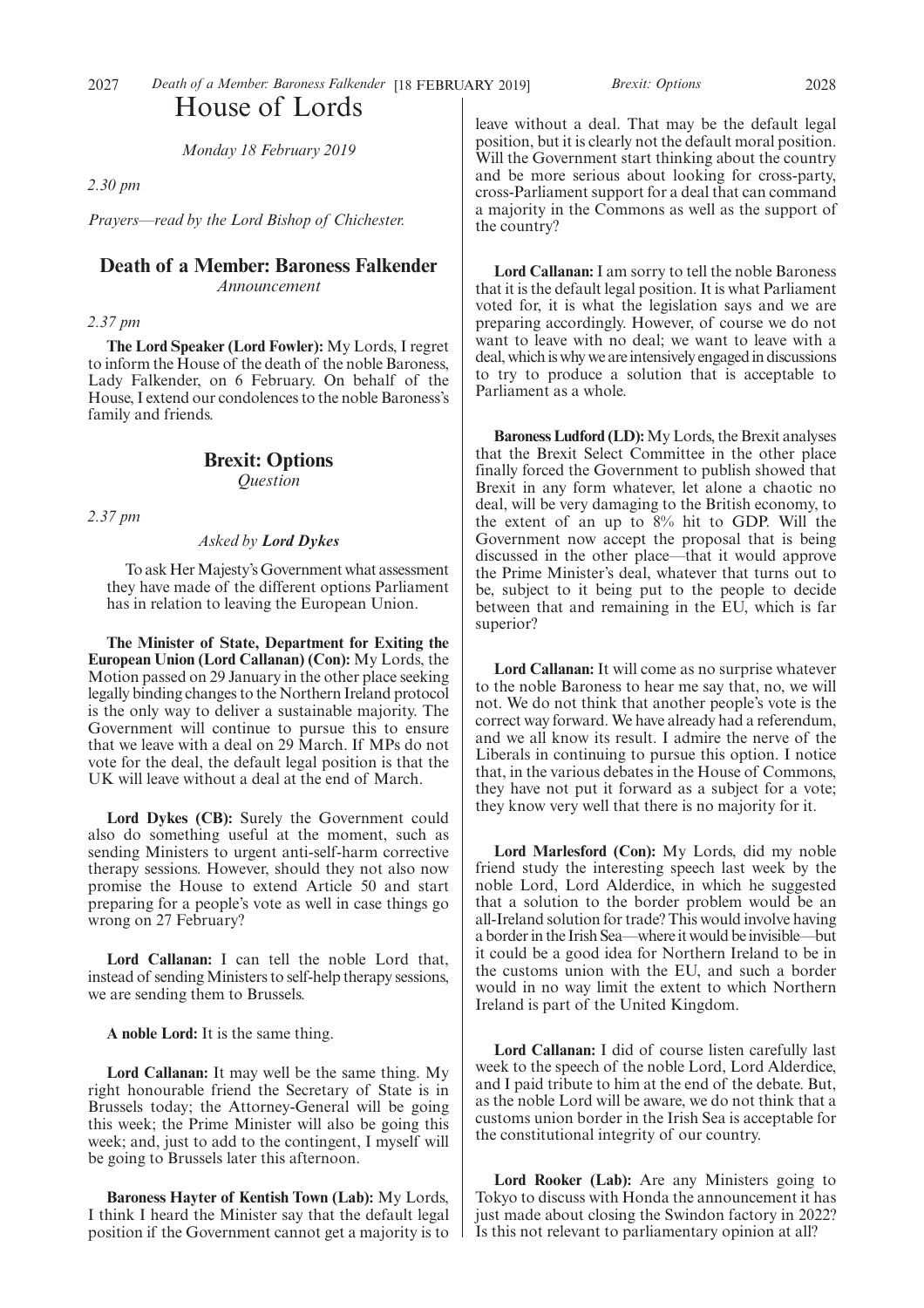# House of Lords

*Monday 18 February 2019*

*2.30 pm*

*Prayers—read by the Lord Bishop of Chichester.*

## Death of a Member: Baroness Falkender

*Announcement*

*2.37 pm*

**The Lord Speaker (Lord Fowler):** My Lords, I regret to inform the House of the death of the noble Baroness, Lady Falkender, on 6 February. On behalf of the House, I extend our condolences to the noble Baroness's family and friends.

## Brexit: Options

*Question*

*2.37 pm*

*Asked by **Lord Dykes***

To ask Her Majesty's Government what assessment they have made of the different options Parliament has in relation to leaving the European Union.

**The Minister of State, Department for Exiting the European Union (Lord Callanan) (Con):** My Lords, the Motion passed on 29 January in the other place seeking legally binding changes to the Northern Ireland protocol is the only way to deliver a sustainable majority. The Government will continue to pursue this to ensure that we leave with a deal on 29 March. If MPs do not vote for the deal, the default legal position is that the UK will leave without a deal at the end of March.

**Lord Dykes (CB):** Surely the Government could also do something useful at the moment, such as sending Ministers to urgent anti-self-harm corrective therapy sessions. However, should they not also now promise the House to extend Article 50 and start preparing for a people's vote as well in case things go wrong on 27 February?

**Lord Callanan:** I can tell the noble Lord that, instead of sending Ministers to self-help therapy sessions, we are sending them to Brussels.

**A noble Lord:** It is the same thing.

**Lord Callanan:** It may well be the same thing. My right honourable friend the Secretary of State is in Brussels today; the Attorney-General will be going this week; the Prime Minister will also be going this week; and, just to add to the contingent, I myself will be going to Brussels later this afternoon.

**Baroness Hayter of Kentish Town (Lab):** My Lords, I think I heard the Minister say that the default legal position if the Government cannot get a majority is to leave without a deal. That may be the default legal position, but it is clearly not the default moral position. Will the Government start thinking about the country and be more serious about looking for cross-party, cross-Parliament support for a deal that can command a majority in the Commons as well as the support of the country?

**Lord Callanan:** I am sorry to tell the noble Baroness that it is the default legal position. It is what Parliament voted for, it is what the legislation says and we are preparing accordingly. However, of course we do not want to leave with no deal; we want to leave with a deal, which is why we are intensively engaged in discussions to try to produce a solution that is acceptable to Parliament as a whole.

**Baroness Ludford (LD):** My Lords, the Brexit analyses that the Brexit Select Committee in the other place finally forced the Government to publish showed that Brexit in any form whatever, let alone a chaotic no deal, will be very damaging to the British economy, to the extent of an up to 8% hit to GDP. Will the Government now accept the proposal that is being discussed in the other place—that it would approve the Prime Minister's deal, whatever that turns out to be, subject to it being put to the people to decide between that and remaining in the EU, which is far superior?

**Lord Callanan:** It will come as no surprise whatever to the noble Baroness to hear me say that, no, we will not. We do not think that another people's vote is the correct way forward. We have already had a referendum, and we all know its result. I admire the nerve of the Liberals in continuing to pursue this option. I notice that, in the various debates in the House of Commons, they have not put it forward as a subject for a vote; they know very well that there is no majority for it.

**Lord Marlesford (Con):** My Lords, did my noble friend study the interesting speech last week by the noble Lord, Lord Alderdice, in which he suggested that a solution to the border problem would be an all-Ireland solution for trade? This would involve having a border in the Irish Sea—where it would be invisible—but it could be a good idea for Northern Ireland to be in the customs union with the EU, and such a border would in no way limit the extent to which Northern Ireland is part of the United Kingdom.

**Lord Callanan:** I did of course listen carefully last week to the speech of the noble Lord, Lord Alderdice, and I paid tribute to him at the end of the debate. But, as the noble Lord will be aware, we do not think that a customs union border in the Irish Sea is acceptable for the constitutional integrity of our country.

**Lord Rooker (Lab):** Are any Ministers going to Tokyo to discuss with Honda the announcement it has just made about closing the Swindon factory in 2022? Is this not relevant to parliamentary opinion at all?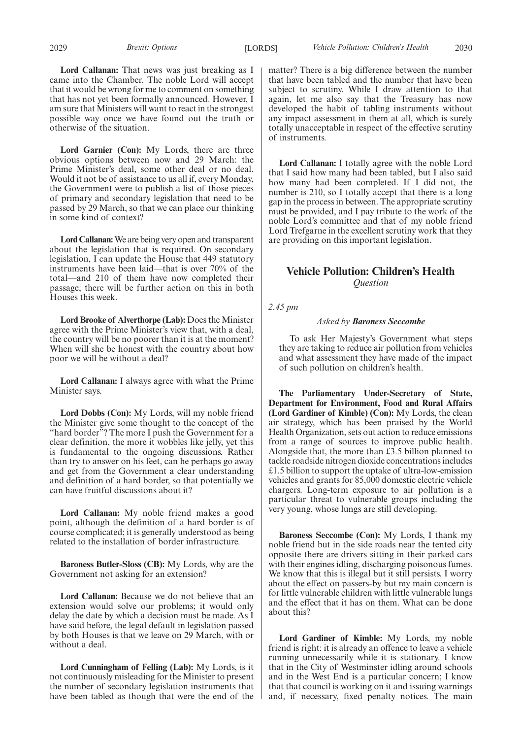**Lord Callanan:** That news was just breaking as I came into the Chamber. The noble Lord will accept that it would be wrong for me to comment on something that has not yet been formally announced. However, I am sure that Ministers will want to react in the strongest possible way once we have found out the truth or otherwise of the situation.

**Lord Garnier (Con):** My Lords, there are three obvious options between now and 29 March: the Prime Minister's deal, some other deal or no deal. Would it not be of assistance to us all if, every Monday, the Government were to publish a list of those pieces of primary and secondary legislation that need to be passed by 29 March, so that we can place our thinking in some kind of context?

**Lord Callanan:** We are being very open and transparent about the legislation that is required. On secondary legislation, I can update the House that 449 statutory instruments have been laid—that is over 70% of the total—and 210 of them have now completed their passage; there will be further action on this in both Houses this week.

**Lord Brooke of Alverthorpe (Lab):** Does the Minister agree with the Prime Minister's view that, with a deal, the country will be no poorer than it is at the moment? When will she be honest with the country about how poor we will be without a deal?

**Lord Callanan:** I always agree with what the Prime Minister says.

**Lord Dobbs (Con):** My Lords, will my noble friend the Minister give some thought to the concept of the "hard border"? The more I push the Government for a clear definition, the more it wobbles like jelly, yet this is fundamental to the ongoing discussions. Rather than try to answer on his feet, can he perhaps go away and get from the Government a clear understanding and definition of a hard border, so that potentially we can have fruitful discussions about it?

**Lord Callanan:** My noble friend makes a good point, although the definition of a hard border is of course complicated; it is generally understood as being related to the installation of border infrastructure.

**Baroness Butler-Sloss (CB):** My Lords, why are the Government not asking for an extension?

**Lord Callanan:** Because we do not believe that an extension would solve our problems; it would only delay the date by which a decision must be made. As I have said before, the legal default in legislation passed by both Houses is that we leave on 29 March, with or without a deal.

**Lord Cunningham of Felling (Lab):** My Lords, is it not continuously misleading for the Minister to present the number of secondary legislation instruments that have been tabled as though that were the end of the matter? There is a big difference between the number that have been tabled and the number that have been subject to scrutiny. While I draw attention to that again, let me also say that the Treasury has now developed the habit of tabling instruments without any impact assessment in them at all, which is surely totally unacceptable in respect of the effective scrutiny of instruments.

**Lord Callanan:** I totally agree with the noble Lord that I said how many had been tabled, but I also said how many had been completed. If I did not, the number is 210, so I totally accept that there is a long gap in the process in between. The appropriate scrutiny must be provided, and I pay tribute to the work of the noble Lord's committee and that of my noble friend Lord Trefgarne in the excellent scrutiny work that they are providing on this important legislation.

## Vehicle Pollution: Children's Health

*Question*

*2.45 pm*

*Asked by* ***Baroness Seccombe***

To ask Her Majesty's Government what steps they are taking to reduce air pollution from vehicles and what assessment they have made of the impact of such pollution on children's health.

**The Parliamentary Under-Secretary of State, Department for Environment, Food and Rural Affairs (Lord Gardiner of Kimble) (Con):** My Lords, the clean air strategy, which has been praised by the World Health Organization, sets out action to reduce emissions from a range of sources to improve public health. Alongside that, the more than £3.5 billion planned to tackle roadside nitrogen dioxide concentrations includes £1.5 billion to support the uptake of ultra-low-emission vehicles and grants for 85,000 domestic electric vehicle chargers. Long-term exposure to air pollution is a particular threat to vulnerable groups including the very young, whose lungs are still developing.

**Baroness Seccombe (Con):** My Lords, I thank my noble friend but in the side roads near the tented city opposite there are drivers sitting in their parked cars with their engines idling, discharging poisonous fumes. We know that this is illegal but it still persists. I worry about the effect on passers-by but my main concern is for little vulnerable children with little vulnerable lungs and the effect that it has on them. What can be done about this?

**Lord Gardiner of Kimble:** My Lords, my noble friend is right: it is already an offence to leave a vehicle running unnecessarily while it is stationary. I know that in the City of Westminster idling around schools and in the West End is a particular concern; I know that that council is working on it and issuing warnings and, if necessary, fixed penalty notices. The main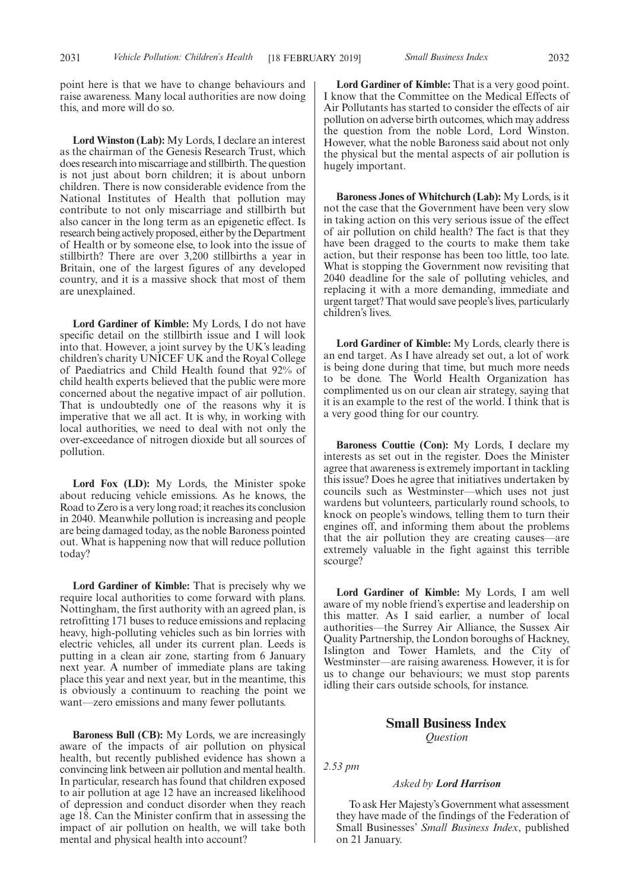point here is that we have to change behaviours and raise awareness. Many local authorities are now doing this, and more will do so.

**Lord Winston (Lab):** My Lords, I declare an interest as the chairman of the Genesis Research Trust, which does research into miscarriage and stillbirth. The question is not just about born children; it is about unborn children. There is now considerable evidence from the National Institutes of Health that pollution may contribute to not only miscarriage and stillbirth but also cancer in the long term as an epigenetic effect. Is research being actively proposed, either by the Department of Health or by someone else, to look into the issue of stillbirth? There are over 3,200 stillbirths a year in Britain, one of the largest figures of any developed country, and it is a massive shock that most of them are unexplained.

**Lord Gardiner of Kimble:** My Lords, I do not have specific detail on the stillbirth issue and I will look into that. However, a joint survey by the UK's leading children's charity UNICEF UK and the Royal College of Paediatrics and Child Health found that 92% of child health experts believed that the public were more concerned about the negative impact of air pollution. That is undoubtedly one of the reasons why it is imperative that we all act. It is why, in working with local authorities, we need to deal with not only the over-exceedance of nitrogen dioxide but all sources of pollution.

**Lord Fox (LD):** My Lords, the Minister spoke about reducing vehicle emissions. As he knows, the Road to Zero is a very long road; it reaches its conclusion in 2040. Meanwhile pollution is increasing and people are being damaged today, as the noble Baroness pointed out. What is happening now that will reduce pollution today?

**Lord Gardiner of Kimble:** That is precisely why we require local authorities to come forward with plans. Nottingham, the first authority with an agreed plan, is retrofitting 171 buses to reduce emissions and replacing heavy, high-polluting vehicles such as bin lorries with electric vehicles, all under its current plan. Leeds is putting in a clean air zone, starting from 6 January next year. A number of immediate plans are taking place this year and next year, but in the meantime, this is obviously a continuum to reaching the point we want—zero emissions and many fewer pollutants.

**Baroness Bull (CB):** My Lords, we are increasingly aware of the impacts of air pollution on physical health, but recently published evidence has shown a convincing link between air pollution and mental health. In particular, research has found that children exposed to air pollution at age 12 have an increased likelihood of depression and conduct disorder when they reach age 18. Can the Minister confirm that in assessing the impact of air pollution on health, we will take both mental and physical health into account?

**Lord Gardiner of Kimble:** That is a very good point. I know that the Committee on the Medical Effects of Air Pollutants has started to consider the effects of air pollution on adverse birth outcomes, which may address the question from the noble Lord, Lord Winston. However, what the noble Baroness said about not only the physical but the mental aspects of air pollution is hugely important.

**Baroness Jones of Whitchurch (Lab):** My Lords, is it not the case that the Government have been very slow in taking action on this very serious issue of the effect of air pollution on child health? The fact is that they have been dragged to the courts to make them take action, but their response has been too little, too late. What is stopping the Government now revisiting that 2040 deadline for the sale of polluting vehicles, and replacing it with a more demanding, immediate and urgent target? That would save people's lives, particularly children's lives.

**Lord Gardiner of Kimble:** My Lords, clearly there is an end target. As I have already set out, a lot of work is being done during that time, but much more needs to be done. The World Health Organization has complimented us on our clean air strategy, saying that it is an example to the rest of the world. I think that is a very good thing for our country.

**Baroness Couttie (Con):** My Lords, I declare my interests as set out in the register. Does the Minister agree that awareness is extremely important in tackling this issue? Does he agree that initiatives undertaken by councils such as Westminster—which uses not just wardens but volunteers, particularly round schools, to knock on people's windows, telling them to turn their engines off, and informing them about the problems that the air pollution they are creating causes—are extremely valuable in the fight against this terrible scourge?

**Lord Gardiner of Kimble:** My Lords, I am well aware of my noble friend's expertise and leadership on this matter. As I said earlier, a number of local authorities—the Surrey Air Alliance, the Sussex Air Quality Partnership, the London boroughs of Hackney, Islington and Tower Hamlets, and the City of Westminster—are raising awareness. However, it is for us to change our behaviours; we must stop parents idling their cars outside schools, for instance.

## Small Business Index

*Question*

*2.53 pm*

*Asked by* ***Lord Harrison***

To ask Her Majesty's Government what assessment they have made of the findings of the Federation of Small Businesses' *Small Business Index*, published on 21 January.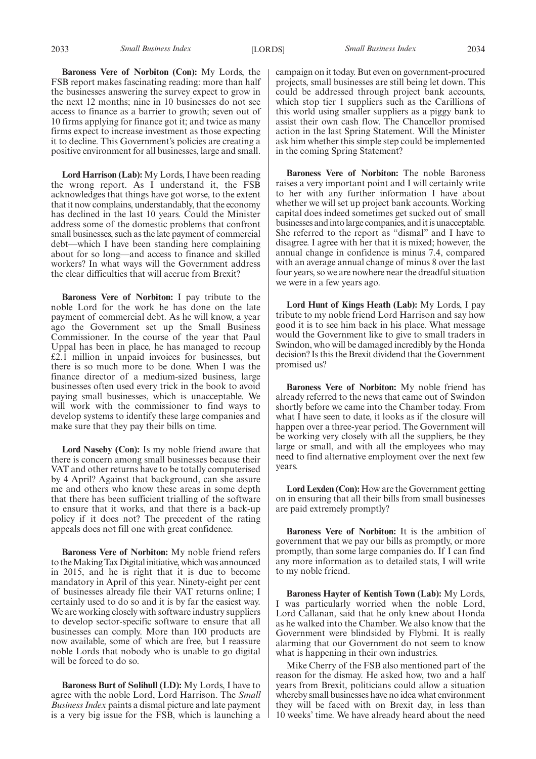**Baroness Vere of Norbiton (Con):** My Lords, the FSB report makes fascinating reading: more than half the businesses answering the survey expect to grow in the next 12 months; nine in 10 businesses do not see access to finance as a barrier to growth; seven out of 10 firms applying for finance got it; and twice as many firms expect to increase investment as those expecting it to decline. This Government's policies are creating a positive environment for all businesses, large and small.

**Lord Harrison (Lab):** My Lords, I have been reading the wrong report. As I understand it, the FSB acknowledges that things have got worse, to the extent that it now complains, understandably, that the economy has declined in the last 10 years. Could the Minister address some of the domestic problems that confront small businesses, such as the late payment of commercial debt—which I have been standing here complaining about for so long—and access to finance and skilled workers? In what ways will the Government address the clear difficulties that will accrue from Brexit?

**Baroness Vere of Norbiton:** I pay tribute to the noble Lord for the work he has done on the late payment of commercial debt. As he will know, a year ago the Government set up the Small Business Commissioner. In the course of the year that Paul Uppal has been in place, he has managed to recoup £2.1 million in unpaid invoices for businesses, but there is so much more to be done. When I was the finance director of a medium-sized business, large businesses often used every trick in the book to avoid paying small businesses, which is unacceptable. We will work with the commissioner to find ways to develop systems to identify these large companies and make sure that they pay their bills on time.

**Lord Naseby (Con):** Is my noble friend aware that there is concern among small businesses because their VAT and other returns have to be totally computerised by 4 April? Against that background, can she assure me and others who know these areas in some depth that there has been sufficient trialling of the software to ensure that it works, and that there is a back-up policy if it does not? The precedent of the rating appeals does not fill one with great confidence.

**Baroness Vere of Norbiton:** My noble friend refers to the Making Tax Digital initiative, which was announced in 2015, and he is right that it is due to become mandatory in April of this year. Ninety-eight per cent of businesses already file their VAT returns online; I certainly used to do so and it is by far the easiest way. We are working closely with software industry suppliers to develop sector-specific software to ensure that all businesses can comply. More than 100 products are now available, some of which are free, but I reassure noble Lords that nobody who is unable to go digital will be forced to do so.

**Baroness Burt of Solihull (LD):** My Lords, I have to agree with the noble Lord, Lord Harrison. The *Small Business Index* paints a dismal picture and late payment is a very big issue for the FSB, which is launching a campaign on it today. But even on government-procured projects, small businesses are still being let down. This could be addressed through project bank accounts, which stop tier 1 suppliers such as the Carillions of this world using smaller suppliers as a piggy bank to assist their own cash flow. The Chancellor promised action in the last Spring Statement. Will the Minister ask him whether this simple step could be implemented in the coming Spring Statement?

**Baroness Vere of Norbiton:** The noble Baroness raises a very important point and I will certainly write to her with any further information I have about whether we will set up project bank accounts. Working capital does indeed sometimes get sucked out of small businesses and into large companies, and it is unacceptable. She referred to the report as "dismal" and I have to disagree. I agree with her that it is mixed; however, the annual change in confidence is minus 7.4, compared with an average annual change of minus 8 over the last four years, so we are nowhere near the dreadful situation we were in a few years ago.

**Lord Hunt of Kings Heath (Lab):** My Lords, I pay tribute to my noble friend Lord Harrison and say how good it is to see him back in his place. What message would the Government like to give to small traders in Swindon, who will be damaged incredibly by the Honda decision? Is this the Brexit dividend that the Government promised us?

**Baroness Vere of Norbiton:** My noble friend has already referred to the news that came out of Swindon shortly before we came into the Chamber today. From what I have seen to date, it looks as if the closure will happen over a three-year period. The Government will be working very closely with all the suppliers, be they large or small, and with all the employees who may need to find alternative employment over the next few years.

**Lord Lexden (Con):** How are the Government getting on in ensuring that all their bills from small businesses are paid extremely promptly?

**Baroness Vere of Norbiton:** It is the ambition of government that we pay our bills as promptly, or more promptly, than some large companies do. If I can find any more information as to detailed stats, I will write to my noble friend.

**Baroness Hayter of Kentish Town (Lab):** My Lords, I was particularly worried when the noble Lord, Lord Callanan, said that he only knew about Honda as he walked into the Chamber. We also know that the Government were blindsided by Flybmi. It is really alarming that our Government do not seem to know what is happening in their own industries.

Mike Cherry of the FSB also mentioned part of the reason for the dismay. He asked how, two and a half years from Brexit, politicians could allow a situation whereby small businesses have no idea what environment they will be faced with on Brexit day, in less than 10 weeks' time. We have already heard about the need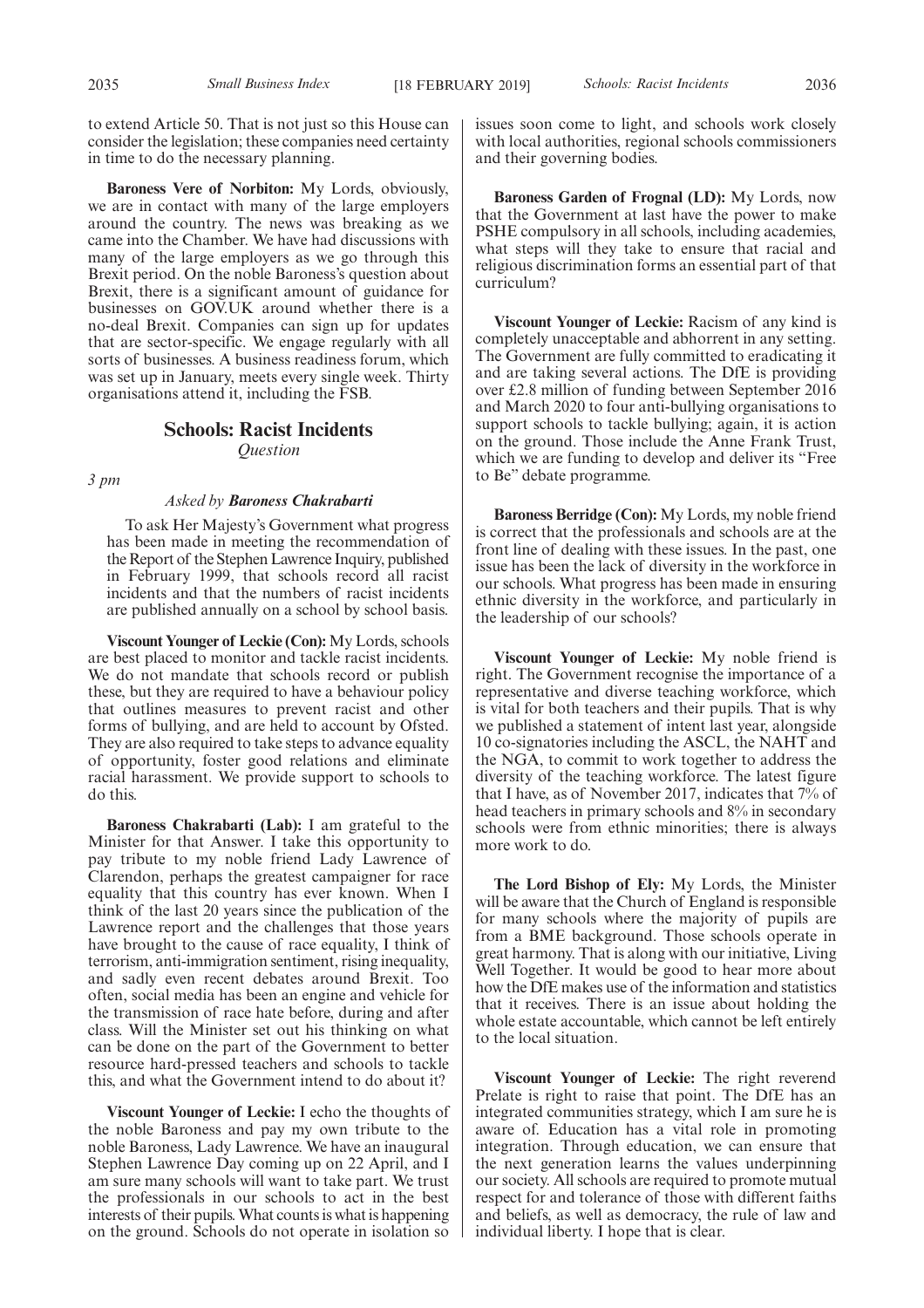to extend Article 50. That is not just so this House can consider the legislation; these companies need certainty in time to do the necessary planning.

**Baroness Vere of Norbiton:** My Lords, obviously, we are in contact with many of the large employers around the country. The news was breaking as we came into the Chamber. We have had discussions with many of the large employers as we go through this Brexit period. On the noble Baroness's question about Brexit, there is a significant amount of guidance for businesses on GOV.UK around whether there is a no-deal Brexit. Companies can sign up for updates that are sector-specific. We engage regularly with all sorts of businesses. A business readiness forum, which was set up in January, meets every single week. Thirty organisations attend it, including the FSB.

## Schools: Racist Incidents

*Question*

*3 pm*

*Asked by* ***Baroness Chakrabarti***

To ask Her Majesty's Government what progress has been made in meeting the recommendation of the Report of the Stephen Lawrence Inquiry, published in February 1999, that schools record all racist incidents and that the numbers of racist incidents are published annually on a school by school basis.

**Viscount Younger of Leckie (Con):** My Lords, schools are best placed to monitor and tackle racist incidents. We do not mandate that schools record or publish these, but they are required to have a behaviour policy that outlines measures to prevent racist and other forms of bullying, and are held to account by Ofsted. They are also required to take steps to advance equality of opportunity, foster good relations and eliminate racial harassment. We provide support to schools to do this.

**Baroness Chakrabarti (Lab):** I am grateful to the Minister for that Answer. I take this opportunity to pay tribute to my noble friend Lady Lawrence of Clarendon, perhaps the greatest campaigner for race equality that this country has ever known. When I think of the last 20 years since the publication of the Lawrence report and the challenges that those years have brought to the cause of race equality, I think of terrorism, anti-immigration sentiment, rising inequality, and sadly even recent debates around Brexit. Too often, social media has been an engine and vehicle for the transmission of race hate before, during and after class. Will the Minister set out his thinking on what can be done on the part of the Government to better resource hard-pressed teachers and schools to tackle this, and what the Government intend to do about it?

**Viscount Younger of Leckie:** I echo the thoughts of the noble Baroness and pay my own tribute to the noble Baroness, Lady Lawrence. We have an inaugural Stephen Lawrence Day coming up on 22 April, and I am sure many schools will want to take part. We trust the professionals in our schools to act in the best interests of their pupils. What counts is what is happening on the ground. Schools do not operate in isolation so issues soon come to light, and schools work closely with local authorities, regional schools commissioners and their governing bodies.

**Baroness Garden of Frognal (LD):** My Lords, now that the Government at last have the power to make PSHE compulsory in all schools, including academies, what steps will they take to ensure that racial and religious discrimination forms an essential part of that curriculum?

**Viscount Younger of Leckie:** Racism of any kind is completely unacceptable and abhorrent in any setting. The Government are fully committed to eradicating it and are taking several actions. The DfE is providing over £2.8 million of funding between September 2016 and March 2020 to four anti-bullying organisations to support schools to tackle bullying; again, it is action on the ground. Those include the Anne Frank Trust, which we are funding to develop and deliver its "Free to Be" debate programme.

**Baroness Berridge (Con):** My Lords, my noble friend is correct that the professionals and schools are at the front line of dealing with these issues. In the past, one issue has been the lack of diversity in the workforce in our schools. What progress has been made in ensuring ethnic diversity in the workforce, and particularly in the leadership of our schools?

**Viscount Younger of Leckie:** My noble friend is right. The Government recognise the importance of a representative and diverse teaching workforce, which is vital for both teachers and their pupils. That is why we published a statement of intent last year, alongside 10 co-signatories including the ASCL, the NAHT and the NGA, to commit to work together to address the diversity of the teaching workforce. The latest figure that I have, as of November 2017, indicates that 7% of head teachers in primary schools and 8% in secondary schools were from ethnic minorities; there is always more work to do.

**The Lord Bishop of Ely:** My Lords, the Minister will be aware that the Church of England is responsible for many schools where the majority of pupils are from a BME background. Those schools operate in great harmony. That is along with our initiative, Living Well Together. It would be good to hear more about how the DfE makes use of the information and statistics that it receives. There is an issue about holding the whole estate accountable, which cannot be left entirely to the local situation.

**Viscount Younger of Leckie:** The right reverend Prelate is right to raise that point. The DfE has an integrated communities strategy, which I am sure he is aware of. Education has a vital role in promoting integration. Through education, we can ensure that the next generation learns the values underpinning our society. All schools are required to promote mutual respect for and tolerance of those with different faiths and beliefs, as well as democracy, the rule of law and individual liberty. I hope that is clear.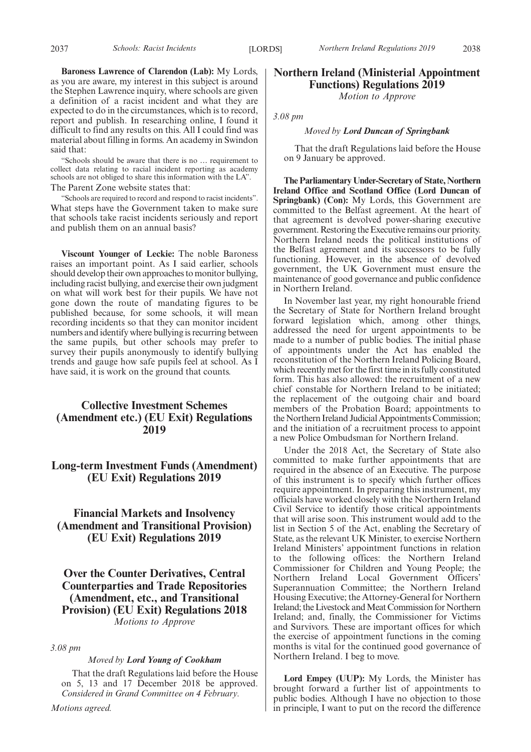**Baroness Lawrence of Clarendon (Lab):** My Lords, as you are aware, my interest in this subject is around the Stephen Lawrence inquiry, where schools are given a definition of a racist incident and what they are expected to do in the circumstances, which is to record, report and publish. In researching online, I found it difficult to find any results on this. All I could find was material about filling in forms. An academy in Swindon said that:

"Schools should be aware that there is no … requirement to collect data relating to racial incident reporting as academy schools are not obliged to share this information with the LA".

The Parent Zone website states that:

"Schools are required to record and respond to racist incidents".

What steps have the Government taken to make sure that schools take racist incidents seriously and report and publish them on an annual basis?

**Viscount Younger of Leckie:** The noble Baroness raises an important point. As I said earlier, schools should develop their own approaches to monitor bullying, including racist bullying, and exercise their own judgment on what will work best for their pupils. We have not gone down the route of mandating figures to be published because, for some schools, it will mean recording incidents so that they can monitor incident numbers and identify where bullying is recurring between the same pupils, but other schools may prefer to survey their pupils anonymously to identify bullying trends and gauge how safe pupils feel at school. As I have said, it is work on the ground that counts.

## Collective Investment Schemes (Amendment etc.) (EU Exit) Regulations 2019

## Long-term Investment Funds (Amendment) (EU Exit) Regulations 2019

## Financial Markets and Insolvency (Amendment and Transitional Provision) (EU Exit) Regulations 2019

## Over the Counter Derivatives, Central Counterparties and Trade Repositories (Amendment, etc., and Transitional Provision) (EU Exit) Regulations 2018

*Motions to Approve*

*3.08 pm*

*Moved by* ***Lord Young of Cookham***

That the draft Regulations laid before the House on 5, 13 and 17 December 2018 be approved. *Considered in Grand Committee on 4 February.*

*Motions agreed.*

## Northern Ireland (Ministerial Appointment Functions) Regulations 2019

*Motion to Approve*

*3.08 pm*

*Moved by* ***Lord Duncan of Springbank***

That the draft Regulations laid before the House on 9 January be approved.

**The Parliamentary Under-Secretary of State, Northern Ireland Office and Scotland Office (Lord Duncan of Springbank) (Con):** My Lords, this Government are committed to the Belfast agreement. At the heart of that agreement is devolved power-sharing executive government. Restoring the Executive remains our priority. Northern Ireland needs the political institutions of the Belfast agreement and its successors to be fully functioning. However, in the absence of devolved government, the UK Government must ensure the maintenance of good governance and public confidence in Northern Ireland.

In November last year, my right honourable friend the Secretary of State for Northern Ireland brought forward legislation which, among other things, addressed the need for urgent appointments to be made to a number of public bodies. The initial phase of appointments under the Act has enabled the reconstitution of the Northern Ireland Policing Board, which recently met for the first time in its fully constituted form. This has also allowed: the recruitment of a new chief constable for Northern Ireland to be initiated; the replacement of the outgoing chair and board members of the Probation Board; appointments to the Northern Ireland Judicial Appointments Commission; and the initiation of a recruitment process to appoint a new Police Ombudsman for Northern Ireland.

Under the 2018 Act, the Secretary of State also committed to make further appointments that are required in the absence of an Executive. The purpose of this instrument is to specify which further offices require appointment. In preparing this instrument, my officials have worked closely with the Northern Ireland Civil Service to identify those critical appointments that will arise soon. This instrument would add to the list in Section 5 of the Act, enabling the Secretary of State, as the relevant UK Minister, to exercise Northern Ireland Ministers' appointment functions in relation to the following offices: the Northern Ireland Commissioner for Children and Young People; the Northern Ireland Local Government Officers' Superannuation Committee; the Northern Ireland Housing Executive; the Attorney-General for Northern Ireland; the Livestock and Meat Commission for Northern Ireland; and, finally, the Commissioner for Victims and Survivors. These are important offices for which the exercise of appointment functions in the coming months is vital for the continued good governance of Northern Ireland. I beg to move.

**Lord Empey (UUP):** My Lords, the Minister has brought forward a further list of appointments to public bodies. Although I have no objection to those in principle, I want to put on the record the difference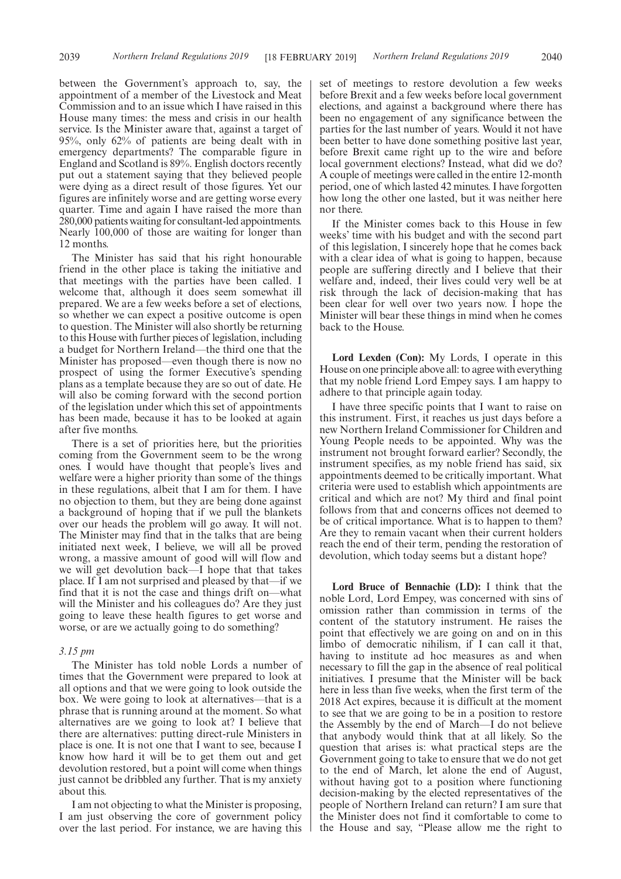between the Government's approach to, say, the appointment of a member of the Livestock and Meat Commission and to an issue which I have raised in this House many times: the mess and crisis in our health service. Is the Minister aware that, against a target of 95%, only 62% of patients are being dealt with in emergency departments? The comparable figure in England and Scotland is 89%. English doctors recently put out a statement saying that they believed people were dying as a direct result of those figures. Yet our figures are infinitely worse and are getting worse every quarter. Time and again I have raised the more than 280,000 patients waiting for consultant-led appointments. Nearly 100,000 of those are waiting for longer than 12 months.

The Minister has said that his right honourable friend in the other place is taking the initiative and that meetings with the parties have been called. I welcome that, although it does seem somewhat ill prepared. We are a few weeks before a set of elections, so whether we can expect a positive outcome is open to question. The Minister will also shortly be returning to this House with further pieces of legislation, including a budget for Northern Ireland—the third one that the Minister has proposed—even though there is now no prospect of using the former Executive's spending plans as a template because they are so out of date. He will also be coming forward with the second portion of the legislation under which this set of appointments has been made, because it has to be looked at again after five months.

There is a set of priorities here, but the priorities coming from the Government seem to be the wrong ones. I would have thought that people's lives and welfare were a higher priority than some of the things in these regulations, albeit that I am for them. I have no objection to them, but they are being done against a background of hoping that if we pull the blankets over our heads the problem will go away. It will not. The Minister may find that in the talks that are being initiated next week, I believe, we will all be proved wrong, a massive amount of good will will flow and we will get devolution back—I hope that that takes place. If I am not surprised and pleased by that—if we find that it is not the case and things drift on—what will the Minister and his colleagues do? Are they just going to leave these health figures to get worse and worse, or are we actually going to do something?

*3.15 pm*

The Minister has told noble Lords a number of times that the Government were prepared to look at all options and that we were going to look outside the box. We were going to look at alternatives—that is a phrase that is running around at the moment. So what alternatives are we going to look at? I believe that there are alternatives: putting direct-rule Ministers in place is one. It is not one that I want to see, because I know how hard it will be to get them out and get devolution restored, but a point will come when things just cannot be dribbled any further. That is my anxiety about this.

I am not objecting to what the Minister is proposing, I am just observing the core of government policy over the last period. For instance, we are having this set of meetings to restore devolution a few weeks before Brexit and a few weeks before local government elections, and against a background where there has been no engagement of any significance between the parties for the last number of years. Would it not have been better to have done something positive last year, before Brexit came right up to the wire and before local government elections? Instead, what did we do? A couple of meetings were called in the entire 12-month period, one of which lasted 42 minutes. I have forgotten how long the other one lasted, but it was neither here nor there.

If the Minister comes back to this House in few weeks' time with his budget and with the second part of this legislation, I sincerely hope that he comes back with a clear idea of what is going to happen, because people are suffering directly and I believe that their welfare and, indeed, their lives could very well be at risk through the lack of decision-making that has been clear for well over two years now. I hope the Minister will bear these things in mind when he comes back to the House.

**Lord Lexden (Con):** My Lords, I operate in this House on one principle above all: to agree with everything that my noble friend Lord Empey says. I am happy to adhere to that principle again today.

I have three specific points that I want to raise on this instrument. First, it reaches us just days before a new Northern Ireland Commissioner for Children and Young People needs to be appointed. Why was the instrument not brought forward earlier? Secondly, the instrument specifies, as my noble friend has said, six appointments deemed to be critically important. What criteria were used to establish which appointments are critical and which are not? My third and final point follows from that and concerns offices not deemed to be of critical importance. What is to happen to them? Are they to remain vacant when their current holders reach the end of their term, pending the restoration of devolution, which today seems but a distant hope?

**Lord Bruce of Bennachie (LD):** I think that the noble Lord, Lord Empey, was concerned with sins of omission rather than commission in terms of the content of the statutory instrument. He raises the point that effectively we are going on and on in this limbo of democratic nihilism, if I can call it that, having to institute ad hoc measures as and when necessary to fill the gap in the absence of real political initiatives. I presume that the Minister will be back here in less than five weeks, when the first term of the 2018 Act expires, because it is difficult at the moment to see that we are going to be in a position to restore the Assembly by the end of March—I do not believe that anybody would think that at all likely. So the question that arises is: what practical steps are the Government going to take to ensure that we do not get to the end of March, let alone the end of August, without having got to a position where functioning decision-making by the elected representatives of the people of Northern Ireland can return? I am sure that the Minister does not find it comfortable to come to the House and say, "Please allow me the right to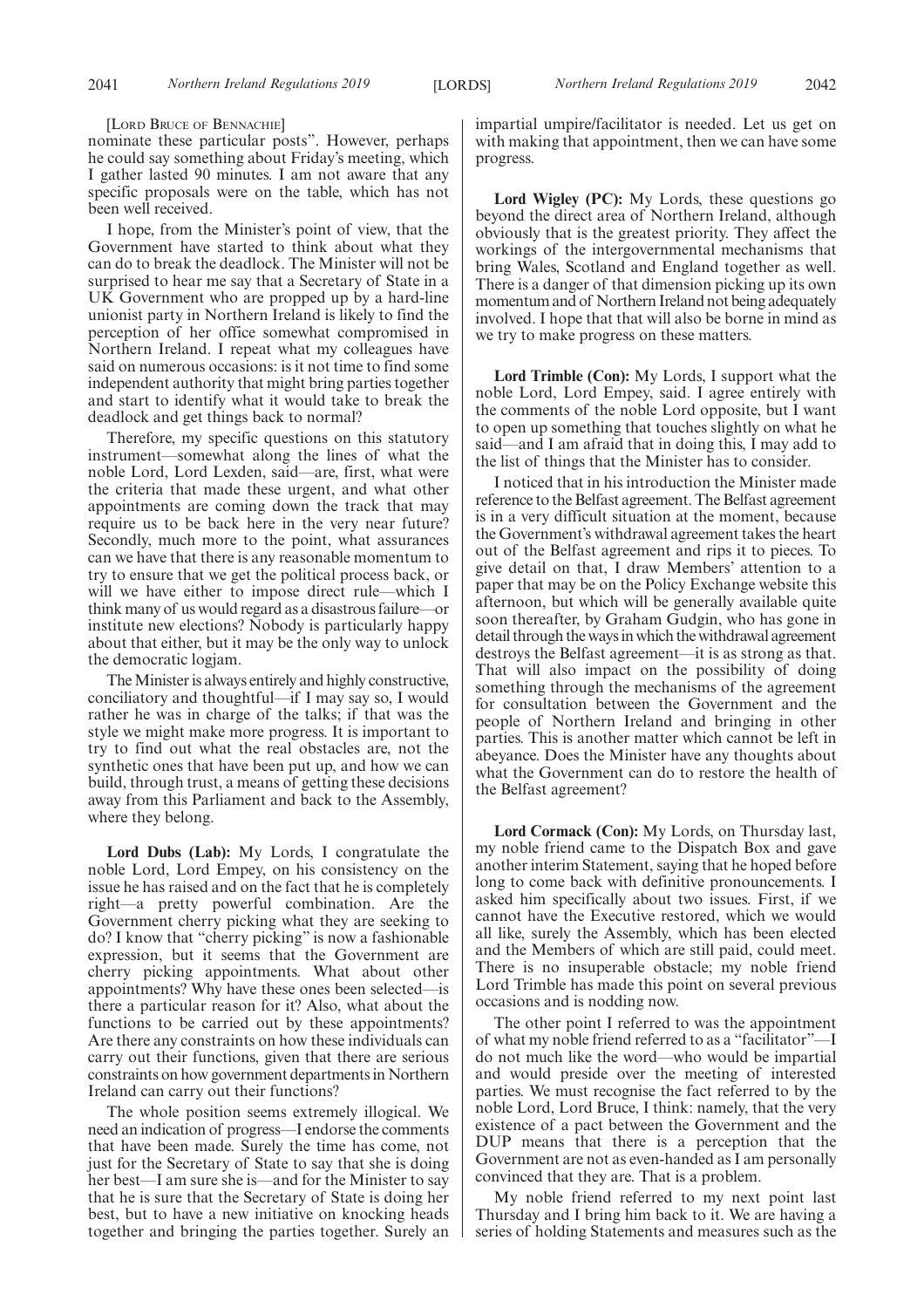[LORD BRUCE OF BENNACHIE]

nominate these particular posts". However, perhaps he could say something about Friday's meeting, which I gather lasted 90 minutes. I am not aware that any specific proposals were on the table, which has not been well received.

I hope, from the Minister's point of view, that the Government have started to think about what they can do to break the deadlock. The Minister will not be surprised to hear me say that a Secretary of State in a UK Government who are propped up by a hard-line unionist party in Northern Ireland is likely to find the perception of her office somewhat compromised in Northern Ireland. I repeat what my colleagues have said on numerous occasions: is it not time to find some independent authority that might bring parties together and start to identify what it would take to break the deadlock and get things back to normal?

Therefore, my specific questions on this statutory instrument—somewhat along the lines of what the noble Lord, Lord Lexden, said—are, first, what were the criteria that made these urgent, and what other appointments are coming down the track that may require us to be back here in the very near future? Secondly, much more to the point, what assurances can we have that there is any reasonable momentum to try to ensure that we get the political process back, or will we have either to impose direct rule—which I think many of us would regard as a disastrous failure—or institute new elections? Nobody is particularly happy about that either, but it may be the only way to unlock the democratic logjam.

The Minister is always entirely and highly constructive, conciliatory and thoughtful—if I may say so, I would rather he was in charge of the talks; if that was the style we might make more progress. It is important to try to find out what the real obstacles are, not the synthetic ones that have been put up, and how we can build, through trust, a means of getting these decisions away from this Parliament and back to the Assembly, where they belong.

**Lord Dubs (Lab):** My Lords, I congratulate the noble Lord, Lord Empey, on his consistency on the issue he has raised and on the fact that he is completely right—a pretty powerful combination. Are the Government cherry picking what they are seeking to do? I know that "cherry picking" is now a fashionable expression, but it seems that the Government are cherry picking appointments. What about other appointments? Why have these ones been selected—is there a particular reason for it? Also, what about the functions to be carried out by these appointments? Are there any constraints on how these individuals can carry out their functions, given that there are serious constraints on how government departments in Northern Ireland can carry out their functions?

The whole position seems extremely illogical. We need an indication of progress—I endorse the comments that have been made. Surely the time has come, not just for the Secretary of State to say that she is doing her best—I am sure she is—and for the Minister to say that he is sure that the Secretary of State is doing her best, but to have a new initiative on knocking heads together and bringing the parties together. Surely an impartial umpire/facilitator is needed. Let us get on with making that appointment, then we can have some progress.

**Lord Wigley (PC):** My Lords, these questions go beyond the direct area of Northern Ireland, although obviously that is the greatest priority. They affect the workings of the intergovernmental mechanisms that bring Wales, Scotland and England together as well. There is a danger of that dimension picking up its own momentum and of Northern Ireland not being adequately involved. I hope that that will also be borne in mind as we try to make progress on these matters.

**Lord Trimble (Con):** My Lords, I support what the noble Lord, Lord Empey, said. I agree entirely with the comments of the noble Lord opposite, but I want to open up something that touches slightly on what he said—and I am afraid that in doing this, I may add to the list of things that the Minister has to consider.

I noticed that in his introduction the Minister made reference to the Belfast agreement. The Belfast agreement is in a very difficult situation at the moment, because the Government's withdrawal agreement takes the heart out of the Belfast agreement and rips it to pieces. To give detail on that, I draw Members' attention to a paper that may be on the Policy Exchange website this afternoon, but which will be generally available quite soon thereafter, by Graham Gudgin, who has gone in detail through the ways in which the withdrawal agreement destroys the Belfast agreement—it is as strong as that. That will also impact on the possibility of doing something through the mechanisms of the agreement for consultation between the Government and the people of Northern Ireland and bringing in other parties. This is another matter which cannot be left in abeyance. Does the Minister have any thoughts about what the Government can do to restore the health of the Belfast agreement?

**Lord Cormack (Con):** My Lords, on Thursday last, my noble friend came to the Dispatch Box and gave another interim Statement, saying that he hoped before long to come back with definitive pronouncements. I asked him specifically about two issues. First, if we cannot have the Executive restored, which we would all like, surely the Assembly, which has been elected and the Members of which are still paid, could meet. There is no insuperable obstacle; my noble friend Lord Trimble has made this point on several previous occasions and is nodding now.

The other point I referred to was the appointment of what my noble friend referred to as a "facilitator"—I do not much like the word—who would be impartial and would preside over the meeting of interested parties. We must recognise the fact referred to by the noble Lord, Lord Bruce, I think: namely, that the very existence of a pact between the Government and the DUP means that there is a perception that the Government are not as even-handed as I am personally convinced that they are. That is a problem.

My noble friend referred to my next point last Thursday and I bring him back to it. We are having a series of holding Statements and measures such as the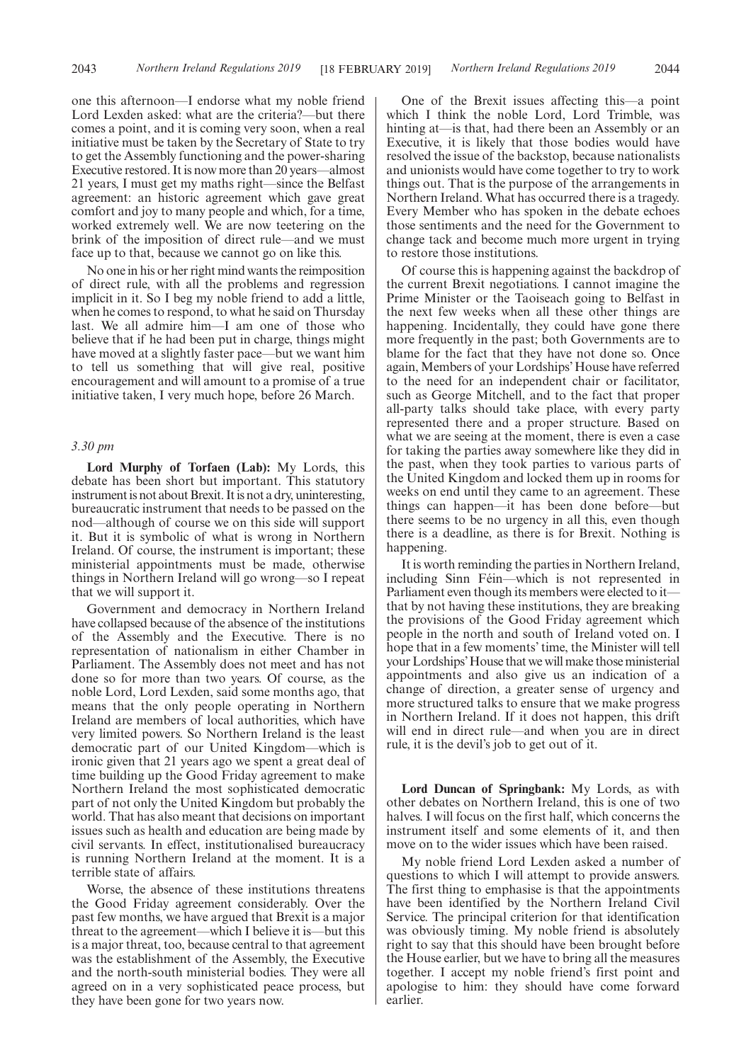one this afternoon—I endorse what my noble friend Lord Lexden asked: what are the criteria?—but there comes a point, and it is coming very soon, when a real initiative must be taken by the Secretary of State to try to get the Assembly functioning and the power-sharing Executive restored. It is now more than 20 years—almost 21 years, I must get my maths right—since the Belfast agreement: an historic agreement which gave great comfort and joy to many people and which, for a time, worked extremely well. We are now teetering on the brink of the imposition of direct rule—and we must face up to that, because we cannot go on like this.

No one in his or her right mind wants the reimposition of direct rule, with all the problems and regression implicit in it. So I beg my noble friend to add a little, when he comes to respond, to what he said on Thursday last. We all admire him—I am one of those who believe that if he had been put in charge, things might have moved at a slightly faster pace—but we want him to tell us something that will give real, positive encouragement and will amount to a promise of a true initiative taken, I very much hope, before 26 March.

*3.30 pm*

**Lord Murphy of Torfaen (Lab):** My Lords, this debate has been short but important. This statutory instrument is not about Brexit. It is not a dry, uninteresting, bureaucratic instrument that needs to be passed on the nod—although of course we on this side will support it. But it is symbolic of what is wrong in Northern Ireland. Of course, the instrument is important; these ministerial appointments must be made, otherwise things in Northern Ireland will go wrong—so I repeat that we will support it.

Government and democracy in Northern Ireland have collapsed because of the absence of the institutions of the Assembly and the Executive. There is no representation of nationalism in either Chamber in Parliament. The Assembly does not meet and has not done so for more than two years. Of course, as the noble Lord, Lord Lexden, said some months ago, that means that the only people operating in Northern Ireland are members of local authorities, which have very limited powers. So Northern Ireland is the least democratic part of our United Kingdom—which is ironic given that 21 years ago we spent a great deal of time building up the Good Friday agreement to make Northern Ireland the most sophisticated democratic part of not only the United Kingdom but probably the world. That has also meant that decisions on important issues such as health and education are being made by civil servants. In effect, institutionalised bureaucracy is running Northern Ireland at the moment. It is a terrible state of affairs.

Worse, the absence of these institutions threatens the Good Friday agreement considerably. Over the past few months, we have argued that Brexit is a major threat to the agreement—which I believe it is—but this is a major threat, too, because central to that agreement was the establishment of the Assembly, the Executive and the north-south ministerial bodies. They were all agreed on in a very sophisticated peace process, but they have been gone for two years now.

One of the Brexit issues affecting this—a point which I think the noble Lord, Lord Trimble, was hinting at—is that, had there been an Assembly or an Executive, it is likely that those bodies would have resolved the issue of the backstop, because nationalists and unionists would have come together to try to work things out. That is the purpose of the arrangements in Northern Ireland. What has occurred there is a tragedy. Every Member who has spoken in the debate echoes those sentiments and the need for the Government to change tack and become much more urgent in trying to restore those institutions.

Of course this is happening against the backdrop of the current Brexit negotiations. I cannot imagine the Prime Minister or the Taoiseach going to Belfast in the next few weeks when all these other things are happening. Incidentally, they could have gone there more frequently in the past; both Governments are to blame for the fact that they have not done so. Once again, Members of your Lordships' House have referred to the need for an independent chair or facilitator, such as George Mitchell, and to the fact that proper all-party talks should take place, with every party represented there and a proper structure. Based on what we are seeing at the moment, there is even a case for taking the parties away somewhere like they did in the past, when they took parties to various parts of the United Kingdom and locked them up in rooms for weeks on end until they came to an agreement. These things can happen—it has been done before—but there seems to be no urgency in all this, even though there is a deadline, as there is for Brexit. Nothing is happening.

It is worth reminding the parties in Northern Ireland, including Sinn Féin—which is not represented in Parliament even though its members were elected to it—that by not having these institutions, they are breaking the provisions of the Good Friday agreement which people in the north and south of Ireland voted on. I hope that in a few moments' time, the Minister will tell your Lordships' House that we will make those ministerial appointments and also give us an indication of a change of direction, a greater sense of urgency and more structured talks to ensure that we make progress in Northern Ireland. If it does not happen, this drift will end in direct rule—and when you are in direct rule, it is the devil's job to get out of it.

**Lord Duncan of Springbank:** My Lords, as with other debates on Northern Ireland, this is one of two halves. I will focus on the first half, which concerns the instrument itself and some elements of it, and then move on to the wider issues which have been raised.

My noble friend Lord Lexden asked a number of questions to which I will attempt to provide answers. The first thing to emphasise is that the appointments have been identified by the Northern Ireland Civil Service. The principal criterion for that identification was obviously timing. My noble friend is absolutely right to say that this should have been brought before the House earlier, but we have to bring all the measures together. I accept my noble friend's first point and apologise to him: they should have come forward earlier.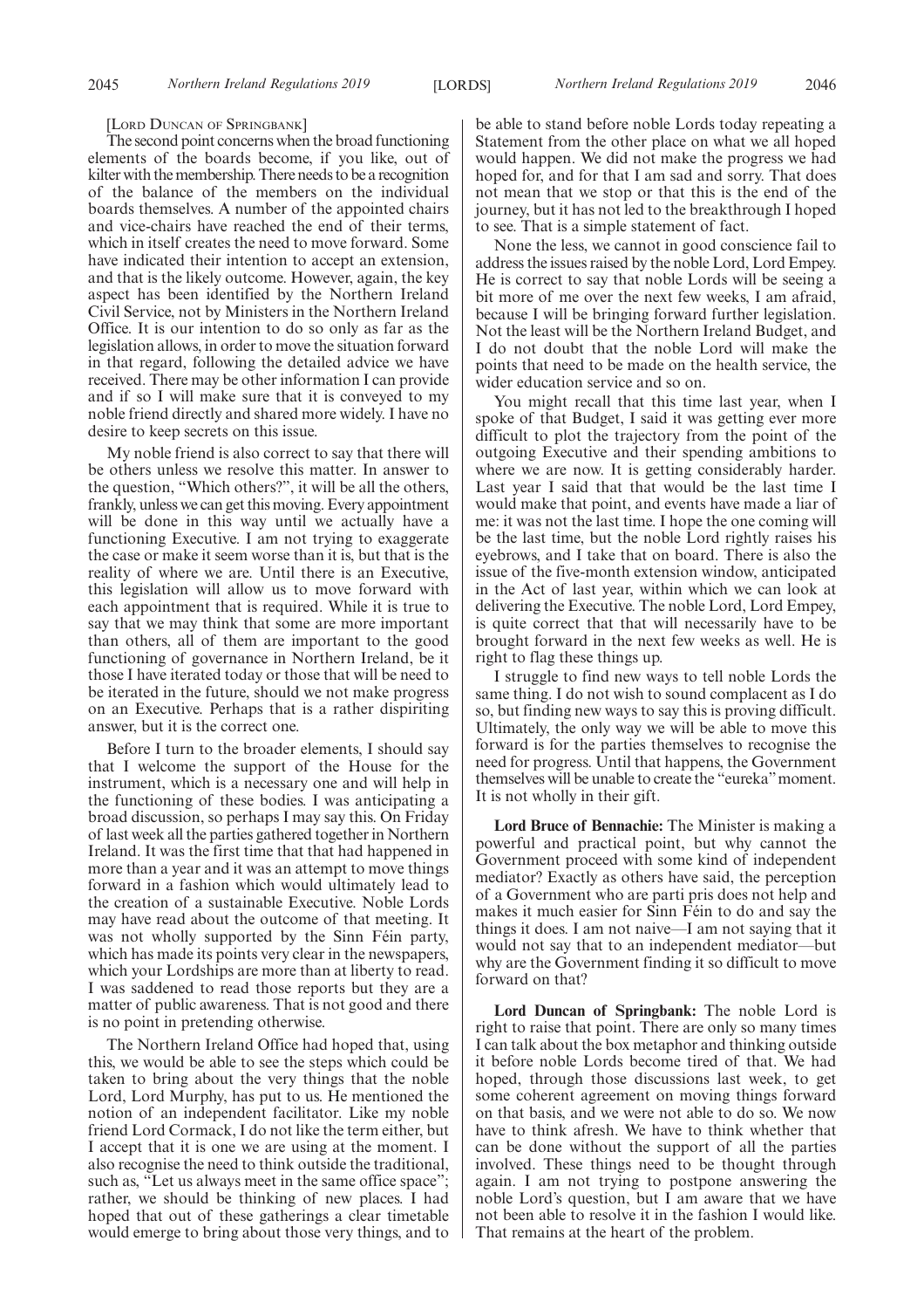[LORD DUNCAN OF SPRINGBANK]

The second point concerns when the broad functioning elements of the boards become, if you like, out of kilter with the membership. There needs to be a recognition of the balance of the members on the individual boards themselves. A number of the appointed chairs and vice-chairs have reached the end of their terms, which in itself creates the need to move forward. Some have indicated their intention to accept an extension, and that is the likely outcome. However, again, the key aspect has been identified by the Northern Ireland Civil Service, not by Ministers in the Northern Ireland Office. It is our intention to do so only as far as the legislation allows, in order to move the situation forward in that regard, following the detailed advice we have received. There may be other information I can provide and if so I will make sure that it is conveyed to my noble friend directly and shared more widely. I have no desire to keep secrets on this issue.

My noble friend is also correct to say that there will be others unless we resolve this matter. In answer to the question, "Which others?", it will be all the others, frankly, unless we can get this moving. Every appointment will be done in this way until we actually have a functioning Executive. I am not trying to exaggerate the case or make it seem worse than it is, but that is the reality of where we are. Until there is an Executive, this legislation will allow us to move forward with each appointment that is required. While it is true to say that we may think that some are more important than others, all of them are important to the good functioning of governance in Northern Ireland, be it those I have iterated today or those that will be need to be iterated in the future, should we not make progress on an Executive. Perhaps that is a rather dispiriting answer, but it is the correct one.

Before I turn to the broader elements, I should say that I welcome the support of the House for the instrument, which is a necessary one and will help in the functioning of these bodies. I was anticipating a broad discussion, so perhaps I may say this. On Friday of last week all the parties gathered together in Northern Ireland. It was the first time that that had happened in more than a year and it was an attempt to move things forward in a fashion which would ultimately lead to the creation of a sustainable Executive. Noble Lords may have read about the outcome of that meeting. It was not wholly supported by the Sinn Féin party, which has made its points very clear in the newspapers, which your Lordships are more than at liberty to read. I was saddened to read those reports but they are a matter of public awareness. That is not good and there is no point in pretending otherwise.

The Northern Ireland Office had hoped that, using this, we would be able to see the steps which could be taken to bring about the very things that the noble Lord, Lord Murphy, has put to us. He mentioned the notion of an independent facilitator. Like my noble friend Lord Cormack, I do not like the term either, but I accept that it is one we are using at the moment. I also recognise the need to think outside the traditional, such as, "Let us always meet in the same office space"; rather, we should be thinking of new places. I had hoped that out of these gatherings a clear timetable would emerge to bring about those very things, and to be able to stand before noble Lords today repeating a Statement from the other place on what we all hoped would happen. We did not make the progress we had hoped for, and for that I am sad and sorry. That does not mean that we stop or that this is the end of the journey, but it has not led to the breakthrough I hoped to see. That is a simple statement of fact.

None the less, we cannot in good conscience fail to address the issues raised by the noble Lord, Lord Empey. He is correct to say that noble Lords will be seeing a bit more of me over the next few weeks, I am afraid, because I will be bringing forward further legislation. Not the least will be the Northern Ireland Budget, and I do not doubt that the noble Lord will make the points that need to be made on the health service, the wider education service and so on.

You might recall that this time last year, when I spoke of that Budget, I said it was getting ever more difficult to plot the trajectory from the point of the outgoing Executive and their spending ambitions to where we are now. It is getting considerably harder. Last year I said that that would be the last time I would make that point, and events have made a liar of me: it was not the last time. I hope the one coming will be the last time, but the noble Lord rightly raises his eyebrows, and I take that on board. There is also the issue of the five-month extension window, anticipated in the Act of last year, within which we can look at delivering the Executive. The noble Lord, Lord Empey, is quite correct that that will necessarily have to be brought forward in the next few weeks as well. He is right to flag these things up.

I struggle to find new ways to tell noble Lords the same thing. I do not wish to sound complacent as I do so, but finding new ways to say this is proving difficult. Ultimately, the only way we will be able to move this forward is for the parties themselves to recognise the need for progress. Until that happens, the Government themselves will be unable to create the "eureka" moment. It is not wholly in their gift.

**Lord Bruce of Bennachie:** The Minister is making a powerful and practical point, but why cannot the Government proceed with some kind of independent mediator? Exactly as others have said, the perception of a Government who are parti pris does not help and makes it much easier for Sinn Féin to do and say the things it does. I am not naive—I am not saying that it would not say that to an independent mediator—but why are the Government finding it so difficult to move forward on that?

**Lord Duncan of Springbank:** The noble Lord is right to raise that point. There are only so many times I can talk about the box metaphor and thinking outside it before noble Lords become tired of that. We had hoped, through those discussions last week, to get some coherent agreement on moving things forward on that basis, and we were not able to do so. We now have to think afresh. We have to think whether that can be done without the support of all the parties involved. These things need to be thought through again. I am not trying to postpone answering the noble Lord's question, but I am aware that we have not been able to resolve it in the fashion I would like. That remains at the heart of the problem.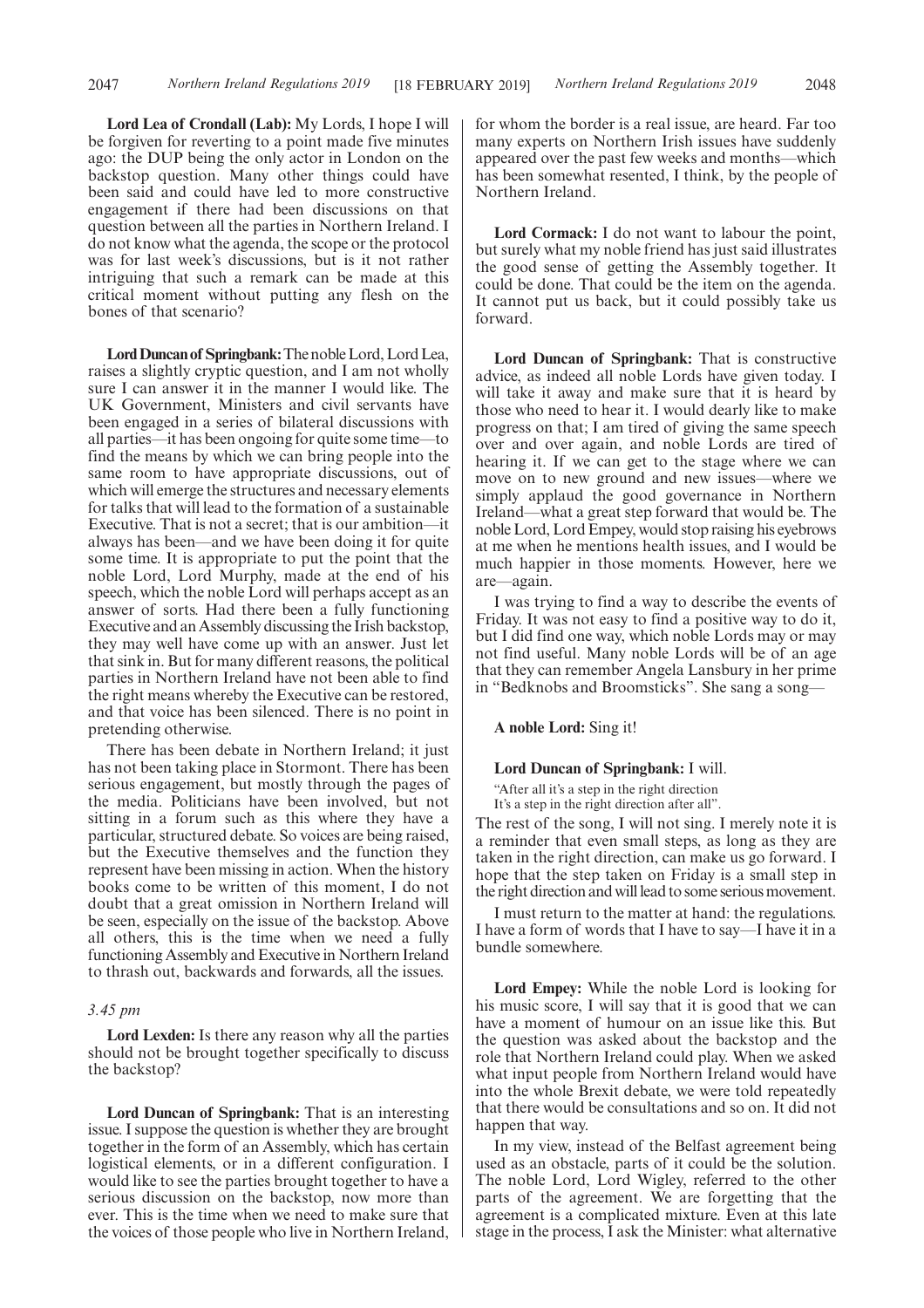**Lord Lea of Crondall (Lab):** My Lords, I hope I will be forgiven for reverting to a point made five minutes ago: the DUP being the only actor in London on the backstop question. Many other things could have been said and could have led to more constructive engagement if there had been discussions on that question between all the parties in Northern Ireland. I do not know what the agenda, the scope or the protocol was for last week's discussions, but is it not rather intriguing that such a remark can be made at this critical moment without putting any flesh on the bones of that scenario?

**Lord Duncan of Springbank:** The noble Lord, Lord Lea, raises a slightly cryptic question, and I am not wholly sure I can answer it in the manner I would like. The UK Government, Ministers and civil servants have been engaged in a series of bilateral discussions with all parties—it has been ongoing for quite some time—to find the means by which we can bring people into the same room to have appropriate discussions, out of which will emerge the structures and necessary elements for talks that will lead to the formation of a sustainable Executive. That is not a secret; that is our ambition—it always has been—and we have been doing it for quite some time. It is appropriate to put the point that the noble Lord, Lord Murphy, made at the end of his speech, which the noble Lord will perhaps accept as an answer of sorts. Had there been a fully functioning Executive and an Assembly discussing the Irish backstop, they may well have come up with an answer. Just let that sink in. But for many different reasons, the political parties in Northern Ireland have not been able to find the right means whereby the Executive can be restored, and that voice has been silenced. There is no point in pretending otherwise.

There has been debate in Northern Ireland; it just has not been taking place in Stormont. There has been serious engagement, but mostly through the pages of the media. Politicians have been involved, but not sitting in a forum such as this where they have a particular, structured debate. So voices are being raised, but the Executive themselves and the function they represent have been missing in action. When the history books come to be written of this moment, I do not doubt that a great omission in Northern Ireland will be seen, especially on the issue of the backstop. Above all others, this is the time when we need a fully functioning Assembly and Executive in Northern Ireland to thrash out, backwards and forwards, all the issues.

*3.45 pm*

**Lord Lexden:** Is there any reason why all the parties should not be brought together specifically to discuss the backstop?

**Lord Duncan of Springbank:** That is an interesting issue. I suppose the question is whether they are brought together in the form of an Assembly, which has certain logistical elements, or in a different configuration. I would like to see the parties brought together to have a serious discussion on the backstop, now more than ever. This is the time when we need to make sure that the voices of those people who live in Northern Ireland, for whom the border is a real issue, are heard. Far too many experts on Northern Irish issues have suddenly appeared over the past few weeks and months—which has been somewhat resented, I think, by the people of Northern Ireland.

**Lord Cormack:** I do not want to labour the point, but surely what my noble friend has just said illustrates the good sense of getting the Assembly together. It could be done. That could be the item on the agenda. It cannot put us back, but it could possibly take us forward.

**Lord Duncan of Springbank:** That is constructive advice, as indeed all noble Lords have given today. I will take it away and make sure that it is heard by those who need to hear it. I would dearly like to make progress on that; I am tired of giving the same speech over and over again, and noble Lords are tired of hearing it. If we can get to the stage where we can move on to new ground and new issues—where we simply applaud the good governance in Northern Ireland—what a great step forward that would be. The noble Lord, Lord Empey, would stop raising his eyebrows at me when he mentions health issues, and I would be much happier in those moments. However, here we are—again.

I was trying to find a way to describe the events of Friday. It was not easy to find a positive way to do it, but I did find one way, which noble Lords may or may not find useful. Many noble Lords will be of an age that they can remember Angela Lansbury in her prime in "Bedknobs and Broomsticks". She sang a song—

**A noble Lord:** Sing it!

**Lord Duncan of Springbank:** I will.

"After all it's a step in the right direction
It's a step in the right direction after all".

The rest of the song, I will not sing. I merely note it is a reminder that even small steps, as long as they are taken in the right direction, can make us go forward. I hope that the step taken on Friday is a small step in the right direction and will lead to some serious movement.

I must return to the matter at hand: the regulations. I have a form of words that I have to say—I have it in a bundle somewhere.

**Lord Empey:** While the noble Lord is looking for his music score, I will say that it is good that we can have a moment of humour on an issue like this. But the question was asked about the backstop and the role that Northern Ireland could play. When we asked what input people from Northern Ireland would have into the whole Brexit debate, we were told repeatedly that there would be consultations and so on. It did not happen that way.

In my view, instead of the Belfast agreement being used as an obstacle, parts of it could be the solution. The noble Lord, Lord Wigley, referred to the other parts of the agreement. We are forgetting that the agreement is a complicated mixture. Even at this late stage in the process, I ask the Minister: what alternative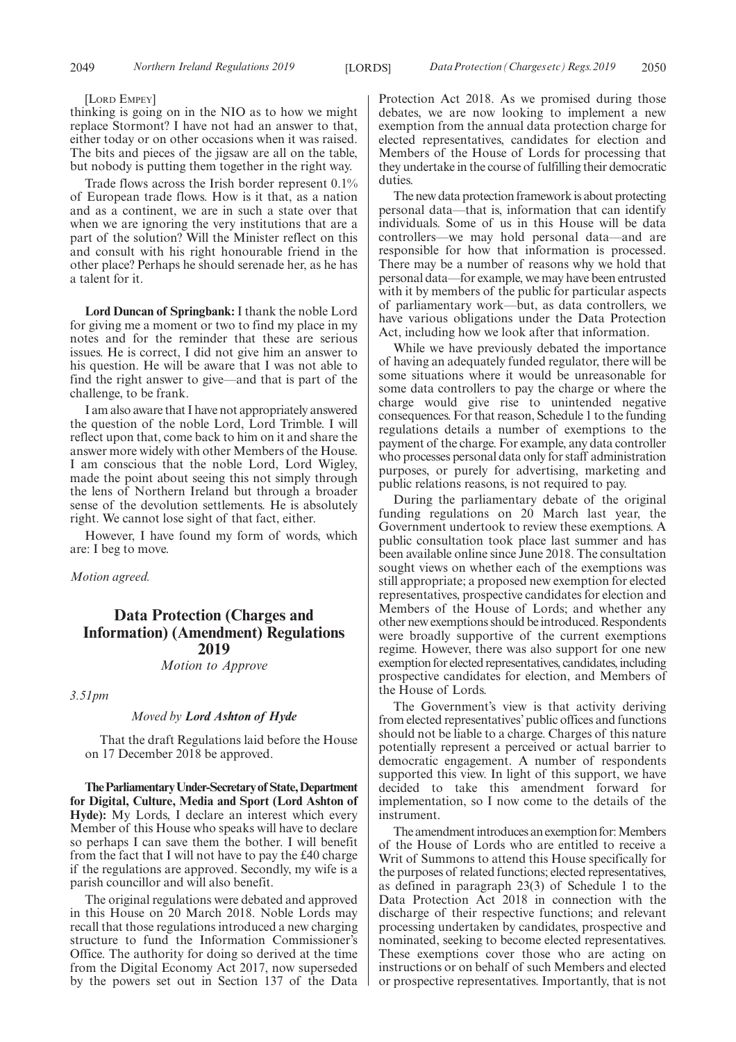[LORD EMPEY]

thinking is going on in the NIO as to how we might replace Stormont? I have not had an answer to that, either today or on other occasions when it was raised. The bits and pieces of the jigsaw are all on the table, but nobody is putting them together in the right way.

Trade flows across the Irish border represent 0.1% of European trade flows. How is it that, as a nation and as a continent, we are in such a state over that when we are ignoring the very institutions that are a part of the solution? Will the Minister reflect on this and consult with his right honourable friend in the other place? Perhaps he should serenade her, as he has a talent for it.

**Lord Duncan of Springbank:** I thank the noble Lord for giving me a moment or two to find my place in my notes and for the reminder that these are serious issues. He is correct, I did not give him an answer to his question. He will be aware that I was not able to find the right answer to give—and that is part of the challenge, to be frank.

I am also aware that I have not appropriately answered the question of the noble Lord, Lord Trimble. I will reflect upon that, come back to him on it and share the answer more widely with other Members of the House. I am conscious that the noble Lord, Lord Wigley, made the point about seeing this not simply through the lens of Northern Ireland but through a broader sense of the devolution settlements. He is absolutely right. We cannot lose sight of that fact, either.

However, I have found my form of words, which are: I beg to move.

*Motion agreed.*

## Data Protection (Charges and Information) (Amendment) Regulations 2019

*Motion to Approve*

*3.51pm*

*Moved by* ***Lord Ashton of Hyde***

That the draft Regulations laid before the House on 17 December 2018 be approved.

**The Parliamentary Under-Secretary of State, Department for Digital, Culture, Media and Sport (Lord Ashton of Hyde):** My Lords, I declare an interest which every Member of this House who speaks will have to declare so perhaps I can save them the bother. I will benefit from the fact that I will not have to pay the £40 charge if the regulations are approved. Secondly, my wife is a parish councillor and will also benefit.

The original regulations were debated and approved in this House on 20 March 2018. Noble Lords may recall that those regulations introduced a new charging structure to fund the Information Commissioner's Office. The authority for doing so derived at the time from the Digital Economy Act 2017, now superseded by the powers set out in Section 137 of the Data Protection Act 2018. As we promised during those debates, we are now looking to implement a new exemption from the annual data protection charge for elected representatives, candidates for election and Members of the House of Lords for processing that they undertake in the course of fulfilling their democratic duties.

The new data protection framework is about protecting personal data—that is, information that can identify individuals. Some of us in this House will be data controllers—we may hold personal data—and are responsible for how that information is processed. There may be a number of reasons why we hold that personal data—for example, we may have been entrusted with it by members of the public for particular aspects of parliamentary work—but, as data controllers, we have various obligations under the Data Protection Act, including how we look after that information.

While we have previously debated the importance of having an adequately funded regulator, there will be some situations where it would be unreasonable for some data controllers to pay the charge or where the charge would give rise to unintended negative consequences. For that reason, Schedule 1 to the funding regulations details a number of exemptions to the payment of the charge. For example, any data controller who processes personal data only for staff administration purposes, or purely for advertising, marketing and public relations reasons, is not required to pay.

During the parliamentary debate of the original funding regulations on 20 March last year, the Government undertook to review these exemptions. A public consultation took place last summer and has been available online since June 2018. The consultation sought views on whether each of the exemptions was still appropriate; a proposed new exemption for elected representatives, prospective candidates for election and Members of the House of Lords; and whether any other new exemptions should be introduced. Respondents were broadly supportive of the current exemptions regime. However, there was also support for one new exemption for elected representatives, candidates, including prospective candidates for election, and Members of the House of Lords.

The Government's view is that activity deriving from elected representatives' public offices and functions should not be liable to a charge. Charges of this nature potentially represent a perceived or actual barrier to democratic engagement. A number of respondents supported this view. In light of this support, we have decided to take this amendment forward for implementation, so I now come to the details of the instrument.

The amendment introduces an exemption for: Members of the House of Lords who are entitled to receive a Writ of Summons to attend this House specifically for the purposes of related functions; elected representatives, as defined in paragraph 23(3) of Schedule 1 to the Data Protection Act 2018 in connection with the discharge of their respective functions; and relevant processing undertaken by candidates, prospective and nominated, seeking to become elected representatives. These exemptions cover those who are acting on instructions or on behalf of such Members and elected or prospective representatives. Importantly, that is not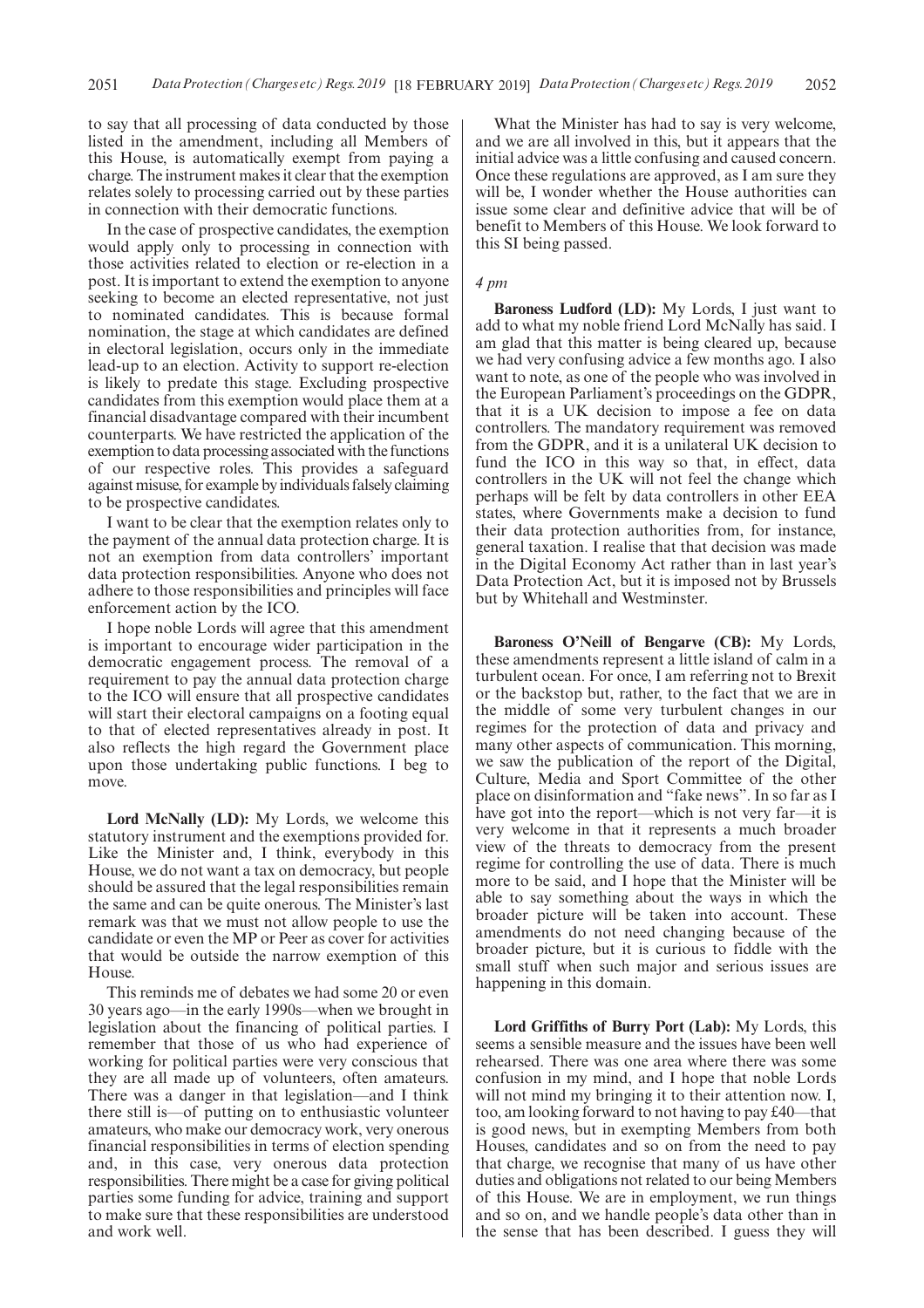to say that all processing of data conducted by those listed in the amendment, including all Members of this House, is automatically exempt from paying a charge. The instrument makes it clear that the exemption relates solely to processing carried out by these parties in connection with their democratic functions.

In the case of prospective candidates, the exemption would apply only to processing in connection with those activities related to election or re-election in a post. It is important to extend the exemption to anyone seeking to become an elected representative, not just to nominated candidates. This is because formal nomination, the stage at which candidates are defined in electoral legislation, occurs only in the immediate lead-up to an election. Activity to support re-election is likely to predate this stage. Excluding prospective candidates from this exemption would place them at a financial disadvantage compared with their incumbent counterparts. We have restricted the application of the exemption to data processing associated with the functions of our respective roles. This provides a safeguard against misuse, for example by individuals falsely claiming to be prospective candidates.

I want to be clear that the exemption relates only to the payment of the annual data protection charge. It is not an exemption from data controllers' important data protection responsibilities. Anyone who does not adhere to those responsibilities and principles will face enforcement action by the ICO.

I hope noble Lords will agree that this amendment is important to encourage wider participation in the democratic engagement process. The removal of a requirement to pay the annual data protection charge to the ICO will ensure that all prospective candidates will start their electoral campaigns on a footing equal to that of elected representatives already in post. It also reflects the high regard the Government place upon those undertaking public functions. I beg to move.

**Lord McNally (LD):** My Lords, we welcome this statutory instrument and the exemptions provided for. Like the Minister and, I think, everybody in this House, we do not want a tax on democracy, but people should be assured that the legal responsibilities remain the same and can be quite onerous. The Minister's last remark was that we must not allow people to use the candidate or even the MP or Peer as cover for activities that would be outside the narrow exemption of this House.

This reminds me of debates we had some 20 or even 30 years ago—in the early 1990s—when we brought in legislation about the financing of political parties. I remember that those of us who had experience of working for political parties were very conscious that they are all made up of volunteers, often amateurs. There was a danger in that legislation—and I think there still is—of putting on to enthusiastic volunteer amateurs, who make our democracy work, very onerous financial responsibilities in terms of election spending and, in this case, very onerous data protection responsibilities. There might be a case for giving political parties some funding for advice, training and support to make sure that these responsibilities are understood and work well.

What the Minister has had to say is very welcome, and we are all involved in this, but it appears that the initial advice was a little confusing and caused concern. Once these regulations are approved, as I am sure they will be, I wonder whether the House authorities can issue some clear and definitive advice that will be of benefit to Members of this House. We look forward to this SI being passed.

*4 pm*

**Baroness Ludford (LD):** My Lords, I just want to add to what my noble friend Lord McNally has said. I am glad that this matter is being cleared up, because we had very confusing advice a few months ago. I also want to note, as one of the people who was involved in the European Parliament's proceedings on the GDPR, that it is a UK decision to impose a fee on data controllers. The mandatory requirement was removed from the GDPR, and it is a unilateral UK decision to fund the ICO in this way so that, in effect, data controllers in the UK will not feel the change which perhaps will be felt by data controllers in other EEA states, where Governments make a decision to fund their data protection authorities from, for instance, general taxation. I realise that that decision was made in the Digital Economy Act rather than in last year's Data Protection Act, but it is imposed not by Brussels but by Whitehall and Westminster.

**Baroness O'Neill of Bengarve (CB):** My Lords, these amendments represent a little island of calm in a turbulent ocean. For once, I am referring not to Brexit or the backstop but, rather, to the fact that we are in the middle of some very turbulent changes in our regimes for the protection of data and privacy and many other aspects of communication. This morning, we saw the publication of the report of the Digital, Culture, Media and Sport Committee of the other place on disinformation and "fake news". In so far as I have got into the report—which is not very far—it is very welcome in that it represents a much broader view of the threats to democracy from the present regime for controlling the use of data. There is much more to be said, and I hope that the Minister will be able to say something about the ways in which the broader picture will be taken into account. These amendments do not need changing because of the broader picture, but it is curious to fiddle with the small stuff when such major and serious issues are happening in this domain.

**Lord Griffiths of Burry Port (Lab):** My Lords, this seems a sensible measure and the issues have been well rehearsed. There was one area where there was some confusion in my mind, and I hope that noble Lords will not mind my bringing it to their attention now. I, too, am looking forward to not having to pay £40—that is good news, but in exempting Members from both Houses, candidates and so on from the need to pay that charge, we recognise that many of us have other duties and obligations not related to our being Members of this House. We are in employment, we run things and so on, and we handle people's data other than in the sense that has been described. I guess they will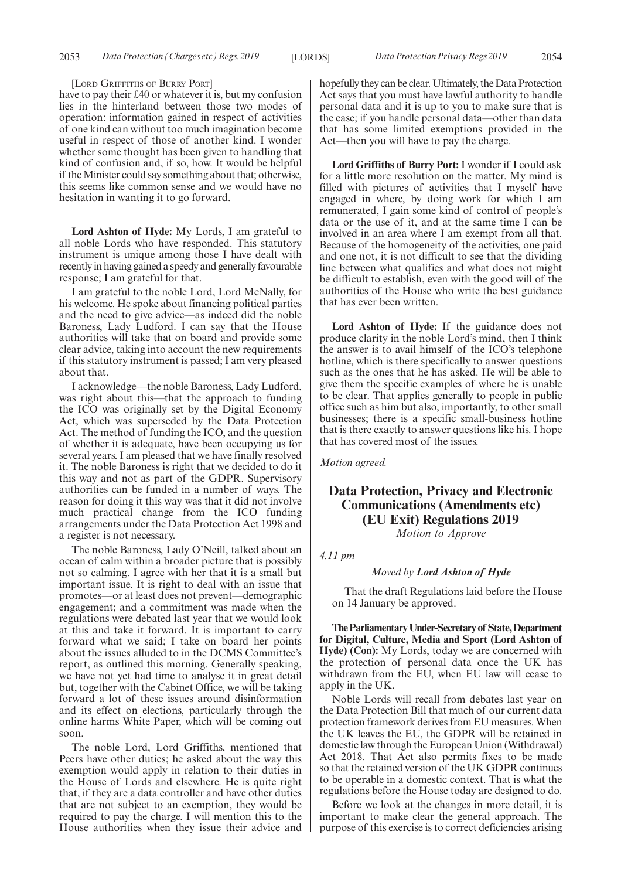[LORD GRIFFITHS OF BURRY PORT]

have to pay their £40 or whatever it is, but my confusion lies in the hinterland between those two modes of operation: information gained in respect of activities of one kind can without too much imagination become useful in respect of those of another kind. I wonder whether some thought has been given to handling that kind of confusion and, if so, how. It would be helpful if the Minister could say something about that; otherwise, this seems like common sense and we would have no hesitation in wanting it to go forward.

**Lord Ashton of Hyde:** My Lords, I am grateful to all noble Lords who have responded. This statutory instrument is unique among those I have dealt with recently in having gained a speedy and generally favourable response; I am grateful for that.

I am grateful to the noble Lord, Lord McNally, for his welcome. He spoke about financing political parties and the need to give advice—as indeed did the noble Baroness, Lady Ludford. I can say that the House authorities will take that on board and provide some clear advice, taking into account the new requirements if this statutory instrument is passed; I am very pleased about that.

I acknowledge—the noble Baroness, Lady Ludford, was right about this—that the approach to funding the ICO was originally set by the Digital Economy Act, which was superseded by the Data Protection Act. The method of funding the ICO, and the question of whether it is adequate, have been occupying us for several years. I am pleased that we have finally resolved it. The noble Baroness is right that we decided to do it this way and not as part of the GDPR. Supervisory authorities can be funded in a number of ways. The reason for doing it this way was that it did not involve much practical change from the ICO funding arrangements under the Data Protection Act 1998 and a register is not necessary.

The noble Baroness, Lady O'Neill, talked about an ocean of calm within a broader picture that is possibly not so calming. I agree with her that it is a small but important issue. It is right to deal with an issue that promotes—or at least does not prevent—demographic engagement; and a commitment was made when the regulations were debated last year that we would look at this and take it forward. It is important to carry forward what we said; I take on board her points about the issues alluded to in the DCMS Committee's report, as outlined this morning. Generally speaking, we have not yet had time to analyse it in great detail but, together with the Cabinet Office, we will be taking forward a lot of these issues around disinformation and its effect on elections, particularly through the online harms White Paper, which will be coming out soon.

The noble Lord, Lord Griffiths, mentioned that Peers have other duties; he asked about the way this exemption would apply in relation to their duties in the House of Lords and elsewhere. He is quite right that, if they are a data controller and have other duties that are not subject to an exemption, they would be required to pay the charge. I will mention this to the House authorities when they issue their advice and hopefully they can be clear. Ultimately, the Data Protection Act says that you must have lawful authority to handle personal data and it is up to you to make sure that is the case; if you handle personal data—other than data that has some limited exemptions provided in the Act—then you will have to pay the charge.

**Lord Griffiths of Burry Port:** I wonder if I could ask for a little more resolution on the matter. My mind is filled with pictures of activities that I myself have engaged in where, by doing work for which I am remunerated, I gain some kind of control of people's data or the use of it, and at the same time I can be involved in an area where I am exempt from all that. Because of the homogeneity of the activities, one paid and one not, it is not difficult to see that the dividing line between what qualifies and what does not might be difficult to establish, even with the good will of the authorities of the House who write the best guidance that has ever been written.

**Lord Ashton of Hyde:** If the guidance does not produce clarity in the noble Lord's mind, then I think the answer is to avail himself of the ICO's telephone hotline, which is there specifically to answer questions such as the ones that he has asked. He will be able to give them the specific examples of where he is unable to be clear. That applies generally to people in public office such as him but also, importantly, to other small businesses; there is a specific small-business hotline that is there exactly to answer questions like his. I hope that has covered most of the issues.

*Motion agreed.*

## Data Protection, Privacy and Electronic Communications (Amendments etc) (EU Exit) Regulations 2019

*Motion to Approve*

*4.11 pm*

*Moved by* ***Lord Ashton of Hyde***

That the draft Regulations laid before the House on 14 January be approved.

**The Parliamentary Under-Secretary of State, Department for Digital, Culture, Media and Sport (Lord Ashton of Hyde) (Con):** My Lords, today we are concerned with the protection of personal data once the UK has withdrawn from the EU, when EU law will cease to apply in the UK.

Noble Lords will recall from debates last year on the Data Protection Bill that much of our current data protection framework derives from EU measures. When the UK leaves the EU, the GDPR will be retained in domestic law through the European Union (Withdrawal) Act 2018. That Act also permits fixes to be made so that the retained version of the UK GDPR continues to be operable in a domestic context. That is what the regulations before the House today are designed to do.

Before we look at the changes in more detail, it is important to make clear the general approach. The purpose of this exercise is to correct deficiencies arising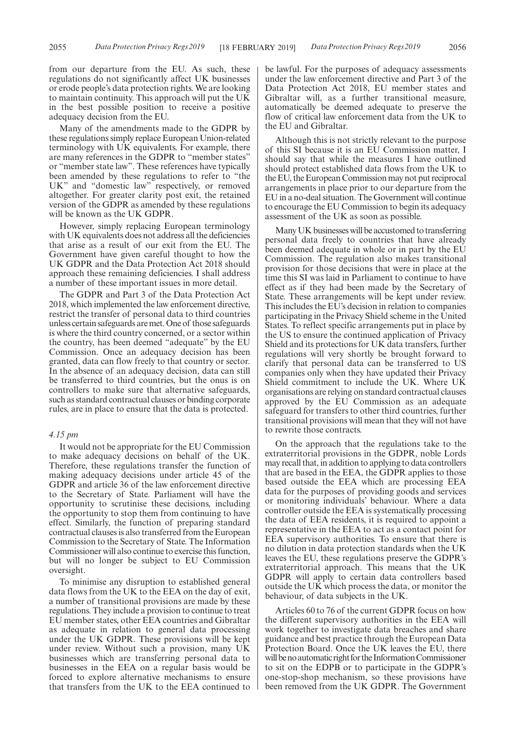from our departure from the EU. As such, these regulations do not significantly affect UK businesses or erode people's data protection rights. We are looking to maintain continuity. This approach will put the UK in the best possible position to receive a positive adequacy decision from the EU.

Many of the amendments made to the GDPR by these regulations simply replace European Union-related terminology with UK equivalents. For example, there are many references in the GDPR to "member states" or "member state law". These references have typically been amended by these regulations to refer to "the UK" and "domestic law" respectively, or removed altogether. For greater clarity post exit, the retained version of the GDPR as amended by these regulations will be known as the UK GDPR.

However, simply replacing European terminology with UK equivalents does not address all the deficiencies that arise as a result of our exit from the EU. The Government have given careful thought to how the UK GDPR and the Data Protection Act 2018 should approach these remaining deficiencies. I shall address a number of these important issues in more detail.

The GDPR and Part 3 of the Data Protection Act 2018, which implemented the law enforcement directive, restrict the transfer of personal data to third countries unless certain safeguards are met. One of those safeguards is where the third country concerned, or a sector within the country, has been deemed "adequate" by the EU Commission. Once an adequacy decision has been granted, data can flow freely to that country or sector. In the absence of an adequacy decision, data can still be transferred to third countries, but the onus is on controllers to make sure that alternative safeguards, such as standard contractual clauses or binding corporate rules, are in place to ensure that the data is protected.

*4.15 pm*

It would not be appropriate for the EU Commission to make adequacy decisions on behalf of the UK. Therefore, these regulations transfer the function of making adequacy decisions under article 45 of the GDPR and article 36 of the law enforcement directive to the Secretary of State. Parliament will have the opportunity to scrutinise these decisions, including the opportunity to stop them from continuing to have effect. Similarly, the function of preparing standard contractual clauses is also transferred from the European Commission to the Secretary of State. The Information Commissioner will also continue to exercise this function, but will no longer be subject to EU Commission oversight.

To minimise any disruption to established general data flows from the UK to the EEA on the day of exit, a number of transitional provisions are made by these regulations. They include a provision to continue to treat EU member states, other EEA countries and Gibraltar as adequate in relation to general data processing under the UK GDPR. These provisions will be kept under review. Without such a provision, many UK businesses which are transferring personal data to businesses in the EEA on a regular basis would be forced to explore alternative mechanisms to ensure that transfers from the UK to the EEA continued to be lawful. For the purposes of adequacy assessments under the law enforcement directive and Part 3 of the Data Protection Act 2018, EU member states and Gibraltar will, as a further transitional measure, automatically be deemed adequate to preserve the flow of critical law enforcement data from the UK to the EU and Gibraltar.

Although this is not strictly relevant to the purpose of this SI because it is an EU Commission matter, I should say that while the measures I have outlined should protect established data flows from the UK to the EU, the European Commission may not put reciprocal arrangements in place prior to our departure from the EU in a no-deal situation. The Government will continue to encourage the EU Commission to begin its adequacy assessment of the UK as soon as possible.

Many UK businesses will be accustomed to transferring personal data freely to countries that have already been deemed adequate in whole or in part by the EU Commission. The regulation also makes transitional provision for those decisions that were in place at the time this SI was laid in Parliament to continue to have effect as if they had been made by the Secretary of State. These arrangements will be kept under review. This includes the EU's decision in relation to companies participating in the Privacy Shield scheme in the United States. To reflect specific arrangements put in place by the US to ensure the continued application of Privacy Shield and its protections for UK data transfers, further regulations will very shortly be brought forward to clarify that personal data can be transferred to US companies only when they have updated their Privacy Shield commitment to include the UK. Where UK organisations are relying on standard contractual clauses approved by the EU Commission as an adequate safeguard for transfers to other third countries, further transitional provisions will mean that they will not have to rewrite those contracts.

On the approach that the regulations take to the extraterritorial provisions in the GDPR, noble Lords may recall that, in addition to applying to data controllers that are based in the EEA, the GDPR applies to those based outside the EEA which are processing EEA data for the purposes of providing goods and services or monitoring individuals' behaviour. Where a data controller outside the EEA is systematically processing the data of EEA residents, it is required to appoint a representative in the EEA to act as a contact point for EEA supervisory authorities. To ensure that there is no dilution in data protection standards when the UK leaves the EU, these regulations preserve the GDPR's extraterritorial approach. This means that the UK GDPR will apply to certain data controllers based outside the UK which process the data, or monitor the behaviour, of data subjects in the UK.

Articles 60 to 76 of the current GDPR focus on how the different supervisory authorities in the EEA will work together to investigate data breaches and share guidance and best practice through the European Data Protection Board. Once the UK leaves the EU, there will be no automatic right for the Information Commissioner to sit on the EDPB or to participate in the GDPR's one-stop-shop mechanism, so these provisions have been removed from the UK GDPR. The Government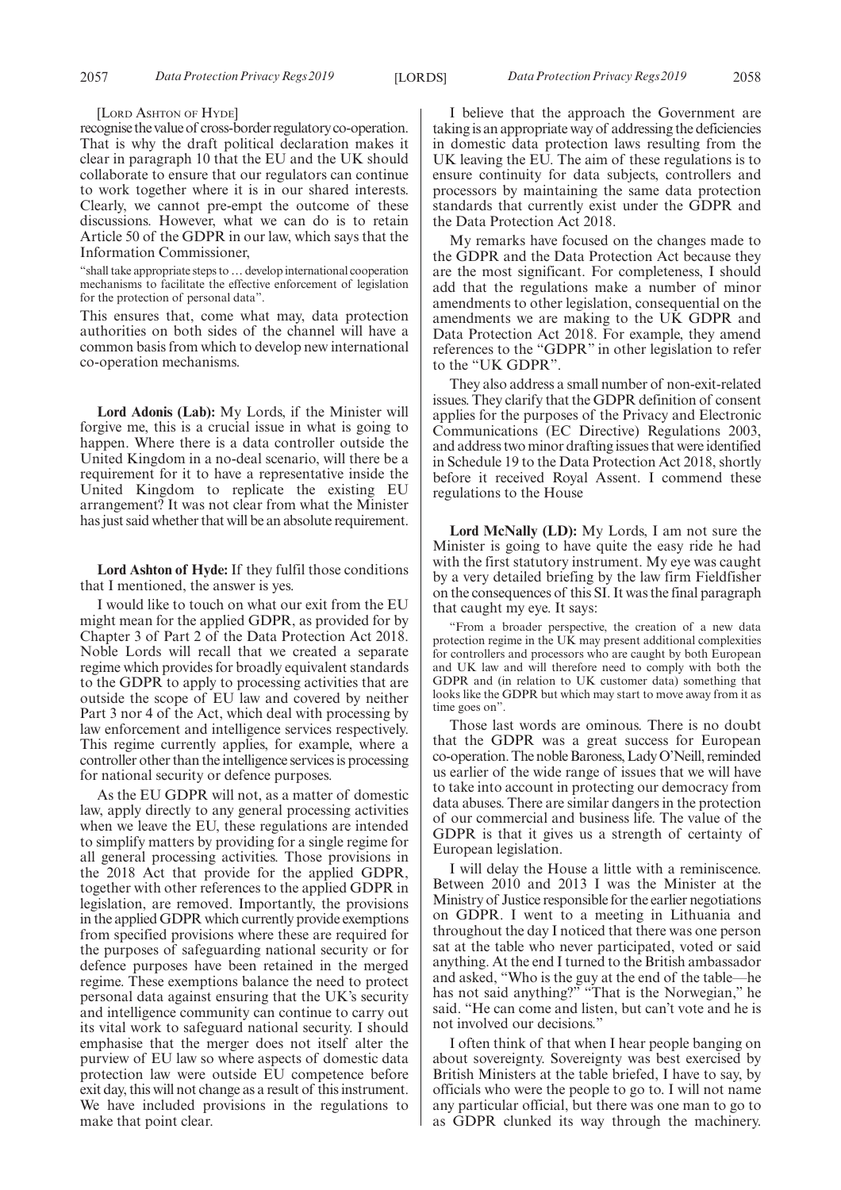[Lord Ashton of Hyde]

recognise the value of cross-border regulatory co-operation. That is why the draft political declaration makes it clear in paragraph 10 that the EU and the UK should collaborate to ensure that our regulators can continue to work together where it is in our shared interests. Clearly, we cannot pre-empt the outcome of these discussions. However, what we can do is to retain Article 50 of the GDPR in our law, which says that the Information Commissioner,

"shall take appropriate steps to … develop international cooperation mechanisms to facilitate the effective enforcement of legislation for the protection of personal data".

This ensures that, come what may, data protection authorities on both sides of the channel will have a common basis from which to develop new international co-operation mechanisms.

**Lord Adonis (Lab):** My Lords, if the Minister will forgive me, this is a crucial issue in what is going to happen. Where there is a data controller outside the United Kingdom in a no-deal scenario, will there be a requirement for it to have a representative inside the United Kingdom to replicate the existing EU arrangement? It was not clear from what the Minister has just said whether that will be an absolute requirement.

**Lord Ashton of Hyde:** If they fulfil those conditions that I mentioned, the answer is yes.

I would like to touch on what our exit from the EU might mean for the applied GDPR, as provided for by Chapter 3 of Part 2 of the Data Protection Act 2018. Noble Lords will recall that we created a separate regime which provides for broadly equivalent standards to the GDPR to apply to processing activities that are outside the scope of EU law and covered by neither Part 3 nor 4 of the Act, which deal with processing by law enforcement and intelligence services respectively. This regime currently applies, for example, where a controller other than the intelligence services is processing for national security or defence purposes.

As the EU GDPR will not, as a matter of domestic law, apply directly to any general processing activities when we leave the EU, these regulations are intended to simplify matters by providing for a single regime for all general processing activities. Those provisions in the 2018 Act that provide for the applied GDPR, together with other references to the applied GDPR in legislation, are removed. Importantly, the provisions in the applied GDPR which currently provide exemptions from specified provisions where these are required for the purposes of safeguarding national security or for defence purposes have been retained in the merged regime. These exemptions balance the need to protect personal data against ensuring that the UK's security and intelligence community can continue to carry out its vital work to safeguard national security. I should emphasise that the merger does not itself alter the purview of EU law so where aspects of domestic data protection law were outside EU competence before exit day, this will not change as a result of this instrument. We have included provisions in the regulations to make that point clear.

I believe that the approach the Government are taking is an appropriate way of addressing the deficiencies in domestic data protection laws resulting from the UK leaving the EU. The aim of these regulations is to ensure continuity for data subjects, controllers and processors by maintaining the same data protection standards that currently exist under the GDPR and the Data Protection Act 2018.

My remarks have focused on the changes made to the GDPR and the Data Protection Act because they are the most significant. For completeness, I should add that the regulations make a number of minor amendments to other legislation, consequential on the amendments we are making to the UK GDPR and Data Protection Act 2018. For example, they amend references to the "GDPR" in other legislation to refer to the "UK GDPR".

They also address a small number of non-exit-related issues. They clarify that the GDPR definition of consent applies for the purposes of the Privacy and Electronic Communications (EC Directive) Regulations 2003, and address two minor drafting issues that were identified in Schedule 19 to the Data Protection Act 2018, shortly before it received Royal Assent. I commend these regulations to the House

**Lord McNally (LD):** My Lords, I am not sure the Minister is going to have quite the easy ride he had with the first statutory instrument. My eye was caught by a very detailed briefing by the law firm Fieldfisher on the consequences of this SI. It was the final paragraph that caught my eye. It says:

"From a broader perspective, the creation of a new data protection regime in the UK may present additional complexities for controllers and processors who are caught by both European and UK law and will therefore need to comply with both the GDPR and (in relation to UK customer data) something that looks like the GDPR but which may start to move away from it as time goes on".

Those last words are ominous. There is no doubt that the GDPR was a great success for European co-operation. The noble Baroness, Lady O'Neill, reminded us earlier of the wide range of issues that we will have to take into account in protecting our democracy from data abuses. There are similar dangers in the protection of our commercial and business life. The value of the GDPR is that it gives us a strength of certainty of European legislation.

I will delay the House a little with a reminiscence. Between 2010 and 2013 I was the Minister at the Ministry of Justice responsible for the earlier negotiations on GDPR. I went to a meeting in Lithuania and throughout the day I noticed that there was one person sat at the table who never participated, voted or said anything. At the end I turned to the British ambassador and asked, "Who is the guy at the end of the table—he has not said anything?" "That is the Norwegian," he said. "He can come and listen, but can't vote and he is not involved our decisions."

I often think of that when I hear people banging on about sovereignty. Sovereignty was best exercised by British Ministers at the table briefed, I have to say, by officials who were the people to go to. I will not name any particular official, but there was one man to go to as GDPR clunked its way through the machinery.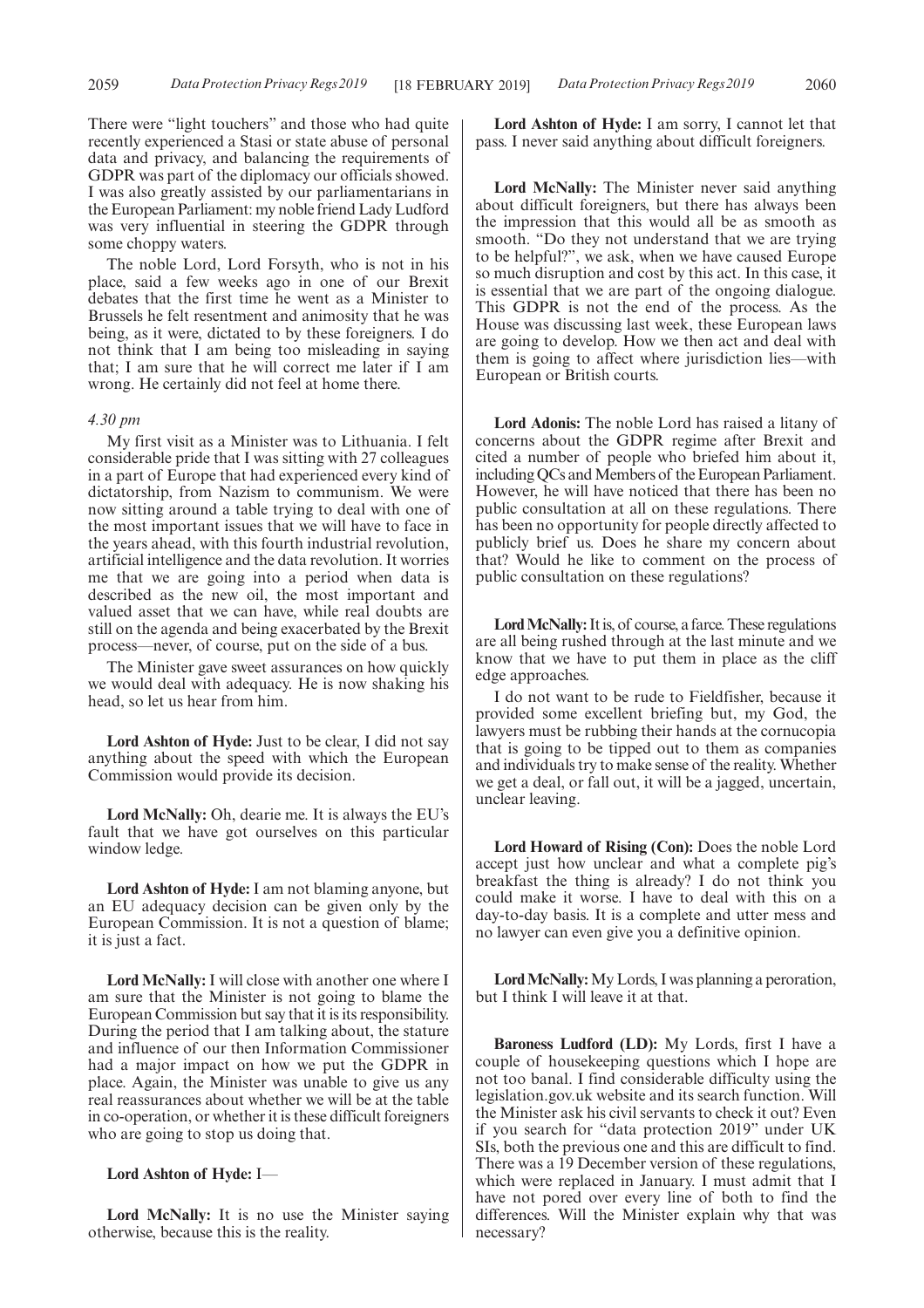There were "light touchers" and those who had quite recently experienced a Stasi or state abuse of personal data and privacy, and balancing the requirements of GDPR was part of the diplomacy our officials showed. I was also greatly assisted by our parliamentarians in the European Parliament: my noble friend Lady Ludford was very influential in steering the GDPR through some choppy waters.

The noble Lord, Lord Forsyth, who is not in his place, said a few weeks ago in one of our Brexit debates that the first time he went as a Minister to Brussels he felt resentment and animosity that he was being, as it were, dictated to by these foreigners. I do not think that I am being too misleading in saying that; I am sure that he will correct me later if I am wrong. He certainly did not feel at home there.

*4.30 pm*

My first visit as a Minister was to Lithuania. I felt considerable pride that I was sitting with 27 colleagues in a part of Europe that had experienced every kind of dictatorship, from Nazism to communism. We were now sitting around a table trying to deal with one of the most important issues that we will have to face in the years ahead, with this fourth industrial revolution, artificial intelligence and the data revolution. It worries me that we are going into a period when data is described as the new oil, the most important and valued asset that we can have, while real doubts are still on the agenda and being exacerbated by the Brexit process—never, of course, put on the side of a bus.

The Minister gave sweet assurances on how quickly we would deal with adequacy. He is now shaking his head, so let us hear from him.

**Lord Ashton of Hyde:** Just to be clear, I did not say anything about the speed with which the European Commission would provide its decision.

**Lord McNally:** Oh, dearie me. It is always the EU's fault that we have got ourselves on this particular window ledge.

**Lord Ashton of Hyde:** I am not blaming anyone, but an EU adequacy decision can be given only by the European Commission. It is not a question of blame; it is just a fact.

**Lord McNally:** I will close with another one where I am sure that the Minister is not going to blame the European Commission but say that it is its responsibility. During the period that I am talking about, the stature and influence of our then Information Commissioner had a major impact on how we put the GDPR in place. Again, the Minister was unable to give us any real reassurances about whether we will be at the table in co-operation, or whether it is these difficult foreigners who are going to stop us doing that.

**Lord Ashton of Hyde:** I—

**Lord McNally:** It is no use the Minister saying otherwise, because this is the reality.

**Lord Ashton of Hyde:** I am sorry, I cannot let that pass. I never said anything about difficult foreigners.

**Lord McNally:** The Minister never said anything about difficult foreigners, but there has always been the impression that this would all be as smooth as smooth. "Do they not understand that we are trying to be helpful?", we ask, when we have caused Europe so much disruption and cost by this act. In this case, it is essential that we are part of the ongoing dialogue. This GDPR is not the end of the process. As the House was discussing last week, these European laws are going to develop. How we then act and deal with them is going to affect where jurisdiction lies—with European or British courts.

**Lord Adonis:** The noble Lord has raised a litany of concerns about the GDPR regime after Brexit and cited a number of people who briefed him about it, including QCs and Members of the European Parliament. However, he will have noticed that there has been no public consultation at all on these regulations. There has been no opportunity for people directly affected to publicly brief us. Does he share my concern about that? Would he like to comment on the process of public consultation on these regulations?

**Lord McNally:** It is, of course, a farce. These regulations are all being rushed through at the last minute and we know that we have to put them in place as the cliff edge approaches.

I do not want to be rude to Fieldfisher, because it provided some excellent briefing but, my God, the lawyers must be rubbing their hands at the cornucopia that is going to be tipped out to them as companies and individuals try to make sense of the reality. Whether we get a deal, or fall out, it will be a jagged, uncertain, unclear leaving.

**Lord Howard of Rising (Con):** Does the noble Lord accept just how unclear and what a complete pig's breakfast the thing is already? I do not think you could make it worse. I have to deal with this on a day-to-day basis. It is a complete and utter mess and no lawyer can even give you a definitive opinion.

**Lord McNally:** My Lords, I was planning a peroration, but I think I will leave it at that.

**Baroness Ludford (LD):** My Lords, first I have a couple of housekeeping questions which I hope are not too banal. I find considerable difficulty using the legislation.gov.uk website and its search function. Will the Minister ask his civil servants to check it out? Even if you search for "data protection 2019" under UK SIs, both the previous one and this are difficult to find. There was a 19 December version of these regulations, which were replaced in January. I must admit that I have not pored over every line of both to find the differences. Will the Minister explain why that was necessary?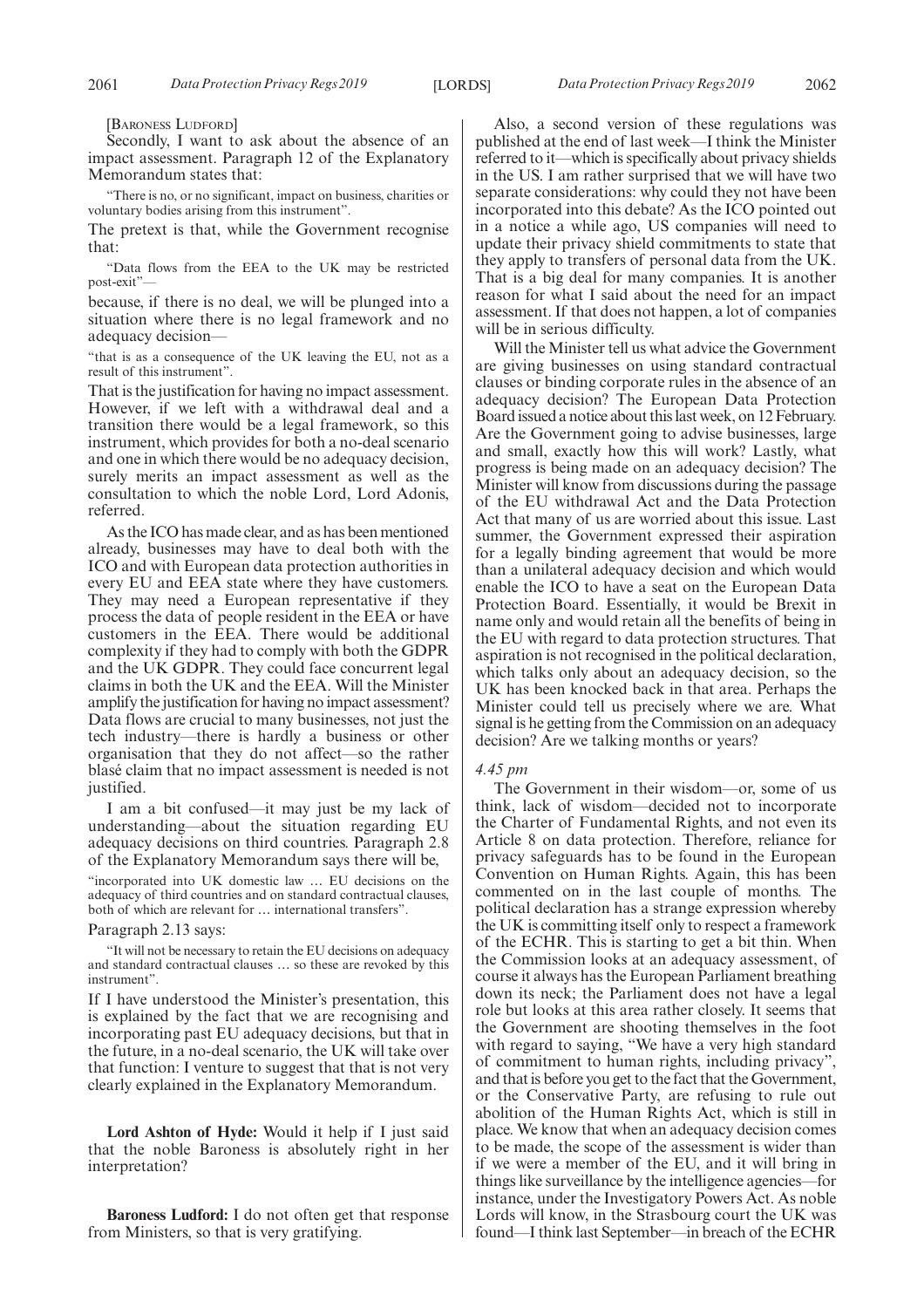[Baroness Ludford]

Secondly, I want to ask about the absence of an impact assessment. Paragraph 12 of the Explanatory Memorandum states that:

> "There is no, or no significant, impact on business, charities or voluntary bodies arising from this instrument".

The pretext is that, while the Government recognise that:

> "Data flows from the EEA to the UK may be restricted post-exit"—

because, if there is no deal, we will be plunged into a situation where there is no legal framework and no adequacy decision—

> "that is as a consequence of the UK leaving the EU, not as a result of this instrument".

That is the justification for having no impact assessment. However, if we left with a withdrawal deal and a transition there would be a legal framework, so this instrument, which provides for both a no-deal scenario and one in which there would be no adequacy decision, surely merits an impact assessment as well as the consultation to which the noble Lord, Lord Adonis, referred.

As the ICO has made clear, and as has been mentioned already, businesses may have to deal both with the ICO and with European data protection authorities in every EU and EEA state where they have customers. They may need a European representative if they process the data of people resident in the EEA or have customers in the EEA. There would be additional complexity if they had to comply with both the GDPR and the UK GDPR. They could face concurrent legal claims in both the UK and the EEA. Will the Minister amplify the justification for having no impact assessment? Data flows are crucial to many businesses, not just the tech industry—there is hardly a business or other organisation that they do not affect—so the rather blasé claim that no impact assessment is needed is not justified.

I am a bit confused—it may just be my lack of understanding—about the situation regarding EU adequacy decisions on third countries. Paragraph 2.8 of the Explanatory Memorandum says there will be,

> "incorporated into UK domestic law … EU decisions on the adequacy of third countries and on standard contractual clauses, both of which are relevant for … international transfers".

Paragraph 2.13 says:

> "It will not be necessary to retain the EU decisions on adequacy and standard contractual clauses … so these are revoked by this instrument".

If I have understood the Minister's presentation, this is explained by the fact that we are recognising and incorporating past EU adequacy decisions, but that in the future, in a no-deal scenario, the UK will take over that function: I venture to suggest that that is not very clearly explained in the Explanatory Memorandum.

**Lord Ashton of Hyde:** Would it help if I just said that the noble Baroness is absolutely right in her interpretation?

**Baroness Ludford:** I do not often get that response from Ministers, so that is very gratifying.

Also, a second version of these regulations was published at the end of last week—I think the Minister referred to it—which is specifically about privacy shields in the US. I am rather surprised that we will have two separate considerations: why could they not have been incorporated into this debate? As the ICO pointed out in a notice a while ago, US companies will need to update their privacy shield commitments to state that they apply to transfers of personal data from the UK. That is a big deal for many companies. It is another reason for what I said about the need for an impact assessment. If that does not happen, a lot of companies will be in serious difficulty.

Will the Minister tell us what advice the Government are giving businesses on using standard contractual clauses or binding corporate rules in the absence of an adequacy decision? The European Data Protection Board issued a notice about this last week, on 12 February. Are the Government going to advise businesses, large and small, exactly how this will work? Lastly, what progress is being made on an adequacy decision? The Minister will know from discussions during the passage of the EU withdrawal Act and the Data Protection Act that many of us are worried about this issue. Last summer, the Government expressed their aspiration for a legally binding agreement that would be more than a unilateral adequacy decision and which would enable the ICO to have a seat on the European Data Protection Board. Essentially, it would be Brexit in name only and would retain all the benefits of being in the EU with regard to data protection structures. That aspiration is not recognised in the political declaration, which talks only about an adequacy decision, so the UK has been knocked back in that area. Perhaps the Minister could tell us precisely where we are. What signal is he getting from the Commission on an adequacy decision? Are we talking months or years?

*4.45 pm*

The Government in their wisdom—or, some of us think, lack of wisdom—decided not to incorporate the Charter of Fundamental Rights, and not even its Article 8 on data protection. Therefore, reliance for privacy safeguards has to be found in the European Convention on Human Rights. Again, this has been commented on in the last couple of months. The political declaration has a strange expression whereby the UK is committing itself only to respect a framework of the ECHR. This is starting to get a bit thin. When the Commission looks at an adequacy assessment, of course it always has the European Parliament breathing down its neck; the Parliament does not have a legal role but looks at this area rather closely. It seems that the Government are shooting themselves in the foot with regard to saying, "We have a very high standard of commitment to human rights, including privacy", and that is before you get to the fact that the Government, or the Conservative Party, are refusing to rule out abolition of the Human Rights Act, which is still in place. We know that when an adequacy decision comes to be made, the scope of the assessment is wider than if we were a member of the EU, and it will bring in things like surveillance by the intelligence agencies—for instance, under the Investigatory Powers Act. As noble Lords will know, in the Strasbourg court the UK was found—I think last September—in breach of the ECHR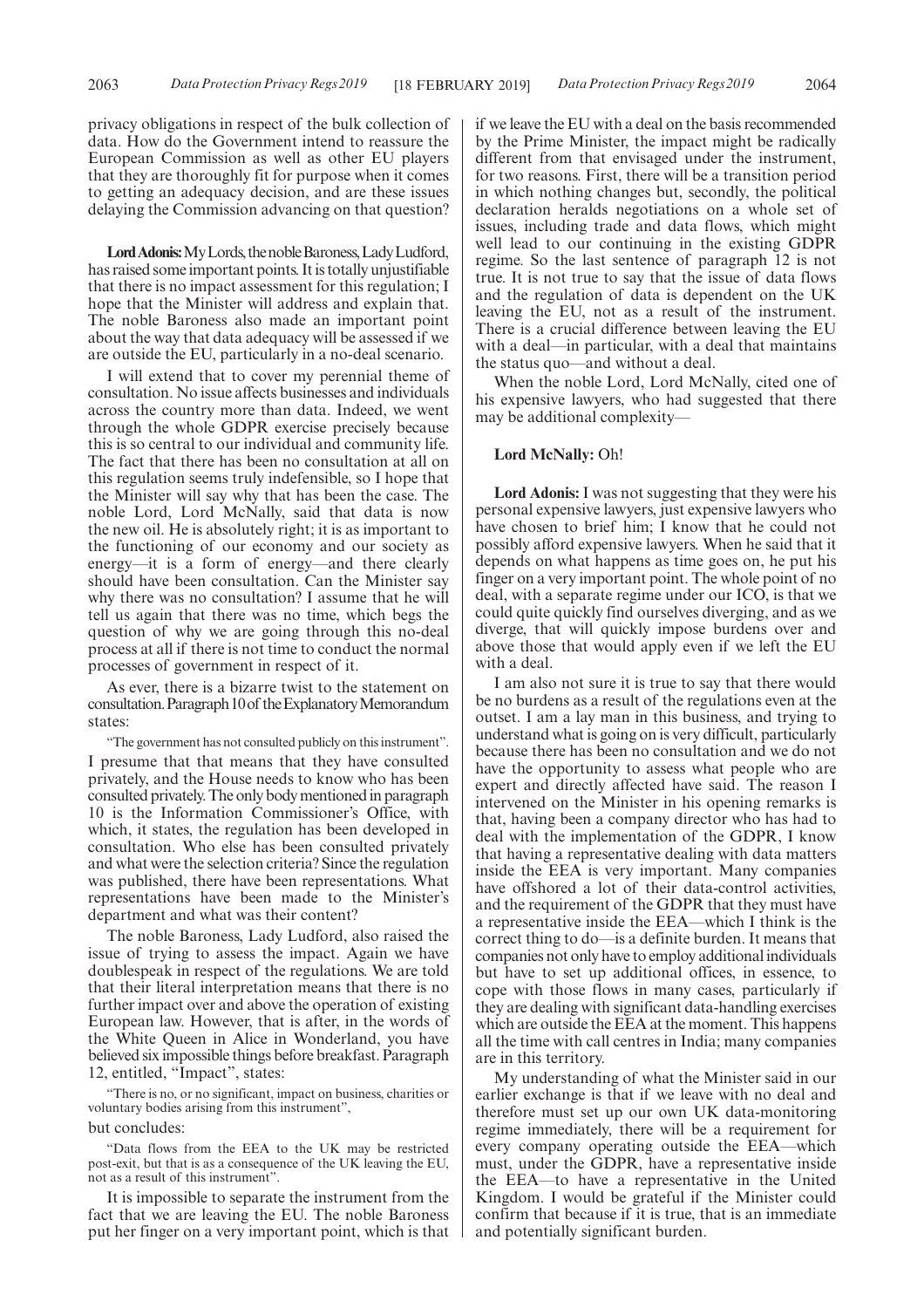privacy obligations in respect of the bulk collection of data. How do the Government intend to reassure the European Commission as well as other EU players that they are thoroughly fit for purpose when it comes to getting an adequacy decision, and are these issues delaying the Commission advancing on that question?

**Lord Adonis:** My Lords, the noble Baroness, Lady Ludford, has raised some important points. It is totally unjustifiable that there is no impact assessment for this regulation; I hope that the Minister will address and explain that. The noble Baroness also made an important point about the way that data adequacy will be assessed if we are outside the EU, particularly in a no-deal scenario.

I will extend that to cover my perennial theme of consultation. No issue affects businesses and individuals across the country more than data. Indeed, we went through the whole GDPR exercise precisely because this is so central to our individual and community life. The fact that there has been no consultation at all on this regulation seems truly indefensible, so I hope that the Minister will say why that has been the case. The noble Lord, Lord McNally, said that data is now the new oil. He is absolutely right; it is as important to the functioning of our economy and our society as energy—it is a form of energy—and there clearly should have been consultation. Can the Minister say why there was no consultation? I assume that he will tell us again that there was no time, which begs the question of why we are going through this no-deal process at all if there is not time to conduct the normal processes of government in respect of it.

As ever, there is a bizarre twist to the statement on consultation. Paragraph 10 of the Explanatory Memorandum states:

"The government has not consulted publicly on this instrument".

I presume that that means that they have consulted privately, and the House needs to know who has been consulted privately. The only body mentioned in paragraph 10 is the Information Commissioner's Office, with which, it states, the regulation has been developed in consultation. Who else has been consulted privately and what were the selection criteria? Since the regulation was published, there have been representations. What representations have been made to the Minister's department and what was their content?

The noble Baroness, Lady Ludford, also raised the issue of trying to assess the impact. Again we have doublespeak in respect of the regulations. We are told that their literal interpretation means that there is no further impact over and above the operation of existing European law. However, that is after, in the words of the White Queen in Alice in Wonderland, you have believed six impossible things before breakfast. Paragraph 12, entitled, "Impact", states:

"There is no, or no significant, impact on business, charities or voluntary bodies arising from this instrument",

but concludes:

"Data flows from the EEA to the UK may be restricted post-exit, but that is as a consequence of the UK leaving the EU, not as a result of this instrument".

It is impossible to separate the instrument from the fact that we are leaving the EU. The noble Baroness put her finger on a very important point, which is that if we leave the EU with a deal on the basis recommended by the Prime Minister, the impact might be radically different from that envisaged under the instrument, for two reasons. First, there will be a transition period in which nothing changes but, secondly, the political declaration heralds negotiations on a whole set of issues, including trade and data flows, which might well lead to our continuing in the existing GDPR regime. So the last sentence of paragraph 12 is not true. It is not true to say that the issue of data flows and the regulation of data is dependent on the UK leaving the EU, not as a result of the instrument. There is a crucial difference between leaving the EU with a deal—in particular, with a deal that maintains the status quo—and without a deal.

When the noble Lord, Lord McNally, cited one of his expensive lawyers, who had suggested that there may be additional complexity—

**Lord McNally:** Oh!

**Lord Adonis:** I was not suggesting that they were his personal expensive lawyers, just expensive lawyers who have chosen to brief him; I know that he could not possibly afford expensive lawyers. When he said that it depends on what happens as time goes on, he put his finger on a very important point. The whole point of no deal, with a separate regime under our ICO, is that we could quite quickly find ourselves diverging, and as we diverge, that will quickly impose burdens over and above those that would apply even if we left the EU with a deal.

I am also not sure it is true to say that there would be no burdens as a result of the regulations even at the outset. I am a lay man in this business, and trying to understand what is going on is very difficult, particularly because there has been no consultation and we do not have the opportunity to assess what people who are expert and directly affected have said. The reason I intervened on the Minister in his opening remarks is that, having been a company director who has had to deal with the implementation of the GDPR, I know that having a representative dealing with data matters inside the EEA is very important. Many companies have offshored a lot of their data-control activities, and the requirement of the GDPR that they must have a representative inside the EEA—which I think is the correct thing to do—is a definite burden. It means that companies not only have to employ additional individuals but have to set up additional offices, in essence, to cope with those flows in many cases, particularly if they are dealing with significant data-handling exercises which are outside the EEA at the moment. This happens all the time with call centres in India; many companies are in this territory.

My understanding of what the Minister said in our earlier exchange is that if we leave with no deal and therefore must set up our own UK data-monitoring regime immediately, there will be a requirement for every company operating outside the EEA—which must, under the GDPR, have a representative inside the EEA—to have a representative in the United Kingdom. I would be grateful if the Minister could confirm that because if it is true, that is an immediate and potentially significant burden.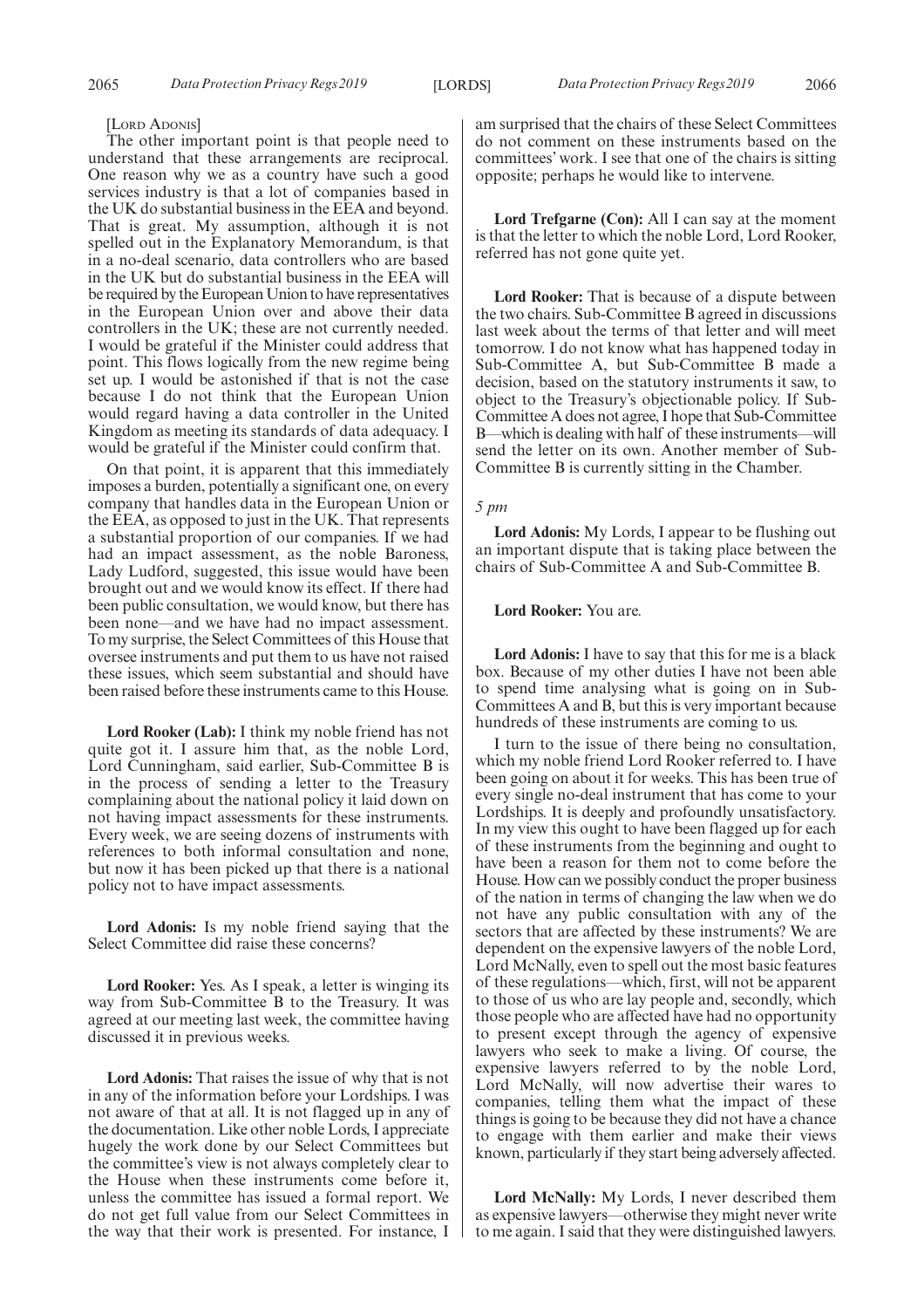[LORD ADONIS]

The other important point is that people need to understand that these arrangements are reciprocal. One reason why we as a country have such a good services industry is that a lot of companies based in the UK do substantial business in the EEA and beyond. That is great. My assumption, although it is not spelled out in the Explanatory Memorandum, is that in a no-deal scenario, data controllers who are based in the UK but do substantial business in the EEA will be required by the European Union to have representatives in the European Union over and above their data controllers in the UK; these are not currently needed. I would be grateful if the Minister could address that point. This flows logically from the new regime being set up. I would be astonished if that is not the case because I do not think that the European Union would regard having a data controller in the United Kingdom as meeting its standards of data adequacy. I would be grateful if the Minister could confirm that.

On that point, it is apparent that this immediately imposes a burden, potentially a significant one, on every company that handles data in the European Union or the EEA, as opposed to just in the UK. That represents a substantial proportion of our companies. If we had had an impact assessment, as the noble Baroness, Lady Ludford, suggested, this issue would have been brought out and we would know its effect. If there had been public consultation, we would know, but there has been none—and we have had no impact assessment. To my surprise, the Select Committees of this House that oversee instruments and put them to us have not raised these issues, which seem substantial and should have been raised before these instruments came to this House.

**Lord Rooker (Lab):** I think my noble friend has not quite got it. I assure him that, as the noble Lord, Lord Cunningham, said earlier, Sub-Committee B is in the process of sending a letter to the Treasury complaining about the national policy it laid down on not having impact assessments for these instruments. Every week, we are seeing dozens of instruments with references to both informal consultation and none, but now it has been picked up that there is a national policy not to have impact assessments.

**Lord Adonis:** Is my noble friend saying that the Select Committee did raise these concerns?

**Lord Rooker:** Yes. As I speak, a letter is winging its way from Sub-Committee B to the Treasury. It was agreed at our meeting last week, the committee having discussed it in previous weeks.

**Lord Adonis:** That raises the issue of why that is not in any of the information before your Lordships. I was not aware of that at all. It is not flagged up in any of the documentation. Like other noble Lords, I appreciate hugely the work done by our Select Committees but the committee's view is not always completely clear to the House when these instruments come before it, unless the committee has issued a formal report. We do not get full value from our Select Committees in the way that their work is presented. For instance, I am surprised that the chairs of these Select Committees do not comment on these instruments based on the committees' work. I see that one of the chairs is sitting opposite; perhaps he would like to intervene.

**Lord Trefgarne (Con):** All I can say at the moment is that the letter to which the noble Lord, Lord Rooker, referred has not gone quite yet.

**Lord Rooker:** That is because of a dispute between the two chairs. Sub-Committee B agreed in discussions last week about the terms of that letter and will meet tomorrow. I do not know what has happened today in Sub-Committee A, but Sub-Committee B made a decision, based on the statutory instruments it saw, to object to the Treasury's objectionable policy. If Sub-Committee A does not agree, I hope that Sub-Committee B—which is dealing with half of these instruments—will send the letter on its own. Another member of Sub-Committee B is currently sitting in the Chamber.

*5 pm*

**Lord Adonis:** My Lords, I appear to be flushing out an important dispute that is taking place between the chairs of Sub-Committee A and Sub-Committee B.

**Lord Rooker:** You are.

**Lord Adonis:** I have to say that this for me is a black box. Because of my other duties I have not been able to spend time analysing what is going on in Sub-Committees A and B, but this is very important because hundreds of these instruments are coming to us.

I turn to the issue of there being no consultation, which my noble friend Lord Rooker referred to. I have been going on about it for weeks. This has been true of every single no-deal instrument that has come to your Lordships. It is deeply and profoundly unsatisfactory. In my view this ought to have been flagged up for each of these instruments from the beginning and ought to have been a reason for them not to come before the House. How can we possibly conduct the proper business of the nation in terms of changing the law when we do not have any public consultation with any of the sectors that are affected by these instruments? We are dependent on the expensive lawyers of the noble Lord, Lord McNally, even to spell out the most basic features of these regulations—which, first, will not be apparent to those of us who are lay people and, secondly, which those people who are affected have had no opportunity to present except through the agency of expensive lawyers who seek to make a living. Of course, the expensive lawyers referred to by the noble Lord, Lord McNally, will now advertise their wares to companies, telling them what the impact of these things is going to be because they did not have a chance to engage with them earlier and make their views known, particularly if they start being adversely affected.

**Lord McNally:** My Lords, I never described them as expensive lawyers—otherwise they might never write to me again. I said that they were distinguished lawyers.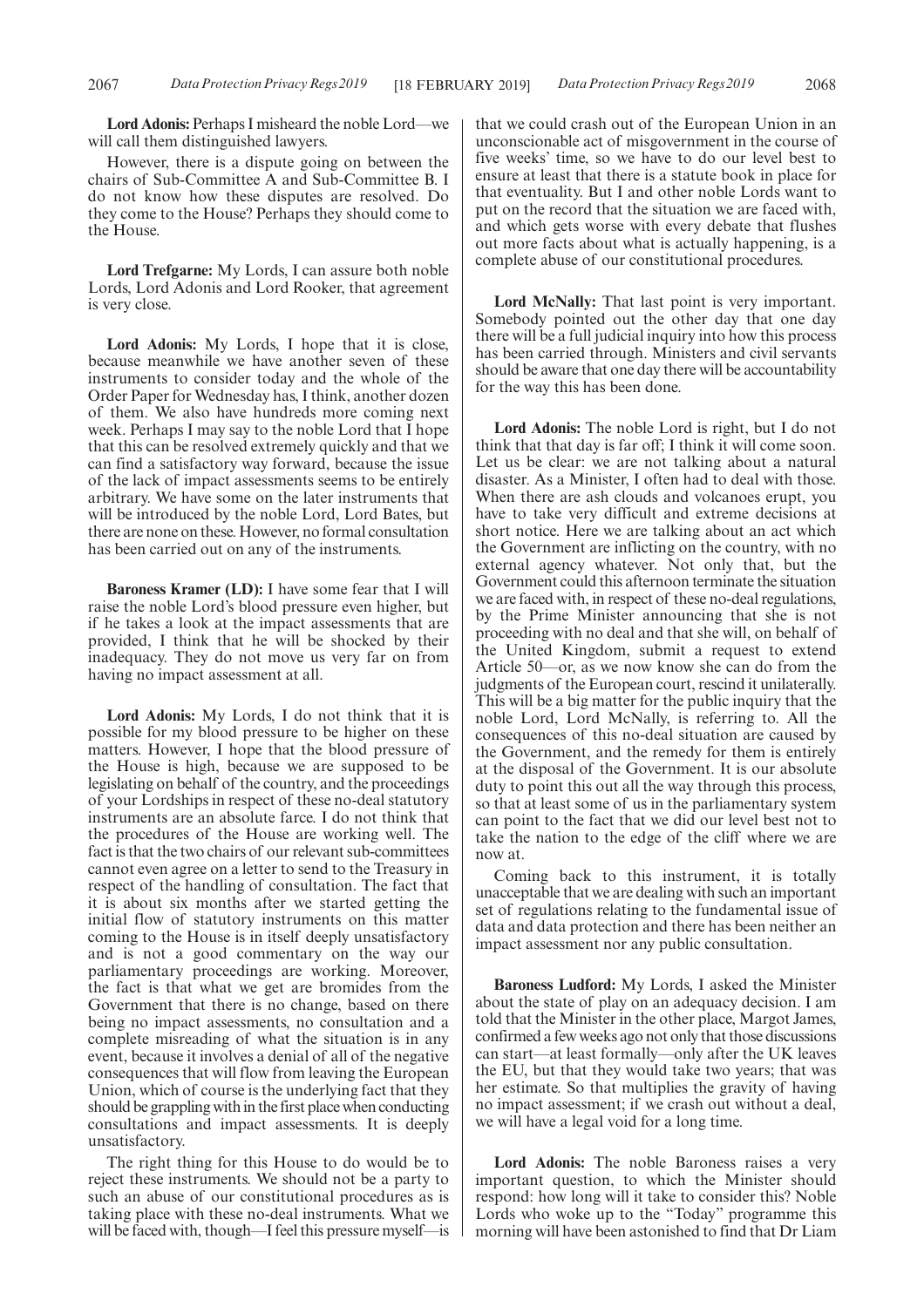**Lord Adonis:** Perhaps I misheard the noble Lord—we will call them distinguished lawyers.

However, there is a dispute going on between the chairs of Sub-Committee A and Sub-Committee B. I do not know how these disputes are resolved. Do they come to the House? Perhaps they should come to the House.

**Lord Trefgarne:** My Lords, I can assure both noble Lords, Lord Adonis and Lord Rooker, that agreement is very close.

**Lord Adonis:** My Lords, I hope that it is close, because meanwhile we have another seven of these instruments to consider today and the whole of the Order Paper for Wednesday has, I think, another dozen of them. We also have hundreds more coming next week. Perhaps I may say to the noble Lord that I hope that this can be resolved extremely quickly and that we can find a satisfactory way forward, because the issue of the lack of impact assessments seems to be entirely arbitrary. We have some on the later instruments that will be introduced by the noble Lord, Lord Bates, but there are none on these. However, no formal consultation has been carried out on any of the instruments.

**Baroness Kramer (LD):** I have some fear that I will raise the noble Lord's blood pressure even higher, but if he takes a look at the impact assessments that are provided, I think that he will be shocked by their inadequacy. They do not move us very far on from having no impact assessment at all.

**Lord Adonis:** My Lords, I do not think that it is possible for my blood pressure to be higher on these matters. However, I hope that the blood pressure of the House is high, because we are supposed to be legislating on behalf of the country, and the proceedings of your Lordships in respect of these no-deal statutory instruments are an absolute farce. I do not think that the procedures of the House are working well. The fact is that the two chairs of our relevant sub-committees cannot even agree on a letter to send to the Treasury in respect of the handling of consultation. The fact that it is about six months after we started getting the initial flow of statutory instruments on this matter coming to the House is in itself deeply unsatisfactory and is not a good commentary on the way our parliamentary proceedings are working. Moreover, the fact is that what we get are bromides from the Government that there is no change, based on there being no impact assessments, no consultation and a complete misreading of what the situation is in any event, because it involves a denial of all of the negative consequences that will flow from leaving the European Union, which of course is the underlying fact that they should be grappling with in the first place when conducting consultations and impact assessments. It is deeply unsatisfactory.

The right thing for this House to do would be to reject these instruments. We should not be a party to such an abuse of our constitutional procedures as is taking place with these no-deal instruments. What we will be faced with, though—I feel this pressure myself—is that we could crash out of the European Union in an unconscionable act of misgovernment in the course of five weeks' time, so we have to do our level best to ensure at least that there is a statute book in place for that eventuality. But I and other noble Lords want to put on the record that the situation we are faced with, and which gets worse with every debate that flushes out more facts about what is actually happening, is a complete abuse of our constitutional procedures.

**Lord McNally:** That last point is very important. Somebody pointed out the other day that one day there will be a full judicial inquiry into how this process has been carried through. Ministers and civil servants should be aware that one day there will be accountability for the way this has been done.

**Lord Adonis:** The noble Lord is right, but I do not think that that day is far off; I think it will come soon. Let us be clear: we are not talking about a natural disaster. As a Minister, I often had to deal with those. When there are ash clouds and volcanoes erupt, you have to take very difficult and extreme decisions at short notice. Here we are talking about an act which the Government are inflicting on the country, with no external agency whatever. Not only that, but the Government could this afternoon terminate the situation we are faced with, in respect of these no-deal regulations, by the Prime Minister announcing that she is not proceeding with no deal and that she will, on behalf of the United Kingdom, submit a request to extend Article 50—or, as we now know she can do from the judgments of the European court, rescind it unilaterally. This will be a big matter for the public inquiry that the noble Lord, Lord McNally, is referring to. All the consequences of this no-deal situation are caused by the Government, and the remedy for them is entirely at the disposal of the Government. It is our absolute duty to point this out all the way through this process, so that at least some of us in the parliamentary system can point to the fact that we did our level best not to take the nation to the edge of the cliff where we are now at.

Coming back to this instrument, it is totally unacceptable that we are dealing with such an important set of regulations relating to the fundamental issue of data and data protection and there has been neither an impact assessment nor any public consultation.

**Baroness Ludford:** My Lords, I asked the Minister about the state of play on an adequacy decision. I am told that the Minister in the other place, Margot James, confirmed a few weeks ago not only that those discussions can start—at least formally—only after the UK leaves the EU, but that they would take two years; that was her estimate. So that multiplies the gravity of having no impact assessment; if we crash out without a deal, we will have a legal void for a long time.

**Lord Adonis:** The noble Baroness raises a very important question, to which the Minister should respond: how long will it take to consider this? Noble Lords who woke up to the "Today" programme this morning will have been astonished to find that Dr Liam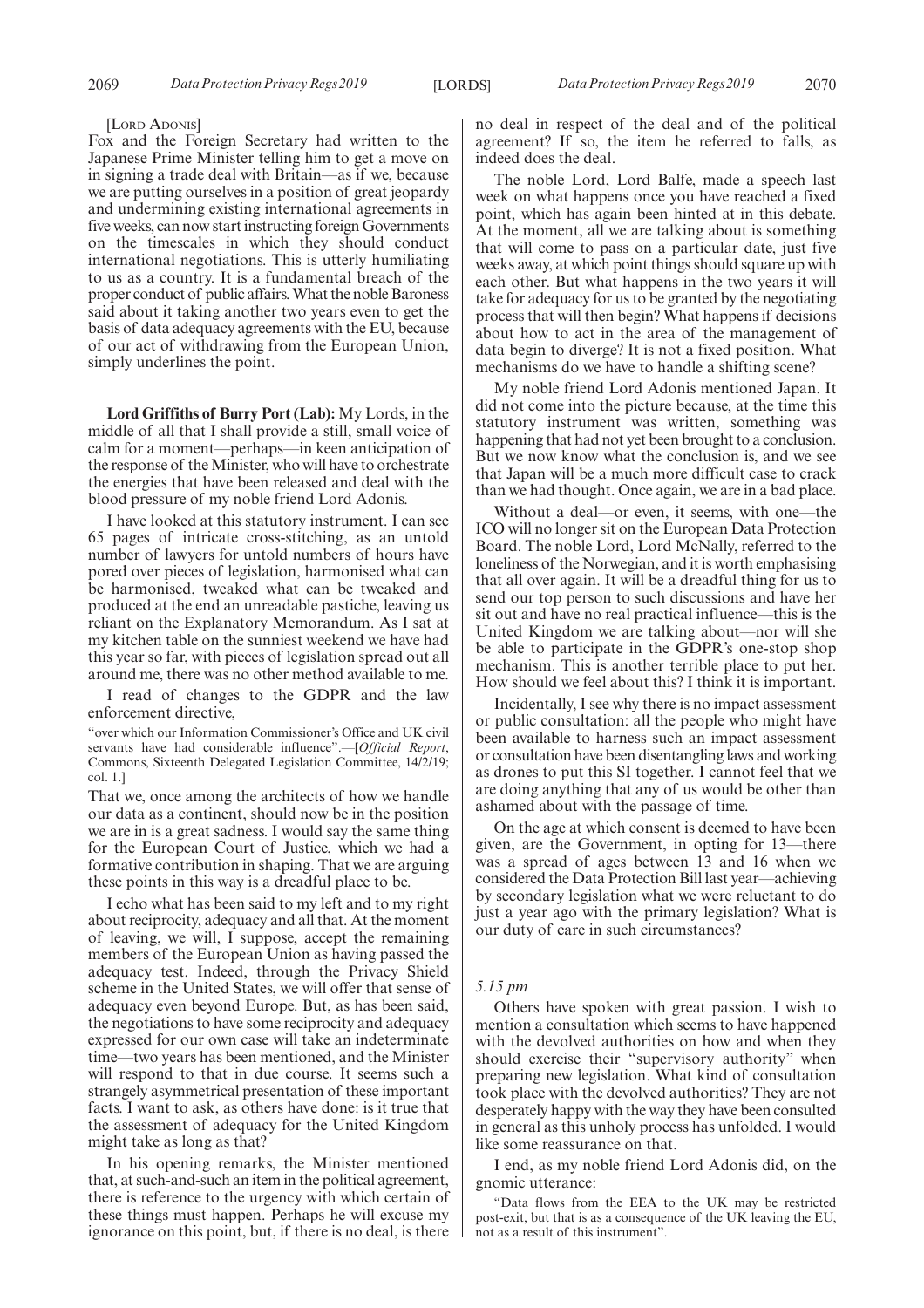[LORD ADONIS]

Fox and the Foreign Secretary had written to the Japanese Prime Minister telling him to get a move on in signing a trade deal with Britain—as if we, because we are putting ourselves in a position of great jeopardy and undermining existing international agreements in five weeks, can now start instructing foreign Governments on the timescales in which they should conduct international negotiations. This is utterly humiliating to us as a country. It is a fundamental breach of the proper conduct of public affairs. What the noble Baroness said about it taking another two years even to get the basis of data adequacy agreements with the EU, because of our act of withdrawing from the European Union, simply underlines the point.

**Lord Griffiths of Burry Port (Lab):** My Lords, in the middle of all that I shall provide a still, small voice of calm for a moment—perhaps—in keen anticipation of the response of the Minister, who will have to orchestrate the energies that have been released and deal with the blood pressure of my noble friend Lord Adonis.

I have looked at this statutory instrument. I can see 65 pages of intricate cross-stitching, as an untold number of lawyers for untold numbers of hours have pored over pieces of legislation, harmonised what can be harmonised, tweaked what can be tweaked and produced at the end an unreadable pastiche, leaving us reliant on the Explanatory Memorandum. As I sat at my kitchen table on the sunniest weekend we have had this year so far, with pieces of legislation spread out all around me, there was no other method available to me.

I read of changes to the GDPR and the law enforcement directive,

> "over which our Information Commissioner's Office and UK civil servants have had considerable influence".—[*Official Report*, Commons, Sixteenth Delegated Legislation Committee, 14/2/19; col. 1.]

That we, once among the architects of how we handle our data as a continent, should now be in the position we are in is a great sadness. I would say the same thing for the European Court of Justice, which we had a formative contribution in shaping. That we are arguing these points in this way is a dreadful place to be.

I echo what has been said to my left and to my right about reciprocity, adequacy and all that. At the moment of leaving, we will, I suppose, accept the remaining members of the European Union as having passed the adequacy test. Indeed, through the Privacy Shield scheme in the United States, we will offer that sense of adequacy even beyond Europe. But, as has been said, the negotiations to have some reciprocity and adequacy expressed for our own case will take an indeterminate time—two years has been mentioned, and the Minister will respond to that in due course. It seems such a strangely asymmetrical presentation of these important facts. I want to ask, as others have done: is it true that the assessment of adequacy for the United Kingdom might take as long as that?

In his opening remarks, the Minister mentioned that, at such-and-such an item in the political agreement, there is reference to the urgency with which certain of these things must happen. Perhaps he will excuse my ignorance on this point, but, if there is no deal, is there no deal in respect of the deal and of the political agreement? If so, the item he referred to falls, as indeed does the deal.

The noble Lord, Lord Balfe, made a speech last week on what happens once you have reached a fixed point, which has again been hinted at in this debate. At the moment, all we are talking about is something that will come to pass on a particular date, just five weeks away, at which point things should square up with each other. But what happens in the two years it will take for adequacy for us to be granted by the negotiating process that will then begin? What happens if decisions about how to act in the area of the management of data begin to diverge? It is not a fixed position. What mechanisms do we have to handle a shifting scene?

My noble friend Lord Adonis mentioned Japan. It did not come into the picture because, at the time this statutory instrument was written, something was happening that had not yet been brought to a conclusion. But we now know what the conclusion is, and we see that Japan will be a much more difficult case to crack than we had thought. Once again, we are in a bad place.

Without a deal—or even, it seems, with one—the ICO will no longer sit on the European Data Protection Board. The noble Lord, Lord McNally, referred to the loneliness of the Norwegian, and it is worth emphasising that all over again. It will be a dreadful thing for us to send our top person to such discussions and have her sit out and have no real practical influence—this is the United Kingdom we are talking about—nor will she be able to participate in the GDPR's one-stop shop mechanism. This is another terrible place to put her. How should we feel about this? I think it is important.

Incidentally, I see why there is no impact assessment or public consultation: all the people who might have been available to harness such an impact assessment or consultation have been disentangling laws and working as drones to put this SI together. I cannot feel that we are doing anything that any of us would be other than ashamed about with the passage of time.

On the age at which consent is deemed to have been given, are the Government, in opting for 13—there was a spread of ages between 13 and 16 when we considered the Data Protection Bill last year—achieving by secondary legislation what we were reluctant to do just a year ago with the primary legislation? What is our duty of care in such circumstances?

*5.15 pm*

Others have spoken with great passion. I wish to mention a consultation which seems to have happened with the devolved authorities on how and when they should exercise their "supervisory authority" when preparing new legislation. What kind of consultation took place with the devolved authorities? They are not desperately happy with the way they have been consulted in general as this unholy process has unfolded. I would like some reassurance on that.

I end, as my noble friend Lord Adonis did, on the gnomic utterance:

> "Data flows from the EEA to the UK may be restricted post-exit, but that is as a consequence of the UK leaving the EU, not as a result of this instrument".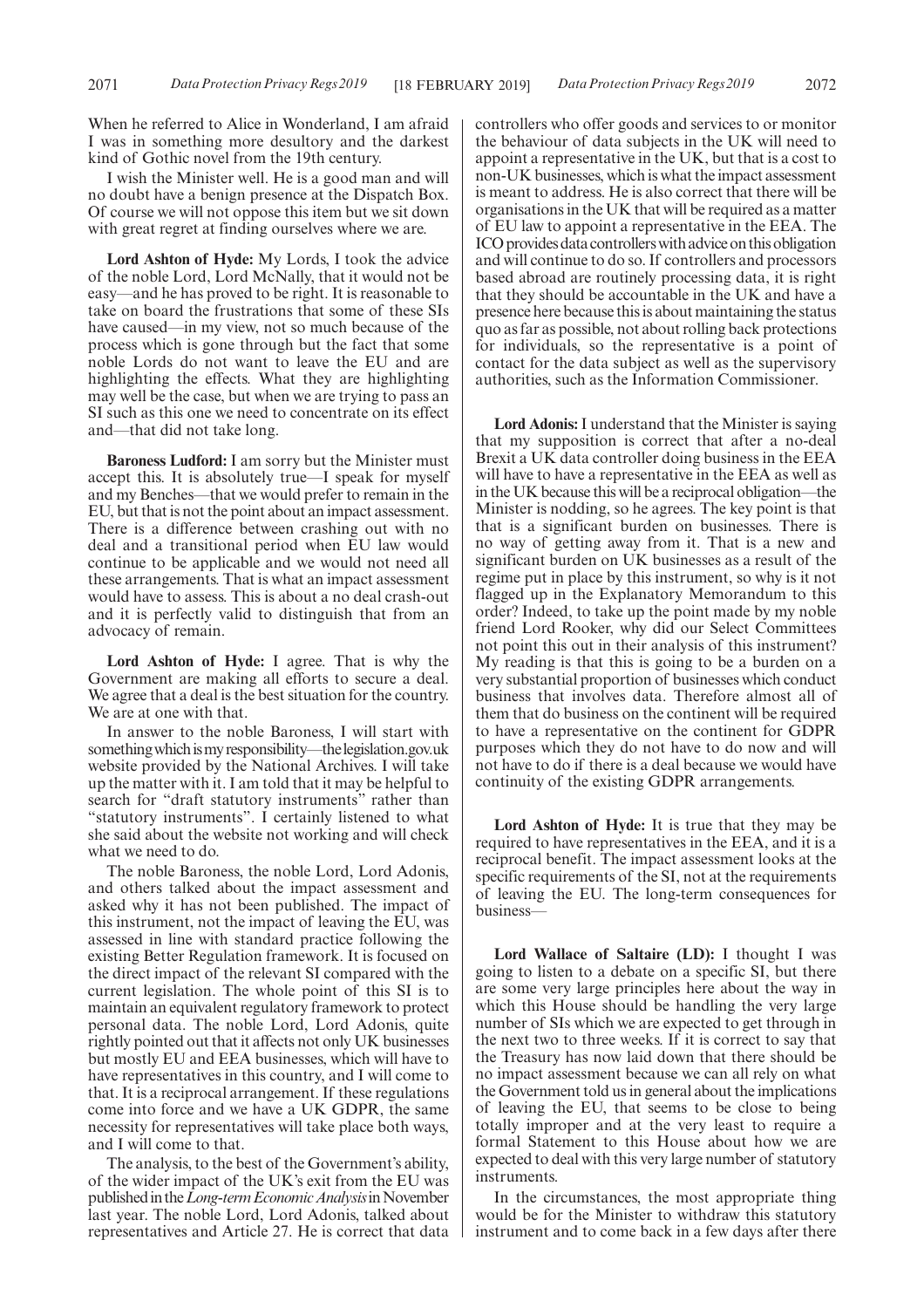When he referred to Alice in Wonderland, I am afraid I was in something more desultory and the darkest kind of Gothic novel from the 19th century.

I wish the Minister well. He is a good man and will no doubt have a benign presence at the Dispatch Box. Of course we will not oppose this item but we sit down with great regret at finding ourselves where we are.

**Lord Ashton of Hyde:** My Lords, I took the advice of the noble Lord, Lord McNally, that it would not be easy—and he has proved to be right. It is reasonable to take on board the frustrations that some of these SIs have caused—in my view, not so much because of the process which is gone through but the fact that some noble Lords do not want to leave the EU and are highlighting the effects. What they are highlighting may well be the case, but when we are trying to pass an SI such as this one we need to concentrate on its effect and—that did not take long.

**Baroness Ludford:** I am sorry but the Minister must accept this. It is absolutely true—I speak for myself and my Benches—that we would prefer to remain in the EU, but that is not the point about an impact assessment. There is a difference between crashing out with no deal and a transitional period when EU law would continue to be applicable and we would not need all these arrangements. That is what an impact assessment would have to assess. This is about a no deal crash-out and it is perfectly valid to distinguish that from an advocacy of remain.

**Lord Ashton of Hyde:** I agree. That is why the Government are making all efforts to secure a deal. We agree that a deal is the best situation for the country. We are at one with that.

In answer to the noble Baroness, I will start with something which is my responsibility—the legislation.gov.uk website provided by the National Archives. I will take up the matter with it. I am told that it may be helpful to search for "draft statutory instruments" rather than "statutory instruments". I certainly listened to what she said about the website not working and will check what we need to do.

The noble Baroness, the noble Lord, Lord Adonis, and others talked about the impact assessment and asked why it has not been published. The impact of this instrument, not the impact of leaving the EU, was assessed in line with standard practice following the existing Better Regulation framework. It is focused on the direct impact of the relevant SI compared with the current legislation. The whole point of this SI is to maintain an equivalent regulatory framework to protect personal data. The noble Lord, Lord Adonis, quite rightly pointed out that it affects not only UK businesses but mostly EU and EEA businesses, which will have to have representatives in this country, and I will come to that. It is a reciprocal arrangement. If these regulations come into force and we have a UK GDPR, the same necessity for representatives will take place both ways, and I will come to that.

The analysis, to the best of the Government's ability, of the wider impact of the UK's exit from the EU was published in the *Long-term Economic Analysis* in November last year. The noble Lord, Lord Adonis, talked about representatives and Article 27. He is correct that data controllers who offer goods and services to or monitor the behaviour of data subjects in the UK will need to appoint a representative in the UK, but that is a cost to non-UK businesses, which is what the impact assessment is meant to address. He is also correct that there will be organisations in the UK that will be required as a matter of EU law to appoint a representative in the EEA. The ICO provides data controllers with advice on this obligation and will continue to do so. If controllers and processors based abroad are routinely processing data, it is right that they should be accountable in the UK and have a presence here because this is about maintaining the status quo as far as possible, not about rolling back protections for individuals, so the representative is a point of contact for the data subject as well as the supervisory authorities, such as the Information Commissioner.

**Lord Adonis:** I understand that the Minister is saying that my supposition is correct that after a no-deal Brexit a UK data controller doing business in the EEA will have to have a representative in the EEA as well as in the UK because this will be a reciprocal obligation—the Minister is nodding, so he agrees. The key point is that that is a significant burden on businesses. There is no way of getting away from it. That is a new and significant burden on UK businesses as a result of the regime put in place by this instrument, so why is it not flagged up in the Explanatory Memorandum to this order? Indeed, to take up the point made by my noble friend Lord Rooker, why did our Select Committees not point this out in their analysis of this instrument? My reading is that this is going to be a burden on a very substantial proportion of businesses which conduct business that involves data. Therefore almost all of them that do business on the continent will be required to have a representative on the continent for GDPR purposes which they do not have to do now and will not have to do if there is a deal because we would have continuity of the existing GDPR arrangements.

**Lord Ashton of Hyde:** It is true that they may be required to have representatives in the EEA, and it is a reciprocal benefit. The impact assessment looks at the specific requirements of the SI, not at the requirements of leaving the EU. The long-term consequences for business—

**Lord Wallace of Saltaire (LD):** I thought I was going to listen to a debate on a specific SI, but there are some very large principles here about the way in which this House should be handling the very large number of SIs which we are expected to get through in the next two to three weeks. If it is correct to say that the Treasury has now laid down that there should be no impact assessment because we can all rely on what the Government told us in general about the implications of leaving the EU, that seems to be close to being totally improper and at the very least to require a formal Statement to this House about how we are expected to deal with this very large number of statutory instruments.

In the circumstances, the most appropriate thing would be for the Minister to withdraw this statutory instrument and to come back in a few days after there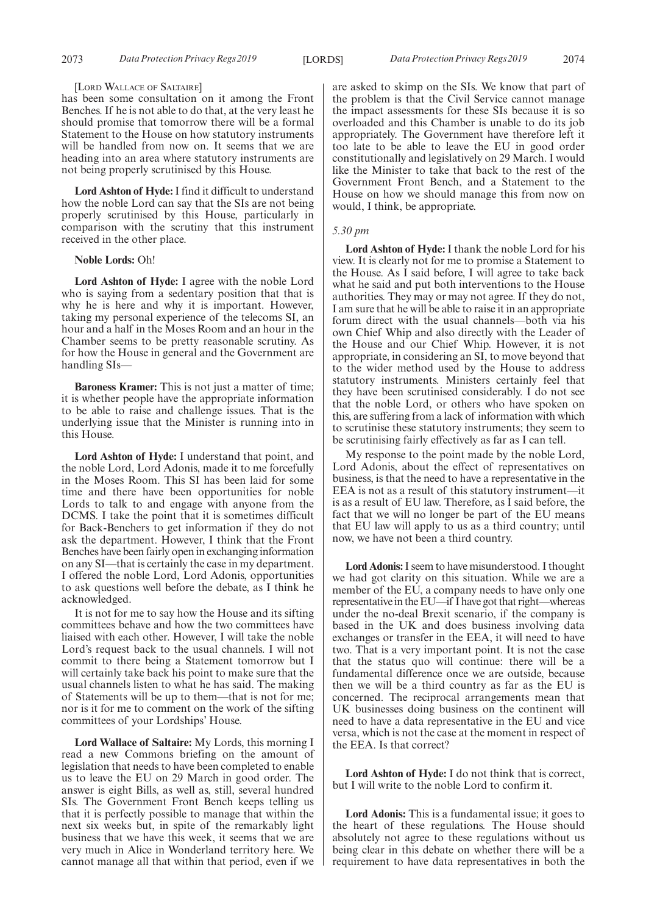[Lord Wallace of Saltaire]

has been some consultation on it among the Front Benches. If he is not able to do that, at the very least he should promise that tomorrow there will be a formal Statement to the House on how statutory instruments will be handled from now on. It seems that we are heading into an area where statutory instruments are not being properly scrutinised by this House.

**Lord Ashton of Hyde:** I find it difficult to understand how the noble Lord can say that the SIs are not being properly scrutinised by this House, particularly in comparison with the scrutiny that this instrument received in the other place.

**Noble Lords:** Oh!

**Lord Ashton of Hyde:** I agree with the noble Lord who is saying from a sedentary position that that is why he is here and why it is important. However, taking my personal experience of the telecoms SI, an hour and a half in the Moses Room and an hour in the Chamber seems to be pretty reasonable scrutiny. As for how the House in general and the Government are handling SIs—

**Baroness Kramer:** This is not just a matter of time; it is whether people have the appropriate information to be able to raise and challenge issues. That is the underlying issue that the Minister is running into in this House.

**Lord Ashton of Hyde:** I understand that point, and the noble Lord, Lord Adonis, made it to me forcefully in the Moses Room. This SI has been laid for some time and there have been opportunities for noble Lords to talk to and engage with anyone from the DCMS. I take the point that it is sometimes difficult for Back-Benchers to get information if they do not ask the department. However, I think that the Front Benches have been fairly open in exchanging information on any SI—that is certainly the case in my department. I offered the noble Lord, Lord Adonis, opportunities to ask questions well before the debate, as I think he acknowledged.

It is not for me to say how the House and its sifting committees behave and how the two committees have liaised with each other. However, I will take the noble Lord's request back to the usual channels. I will not commit to there being a Statement tomorrow but I will certainly take back his point to make sure that the usual channels listen to what he has said. The making of Statements will be up to them—that is not for me; nor is it for me to comment on the work of the sifting committees of your Lordships' House.

**Lord Wallace of Saltaire:** My Lords, this morning I read a new Commons briefing on the amount of legislation that needs to have been completed to enable us to leave the EU on 29 March in good order. The answer is eight Bills, as well as, still, several hundred SIs. The Government Front Bench keeps telling us that it is perfectly possible to manage that within the next six weeks but, in spite of the remarkably light business that we have this week, it seems that we are very much in Alice in Wonderland territory here. We cannot manage all that within that period, even if we are asked to skimp on the SIs. We know that part of the problem is that the Civil Service cannot manage the impact assessments for these SIs because it is so overloaded and this Chamber is unable to do its job appropriately. The Government have therefore left it too late to be able to leave the EU in good order constitutionally and legislatively on 29 March. I would like the Minister to take that back to the rest of the Government Front Bench, and a Statement to the House on how we should manage this from now on would, I think, be appropriate.

*5.30 pm*

**Lord Ashton of Hyde:** I thank the noble Lord for his view. It is clearly not for me to promise a Statement to the House. As I said before, I will agree to take back what he said and put both interventions to the House authorities. They may or may not agree. If they do not, I am sure that he will be able to raise it in an appropriate forum direct with the usual channels—both via his own Chief Whip and also directly with the Leader of the House and our Chief Whip. However, it is not appropriate, in considering an SI, to move beyond that to the wider method used by the House to address statutory instruments. Ministers certainly feel that they have been scrutinised considerably. I do not see that the noble Lord, or others who have spoken on this, are suffering from a lack of information with which to scrutinise these statutory instruments; they seem to be scrutinising fairly effectively as far as I can tell.

My response to the point made by the noble Lord, Lord Adonis, about the effect of representatives on business, is that the need to have a representative in the EEA is not as a result of this statutory instrument—it is as a result of EU law. Therefore, as I said before, the fact that we will no longer be part of the EU means that EU law will apply to us as a third country; until now, we have not been a third country.

**Lord Adonis:** I seem to have misunderstood. I thought we had got clarity on this situation. While we are a member of the EU, a company needs to have only one representative in the EU—if I have got that right—whereas under the no-deal Brexit scenario, if the company is based in the UK and does business involving data exchanges or transfer in the EEA, it will need to have two. That is a very important point. It is not the case that the status quo will continue: there will be a fundamental difference once we are outside, because then we will be a third country as far as the EU is concerned. The reciprocal arrangements mean that UK businesses doing business on the continent will need to have a data representative in the EU and vice versa, which is not the case at the moment in respect of the EEA. Is that correct?

**Lord Ashton of Hyde:** I do not think that is correct, but I will write to the noble Lord to confirm it.

**Lord Adonis:** This is a fundamental issue; it goes to the heart of these regulations. The House should absolutely not agree to these regulations without us being clear in this debate on whether there will be a requirement to have data representatives in both the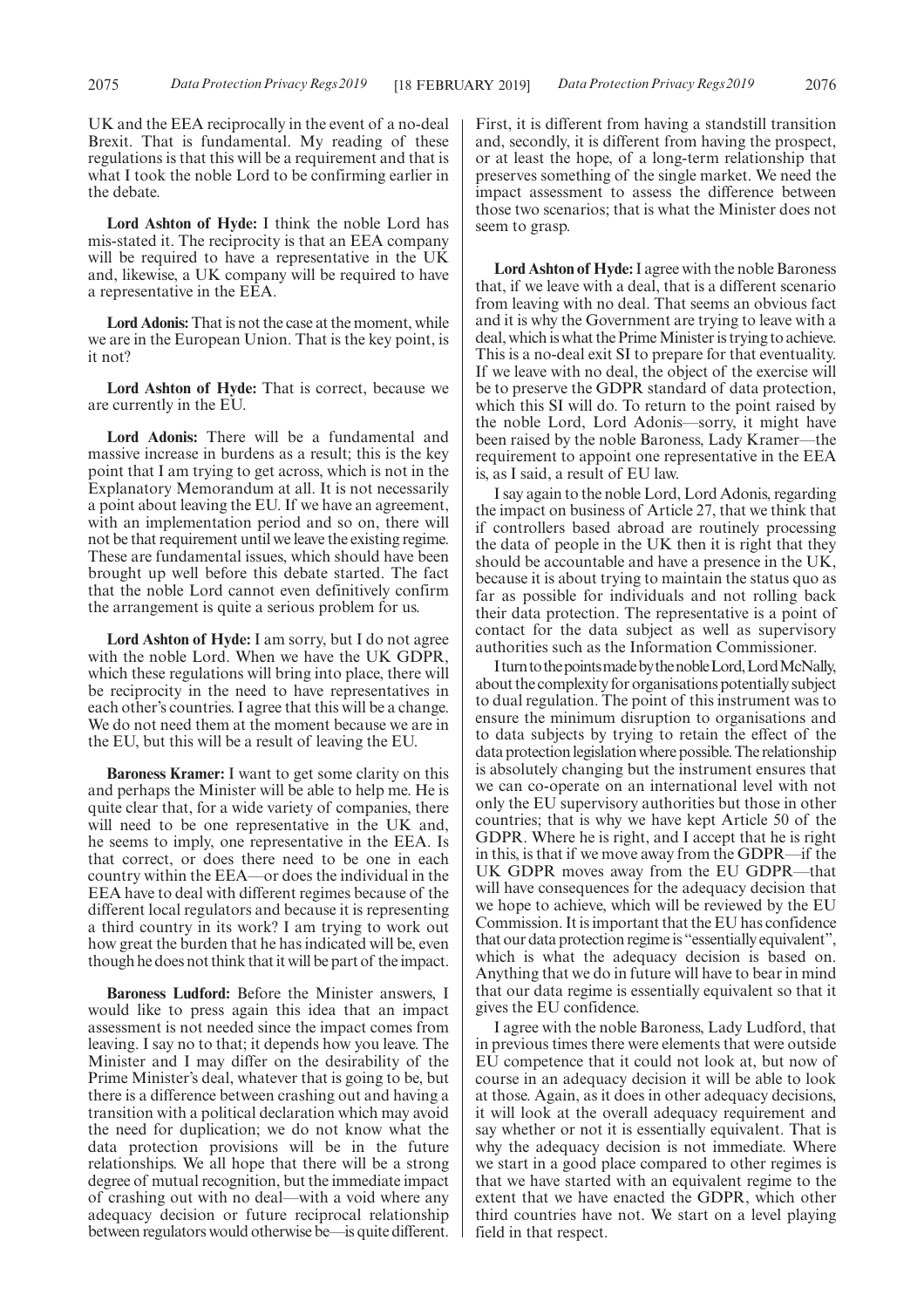UK and the EEA reciprocally in the event of a no-deal Brexit. That is fundamental. My reading of these regulations is that this will be a requirement and that is what I took the noble Lord to be confirming earlier in the debate.

**Lord Ashton of Hyde:** I think the noble Lord has mis-stated it. The reciprocity is that an EEA company will be required to have a representative in the UK and, likewise, a UK company will be required to have a representative in the EEA.

**Lord Adonis:** That is not the case at the moment, while we are in the European Union. That is the key point, is it not?

**Lord Ashton of Hyde:** That is correct, because we are currently in the EU.

**Lord Adonis:** There will be a fundamental and massive increase in burdens as a result; this is the key point that I am trying to get across, which is not in the Explanatory Memorandum at all. It is not necessarily a point about leaving the EU. If we have an agreement, with an implementation period and so on, there will not be that requirement until we leave the existing regime. These are fundamental issues, which should have been brought up well before this debate started. The fact that the noble Lord cannot even definitively confirm the arrangement is quite a serious problem for us.

**Lord Ashton of Hyde:** I am sorry, but I do not agree with the noble Lord. When we have the UK GDPR, which these regulations will bring into place, there will be reciprocity in the need to have representatives in each other's countries. I agree that this will be a change. We do not need them at the moment because we are in the EU, but this will be a result of leaving the EU.

**Baroness Kramer:** I want to get some clarity on this and perhaps the Minister will be able to help me. He is quite clear that, for a wide variety of companies, there will need to be one representative in the UK and, he seems to imply, one representative in the EEA. Is that correct, or does there need to be one in each country within the EEA—or does the individual in the EEA have to deal with different regimes because of the different local regulators and because it is representing a third country in its work? I am trying to work out how great the burden that he has indicated will be, even though he does not think that it will be part of the impact.

**Baroness Ludford:** Before the Minister answers, I would like to press again this idea that an impact assessment is not needed since the impact comes from leaving. I say no to that; it depends how you leave. The Minister and I may differ on the desirability of the Prime Minister's deal, whatever that is going to be, but there is a difference between crashing out and having a transition with a political declaration which may avoid the need for duplication; we do not know what the data protection provisions will be in the future relationships. We all hope that there will be a strong degree of mutual recognition, but the immediate impact of crashing out with no deal—with a void where any adequacy decision or future reciprocal relationship between regulators would otherwise be—is quite different. First, it is different from having a standstill transition and, secondly, it is different from having the prospect, or at least the hope, of a long-term relationship that preserves something of the single market. We need the impact assessment to assess the difference between those two scenarios; that is what the Minister does not seem to grasp.

**Lord Ashton of Hyde:** I agree with the noble Baroness that, if we leave with a deal, that is a different scenario from leaving with no deal. That seems an obvious fact and it is why the Government are trying to leave with a deal, which is what the Prime Minister is trying to achieve. This is a no-deal exit SI to prepare for that eventuality. If we leave with no deal, the object of the exercise will be to preserve the GDPR standard of data protection, which this SI will do. To return to the point raised by the noble Lord, Lord Adonis—sorry, it might have been raised by the noble Baroness, Lady Kramer—the requirement to appoint one representative in the EEA is, as I said, a result of EU law.

I say again to the noble Lord, Lord Adonis, regarding the impact on business of Article 27, that we think that if controllers based abroad are routinely processing the data of people in the UK then it is right that they should be accountable and have a presence in the UK, because it is about trying to maintain the status quo as far as possible for individuals and not rolling back their data protection. The representative is a point of contact for the data subject as well as supervisory authorities such as the Information Commissioner.

I turn to the points made by the noble Lord, Lord McNally, about the complexity for organisations potentially subject to dual regulation. The point of this instrument was to ensure the minimum disruption to organisations and to data subjects by trying to retain the effect of the data protection legislation where possible. The relationship is absolutely changing but the instrument ensures that we can co-operate on an international level with not only the EU supervisory authorities but those in other countries; that is why we have kept Article 50 of the GDPR. Where he is right, and I accept that he is right in this, is that if we move away from the GDPR—if the UK GDPR moves away from the EU GDPR—that will have consequences for the adequacy decision that we hope to achieve, which will be reviewed by the EU Commission. It is important that the EU has confidence that our data protection regime is "essentially equivalent", which is what the adequacy decision is based on. Anything that we do in future will have to bear in mind that our data regime is essentially equivalent so that it gives the EU confidence.

I agree with the noble Baroness, Lady Ludford, that in previous times there were elements that were outside EU competence that it could not look at, but now of course in an adequacy decision it will be able to look at those. Again, as it does in other adequacy decisions, it will look at the overall adequacy requirement and say whether or not it is essentially equivalent. That is why the adequacy decision is not immediate. Where we start in a good place compared to other regimes is that we have started with an equivalent regime to the extent that we have enacted the GDPR, which other third countries have not. We start on a level playing field in that respect.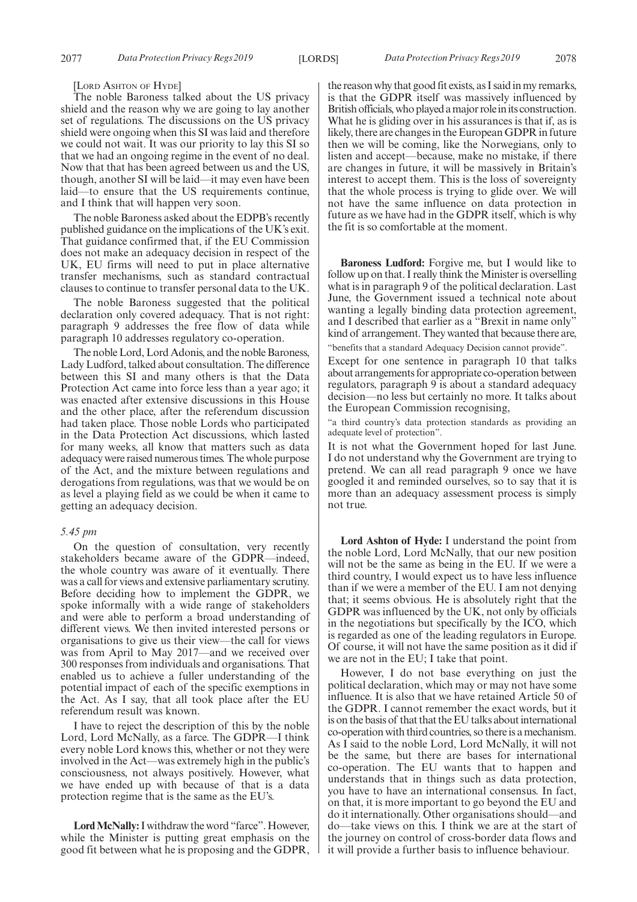[Lord Ashton of Hyde]

The noble Baroness talked about the US privacy shield and the reason why we are going to lay another set of regulations. The discussions on the US privacy shield were ongoing when this SI was laid and therefore we could not wait. It was our priority to lay this SI so that we had an ongoing regime in the event of no deal. Now that that has been agreed between us and the US, though, another SI will be laid—it may even have been laid—to ensure that the US requirements continue, and I think that will happen very soon.

The noble Baroness asked about the EDPB's recently published guidance on the implications of the UK's exit. That guidance confirmed that, if the EU Commission does not make an adequacy decision in respect of the UK, EU firms will need to put in place alternative transfer mechanisms, such as standard contractual clauses to continue to transfer personal data to the UK.

The noble Baroness suggested that the political declaration only covered adequacy. That is not right: paragraph 9 addresses the free flow of data while paragraph 10 addresses regulatory co-operation.

The noble Lord, Lord Adonis, and the noble Baroness, Lady Ludford, talked about consultation. The difference between this SI and many others is that the Data Protection Act came into force less than a year ago; it was enacted after extensive discussions in this House and the other place, after the referendum discussion had taken place. Those noble Lords who participated in the Data Protection Act discussions, which lasted for many weeks, all know that matters such as data adequacy were raised numerous times. The whole purpose of the Act, and the mixture between regulations and derogations from regulations, was that we would be on as level a playing field as we could be when it came to getting an adequacy decision.

*5.45 pm*

On the question of consultation, very recently stakeholders became aware of the GDPR—indeed, the whole country was aware of it eventually. There was a call for views and extensive parliamentary scrutiny. Before deciding how to implement the GDPR, we spoke informally with a wide range of stakeholders and were able to perform a broad understanding of different views. We then invited interested persons or organisations to give us their view—the call for views was from April to May 2017—and we received over 300 responses from individuals and organisations. That enabled us to achieve a fuller understanding of the potential impact of each of the specific exemptions in the Act. As I say, that all took place after the EU referendum result was known.

I have to reject the description of this by the noble Lord, Lord McNally, as a farce. The GDPR—I think every noble Lord knows this, whether or not they were involved in the Act—was extremely high in the public's consciousness, not always positively. However, what we have ended up with because of that is a data protection regime that is the same as the EU's.

**Lord McNally:** I withdraw the word "farce". However, while the Minister is putting great emphasis on the good fit between what he is proposing and the GDPR, the reason why that good fit exists, as I said in my remarks, is that the GDPR itself was massively influenced by British officials, who played a major role in its construction. What he is gliding over in his assurances is that if, as is likely, there are changes in the European GDPR in future then we will be coming, like the Norwegians, only to listen and accept—because, make no mistake, if there are changes in future, it will be massively in Britain's interest to accept them. This is the loss of sovereignty that the whole process is trying to glide over. We will not have the same influence on data protection in future as we have had in the GDPR itself, which is why the fit is so comfortable at the moment.

**Baroness Ludford:** Forgive me, but I would like to follow up on that. I really think the Minister is overselling what is in paragraph 9 of the political declaration. Last June, the Government issued a technical note about wanting a legally binding data protection agreement, and I described that earlier as a "Brexit in name only" kind of arrangement. They wanted that because there are,

"benefits that a standard Adequacy Decision cannot provide".

Except for one sentence in paragraph 10 that talks about arrangements for appropriate co-operation between regulators, paragraph 9 is about a standard adequacy decision—no less but certainly no more. It talks about the European Commission recognising,

"a third country's data protection standards as providing an adequate level of protection".

It is not what the Government hoped for last June. I do not understand why the Government are trying to pretend. We can all read paragraph 9 once we have googled it and reminded ourselves, so to say that it is more than an adequacy assessment process is simply not true.

**Lord Ashton of Hyde:** I understand the point from the noble Lord, Lord McNally, that our new position will not be the same as being in the EU. If we were a third country, I would expect us to have less influence than if we were a member of the EU. I am not denying that; it seems obvious. He is absolutely right that the GDPR was influenced by the UK, not only by officials in the negotiations but specifically by the ICO, which is regarded as one of the leading regulators in Europe. Of course, it will not have the same position as it did if we are not in the EU; I take that point.

However, I do not base everything on just the political declaration, which may or may not have some influence. It is also that we have retained Article 50 of the GDPR. I cannot remember the exact words, but it is on the basis of that that the EU talks about international co-operation with third countries, so there is a mechanism. As I said to the noble Lord, Lord McNally, it will not be the same, but there are bases for international co-operation. The EU wants that to happen and understands that in things such as data protection, you have to have an international consensus. In fact, on that, it is more important to go beyond the EU and do it internationally. Other organisations should—and do—take views on this. I think we are at the start of the journey on control of cross-border data flows and it will provide a further basis to influence behaviour.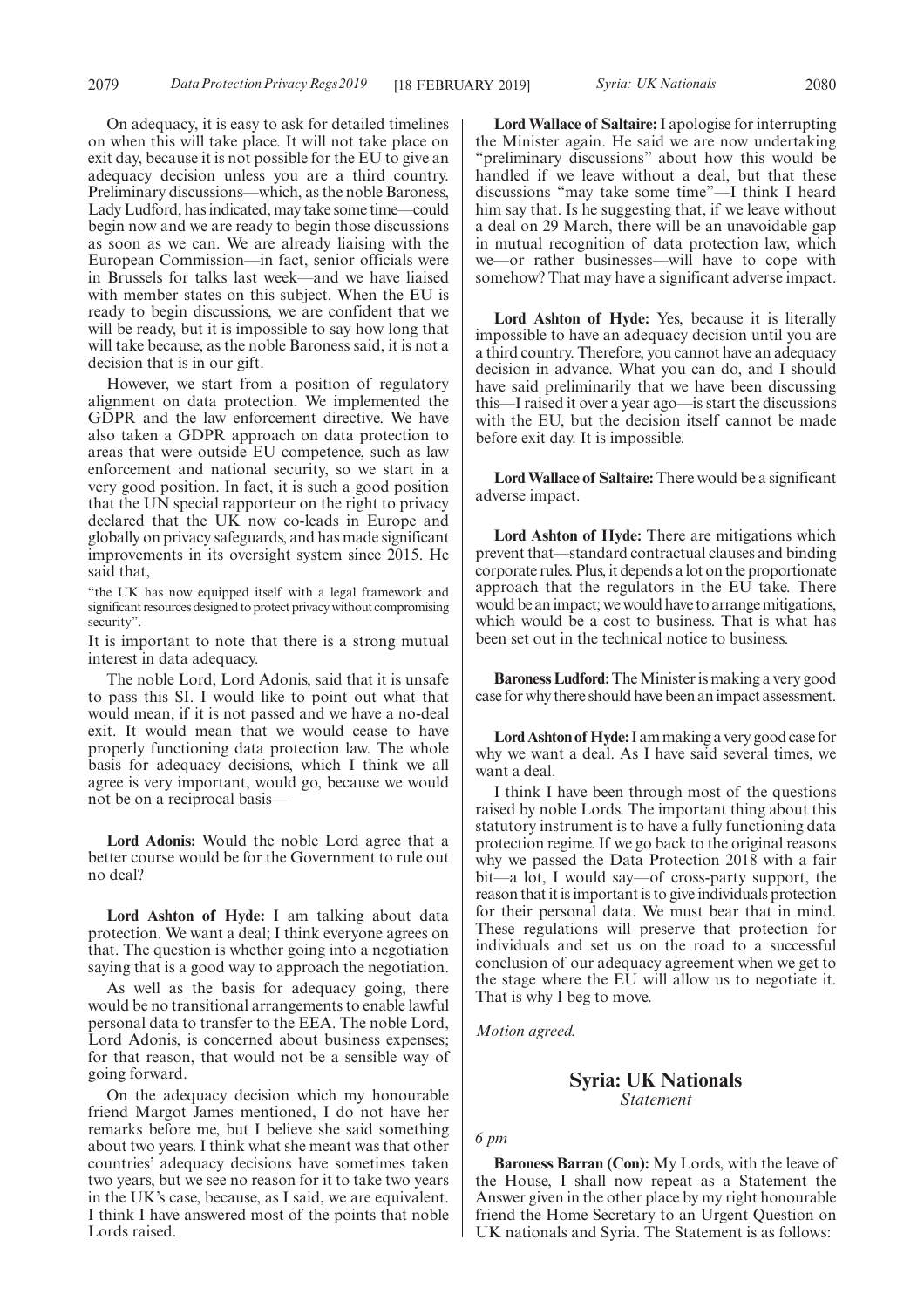On adequacy, it is easy to ask for detailed timelines on when this will take place. It will not take place on exit day, because it is not possible for the EU to give an adequacy decision unless you are a third country. Preliminary discussions—which, as the noble Baroness, Lady Ludford, has indicated, may take some time—could begin now and we are ready to begin those discussions as soon as we can. We are already liaising with the European Commission—in fact, senior officials were in Brussels for talks last week—and we have liaised with member states on this subject. When the EU is ready to begin discussions, we are confident that we will be ready, but it is impossible to say how long that will take because, as the noble Baroness said, it is not a decision that is in our gift.

However, we start from a position of regulatory alignment on data protection. We implemented the GDPR and the law enforcement directive. We have also taken a GDPR approach on data protection to areas that were outside EU competence, such as law enforcement and national security, so we start in a very good position. In fact, it is such a good position that the UN special rapporteur on the right to privacy declared that the UK now co-leads in Europe and globally on privacy safeguards, and has made significant improvements in its oversight system since 2015. He said that,

"the UK has now equipped itself with a legal framework and significant resources designed to protect privacy without compromising security".

It is important to note that there is a strong mutual interest in data adequacy.

The noble Lord, Lord Adonis, said that it is unsafe to pass this SI. I would like to point out what that would mean, if it is not passed and we have a no-deal exit. It would mean that we would cease to have properly functioning data protection law. The whole basis for adequacy decisions, which I think we all agree is very important, would go, because we would not be on a reciprocal basis—

**Lord Adonis:** Would the noble Lord agree that a better course would be for the Government to rule out no deal?

**Lord Ashton of Hyde:** I am talking about data protection. We want a deal; I think everyone agrees on that. The question is whether going into a negotiation saying that is a good way to approach the negotiation.

As well as the basis for adequacy going, there would be no transitional arrangements to enable lawful personal data to transfer to the EEA. The noble Lord, Lord Adonis, is concerned about business expenses; for that reason, that would not be a sensible way of going forward.

On the adequacy decision which my honourable friend Margot James mentioned, I do not have her remarks before me, but I believe she said something about two years. I think what she meant was that other countries' adequacy decisions have sometimes taken two years, but we see no reason for it to take two years in the UK's case, because, as I said, we are equivalent. I think I have answered most of the points that noble Lords raised.

**Lord Wallace of Saltaire:** I apologise for interrupting the Minister again. He said we are now undertaking "preliminary discussions" about how this would be handled if we leave without a deal, but that these discussions "may take some time"—I think I heard him say that. Is he suggesting that, if we leave without a deal on 29 March, there will be an unavoidable gap in mutual recognition of data protection law, which we—or rather businesses—will have to cope with somehow? That may have a significant adverse impact.

**Lord Ashton of Hyde:** Yes, because it is literally impossible to have an adequacy decision until you are a third country. Therefore, you cannot have an adequacy decision in advance. What you can do, and I should have said preliminarily that we have been discussing this—I raised it over a year ago—is start the discussions with the EU, but the decision itself cannot be made before exit day. It is impossible.

**Lord Wallace of Saltaire:** There would be a significant adverse impact.

**Lord Ashton of Hyde:** There are mitigations which prevent that—standard contractual clauses and binding corporate rules. Plus, it depends a lot on the proportionate approach that the regulators in the EU take. There would be an impact; we would have to arrange mitigations, which would be a cost to business. That is what has been set out in the technical notice to business.

**Baroness Ludford:** The Minister is making a very good case for why there should have been an impact assessment.

**Lord Ashton of Hyde:** I am making a very good case for why we want a deal. As I have said several times, we want a deal.

I think I have been through most of the questions raised by noble Lords. The important thing about this statutory instrument is to have a fully functioning data protection regime. If we go back to the original reasons why we passed the Data Protection 2018 with a fair bit—a lot, I would say—of cross-party support, the reason that it is important is to give individuals protection for their personal data. We must bear that in mind. These regulations will preserve that protection for individuals and set us on the road to a successful conclusion of our adequacy agreement when we get to the stage where the EU will allow us to negotiate it. That is why I beg to move.

*Motion agreed.*

## Syria: UK Nationals

*Statement*

*6 pm*

**Baroness Barran (Con):** My Lords, with the leave of the House, I shall now repeat as a Statement the Answer given in the other place by my right honourable friend the Home Secretary to an Urgent Question on UK nationals and Syria. The Statement is as follows: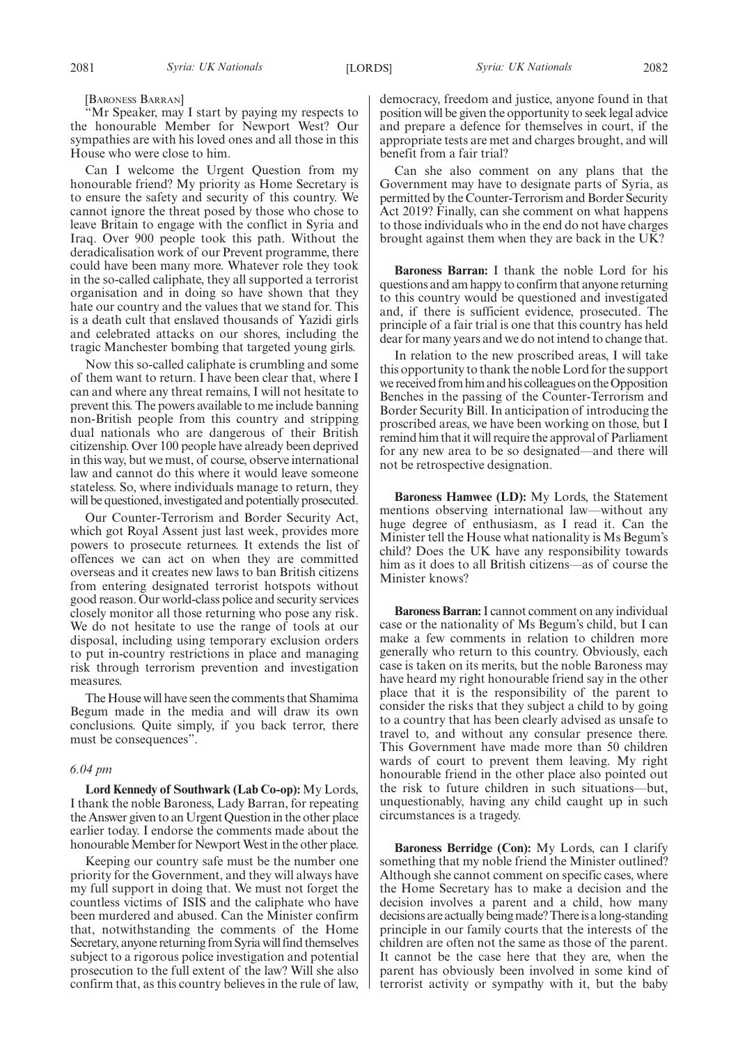[BARONESS BARRAN]

"Mr Speaker, may I start by paying my respects to the honourable Member for Newport West? Our sympathies are with his loved ones and all those in this House who were close to him.

Can I welcome the Urgent Question from my honourable friend? My priority as Home Secretary is to ensure the safety and security of this country. We cannot ignore the threat posed by those who chose to leave Britain to engage with the conflict in Syria and Iraq. Over 900 people took this path. Without the deradicalisation work of our Prevent programme, there could have been many more. Whatever role they took in the so-called caliphate, they all supported a terrorist organisation and in doing so have shown that they hate our country and the values that we stand for. This is a death cult that enslaved thousands of Yazidi girls and celebrated attacks on our shores, including the tragic Manchester bombing that targeted young girls.

Now this so-called caliphate is crumbling and some of them want to return. I have been clear that, where I can and where any threat remains, I will not hesitate to prevent this. The powers available to me include banning non-British people from this country and stripping dual nationals who are dangerous of their British citizenship. Over 100 people have already been deprived in this way, but we must, of course, observe international law and cannot do this where it would leave someone stateless. So, where individuals manage to return, they will be questioned, investigated and potentially prosecuted.

Our Counter-Terrorism and Border Security Act, which got Royal Assent just last week, provides more powers to prosecute returnees. It extends the list of offences we can act on when they are committed overseas and it creates new laws to ban British citizens from entering designated terrorist hotspots without good reason. Our world-class police and security services closely monitor all those returning who pose any risk. We do not hesitate to use the range of tools at our disposal, including using temporary exclusion orders to put in-country restrictions in place and managing risk through terrorism prevention and investigation measures.

The House will have seen the comments that Shamima Begum made in the media and will draw its own conclusions. Quite simply, if you back terror, there must be consequences".

*6.04 pm*

**Lord Kennedy of Southwark (Lab Co-op):** My Lords, I thank the noble Baroness, Lady Barran, for repeating the Answer given to an Urgent Question in the other place earlier today. I endorse the comments made about the honourable Member for Newport West in the other place.

Keeping our country safe must be the number one priority for the Government, and they will always have my full support in doing that. We must not forget the countless victims of ISIS and the caliphate who have been murdered and abused. Can the Minister confirm that, notwithstanding the comments of the Home Secretary, anyone returning from Syria will find themselves subject to a rigorous police investigation and potential prosecution to the full extent of the law? Will she also confirm that, as this country believes in the rule of law, democracy, freedom and justice, anyone found in that position will be given the opportunity to seek legal advice and prepare a defence for themselves in court, if the appropriate tests are met and charges brought, and will benefit from a fair trial?

Can she also comment on any plans that the Government may have to designate parts of Syria, as permitted by the Counter-Terrorism and Border Security Act 2019? Finally, can she comment on what happens to those individuals who in the end do not have charges brought against them when they are back in the UK?

**Baroness Barran:** I thank the noble Lord for his questions and am happy to confirm that anyone returning to this country would be questioned and investigated and, if there is sufficient evidence, prosecuted. The principle of a fair trial is one that this country has held dear for many years and we do not intend to change that.

In relation to the new proscribed areas, I will take this opportunity to thank the noble Lord for the support we received from him and his colleagues on the Opposition Benches in the passing of the Counter-Terrorism and Border Security Bill. In anticipation of introducing the proscribed areas, we have been working on those, but I remind him that it will require the approval of Parliament for any new area to be so designated—and there will not be retrospective designation.

**Baroness Hamwee (LD):** My Lords, the Statement mentions observing international law—without any huge degree of enthusiasm, as I read it. Can the Minister tell the House what nationality is Ms Begum's child? Does the UK have any responsibility towards him as it does to all British citizens—as of course the Minister knows?

**Baroness Barran:** I cannot comment on any individual case or the nationality of Ms Begum's child, but I can make a few comments in relation to children more generally who return to this country. Obviously, each case is taken on its merits, but the noble Baroness may have heard my right honourable friend say in the other place that it is the responsibility of the parent to consider the risks that they subject a child to by going to a country that has been clearly advised as unsafe to travel to, and without any consular presence there. This Government have made more than 50 children wards of court to prevent them leaving. My right honourable friend in the other place also pointed out the risk to future children in such situations—but, unquestionably, having any child caught up in such circumstances is a tragedy.

**Baroness Berridge (Con):** My Lords, can I clarify something that my noble friend the Minister outlined? Although she cannot comment on specific cases, where the Home Secretary has to make a decision and the decision involves a parent and a child, how many decisions are actually being made? There is a long-standing principle in our family courts that the interests of the children are often not the same as those of the parent. It cannot be the case here that they are, when the parent has obviously been involved in some kind of terrorist activity or sympathy with it, but the baby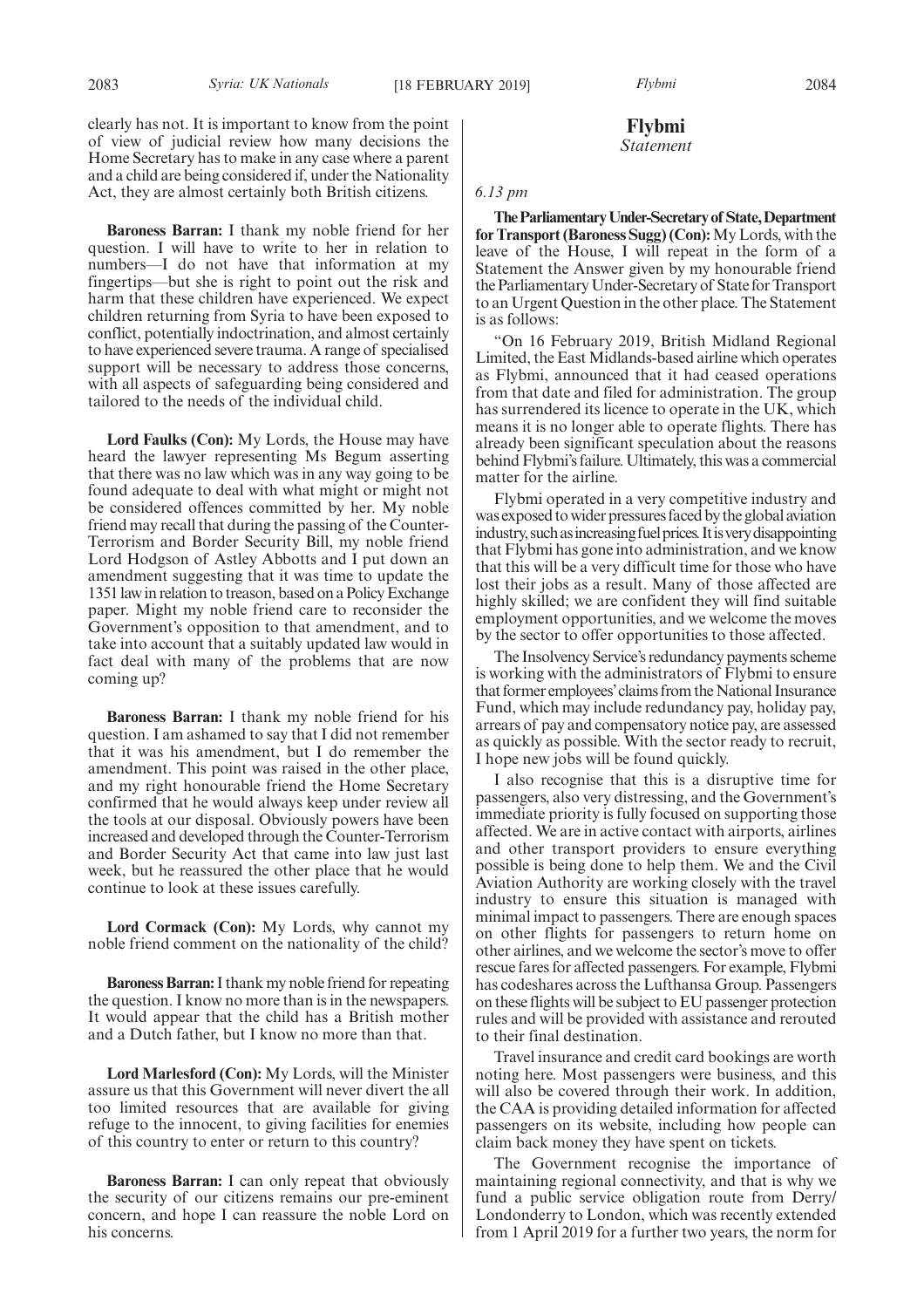clearly has not. It is important to know from the point of view of judicial review how many decisions the Home Secretary has to make in any case where a parent and a child are being considered if, under the Nationality Act, they are almost certainly both British citizens.

**Baroness Barran:** I thank my noble friend for her question. I will have to write to her in relation to numbers—I do not have that information at my fingertips—but she is right to point out the risk and harm that these children have experienced. We expect children returning from Syria to have been exposed to conflict, potentially indoctrination, and almost certainly to have experienced severe trauma. A range of specialised support will be necessary to address those concerns, with all aspects of safeguarding being considered and tailored to the needs of the individual child.

**Lord Faulks (Con):** My Lords, the House may have heard the lawyer representing Ms Begum asserting that there was no law which was in any way going to be found adequate to deal with what might or might not be considered offences committed by her. My noble friend may recall that during the passing of the Counter-Terrorism and Border Security Bill, my noble friend Lord Hodgson of Astley Abbotts and I put down an amendment suggesting that it was time to update the 1351 law in relation to treason, based on a Policy Exchange paper. Might my noble friend care to reconsider the Government's opposition to that amendment, and to take into account that a suitably updated law would in fact deal with many of the problems that are now coming up?

**Baroness Barran:** I thank my noble friend for his question. I am ashamed to say that I did not remember that it was his amendment, but I do remember the amendment. This point was raised in the other place, and my right honourable friend the Home Secretary confirmed that he would always keep under review all the tools at our disposal. Obviously powers have been increased and developed through the Counter-Terrorism and Border Security Act that came into law just last week, but he reassured the other place that he would continue to look at these issues carefully.

**Lord Cormack (Con):** My Lords, why cannot my noble friend comment on the nationality of the child?

**Baroness Barran:** I thank my noble friend for repeating the question. I know no more than is in the newspapers. It would appear that the child has a British mother and a Dutch father, but I know no more than that.

**Lord Marlesford (Con):** My Lords, will the Minister assure us that this Government will never divert the all too limited resources that are available for giving refuge to the innocent, to giving facilities for enemies of this country to enter or return to this country?

**Baroness Barran:** I can only repeat that obviously the security of our citizens remains our pre-eminent concern, and hope I can reassure the noble Lord on his concerns.

## Flybmi

*Statement*

*6.13 pm*

**The Parliamentary Under-Secretary of State, Department for Transport (Baroness Sugg) (Con):** My Lords, with the leave of the House, I will repeat in the form of a Statement the Answer given by my honourable friend the Parliamentary Under-Secretary of State for Transport to an Urgent Question in the other place. The Statement is as follows:

"On 16 February 2019, British Midland Regional Limited, the East Midlands-based airline which operates as Flybmi, announced that it had ceased operations from that date and filed for administration. The group has surrendered its licence to operate in the UK, which means it is no longer able to operate flights. There has already been significant speculation about the reasons behind Flybmi's failure. Ultimately, this was a commercial matter for the airline.

Flybmi operated in a very competitive industry and was exposed to wider pressures faced by the global aviation industry, such as increasing fuel prices. It is very disappointing that Flybmi has gone into administration, and we know that this will be a very difficult time for those who have lost their jobs as a result. Many of those affected are highly skilled; we are confident they will find suitable employment opportunities, and we welcome the moves by the sector to offer opportunities to those affected.

The Insolvency Service's redundancy payments scheme is working with the administrators of Flybmi to ensure that former employees' claims from the National Insurance Fund, which may include redundancy pay, holiday pay, arrears of pay and compensatory notice pay, are assessed as quickly as possible. With the sector ready to recruit, I hope new jobs will be found quickly.

I also recognise that this is a disruptive time for passengers, also very distressing, and the Government's immediate priority is fully focused on supporting those affected. We are in active contact with airports, airlines and other transport providers to ensure everything possible is being done to help them. We and the Civil Aviation Authority are working closely with the travel industry to ensure this situation is managed with minimal impact to passengers. There are enough spaces on other flights for passengers to return home on other airlines, and we welcome the sector's move to offer rescue fares for affected passengers. For example, Flybmi has codeshares across the Lufthansa Group. Passengers on these flights will be subject to EU passenger protection rules and will be provided with assistance and rerouted to their final destination.

Travel insurance and credit card bookings are worth noting here. Most passengers were business, and this will also be covered through their work. In addition, the CAA is providing detailed information for affected passengers on its website, including how people can claim back money they have spent on tickets.

The Government recognise the importance of maintaining regional connectivity, and that is why we fund a public service obligation route from Derry/Londonderry to London, which was recently extended from 1 April 2019 for a further two years, the norm for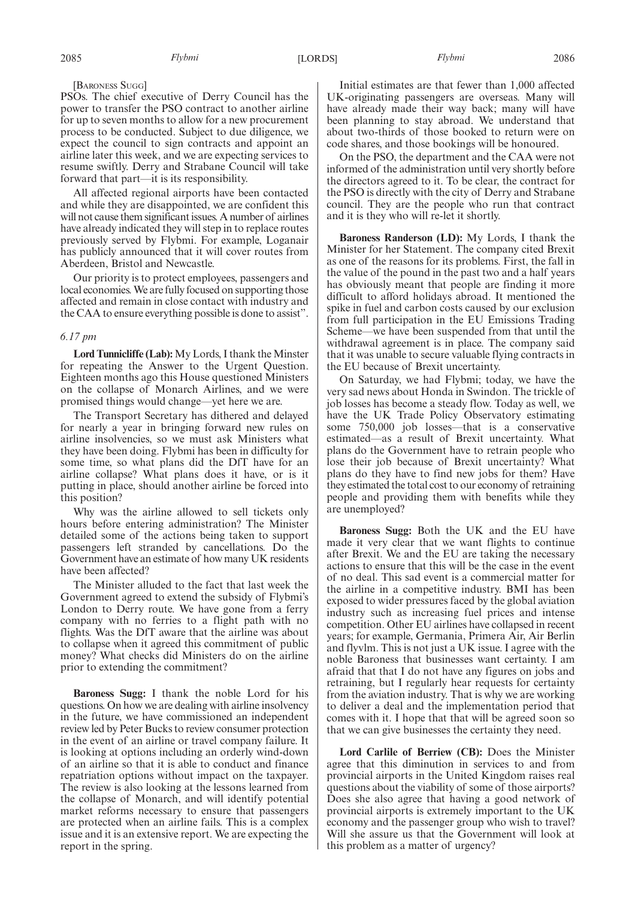[Baroness Sugg]

PSOs. The chief executive of Derry Council has the power to transfer the PSO contract to another airline for up to seven months to allow for a new procurement process to be conducted. Subject to due diligence, we expect the council to sign contracts and appoint an airline later this week, and we are expecting services to resume swiftly. Derry and Strabane Council will take forward that part—it is its responsibility.

All affected regional airports have been contacted and while they are disappointed, we are confident this will not cause them significant issues. A number of airlines have already indicated they will step in to replace routes previously served by Flybmi. For example, Loganair has publicly announced that it will cover routes from Aberdeen, Bristol and Newcastle.

Our priority is to protect employees, passengers and local economies. We are fully focused on supporting those affected and remain in close contact with industry and the CAA to ensure everything possible is done to assist".

*6.17 pm*

**Lord Tunnicliffe (Lab):** My Lords, I thank the Minster for repeating the Answer to the Urgent Question. Eighteen months ago this House questioned Ministers on the collapse of Monarch Airlines, and we were promised things would change—yet here we are.

The Transport Secretary has dithered and delayed for nearly a year in bringing forward new rules on airline insolvencies, so we must ask Ministers what they have been doing. Flybmi has been in difficulty for some time, so what plans did the DfT have for an airline collapse? What plans does it have, or is it putting in place, should another airline be forced into this position?

Why was the airline allowed to sell tickets only hours before entering administration? The Minister detailed some of the actions being taken to support passengers left stranded by cancellations. Do the Government have an estimate of how many UK residents have been affected?

The Minister alluded to the fact that last week the Government agreed to extend the subsidy of Flybmi's London to Derry route. We have gone from a ferry company with no ferries to a flight path with no flights. Was the DfT aware that the airline was about to collapse when it agreed this commitment of public money? What checks did Ministers do on the airline prior to extending the commitment?

**Baroness Sugg:** I thank the noble Lord for his questions. On how we are dealing with airline insolvency in the future, we have commissioned an independent review led by Peter Bucks to review consumer protection in the event of an airline or travel company failure. It is looking at options including an orderly wind-down of an airline so that it is able to conduct and finance repatriation options without impact on the taxpayer. The review is also looking at the lessons learned from the collapse of Monarch, and will identify potential market reforms necessary to ensure that passengers are protected when an airline fails. This is a complex issue and it is an extensive report. We are expecting the report in the spring.

Initial estimates are that fewer than 1,000 affected UK-originating passengers are overseas. Many will have already made their way back; many will have been planning to stay abroad. We understand that about two-thirds of those booked to return were on code shares, and those bookings will be honoured.

On the PSO, the department and the CAA were not informed of the administration until very shortly before the directors agreed to it. To be clear, the contract for the PSO is directly with the city of Derry and Strabane council. They are the people who run that contract and it is they who will re-let it shortly.

**Baroness Randerson (LD):** My Lords, I thank the Minister for her Statement. The company cited Brexit as one of the reasons for its problems. First, the fall in the value of the pound in the past two and a half years has obviously meant that people are finding it more difficult to afford holidays abroad. It mentioned the spike in fuel and carbon costs caused by our exclusion from full participation in the EU Emissions Trading Scheme—we have been suspended from that until the withdrawal agreement is in place. The company said that it was unable to secure valuable flying contracts in the EU because of Brexit uncertainty.

On Saturday, we had Flybmi; today, we have the very sad news about Honda in Swindon. The trickle of job losses has become a steady flow. Today as well, we have the UK Trade Policy Observatory estimating some 750,000 job losses—that is a conservative estimated—as a result of Brexit uncertainty. What plans do the Government have to retrain people who lose their job because of Brexit uncertainty? What plans do they have to find new jobs for them? Have they estimated the total cost to our economy of retraining people and providing them with benefits while they are unemployed?

**Baroness Sugg:** Both the UK and the EU have made it very clear that we want flights to continue after Brexit. We and the EU are taking the necessary actions to ensure that this will be the case in the event of no deal. This sad event is a commercial matter for the airline in a competitive industry. BMI has been exposed to wider pressures faced by the global aviation industry such as increasing fuel prices and intense competition. Other EU airlines have collapsed in recent years; for example, Germania, Primera Air, Air Berlin and flyvlm. This is not just a UK issue. I agree with the noble Baroness that businesses want certainty. I am afraid that that I do not have any figures on jobs and retraining, but I regularly hear requests for certainty from the aviation industry. That is why we are working to deliver a deal and the implementation period that comes with it. I hope that that will be agreed soon so that we can give businesses the certainty they need.

**Lord Carlile of Berriew (CB):** Does the Minister agree that this diminution in services to and from provincial airports in the United Kingdom raises real questions about the viability of some of those airports? Does she also agree that having a good network of provincial airports is extremely important to the UK economy and the passenger group who wish to travel? Will she assure us that the Government will look at this problem as a matter of urgency?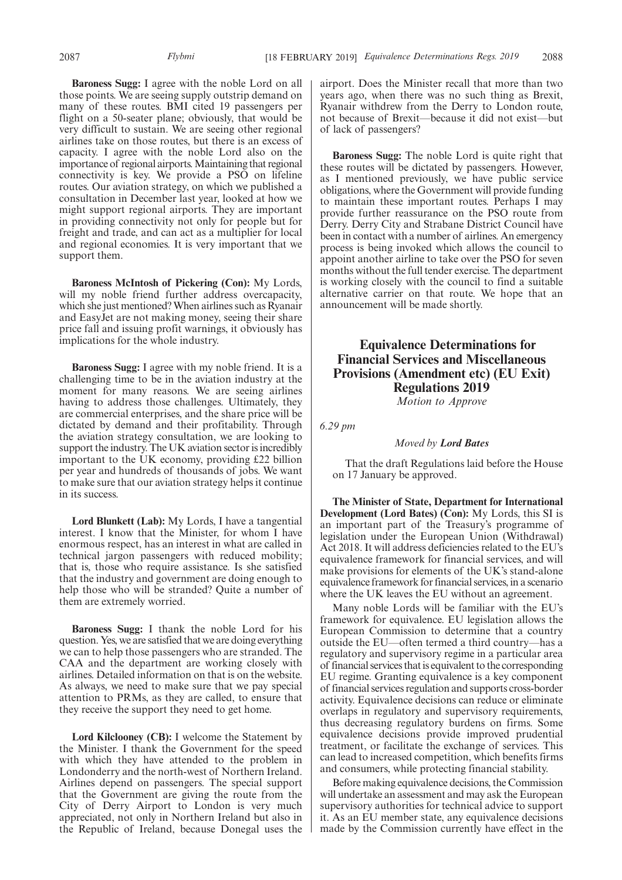**Baroness Sugg:** I agree with the noble Lord on all those points. We are seeing supply outstrip demand on many of these routes. BMI cited 19 passengers per flight on a 50-seater plane; obviously, that would be very difficult to sustain. We are seeing other regional airlines take on those routes, but there is an excess of capacity. I agree with the noble Lord also on the importance of regional airports. Maintaining that regional connectivity is key. We provide a PSO on lifeline routes. Our aviation strategy, on which we published a consultation in December last year, looked at how we might support regional airports. They are important in providing connectivity not only for people but for freight and trade, and can act as a multiplier for local and regional economies. It is very important that we support them.

**Baroness McIntosh of Pickering (Con):** My Lords, will my noble friend further address overcapacity, which she just mentioned? When airlines such as Ryanair and EasyJet are not making money, seeing their share price fall and issuing profit warnings, it obviously has implications for the whole industry.

**Baroness Sugg:** I agree with my noble friend. It is a challenging time to be in the aviation industry at the moment for many reasons. We are seeing airlines having to address those challenges. Ultimately, they are commercial enterprises, and the share price will be dictated by demand and their profitability. Through the aviation strategy consultation, we are looking to support the industry. The UK aviation sector is incredibly important to the UK economy, providing £22 billion per year and hundreds of thousands of jobs. We want to make sure that our aviation strategy helps it continue in its success.

**Lord Blunkett (Lab):** My Lords, I have a tangential interest. I know that the Minister, for whom I have enormous respect, has an interest in what are called in technical jargon passengers with reduced mobility; that is, those who require assistance. Is she satisfied that the industry and government are doing enough to help those who will be stranded? Quite a number of them are extremely worried.

**Baroness Sugg:** I thank the noble Lord for his question. Yes, we are satisfied that we are doing everything we can to help those passengers who are stranded. The CAA and the department are working closely with airlines. Detailed information on that is on the website. As always, we need to make sure that we pay special attention to PRMs, as they are called, to ensure that they receive the support they need to get home.

**Lord Kilclooney (CB):** I welcome the Statement by the Minister. I thank the Government for the speed with which they have attended to the problem in Londonderry and the north-west of Northern Ireland. Airlines depend on passengers. The special support that the Government are giving the route from the City of Derry Airport to London is very much appreciated, not only in Northern Ireland but also in the Republic of Ireland, because Donegal uses the airport. Does the Minister recall that more than two years ago, when there was no such thing as Brexit, Ryanair withdrew from the Derry to London route, not because of Brexit—because it did not exist—but of lack of passengers?

**Baroness Sugg:** The noble Lord is quite right that these routes will be dictated by passengers. However, as I mentioned previously, we have public service obligations, where the Government will provide funding to maintain these important routes. Perhaps I may provide further reassurance on the PSO route from Derry. Derry City and Strabane District Council have been in contact with a number of airlines. An emergency process is being invoked which allows the council to appoint another airline to take over the PSO for seven months without the full tender exercise. The department is working closely with the council to find a suitable alternative carrier on that route. We hope that an announcement will be made shortly.

## Equivalence Determinations for Financial Services and Miscellaneous Provisions (Amendment etc) (EU Exit) Regulations 2019

*Motion to Approve*

*6.29 pm*

*Moved by* ***Lord Bates***

That the draft Regulations laid before the House on 17 January be approved.

**The Minister of State, Department for International Development (Lord Bates) (Con):** My Lords, this SI is an important part of the Treasury's programme of legislation under the European Union (Withdrawal) Act 2018. It will address deficiencies related to the EU's equivalence framework for financial services, and will make provisions for elements of the UK's stand-alone equivalence framework for financial services, in a scenario where the UK leaves the EU without an agreement.

Many noble Lords will be familiar with the EU's framework for equivalence. EU legislation allows the European Commission to determine that a country outside the EU—often termed a third country—has a regulatory and supervisory regime in a particular area of financial services that is equivalent to the corresponding EU regime. Granting equivalence is a key component of financial services regulation and supports cross-border activity. Equivalence decisions can reduce or eliminate overlaps in regulatory and supervisory requirements, thus decreasing regulatory burdens on firms. Some equivalence decisions provide improved prudential treatment, or facilitate the exchange of services. This can lead to increased competition, which benefits firms and consumers, while protecting financial stability.

Before making equivalence decisions, the Commission will undertake an assessment and may ask the European supervisory authorities for technical advice to support it. As an EU member state, any equivalence decisions made by the Commission currently have effect in the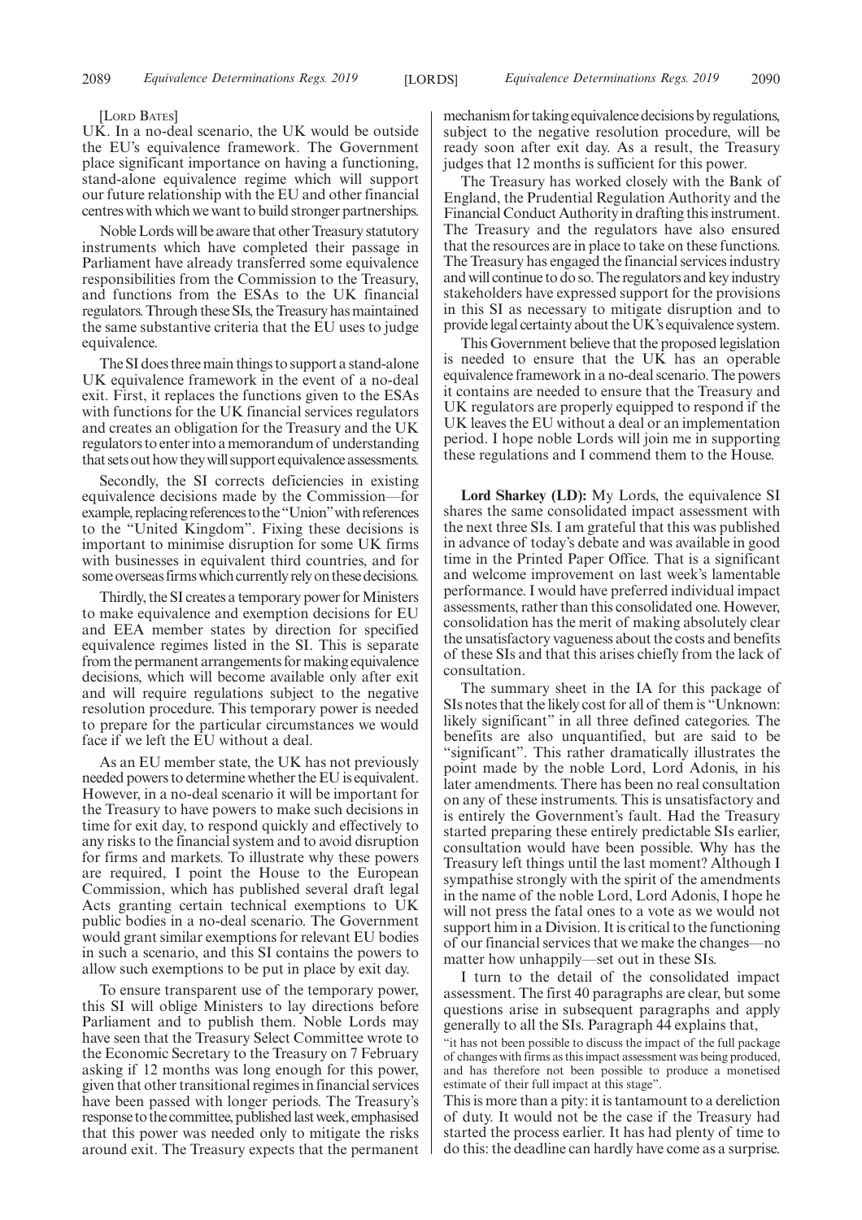[Lord Bates]

UK. In a no-deal scenario, the UK would be outside the EU's equivalence framework. The Government place significant importance on having a functioning, stand-alone equivalence regime which will support our future relationship with the EU and other financial centres with which we want to build stronger partnerships.

Noble Lords will be aware that other Treasury statutory instruments which have completed their passage in Parliament have already transferred some equivalence responsibilities from the Commission to the Treasury, and functions from the ESAs to the UK financial regulators. Through these SIs, the Treasury has maintained the same substantive criteria that the EU uses to judge equivalence.

The SI does three main things to support a stand-alone UK equivalence framework in the event of a no-deal exit. First, it replaces the functions given to the ESAs with functions for the UK financial services regulators and creates an obligation for the Treasury and the UK regulators to enter into a memorandum of understanding that sets out how they will support equivalence assessments.

Secondly, the SI corrects deficiencies in existing equivalence decisions made by the Commission—for example, replacing references to the "Union" with references to the "United Kingdom". Fixing these decisions is important to minimise disruption for some UK firms with businesses in equivalent third countries, and for some overseas firms which currently rely on these decisions.

Thirdly, the SI creates a temporary power for Ministers to make equivalence and exemption decisions for EU and EEA member states by direction for specified equivalence regimes listed in the SI. This is separate from the permanent arrangements for making equivalence decisions, which will become available only after exit and will require regulations subject to the negative resolution procedure. This temporary power is needed to prepare for the particular circumstances we would face if we left the EU without a deal.

As an EU member state, the UK has not previously needed powers to determine whether the EU is equivalent. However, in a no-deal scenario it will be important for the Treasury to have powers to make such decisions in time for exit day, to respond quickly and effectively to any risks to the financial system and to avoid disruption for firms and markets. To illustrate why these powers are required, I point the House to the European Commission, which has published several draft legal Acts granting certain technical exemptions to UK public bodies in a no-deal scenario. The Government would grant similar exemptions for relevant EU bodies in such a scenario, and this SI contains the powers to allow such exemptions to be put in place by exit day.

To ensure transparent use of the temporary power, this SI will oblige Ministers to lay directions before Parliament and to publish them. Noble Lords may have seen that the Treasury Select Committee wrote to the Economic Secretary to the Treasury on 7 February asking if 12 months was long enough for this power, given that other transitional regimes in financial services have been passed with longer periods. The Treasury's response to the committee, published last week, emphasised that this power was needed only to mitigate the risks around exit. The Treasury expects that the permanent mechanism for taking equivalence decisions by regulations, subject to the negative resolution procedure, will be ready soon after exit day. As a result, the Treasury judges that 12 months is sufficient for this power.

The Treasury has worked closely with the Bank of England, the Prudential Regulation Authority and the Financial Conduct Authority in drafting this instrument. The Treasury and the regulators have also ensured that the resources are in place to take on these functions. The Treasury has engaged the financial services industry and will continue to do so. The regulators and key industry stakeholders have expressed support for the provisions in this SI as necessary to mitigate disruption and to provide legal certainty about the UK's equivalence system.

This Government believe that the proposed legislation is needed to ensure that the UK has an operable equivalence framework in a no-deal scenario. The powers it contains are needed to ensure that the Treasury and UK regulators are properly equipped to respond if the UK leaves the EU without a deal or an implementation period. I hope noble Lords will join me in supporting these regulations and I commend them to the House.

**Lord Sharkey (LD):** My Lords, the equivalence SI shares the same consolidated impact assessment with the next three SIs. I am grateful that this was published in advance of today's debate and was available in good time in the Printed Paper Office. That is a significant and welcome improvement on last week's lamentable performance. I would have preferred individual impact assessments, rather than this consolidated one. However, consolidation has the merit of making absolutely clear the unsatisfactory vagueness about the costs and benefits of these SIs and that this arises chiefly from the lack of consultation.

The summary sheet in the IA for this package of SIs notes that the likely cost for all of them is "Unknown: likely significant" in all three defined categories. The benefits are also unquantified, but are said to be "significant". This rather dramatically illustrates the point made by the noble Lord, Lord Adonis, in his later amendments. There has been no real consultation on any of these instruments. This is unsatisfactory and is entirely the Government's fault. Had the Treasury started preparing these entirely predictable SIs earlier, consultation would have been possible. Why has the Treasury left things until the last moment? Although I sympathise strongly with the spirit of the amendments in the name of the noble Lord, Lord Adonis, I hope he will not press the fatal ones to a vote as we would not support him in a Division. It is critical to the functioning of our financial services that we make the changes—no matter how unhappily—set out in these SIs.

I turn to the detail of the consolidated impact assessment. The first 40 paragraphs are clear, but some questions arise in subsequent paragraphs and apply generally to all the SIs. Paragraph 44 explains that,

"it has not been possible to discuss the impact of the full package of changes with firms as this impact assessment was being produced, and has therefore not been possible to produce a monetised estimate of their full impact at this stage".

This is more than a pity: it is tantamount to a dereliction of duty. It would not be the case if the Treasury had started the process earlier. It has had plenty of time to do this: the deadline can hardly have come as a surprise.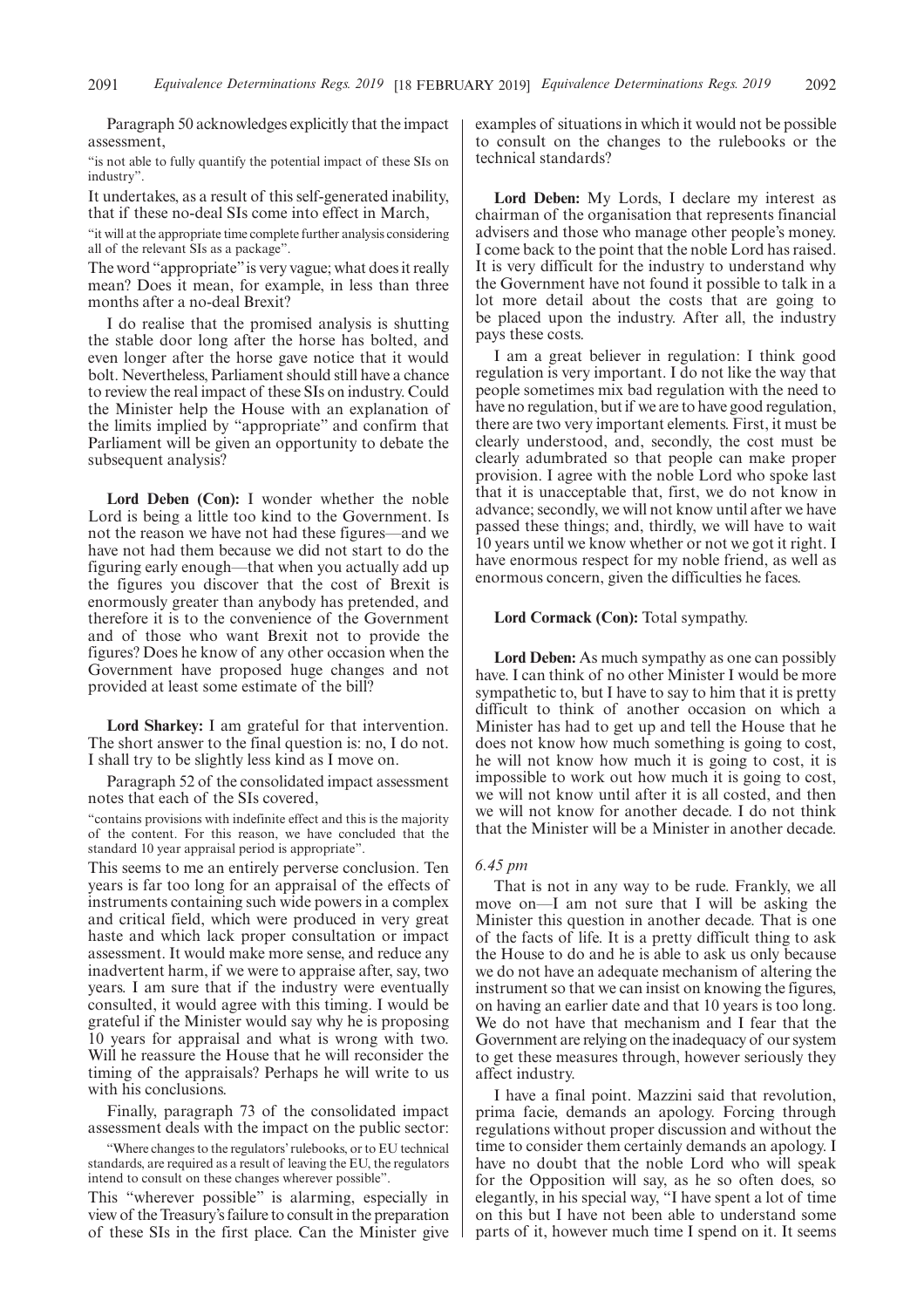Paragraph 50 acknowledges explicitly that the impact assessment,

"is not able to fully quantify the potential impact of these SIs on industry".

It undertakes, as a result of this self-generated inability, that if these no-deal SIs come into effect in March,

"it will at the appropriate time complete further analysis considering all of the relevant SIs as a package".

The word "appropriate" is very vague; what does it really mean? Does it mean, for example, in less than three months after a no-deal Brexit?

I do realise that the promised analysis is shutting the stable door long after the horse has bolted, and even longer after the horse gave notice that it would bolt. Nevertheless, Parliament should still have a chance to review the real impact of these SIs on industry. Could the Minister help the House with an explanation of the limits implied by "appropriate" and confirm that Parliament will be given an opportunity to debate the subsequent analysis?

**Lord Deben (Con):** I wonder whether the noble Lord is being a little too kind to the Government. Is not the reason we have not had these figures—and we have not had them because we did not start to do the figuring early enough—that when you actually add up the figures you discover that the cost of Brexit is enormously greater than anybody has pretended, and therefore it is to the convenience of the Government and of those who want Brexit not to provide the figures? Does he know of any other occasion when the Government have proposed huge changes and not provided at least some estimate of the bill?

**Lord Sharkey:** I am grateful for that intervention. The short answer to the final question is: no, I do not. I shall try to be slightly less kind as I move on.

Paragraph 52 of the consolidated impact assessment notes that each of the SIs covered,

"contains provisions with indefinite effect and this is the majority of the content. For this reason, we have concluded that the standard 10 year appraisal period is appropriate".

This seems to me an entirely perverse conclusion. Ten years is far too long for an appraisal of the effects of instruments containing such wide powers in a complex and critical field, which were produced in very great haste and which lack proper consultation or impact assessment. It would make more sense, and reduce any inadvertent harm, if we were to appraise after, say, two years. I am sure that if the industry were eventually consulted, it would agree with this timing. I would be grateful if the Minister would say why he is proposing 10 years for appraisal and what is wrong with two. Will he reassure the House that he will reconsider the timing of the appraisals? Perhaps he will write to us with his conclusions.

Finally, paragraph 73 of the consolidated impact assessment deals with the impact on the public sector:

"Where changes to the regulators' rulebooks, or to EU technical standards, are required as a result of leaving the EU, the regulators intend to consult on these changes wherever possible".

This "wherever possible" is alarming, especially in view of the Treasury's failure to consult in the preparation of these SIs in the first place. Can the Minister give examples of situations in which it would not be possible to consult on the changes to the rulebooks or the technical standards?

**Lord Deben:** My Lords, I declare my interest as chairman of the organisation that represents financial advisers and those who manage other people's money. I come back to the point that the noble Lord has raised. It is very difficult for the industry to understand why the Government have not found it possible to talk in a lot more detail about the costs that are going to be placed upon the industry. After all, the industry pays these costs.

I am a great believer in regulation: I think good regulation is very important. I do not like the way that people sometimes mix bad regulation with the need to have no regulation, but if we are to have good regulation, there are two very important elements. First, it must be clearly understood, and, secondly, the cost must be clearly adumbrated so that people can make proper provision. I agree with the noble Lord who spoke last that it is unacceptable that, first, we do not know in advance; secondly, we will not know until after we have passed these things; and, thirdly, we will have to wait 10 years until we know whether or not we got it right. I have enormous respect for my noble friend, as well as enormous concern, given the difficulties he faces.

**Lord Cormack (Con):** Total sympathy.

**Lord Deben:** As much sympathy as one can possibly have. I can think of no other Minister I would be more sympathetic to, but I have to say to him that it is pretty difficult to think of another occasion on which a Minister has had to get up and tell the House that he does not know how much something is going to cost, he will not know how much it is going to cost, it is impossible to work out how much it is going to cost, we will not know until after it is all costed, and then we will not know for another decade. I do not think that the Minister will be a Minister in another decade.

*6.45 pm*

That is not in any way to be rude. Frankly, we all move on—I am not sure that I will be asking the Minister this question in another decade. That is one of the facts of life. It is a pretty difficult thing to ask the House to do and he is able to ask us only because we do not have an adequate mechanism of altering the instrument so that we can insist on knowing the figures, on having an earlier date and that 10 years is too long. We do not have that mechanism and I fear that the Government are relying on the inadequacy of our system to get these measures through, however seriously they affect industry.

I have a final point. Mazzini said that revolution, prima facie, demands an apology. Forcing through regulations without proper discussion and without the time to consider them certainly demands an apology. I have no doubt that the noble Lord who will speak for the Opposition will say, as he so often does, so elegantly, in his special way, "I have spent a lot of time on this but I have not been able to understand some parts of it, however much time I spend on it. It seems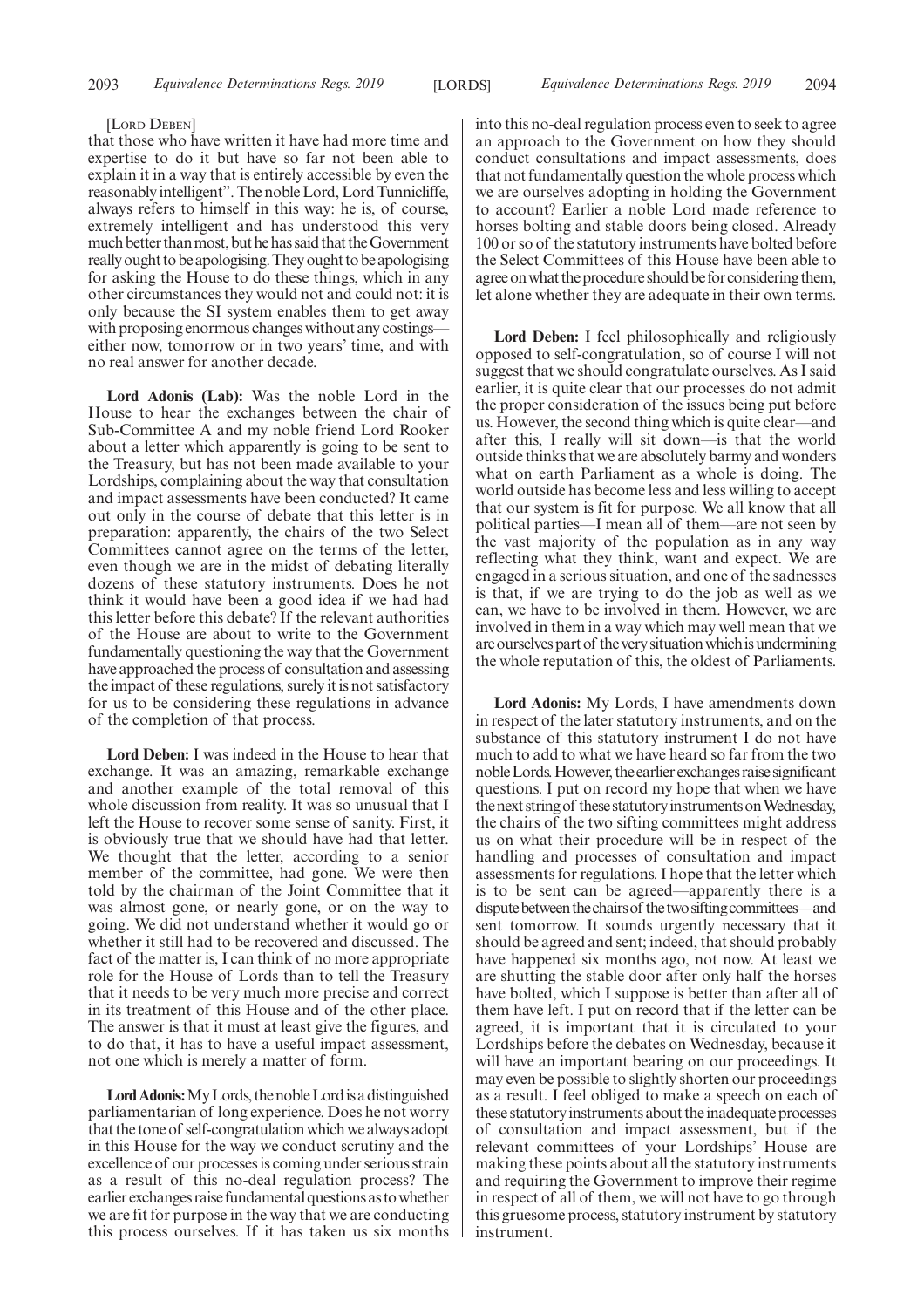[Lord Deben]

that those who have written it have had more time and expertise to do it but have so far not been able to explain it in a way that is entirely accessible by even the reasonably intelligent". The noble Lord, Lord Tunnicliffe, always refers to himself in this way: he is, of course, extremely intelligent and has understood this very much better than most, but he has said that the Government really ought to be apologising. They ought to be apologising for asking the House to do these things, which in any other circumstances they would not and could not: it is only because the SI system enables them to get away with proposing enormous changes without any costings—either now, tomorrow or in two years' time, and with no real answer for another decade.

**Lord Adonis (Lab):** Was the noble Lord in the House to hear the exchanges between the chair of Sub-Committee A and my noble friend Lord Rooker about a letter which apparently is going to be sent to the Treasury, but has not been made available to your Lordships, complaining about the way that consultation and impact assessments have been conducted? It came out only in the course of debate that this letter is in preparation: apparently, the chairs of the two Select Committees cannot agree on the terms of the letter, even though we are in the midst of debating literally dozens of these statutory instruments. Does he not think it would have been a good idea if we had had this letter before this debate? If the relevant authorities of the House are about to write to the Government fundamentally questioning the way that the Government have approached the process of consultation and assessing the impact of these regulations, surely it is not satisfactory for us to be considering these regulations in advance of the completion of that process.

**Lord Deben:** I was indeed in the House to hear that exchange. It was an amazing, remarkable exchange and another example of the total removal of this whole discussion from reality. It was so unusual that I left the House to recover some sense of sanity. First, it is obviously true that we should have had that letter. We thought that the letter, according to a senior member of the committee, had gone. We were then told by the chairman of the Joint Committee that it was almost gone, or nearly gone, or on the way to going. We did not understand whether it would go or whether it still had to be recovered and discussed. The fact of the matter is, I can think of no more appropriate role for the House of Lords than to tell the Treasury that it needs to be very much more precise and correct in its treatment of this House and of the other place. The answer is that it must at least give the figures, and to do that, it has to have a useful impact assessment, not one which is merely a matter of form.

**Lord Adonis:** My Lords, the noble Lord is a distinguished parliamentarian of long experience. Does he not worry that the tone of self-congratulation which we always adopt in this House for the way we conduct scrutiny and the excellence of our processes is coming under serious strain as a result of this no-deal regulation process? The earlier exchanges raise fundamental questions as to whether we are fit for purpose in the way that we are conducting this process ourselves. If it has taken us six months into this no-deal regulation process even to seek to agree an approach to the Government on how they should conduct consultations and impact assessments, does that not fundamentally question the whole process which we are ourselves adopting in holding the Government to account? Earlier a noble Lord made reference to horses bolting and stable doors being closed. Already 100 or so of the statutory instruments have bolted before the Select Committees of this House have been able to agree on what the procedure should be for considering them, let alone whether they are adequate in their own terms.

**Lord Deben:** I feel philosophically and religiously opposed to self-congratulation, so of course I will not suggest that we should congratulate ourselves. As I said earlier, it is quite clear that our processes do not admit the proper consideration of the issues being put before us. However, the second thing which is quite clear—and after this, I really will sit down—is that the world outside thinks that we are absolutely barmy and wonders what on earth Parliament as a whole is doing. The world outside has become less and less willing to accept that our system is fit for purpose. We all know that all political parties—I mean all of them—are not seen by the vast majority of the population as in any way reflecting what they think, want and expect. We are engaged in a serious situation, and one of the sadnesses is that, if we are trying to do the job as well as we can, we have to be involved in them. However, we are involved in them in a way which may well mean that we are ourselves part of the very situation which is undermining the whole reputation of this, the oldest of Parliaments.

**Lord Adonis:** My Lords, I have amendments down in respect of the later statutory instruments, and on the substance of this statutory instrument I do not have much to add to what we have heard so far from the two noble Lords. However, the earlier exchanges raise significant questions. I put on record my hope that when we have the next string of these statutory instruments on Wednesday, the chairs of the two sifting committees might address us on what their procedure will be in respect of the handling and processes of consultation and impact assessments for regulations. I hope that the letter which is to be sent can be agreed—apparently there is a dispute between the chairs of the two sifting committees—and sent tomorrow. It sounds urgently necessary that it should be agreed and sent; indeed, that should probably have happened six months ago, not now. At least we are shutting the stable door after only half the horses have bolted, which I suppose is better than after all of them have left. I put on record that if the letter can be agreed, it is important that it is circulated to your Lordships before the debates on Wednesday, because it will have an important bearing on our proceedings. It may even be possible to slightly shorten our proceedings as a result. I feel obliged to make a speech on each of these statutory instruments about the inadequate processes of consultation and impact assessment, but if the relevant committees of your Lordships' House are making these points about all the statutory instruments and requiring the Government to improve their regime in respect of all of them, we will not have to go through this gruesome process, statutory instrument by statutory instrument.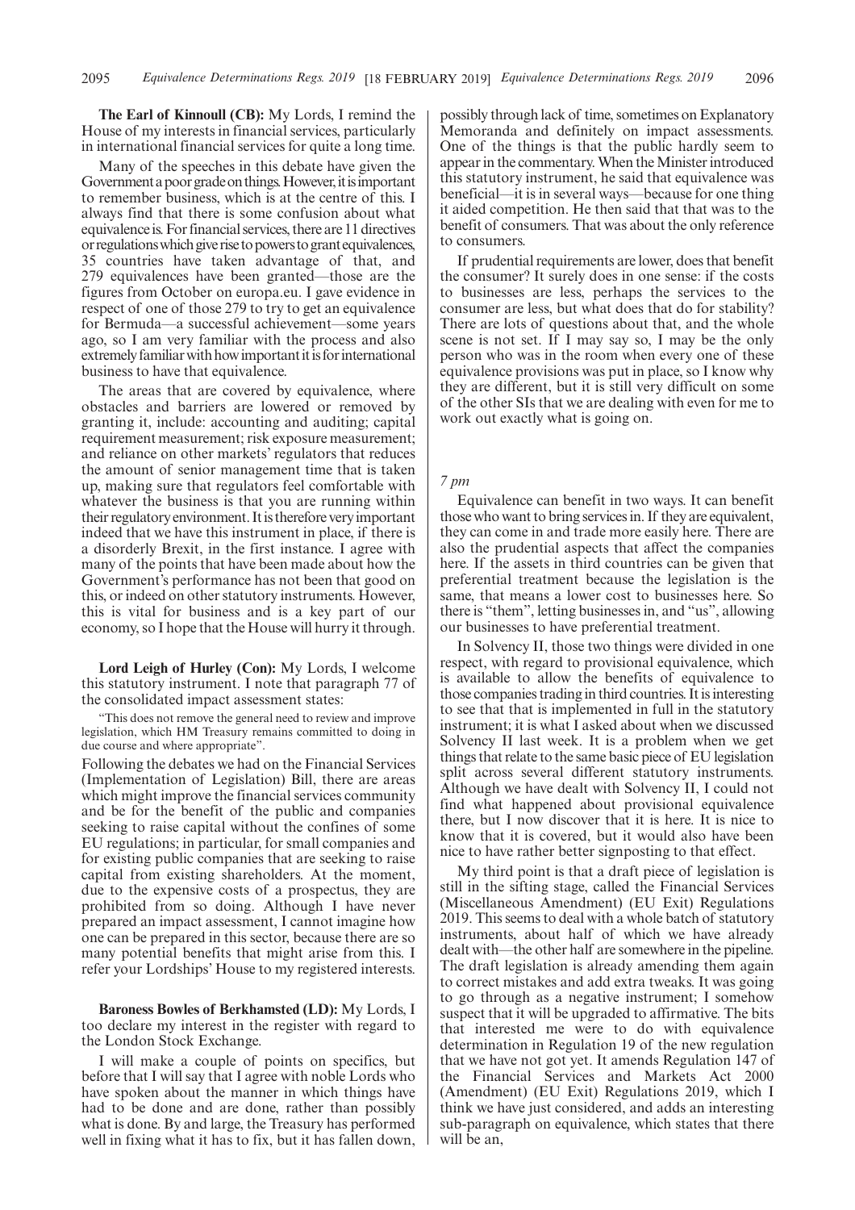**The Earl of Kinnoull (CB):** My Lords, I remind the House of my interests in financial services, particularly in international financial services for quite a long time.

Many of the speeches in this debate have given the Government a poor grade on things. However, it is important to remember business, which is at the centre of this. I always find that there is some confusion about what equivalence is. For financial services, there are 11 directives or regulations which give rise to powers to grant equivalences, 35 countries have taken advantage of that, and 279 equivalences have been granted—those are the figures from October on europa.eu. I gave evidence in respect of one of those 279 to try to get an equivalence for Bermuda—a successful achievement—some years ago, so I am very familiar with the process and also extremely familiar with how important it is for international business to have that equivalence.

The areas that are covered by equivalence, where obstacles and barriers are lowered or removed by granting it, include: accounting and auditing; capital requirement measurement; risk exposure measurement; and reliance on other markets' regulators that reduces the amount of senior management time that is taken up, making sure that regulators feel comfortable with whatever the business is that you are running within their regulatory environment. It is therefore very important indeed that we have this instrument in place, if there is a disorderly Brexit, in the first instance. I agree with many of the points that have been made about how the Government's performance has not been that good on this, or indeed on other statutory instruments. However, this is vital for business and is a key part of our economy, so I hope that the House will hurry it through.

**Lord Leigh of Hurley (Con):** My Lords, I welcome this statutory instrument. I note that paragraph 77 of the consolidated impact assessment states:

"This does not remove the general need to review and improve legislation, which HM Treasury remains committed to doing in due course and where appropriate".

Following the debates we had on the Financial Services (Implementation of Legislation) Bill, there are areas which might improve the financial services community and be for the benefit of the public and companies seeking to raise capital without the confines of some EU regulations; in particular, for small companies and for existing public companies that are seeking to raise capital from existing shareholders. At the moment, due to the expensive costs of a prospectus, they are prohibited from so doing. Although I have never prepared an impact assessment, I cannot imagine how one can be prepared in this sector, because there are so many potential benefits that might arise from this. I refer your Lordships' House to my registered interests.

**Baroness Bowles of Berkhamsted (LD):** My Lords, I too declare my interest in the register with regard to the London Stock Exchange.

I will make a couple of points on specifics, but before that I will say that I agree with noble Lords who have spoken about the manner in which things have had to be done and are done, rather than possibly what is done. By and large, the Treasury has performed well in fixing what it has to fix, but it has fallen down, possibly through lack of time, sometimes on Explanatory Memoranda and definitely on impact assessments. One of the things is that the public hardly seem to appear in the commentary. When the Minister introduced this statutory instrument, he said that equivalence was beneficial—it is in several ways—because for one thing it aided competition. He then said that that was to the benefit of consumers. That was about the only reference to consumers.

If prudential requirements are lower, does that benefit the consumer? It surely does in one sense: if the costs to businesses are less, perhaps the services to the consumer are less, but what does that do for stability? There are lots of questions about that, and the whole scene is not set. If I may say so, I may be the only person who was in the room when every one of these equivalence provisions was put in place, so I know why they are different, but it is still very difficult on some of the other SIs that we are dealing with even for me to work out exactly what is going on.

*7 pm*

Equivalence can benefit in two ways. It can benefit those who want to bring services in. If they are equivalent, they can come in and trade more easily here. There are also the prudential aspects that affect the companies here. If the assets in third countries can be given that preferential treatment because the legislation is the same, that means a lower cost to businesses here. So there is "them", letting businesses in, and "us", allowing our businesses to have preferential treatment.

In Solvency II, those two things were divided in one respect, with regard to provisional equivalence, which is available to allow the benefits of equivalence to those companies trading in third countries. It is interesting to see that that is implemented in full in the statutory instrument; it is what I asked about when we discussed Solvency II last week. It is a problem when we get things that relate to the same basic piece of EU legislation split across several different statutory instruments. Although we have dealt with Solvency II, I could not find what happened about provisional equivalence there, but I now discover that it is here. It is nice to know that it is covered, but it would also have been nice to have rather better signposting to that effect.

My third point is that a draft piece of legislation is still in the sifting stage, called the Financial Services (Miscellaneous Amendment) (EU Exit) Regulations 2019. This seems to deal with a whole batch of statutory instruments, about half of which we have already dealt with—the other half are somewhere in the pipeline. The draft legislation is already amending them again to correct mistakes and add extra tweaks. It was going to go through as a negative instrument; I somehow suspect that it will be upgraded to affirmative. The bits that interested me were to do with equivalence determination in Regulation 19 of the new regulation that we have not got yet. It amends Regulation 147 of the Financial Services and Markets Act 2000 (Amendment) (EU Exit) Regulations 2019, which I think we have just considered, and adds an interesting sub-paragraph on equivalence, which states that there will be an,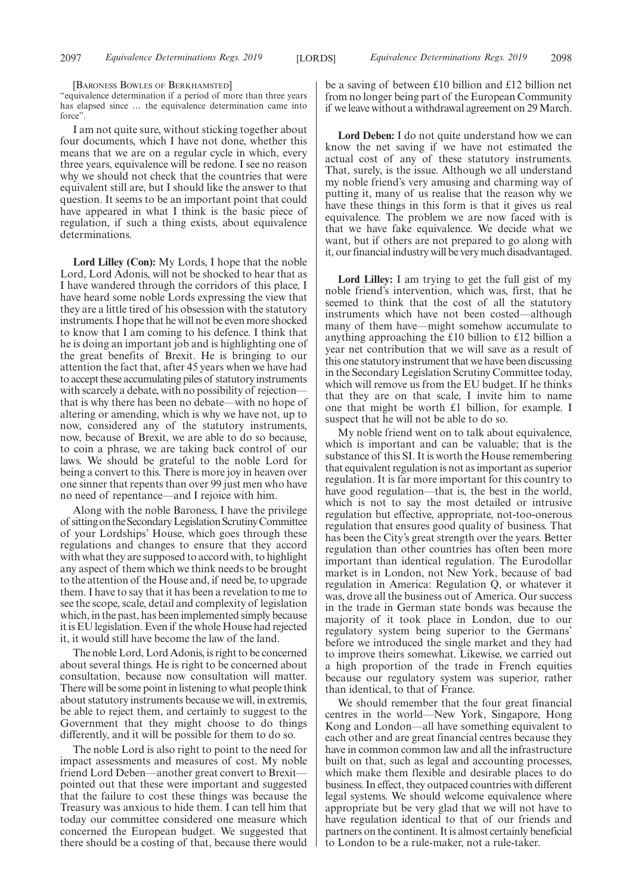[BARONESS BOWLES OF BERKHAMSTED]

"equivalence determination if a period of more than three years has elapsed since … the equivalence determination came into force".

I am not quite sure, without sticking together about four documents, which I have not done, whether this means that we are on a regular cycle in which, every three years, equivalence will be redone. I see no reason why we should not check that the countries that were equivalent still are, but I should like the answer to that question. It seems to be an important point that could have appeared in what I think is the basic piece of regulation, if such a thing exists, about equivalence determinations.

**Lord Lilley (Con):** My Lords, I hope that the noble Lord, Lord Adonis, will not be shocked to hear that as I have wandered through the corridors of this place, I have heard some noble Lords expressing the view that they are a little tired of his obsession with the statutory instruments. I hope that he will not be even more shocked to know that I am coming to his defence. I think that he is doing an important job and is highlighting one of the great benefits of Brexit. He is bringing to our attention the fact that, after 45 years when we have had to accept these accumulating piles of statutory instruments with scarcely a debate, with no possibility of rejection—that is why there has been no debate—with no hope of altering or amending, which is why we have not, up to now, considered any of the statutory instruments, now, because of Brexit, we are able to do so because, to coin a phrase, we are taking back control of our laws. We should be grateful to the noble Lord for being a convert to this. There is more joy in heaven over one sinner that repents than over 99 just men who have no need of repentance—and I rejoice with him.

Along with the noble Baroness, I have the privilege of sitting on the Secondary Legislation Scrutiny Committee of your Lordships' House, which goes through these regulations and changes to ensure that they accord with what they are supposed to accord with, to highlight any aspect of them which we think needs to be brought to the attention of the House and, if need be, to upgrade them. I have to say that it has been a revelation to me to see the scope, scale, detail and complexity of legislation which, in the past, has been implemented simply because it is EU legislation. Even if the whole House had rejected it, it would still have become the law of the land.

The noble Lord, Lord Adonis, is right to be concerned about several things. He is right to be concerned about consultation, because now consultation will matter. There will be some point in listening to what people think about statutory instruments because we will, in extremis, be able to reject them, and certainly to suggest to the Government that they might choose to do things differently, and it will be possible for them to do so.

The noble Lord is also right to point to the need for impact assessments and measures of cost. My noble friend Lord Deben—another great convert to Brexit—pointed out that these were important and suggested that the failure to cost these things was because the Treasury was anxious to hide them. I can tell him that today our committee considered one measure which concerned the European budget. We suggested that there should be a costing of that, because there would be a saving of between £10 billion and £12 billion net from no longer being part of the European Community if we leave without a withdrawal agreement on 29 March.

**Lord Deben:** I do not quite understand how we can know the net saving if we have not estimated the actual cost of any of these statutory instruments. That, surely, is the issue. Although we all understand my noble friend's very amusing and charming way of putting it, many of us realise that the reason why we have these things in this form is that it gives us real equivalence. The problem we are now faced with is that we have fake equivalence. We decide what we want, but if others are not prepared to go along with it, our financial industry will be very much disadvantaged.

**Lord Lilley:** I am trying to get the full gist of my noble friend's intervention, which was, first, that he seemed to think that the cost of all the statutory instruments which have not been costed—although many of them have—might somehow accumulate to anything approaching the £10 billion to £12 billion a year net contribution that we will save as a result of this one statutory instrument that we have been discussing in the Secondary Legislation Scrutiny Committee today, which will remove us from the EU budget. If he thinks that they are on that scale, I invite him to name one that might be worth £1 billion, for example. I suspect that he will not be able to do so.

My noble friend went on to talk about equivalence, which is important and can be valuable; that is the substance of this SI. It is worth the House remembering that equivalent regulation is not as important as superior regulation. It is far more important for this country to have good regulation—that is, the best in the world, which is not to say the most detailed or intrusive regulation but effective, appropriate, not-too-onerous regulation that ensures good quality of business. That has been the City's great strength over the years. Better regulation than other countries has often been more important than identical regulation. The Eurodollar market is in London, not New York, because of bad regulation in America: Regulation Q, or whatever it was, drove all the business out of America. Our success in the trade in German state bonds was because the majority of it took place in London, due to our regulatory system being superior to the Germans' before we introduced the single market and they had to improve theirs somewhat. Likewise, we carried out a high proportion of the trade in French equities because our regulatory system was superior, rather than identical, to that of France.

We should remember that the four great financial centres in the world—New York, Singapore, Hong Kong and London—all have something equivalent to each other and are great financial centres because they have in common common law and all the infrastructure built on that, such as legal and accounting processes, which make them flexible and desirable places to do business. In effect, they outpaced countries with different legal systems. We should welcome equivalence where appropriate but be very glad that we will not have to have regulation identical to that of our friends and partners on the continent. It is almost certainly beneficial to London to be a rule-maker, not a rule-taker.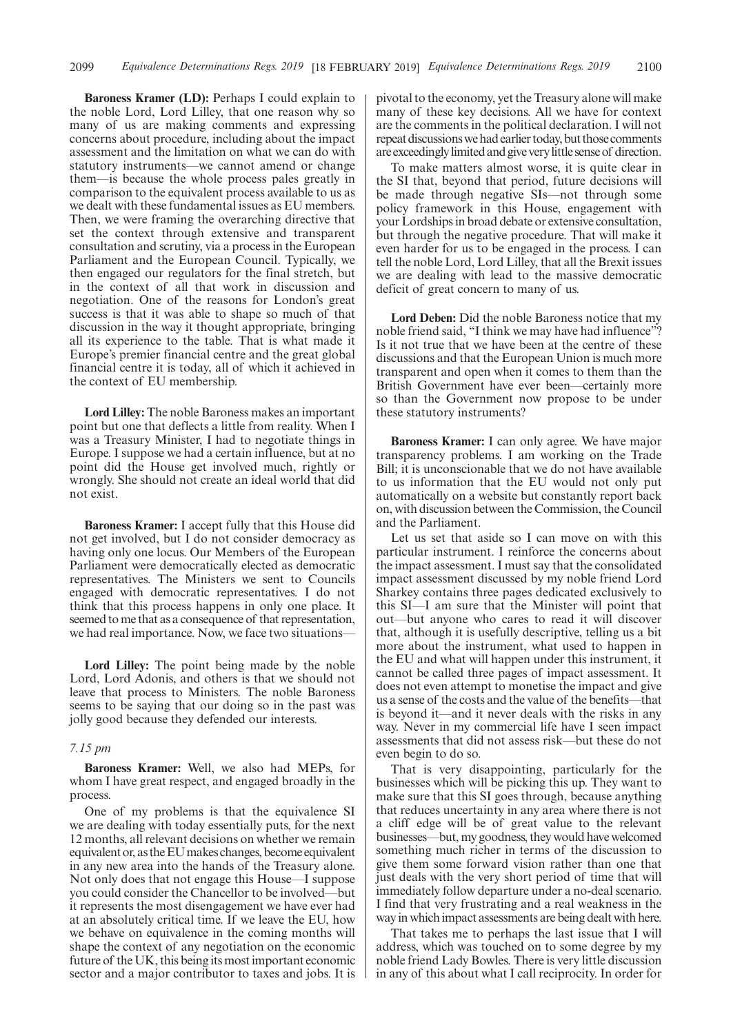**Baroness Kramer (LD):** Perhaps I could explain to the noble Lord, Lord Lilley, that one reason why so many of us are making comments and expressing concerns about procedure, including about the impact assessment and the limitation on what we can do with statutory instruments—we cannot amend or change them—is because the whole process pales greatly in comparison to the equivalent process available to us as we dealt with these fundamental issues as EU members. Then, we were framing the overarching directive that set the context through extensive and transparent consultation and scrutiny, via a process in the European Parliament and the European Council. Typically, we then engaged our regulators for the final stretch, but in the context of all that work in discussion and negotiation. One of the reasons for London's great success is that it was able to shape so much of that discussion in the way it thought appropriate, bringing all its experience to the table. That is what made it Europe's premier financial centre and the great global financial centre it is today, all of which it achieved in the context of EU membership.

**Lord Lilley:** The noble Baroness makes an important point but one that deflects a little from reality. When I was a Treasury Minister, I had to negotiate things in Europe. I suppose we had a certain influence, but at no point did the House get involved much, rightly or wrongly. She should not create an ideal world that did not exist.

**Baroness Kramer:** I accept fully that this House did not get involved, but I do not consider democracy as having only one locus. Our Members of the European Parliament were democratically elected as democratic representatives. The Ministers we sent to Councils engaged with democratic representatives. I do not think that this process happens in only one place. It seemed to me that as a consequence of that representation, we had real importance. Now, we face two situations—

**Lord Lilley:** The point being made by the noble Lord, Lord Adonis, and others is that we should not leave that process to Ministers. The noble Baroness seems to be saying that our doing so in the past was jolly good because they defended our interests.

*7.15 pm*

**Baroness Kramer:** Well, we also had MEPs, for whom I have great respect, and engaged broadly in the process.

One of my problems is that the equivalence SI we are dealing with today essentially puts, for the next 12 months, all relevant decisions on whether we remain equivalent or, as the EU makes changes, become equivalent in any new area into the hands of the Treasury alone. Not only does that not engage this House—I suppose you could consider the Chancellor to be involved—but it represents the most disengagement we have ever had at an absolutely critical time. If we leave the EU, how we behave on equivalence in the coming months will shape the context of any negotiation on the economic future of the UK, this being its most important economic sector and a major contributor to taxes and jobs. It is pivotal to the economy, yet the Treasury alone will make many of these key decisions. All we have for context are the comments in the political declaration. I will not repeat discussions we had earlier today, but those comments are exceedingly limited and give very little sense of direction.

To make matters almost worse, it is quite clear in the SI that, beyond that period, future decisions will be made through negative SIs—not through some policy framework in this House, engagement with your Lordships in broad debate or extensive consultation, but through the negative procedure. That will make it even harder for us to be engaged in the process. I can tell the noble Lord, Lord Lilley, that all the Brexit issues we are dealing with lead to the massive democratic deficit of great concern to many of us.

**Lord Deben:** Did the noble Baroness notice that my noble friend said, "I think we may have had influence"? Is it not true that we have been at the centre of these discussions and that the European Union is much more transparent and open when it comes to them than the British Government have ever been—certainly more so than the Government now propose to be under these statutory instruments?

**Baroness Kramer:** I can only agree. We have major transparency problems. I am working on the Trade Bill; it is unconscionable that we do not have available to us information that the EU would not only put automatically on a website but constantly report back on, with discussion between the Commission, the Council and the Parliament.

Let us set that aside so I can move on with this particular instrument. I reinforce the concerns about the impact assessment. I must say that the consolidated impact assessment discussed by my noble friend Lord Sharkey contains three pages dedicated exclusively to this SI—I am sure that the Minister will point that out—but anyone who cares to read it will discover that, although it is usefully descriptive, telling us a bit more about the instrument, what used to happen in the EU and what will happen under this instrument, it cannot be called three pages of impact assessment. It does not even attempt to monetise the impact and give us a sense of the costs and the value of the benefits—that is beyond it—and it never deals with the risks in any way. Never in my commercial life have I seen impact assessments that did not assess risk—but these do not even begin to do so.

That is very disappointing, particularly for the businesses which will be picking this up. They want to make sure that this SI goes through, because anything that reduces uncertainty in any area where there is not a cliff edge will be of great value to the relevant businesses—but, my goodness, they would have welcomed something much richer in terms of the discussion to give them some forward vision rather than one that just deals with the very short period of time that will immediately follow departure under a no-deal scenario. I find that very frustrating and a real weakness in the way in which impact assessments are being dealt with here.

That takes me to perhaps the last issue that I will address, which was touched on to some degree by my noble friend Lady Bowles. There is very little discussion in any of this about what I call reciprocity. In order for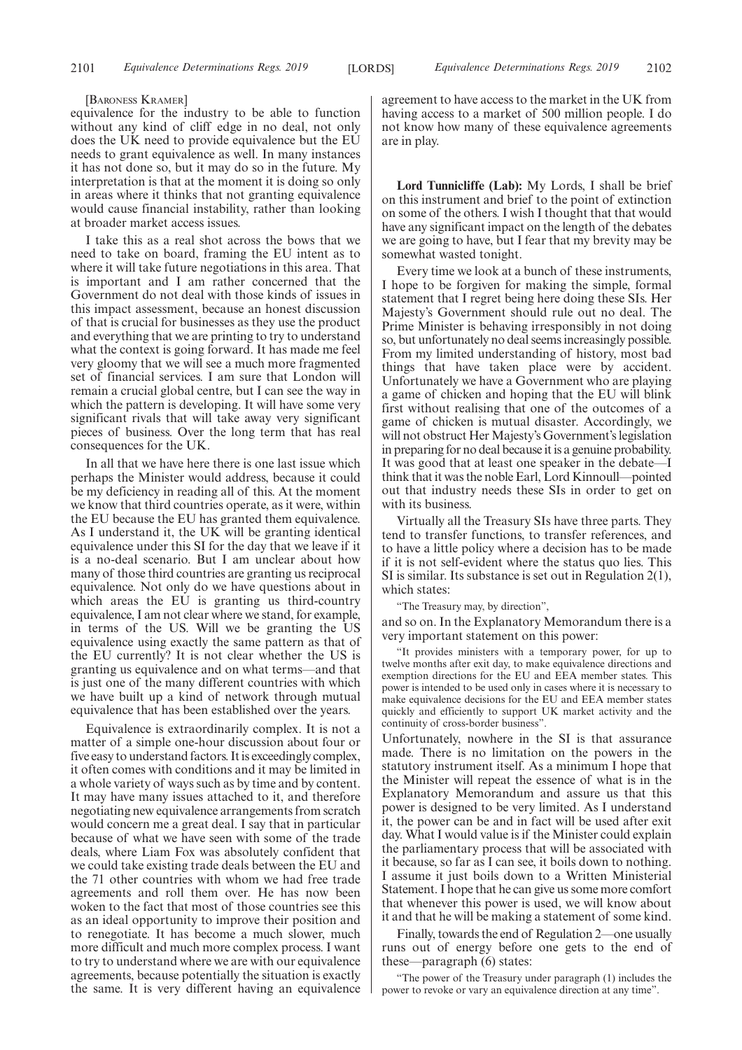[Baroness Kramer]

equivalence for the industry to be able to function without any kind of cliff edge in no deal, not only does the UK need to provide equivalence but the EU needs to grant equivalence as well. In many instances it has not done so, but it may do so in the future. My interpretation is that at the moment it is doing so only in areas where it thinks that not granting equivalence would cause financial instability, rather than looking at broader market access issues.

I take this as a real shot across the bows that we need to take on board, framing the EU intent as to where it will take future negotiations in this area. That is important and I am rather concerned that the Government do not deal with those kinds of issues in this impact assessment, because an honest discussion of that is crucial for businesses as they use the product and everything that we are printing to try to understand what the context is going forward. It has made me feel very gloomy that we will see a much more fragmented set of financial services. I am sure that London will remain a crucial global centre, but I can see the way in which the pattern is developing. It will have some very significant rivals that will take away very significant pieces of business. Over the long term that has real consequences for the UK.

In all that we have here there is one last issue which perhaps the Minister would address, because it could be my deficiency in reading all of this. At the moment we know that third countries operate, as it were, within the EU because the EU has granted them equivalence. As I understand it, the UK will be granting identical equivalence under this SI for the day that we leave if it is a no-deal scenario. But I am unclear about how many of those third countries are granting us reciprocal equivalence. Not only do we have questions about in which areas the EU is granting us third-country equivalence, I am not clear where we stand, for example, in terms of the US. Will we be granting the US equivalence using exactly the same pattern as that of the EU currently? It is not clear whether the US is granting us equivalence and on what terms—and that is just one of the many different countries with which we have built up a kind of network through mutual equivalence that has been established over the years.

Equivalence is extraordinarily complex. It is not a matter of a simple one-hour discussion about four or five easy to understand factors. It is exceedingly complex, it often comes with conditions and it may be limited in a whole variety of ways such as by time and by content. It may have many issues attached to it, and therefore negotiating new equivalence arrangements from scratch would concern me a great deal. I say that in particular because of what we have seen with some of the trade deals, where Liam Fox was absolutely confident that we could take existing trade deals between the EU and the 71 other countries with whom we had free trade agreements and roll them over. He has now been woken to the fact that most of those countries see this as an ideal opportunity to improve their position and to renegotiate. It has become a much slower, much more difficult and much more complex process. I want to try to understand where we are with our equivalence agreements, because potentially the situation is exactly the same. It is very different having an equivalence agreement to have access to the market in the UK from having access to a market of 500 million people. I do not know how many of these equivalence agreements are in play.

**Lord Tunnicliffe (Lab):** My Lords, I shall be brief on this instrument and brief to the point of extinction on some of the others. I wish I thought that that would have any significant impact on the length of the debates we are going to have, but I fear that my brevity may be somewhat wasted tonight.

Every time we look at a bunch of these instruments, I hope to be forgiven for making the simple, formal statement that I regret being here doing these SIs. Her Majesty's Government should rule out no deal. The Prime Minister is behaving irresponsibly in not doing so, but unfortunately no deal seems increasingly possible. From my limited understanding of history, most bad things that have taken place were by accident. Unfortunately we have a Government who are playing a game of chicken and hoping that the EU will blink first without realising that one of the outcomes of a game of chicken is mutual disaster. Accordingly, we will not obstruct Her Majesty's Government's legislation in preparing for no deal because it is a genuine probability. It was good that at least one speaker in the debate—I think that it was the noble Earl, Lord Kinnoull—pointed out that industry needs these SIs in order to get on with its business.

Virtually all the Treasury SIs have three parts. They tend to transfer functions, to transfer references, and to have a little policy where a decision has to be made if it is not self-evident where the status quo lies. This SI is similar. Its substance is set out in Regulation 2(1), which states:

"The Treasury may, by direction",

and so on. In the Explanatory Memorandum there is a very important statement on this power:

"It provides ministers with a temporary power, for up to twelve months after exit day, to make equivalence directions and exemption directions for the EU and EEA member states. This power is intended to be used only in cases where it is necessary to make equivalence decisions for the EU and EEA member states quickly and efficiently to support UK market activity and the continuity of cross-border business".

Unfortunately, nowhere in the SI is that assurance made. There is no limitation on the powers in the statutory instrument itself. As a minimum I hope that the Minister will repeat the essence of what is in the Explanatory Memorandum and assure us that this power is designed to be very limited. As I understand it, the power can be and in fact will be used after exit day. What I would value is if the Minister could explain the parliamentary process that will be associated with it because, so far as I can see, it boils down to nothing. I assume it just boils down to a Written Ministerial Statement. I hope that he can give us some more comfort that whenever this power is used, we will know about it and that he will be making a statement of some kind.

Finally, towards the end of Regulation 2—one usually runs out of energy before one gets to the end of these—paragraph (6) states:

"The power of the Treasury under paragraph (1) includes the power to revoke or vary an equivalence direction at any time".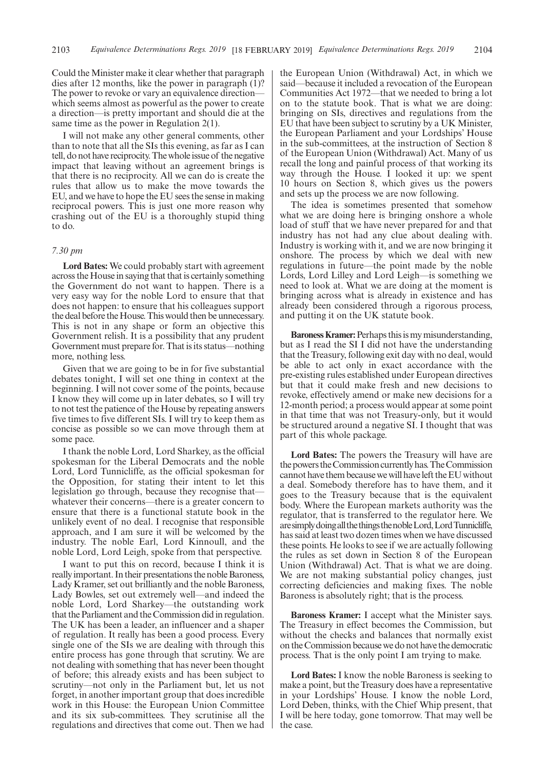Could the Minister make it clear whether that paragraph dies after 12 months, like the power in paragraph (1)? The power to revoke or vary an equivalence direction—which seems almost as powerful as the power to create a direction—is pretty important and should die at the same time as the power in Regulation 2(1).

I will not make any other general comments, other than to note that all the SIs this evening, as far as I can tell, do not have reciprocity. The whole issue of the negative impact that leaving without an agreement brings is that there is no reciprocity. All we can do is create the rules that allow us to make the move towards the EU, and we have to hope the EU sees the sense in making reciprocal powers. This is just one more reason why crashing out of the EU is a thoroughly stupid thing to do.

*7.30 pm*

**Lord Bates:** We could probably start with agreement across the House in saying that that is certainly something the Government do not want to happen. There is a very easy way for the noble Lord to ensure that that does not happen: to ensure that his colleagues support the deal before the House. This would then be unnecessary. This is not in any shape or form an objective this Government relish. It is a possibility that any prudent Government must prepare for. That is its status—nothing more, nothing less.

Given that we are going to be in for five substantial debates tonight, I will set one thing in context at the beginning. I will not cover some of the points, because I know they will come up in later debates, so I will try to not test the patience of the House by repeating answers five times to five different SIs. I will try to keep them as concise as possible so we can move through them at some pace.

I thank the noble Lord, Lord Sharkey, as the official spokesman for the Liberal Democrats and the noble Lord, Lord Tunnicliffe, as the official spokesman for the Opposition, for stating their intent to let this legislation go through, because they recognise that—whatever their concerns—there is a greater concern to ensure that there is a functional statute book in the unlikely event of no deal. I recognise that responsible approach, and I am sure it will be welcomed by the industry. The noble Earl, Lord Kinnoull, and the noble Lord, Lord Leigh, spoke from that perspective.

I want to put this on record, because I think it is really important. In their presentations the noble Baroness, Lady Kramer, set out brilliantly and the noble Baroness, Lady Bowles, set out extremely well—and indeed the noble Lord, Lord Sharkey—the outstanding work that the Parliament and the Commission did in regulation. The UK has been a leader, an influencer and a shaper of regulation. It really has been a good process. Every single one of the SIs we are dealing with through this entire process has gone through that scrutiny. We are not dealing with something that has never been thought of before; this already exists and has been subject to scrutiny—not only in the Parliament but, let us not forget, in another important group that does incredible work in this House: the European Union Committee and its six sub-committees. They scrutinise all the regulations and directives that come out. Then we had the European Union (Withdrawal) Act, in which we said—because it included a revocation of the European Communities Act 1972—that we needed to bring a lot on to the statute book. That is what we are doing: bringing on SIs, directives and regulations from the EU that have been subject to scrutiny by a UK Minister, the European Parliament and your Lordships' House in the sub-committees, at the instruction of Section 8 of the European Union (Withdrawal) Act. Many of us recall the long and painful process of that working its way through the House. I looked it up: we spent 10 hours on Section 8, which gives us the powers and sets up the process we are now following.

The idea is sometimes presented that somehow what we are doing here is bringing onshore a whole load of stuff that we have never prepared for and that industry has not had any clue about dealing with. Industry is working with it, and we are now bringing it onshore. The process by which we deal with new regulations in future—the point made by the noble Lords, Lord Lilley and Lord Leigh—is something we need to look at. What we are doing at the moment is bringing across what is already in existence and has already been considered through a rigorous process, and putting it on the UK statute book.

**Baroness Kramer:** Perhaps this is my misunderstanding, but as I read the SI I did not have the understanding that the Treasury, following exit day with no deal, would be able to act only in exact accordance with the pre-existing rules established under European directives but that it could make fresh and new decisions to revoke, effectively amend or make new decisions for a 12-month period; a process would appear at some point in that time that was not Treasury-only, but it would be structured around a negative SI. I thought that was part of this whole package.

**Lord Bates:** The powers the Treasury will have are the powers the Commission currently has. The Commission cannot have them because we will have left the EU without a deal. Somebody therefore has to have them, and it goes to the Treasury because that is the equivalent body. Where the European markets authority was the regulator, that is transferred to the regulator here. We are simply doing all the things the noble Lord, Lord Tunnicliffe, has said at least two dozen times when we have discussed these points. He looks to see if we are actually following the rules as set down in Section 8 of the European Union (Withdrawal) Act. That is what we are doing. We are not making substantial policy changes, just correcting deficiencies and making fixes. The noble Baroness is absolutely right; that is the process.

**Baroness Kramer:** I accept what the Minister says. The Treasury in effect becomes the Commission, but without the checks and balances that normally exist on the Commission because we do not have the democratic process. That is the only point I am trying to make.

**Lord Bates:** I know the noble Baroness is seeking to make a point, but the Treasury does have a representative in your Lordships' House. I know the noble Lord, Lord Deben, thinks, with the Chief Whip present, that I will be here today, gone tomorrow. That may well be the case.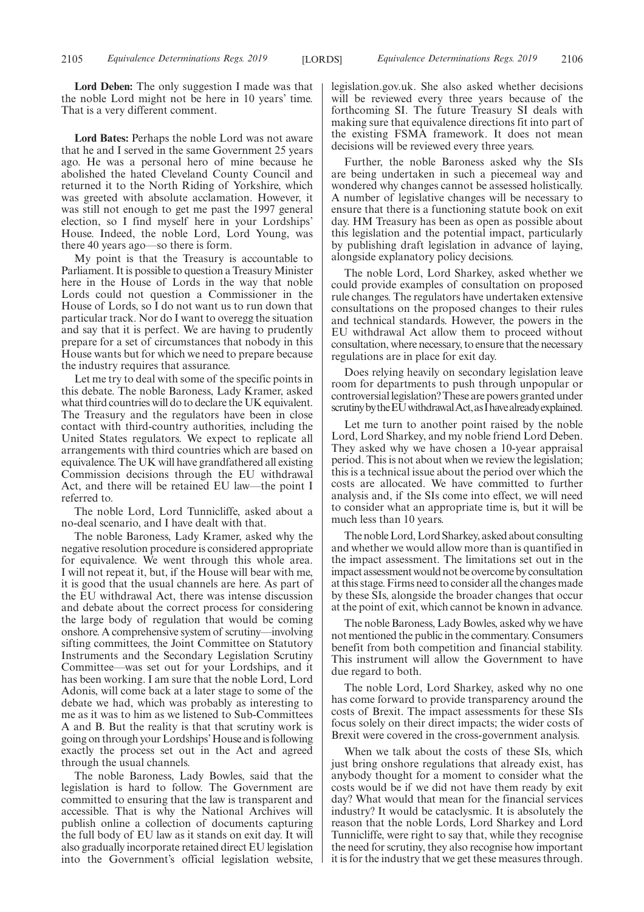**Lord Deben:** The only suggestion I made was that the noble Lord might not be here in 10 years' time. That is a very different comment.

**Lord Bates:** Perhaps the noble Lord was not aware that he and I served in the same Government 25 years ago. He was a personal hero of mine because he abolished the hated Cleveland County Council and returned it to the North Riding of Yorkshire, which was greeted with absolute acclamation. However, it was still not enough to get me past the 1997 general election, so I find myself here in your Lordships' House. Indeed, the noble Lord, Lord Young, was there 40 years ago—so there is form.

My point is that the Treasury is accountable to Parliament. It is possible to question a Treasury Minister here in the House of Lords in the way that noble Lords could not question a Commissioner in the House of Lords, so I do not want us to run down that particular track. Nor do I want to overegg the situation and say that it is perfect. We are having to prudently prepare for a set of circumstances that nobody in this House wants but for which we need to prepare because the industry requires that assurance.

Let me try to deal with some of the specific points in this debate. The noble Baroness, Lady Kramer, asked what third countries will do to declare the UK equivalent. The Treasury and the regulators have been in close contact with third-country authorities, including the United States regulators. We expect to replicate all arrangements with third countries which are based on equivalence. The UK will have grandfathered all existing Commission decisions through the EU withdrawal Act, and there will be retained EU law—the point I referred to.

The noble Lord, Lord Tunnicliffe, asked about a no-deal scenario, and I have dealt with that.

The noble Baroness, Lady Kramer, asked why the negative resolution procedure is considered appropriate for equivalence. We went through this whole area. I will not repeat it, but, if the House will bear with me, it is good that the usual channels are here. As part of the EU withdrawal Act, there was intense discussion and debate about the correct process for considering the large body of regulation that would be coming onshore. A comprehensive system of scrutiny—involving sifting committees, the Joint Committee on Statutory Instruments and the Secondary Legislation Scrutiny Committee—was set out for your Lordships, and it has been working. I am sure that the noble Lord, Lord Adonis, will come back at a later stage to some of the debate we had, which was probably as interesting to me as it was to him as we listened to Sub-Committees A and B. But the reality is that that scrutiny work is going on through your Lordships' House and is following exactly the process set out in the Act and agreed through the usual channels.

The noble Baroness, Lady Bowles, said that the legislation is hard to follow. The Government are committed to ensuring that the law is transparent and accessible. That is why the National Archives will publish online a collection of documents capturing the full body of EU law as it stands on exit day. It will also gradually incorporate retained direct EU legislation into the Government's official legislation website, legislation.gov.uk. She also asked whether decisions will be reviewed every three years because of the forthcoming SI. The future Treasury SI deals with making sure that equivalence directions fit into part of the existing FSMA framework. It does not mean decisions will be reviewed every three years.

Further, the noble Baroness asked why the SIs are being undertaken in such a piecemeal way and wondered why changes cannot be assessed holistically. A number of legislative changes will be necessary to ensure that there is a functioning statute book on exit day. HM Treasury has been as open as possible about this legislation and the potential impact, particularly by publishing draft legislation in advance of laying, alongside explanatory policy decisions.

The noble Lord, Lord Sharkey, asked whether we could provide examples of consultation on proposed rule changes. The regulators have undertaken extensive consultations on the proposed changes to their rules and technical standards. However, the powers in the EU withdrawal Act allow them to proceed without consultation, where necessary, to ensure that the necessary regulations are in place for exit day.

Does relying heavily on secondary legislation leave room for departments to push through unpopular or controversial legislation? These are powers granted under scrutiny by the EU withdrawal Act, as I have already explained.

Let me turn to another point raised by the noble Lord, Lord Sharkey, and my noble friend Lord Deben. They asked why we have chosen a 10-year appraisal period. This is not about when we review the legislation; this is a technical issue about the period over which the costs are allocated. We have committed to further analysis and, if the SIs come into effect, we will need to consider what an appropriate time is, but it will be much less than 10 years.

The noble Lord, Lord Sharkey, asked about consulting and whether we would allow more than is quantified in the impact assessment. The limitations set out in the impact assessment would not be overcome by consultation at this stage. Firms need to consider all the changes made by these SIs, alongside the broader changes that occur at the point of exit, which cannot be known in advance.

The noble Baroness, Lady Bowles, asked why we have not mentioned the public in the commentary. Consumers benefit from both competition and financial stability. This instrument will allow the Government to have due regard to both.

The noble Lord, Lord Sharkey, asked why no one has come forward to provide transparency around the costs of Brexit. The impact assessments for these SIs focus solely on their direct impacts; the wider costs of Brexit were covered in the cross-government analysis.

When we talk about the costs of these SIs, which just bring onshore regulations that already exist, has anybody thought for a moment to consider what the costs would be if we did not have them ready by exit day? What would that mean for the financial services industry? It would be cataclysmic. It is absolutely the reason that the noble Lords, Lord Sharkey and Lord Tunnicliffe, were right to say that, while they recognise the need for scrutiny, they also recognise how important it is for the industry that we get these measures through.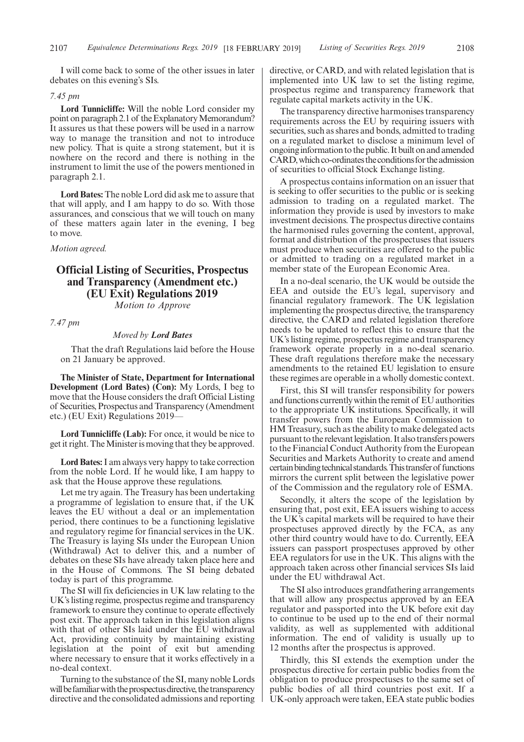I will come back to some of the other issues in later debates on this evening's SIs.

*7.45 pm*

**Lord Tunnicliffe:** Will the noble Lord consider my point on paragraph 2.1 of the Explanatory Memorandum? It assures us that these powers will be used in a narrow way to manage the transition and not to introduce new policy. That is quite a strong statement, but it is nowhere on the record and there is nothing in the instrument to limit the use of the powers mentioned in paragraph 2.1.

**Lord Bates:** The noble Lord did ask me to assure that that will apply, and I am happy to do so. With those assurances, and conscious that we will touch on many of these matters again later in the evening, I beg to move.

*Motion agreed.*

## Official Listing of Securities, Prospectus and Transparency (Amendment etc.) (EU Exit) Regulations 2019

*Motion to Approve*

*7.47 pm*

*Moved by* ***Lord Bates***

That the draft Regulations laid before the House on 21 January be approved.

**The Minister of State, Department for International Development (Lord Bates) (Con):** My Lords, I beg to move that the House considers the draft Official Listing of Securities, Prospectus and Transparency (Amendment etc.) (EU Exit) Regulations 2019—

**Lord Tunnicliffe (Lab):** For once, it would be nice to get it right. The Minister is moving that they be approved.

**Lord Bates:** I am always very happy to take correction from the noble Lord. If he would like, I am happy to ask that the House approve these regulations.

Let me try again. The Treasury has been undertaking a programme of legislation to ensure that, if the UK leaves the EU without a deal or an implementation period, there continues to be a functioning legislative and regulatory regime for financial services in the UK. The Treasury is laying SIs under the European Union (Withdrawal) Act to deliver this, and a number of debates on these SIs have already taken place here and in the House of Commons. The SI being debated today is part of this programme.

The SI will fix deficiencies in UK law relating to the UK's listing regime, prospectus regime and transparency framework to ensure they continue to operate effectively post exit. The approach taken in this legislation aligns with that of other SIs laid under the EU withdrawal Act, providing continuity by maintaining existing legislation at the point of exit but amending where necessary to ensure that it works effectively in a no-deal context.

Turning to the substance of the SI, many noble Lords will be familiar with the prospectus directive, the transparency directive and the consolidated admissions and reporting directive, or CARD, and with related legislation that is implemented into UK law to set the listing regime, prospectus regime and transparency framework that regulate capital markets activity in the UK.

The transparency directive harmonises transparency requirements across the EU by requiring issuers with securities, such as shares and bonds, admitted to trading on a regulated market to disclose a minimum level of ongoing information to the public. It built on and amended CARD, which co-ordinates the conditions for the admission of securities to official Stock Exchange listing.

A prospectus contains information on an issuer that is seeking to offer securities to the public or is seeking admission to trading on a regulated market. The information they provide is used by investors to make investment decisions. The prospectus directive contains the harmonised rules governing the content, approval, format and distribution of the prospectuses that issuers must produce when securities are offered to the public or admitted to trading on a regulated market in a member state of the European Economic Area.

In a no-deal scenario, the UK would be outside the EEA and outside the EU's legal, supervisory and financial regulatory framework. The UK legislation implementing the prospectus directive, the transparency directive, the CARD and related legislation therefore needs to be updated to reflect this to ensure that the UK's listing regime, prospectus regime and transparency framework operate properly in a no-deal scenario. These draft regulations therefore make the necessary amendments to the retained EU legislation to ensure these regimes are operable in a wholly domestic context.

First, this SI will transfer responsibility for powers and functions currently within the remit of EU authorities to the appropriate UK institutions. Specifically, it will transfer powers from the European Commission to HM Treasury, such as the ability to make delegated acts pursuant to the relevant legislation. It also transfers powers to the Financial Conduct Authority from the European Securities and Markets Authority to create and amend certain binding technical standards. This transfer of functions mirrors the current split between the legislative power of the Commission and the regulatory role of ESMA.

Secondly, it alters the scope of the legislation by ensuring that, post exit, EEA issuers wishing to access the UK's capital markets will be required to have their prospectuses approved directly by the FCA, as any other third country would have to do. Currently, EEA issuers can passport prospectuses approved by other EEA regulators for use in the UK. This aligns with the approach taken across other financial services SIs laid under the EU withdrawal Act.

The SI also introduces grandfathering arrangements that will allow any prospectus approved by an EEA regulator and passported into the UK before exit day to continue to be used up to the end of their normal validity, as well as supplemented with additional information. The end of validity is usually up to 12 months after the prospectus is approved.

Thirdly, this SI extends the exemption under the prospectus directive for certain public bodies from the obligation to produce prospectuses to the same set of public bodies of all third countries post exit. If a UK-only approach were taken, EEA state public bodies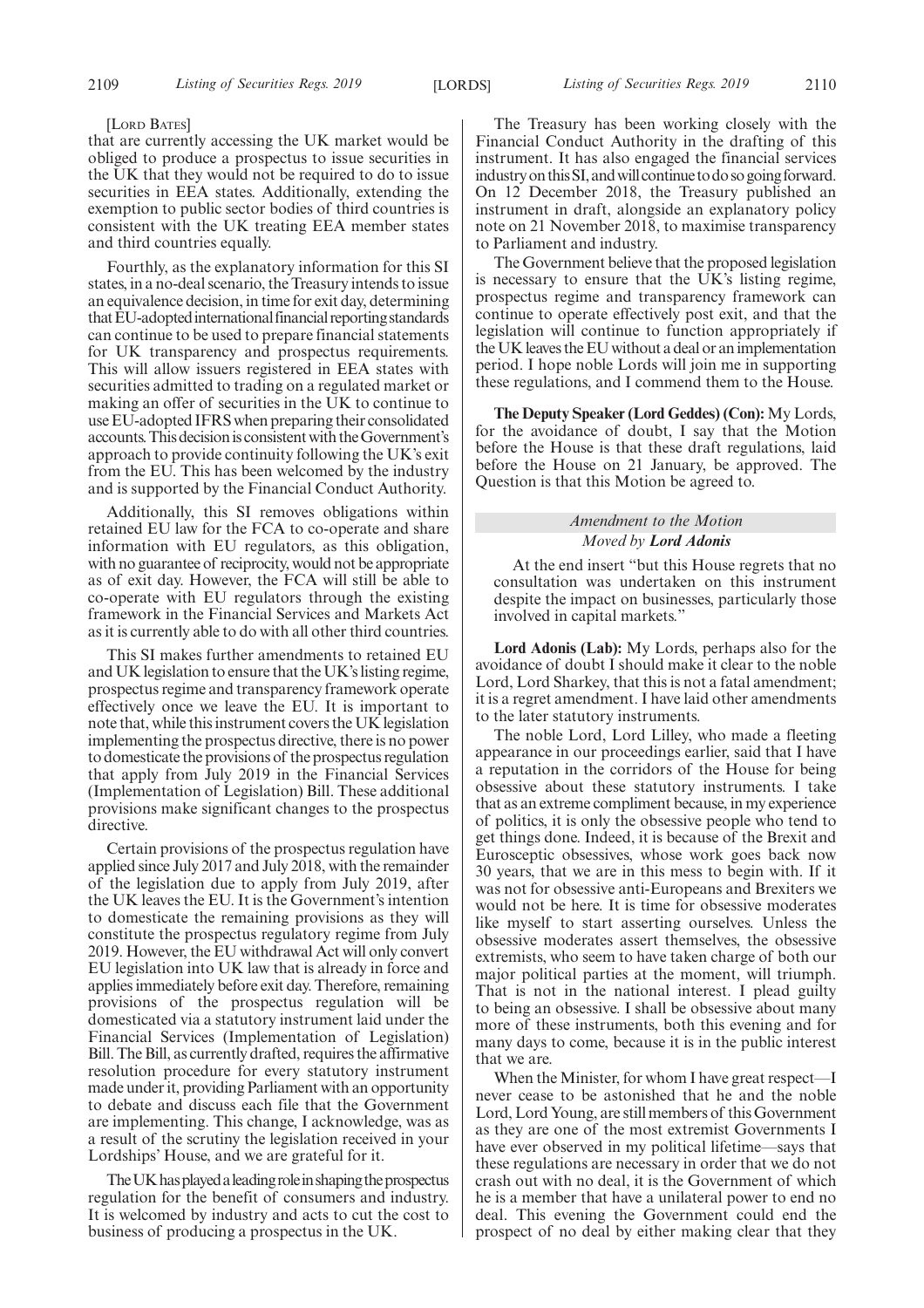[LORD BATES]

that are currently accessing the UK market would be obliged to produce a prospectus to issue securities in the UK that they would not be required to do to issue securities in EEA states. Additionally, extending the exemption to public sector bodies of third countries is consistent with the UK treating EEA member states and third countries equally.

Fourthly, as the explanatory information for this SI states, in a no-deal scenario, the Treasury intends to issue an equivalence decision, in time for exit day, determining that EU-adopted international financial reporting standards can continue to be used to prepare financial statements for UK transparency and prospectus requirements. This will allow issuers registered in EEA states with securities admitted to trading on a regulated market or making an offer of securities in the UK to continue to use EU-adopted IFRS when preparing their consolidated accounts. This decision is consistent with the Government's approach to provide continuity following the UK's exit from the EU. This has been welcomed by the industry and is supported by the Financial Conduct Authority.

Additionally, this SI removes obligations within retained EU law for the FCA to co-operate and share information with EU regulators, as this obligation, with no guarantee of reciprocity, would not be appropriate as of exit day. However, the FCA will still be able to co-operate with EU regulators through the existing framework in the Financial Services and Markets Act as it is currently able to do with all other third countries.

This SI makes further amendments to retained EU and UK legislation to ensure that the UK's listing regime, prospectus regime and transparency framework operate effectively once we leave the EU. It is important to note that, while this instrument covers the UK legislation implementing the prospectus directive, there is no power to domesticate the provisions of the prospectus regulation that apply from July 2019 in the Financial Services (Implementation of Legislation) Bill. These additional provisions make significant changes to the prospectus directive.

Certain provisions of the prospectus regulation have applied since July 2017 and July 2018, with the remainder of the legislation due to apply from July 2019, after the UK leaves the EU. It is the Government's intention to domesticate the remaining provisions as they will constitute the prospectus regulatory regime from July 2019. However, the EU withdrawal Act will only convert EU legislation into UK law that is already in force and applies immediately before exit day. Therefore, remaining provisions of the prospectus regulation will be domesticated via a statutory instrument laid under the Financial Services (Implementation of Legislation) Bill. The Bill, as currently drafted, requires the affirmative resolution procedure for every statutory instrument made under it, providing Parliament with an opportunity to debate and discuss each file that the Government are implementing. This change, I acknowledge, was as a result of the scrutiny the legislation received in your Lordships' House, and we are grateful for it.

The UK has played a leading role in shaping the prospectus regulation for the benefit of consumers and industry. It is welcomed by industry and acts to cut the cost to business of producing a prospectus in the UK.

The Treasury has been working closely with the Financial Conduct Authority in the drafting of this instrument. It has also engaged the financial services industry on this SI, and will continue to do so going forward. On 12 December 2018, the Treasury published an instrument in draft, alongside an explanatory policy note on 21 November 2018, to maximise transparency to Parliament and industry.

The Government believe that the proposed legislation is necessary to ensure that the UK's listing regime, prospectus regime and transparency framework can continue to operate effectively post exit, and that the legislation will continue to function appropriately if the UK leaves the EU without a deal or an implementation period. I hope noble Lords will join me in supporting these regulations, and I commend them to the House.

**The Deputy Speaker (Lord Geddes) (Con):** My Lords, for the avoidance of doubt, I say that the Motion before the House is that these draft regulations, laid before the House on 21 January, be approved. The Question is that this Motion be agreed to.

## *Amendment to the Motion*

*Moved by **Lord Adonis***

> At the end insert "but this House regrets that no consultation was undertaken on this instrument despite the impact on businesses, particularly those involved in capital markets."

**Lord Adonis (Lab):** My Lords, perhaps also for the avoidance of doubt I should make it clear to the noble Lord, Lord Sharkey, that this is not a fatal amendment; it is a regret amendment. I have laid other amendments to the later statutory instruments.

The noble Lord, Lord Lilley, who made a fleeting appearance in our proceedings earlier, said that I have a reputation in the corridors of the House for being obsessive about these statutory instruments. I take that as an extreme compliment because, in my experience of politics, it is only the obsessive people who tend to get things done. Indeed, it is because of the Brexit and Eurosceptic obsessives, whose work goes back now 30 years, that we are in this mess to begin with. If it was not for obsessive anti-Europeans and Brexiters we would not be here. It is time for obsessive moderates like myself to start asserting ourselves. Unless the obsessive moderates assert themselves, the obsessive extremists, who seem to have taken charge of both our major political parties at the moment, will triumph. That is not in the national interest. I plead guilty to being an obsessive. I shall be obsessive about many more of these instruments, both this evening and for many days to come, because it is in the public interest that we are.

When the Minister, for whom I have great respect—I never cease to be astonished that he and the noble Lord, Lord Young, are still members of this Government as they are one of the most extremist Governments I have ever observed in my political lifetime—says that these regulations are necessary in order that we do not crash out with no deal, it is the Government of which he is a member that have a unilateral power to end no deal. This evening the Government could end the prospect of no deal by either making clear that they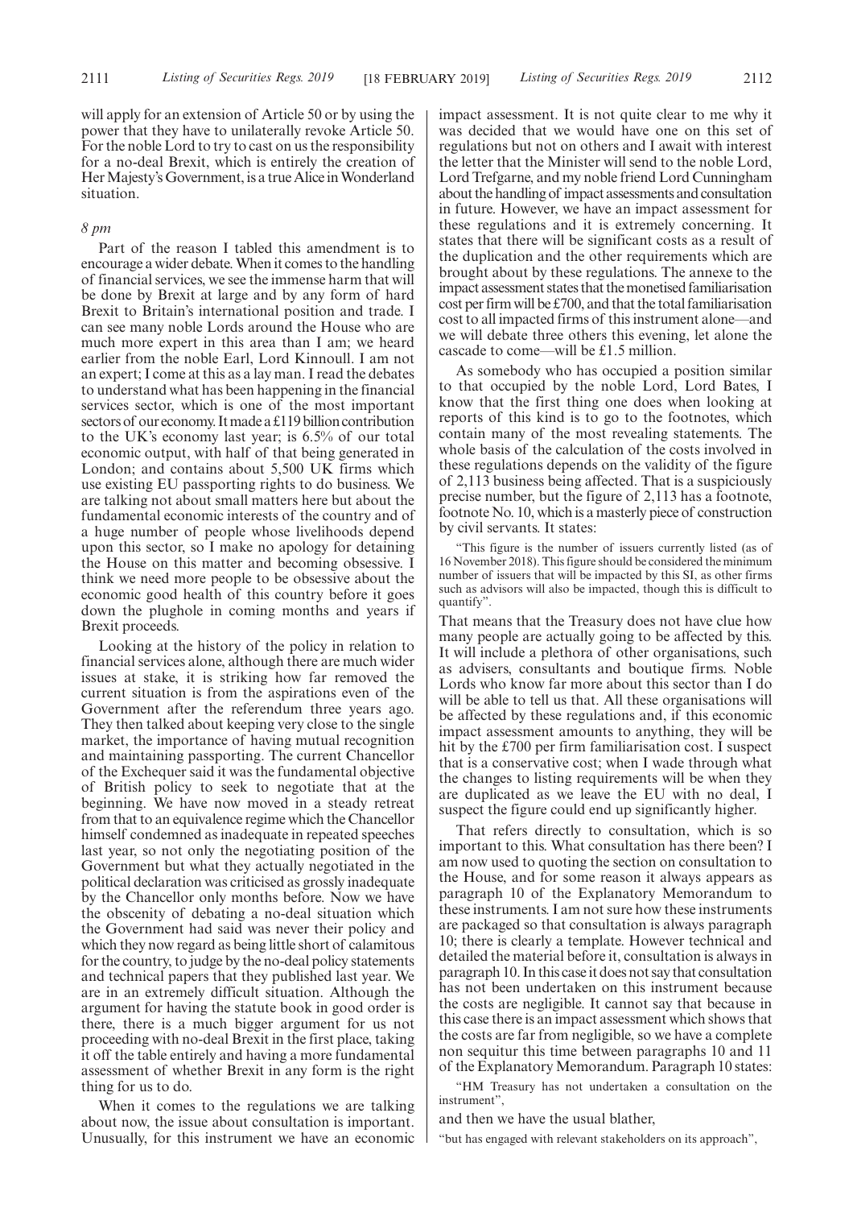will apply for an extension of Article 50 or by using the power that they have to unilaterally revoke Article 50. For the noble Lord to try to cast on us the responsibility for a no-deal Brexit, which is entirely the creation of Her Majesty's Government, is a true Alice in Wonderland situation.

*8 pm*

Part of the reason I tabled this amendment is to encourage a wider debate. When it comes to the handling of financial services, we see the immense harm that will be done by Brexit at large and by any form of hard Brexit to Britain's international position and trade. I can see many noble Lords around the House who are much more expert in this area than I am; we heard earlier from the noble Earl, Lord Kinnoull. I am not an expert; I come at this as a lay man. I read the debates to understand what has been happening in the financial services sector, which is one of the most important sectors of our economy. It made a £119 billion contribution to the UK's economy last year; is 6.5% of our total economic output, with half of that being generated in London; and contains about 5,500 UK firms which use existing EU passporting rights to do business. We are talking not about small matters here but about the fundamental economic interests of the country and of a huge number of people whose livelihoods depend upon this sector, so I make no apology for detaining the House on this matter and becoming obsessive. I think we need more people to be obsessive about the economic good health of this country before it goes down the plughole in coming months and years if Brexit proceeds.

Looking at the history of the policy in relation to financial services alone, although there are much wider issues at stake, it is striking how far removed the current situation is from the aspirations even of the Government after the referendum three years ago. They then talked about keeping very close to the single market, the importance of having mutual recognition and maintaining passporting. The current Chancellor of the Exchequer said it was the fundamental objective of British policy to seek to negotiate that at the beginning. We have now moved in a steady retreat from that to an equivalence regime which the Chancellor himself condemned as inadequate in repeated speeches last year, so not only the negotiating position of the Government but what they actually negotiated in the political declaration was criticised as grossly inadequate by the Chancellor only months before. Now we have the obscenity of debating a no-deal situation which the Government had said was never their policy and which they now regard as being little short of calamitous for the country, to judge by the no-deal policy statements and technical papers that they published last year. We are in an extremely difficult situation. Although the argument for having the statute book in good order is there, there is a much bigger argument for us not proceeding with no-deal Brexit in the first place, taking it off the table entirely and having a more fundamental assessment of whether Brexit in any form is the right thing for us to do.

When it comes to the regulations we are talking about now, the issue about consultation is important. Unusually, for this instrument we have an economic impact assessment. It is not quite clear to me why it was decided that we would have one on this set of regulations but not on others and I await with interest the letter that the Minister will send to the noble Lord, Lord Trefgarne, and my noble friend Lord Cunningham about the handling of impact assessments and consultation in future. However, we have an impact assessment for these regulations and it is extremely concerning. It states that there will be significant costs as a result of the duplication and the other requirements which are brought about by these regulations. The annexe to the impact assessment states that the monetised familiarisation cost per firm will be £700, and that the total familiarisation cost to all impacted firms of this instrument alone—and we will debate three others this evening, let alone the cascade to come—will be £1.5 million.

As somebody who has occupied a position similar to that occupied by the noble Lord, Lord Bates, I know that the first thing one does when looking at reports of this kind is to go to the footnotes, which contain many of the most revealing statements. The whole basis of the calculation of the costs involved in these regulations depends on the validity of the figure of 2,113 business being affected. That is a suspiciously precise number, but the figure of 2,113 has a footnote, footnote No. 10, which is a masterly piece of construction by civil servants. It states:

"This figure is the number of issuers currently listed (as of 16 November 2018). This figure should be considered the minimum number of issuers that will be impacted by this SI, as other firms such as advisors will also be impacted, though this is difficult to quantify".

That means that the Treasury does not have clue how many people are actually going to be affected by this. It will include a plethora of other organisations, such as advisers, consultants and boutique firms. Noble Lords who know far more about this sector than I do will be able to tell us that. All these organisations will be affected by these regulations and, if this economic impact assessment amounts to anything, they will be hit by the £700 per firm familiarisation cost. I suspect that is a conservative cost; when I wade through what the changes to listing requirements will be when they are duplicated as we leave the EU with no deal, I suspect the figure could end up significantly higher.

That refers directly to consultation, which is so important to this. What consultation has there been? I am now used to quoting the section on consultation to the House, and for some reason it always appears as paragraph 10 of the Explanatory Memorandum to these instruments. I am not sure how these instruments are packaged so that consultation is always paragraph 10; there is clearly a template. However technical and detailed the material before it, consultation is always in paragraph 10. In this case it does not say that consultation has not been undertaken on this instrument because the costs are negligible. It cannot say that because in this case there is an impact assessment which shows that the costs are far from negligible, so we have a complete non sequitur this time between paragraphs 10 and 11 of the Explanatory Memorandum. Paragraph 10 states:

"HM Treasury has not undertaken a consultation on the instrument",

and then we have the usual blather,

"but has engaged with relevant stakeholders on its approach",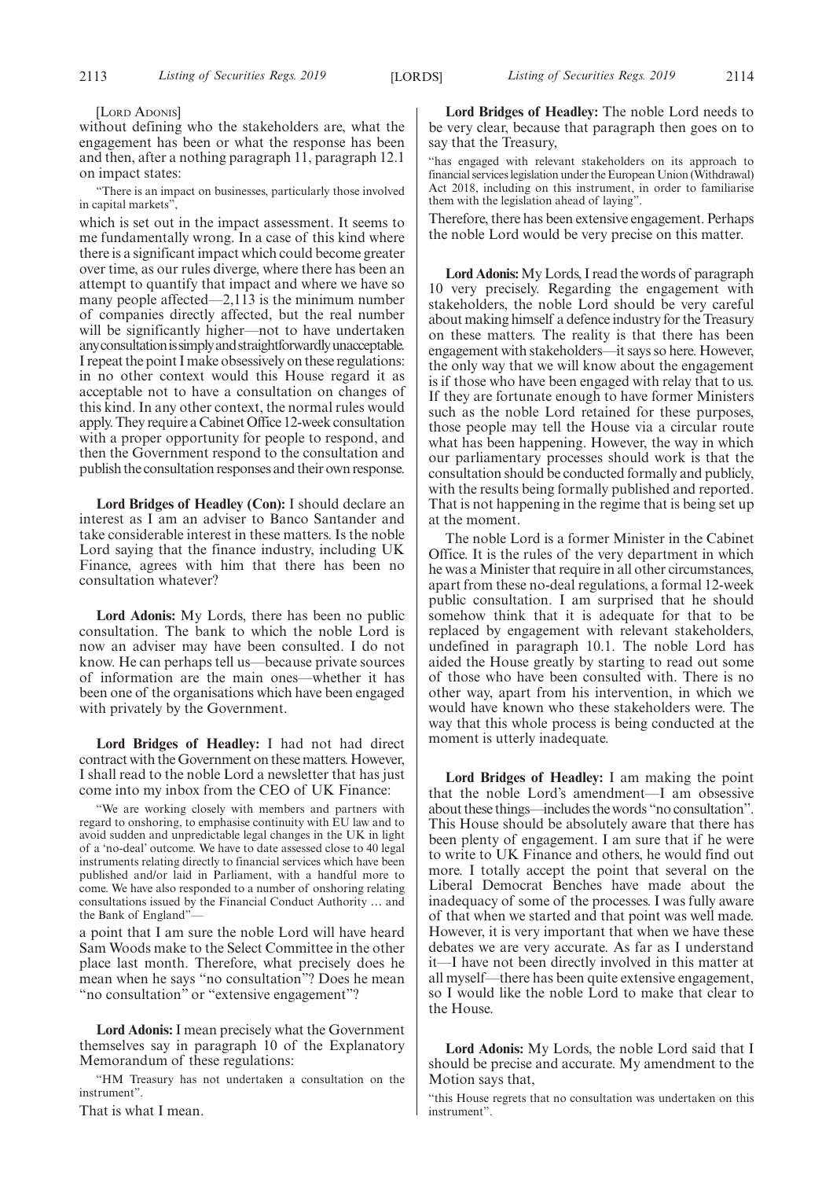[LORD ADONIS]

without defining who the stakeholders are, what the engagement has been or what the response has been and then, after a nothing paragraph 11, paragraph 12.1 on impact states:

> "There is an impact on businesses, particularly those involved in capital markets",

which is set out in the impact assessment. It seems to me fundamentally wrong. In a case of this kind where there is a significant impact which could become greater over time, as our rules diverge, where there has been an attempt to quantify that impact and where we have so many people affected—2,113 is the minimum number of companies directly affected, but the real number will be significantly higher—not to have undertaken any consultation is simply and straightforwardly unacceptable. I repeat the point I make obsessively on these regulations: in no other context would this House regard it as acceptable not to have a consultation on changes of this kind. In any other context, the normal rules would apply. They require a Cabinet Office 12-week consultation with a proper opportunity for people to respond, and then the Government respond to the consultation and publish the consultation responses and their own response.

**Lord Bridges of Headley (Con):** I should declare an interest as I am an adviser to Banco Santander and take considerable interest in these matters. Is the noble Lord saying that the finance industry, including UK Finance, agrees with him that there has been no consultation whatever?

**Lord Adonis:** My Lords, there has been no public consultation. The bank to which the noble Lord is now an adviser may have been consulted. I do not know. He can perhaps tell us—because private sources of information are the main ones—whether it has been one of the organisations which have been engaged with privately by the Government.

**Lord Bridges of Headley:** I had not had direct contract with the Government on these matters. However, I shall read to the noble Lord a newsletter that has just come into my inbox from the CEO of UK Finance:

> "We are working closely with members and partners with regard to onshoring, to emphasise continuity with EU law and to avoid sudden and unpredictable legal changes in the UK in light of a 'no-deal' outcome. We have to date assessed close to 40 legal instruments relating directly to financial services which have been published and/or laid in Parliament, with a handful more to come. We have also responded to a number of onshoring relating consultations issued by the Financial Conduct Authority … and the Bank of England"—

a point that I am sure the noble Lord will have heard Sam Woods make to the Select Committee in the other place last month. Therefore, what precisely does he mean when he says "no consultation"? Does he mean "no consultation" or "extensive engagement"?

**Lord Adonis:** I mean precisely what the Government themselves say in paragraph 10 of the Explanatory Memorandum of these regulations:

> "HM Treasury has not undertaken a consultation on the instrument".

That is what I mean.

**Lord Bridges of Headley:** The noble Lord needs to be very clear, because that paragraph then goes on to say that the Treasury,

> "has engaged with relevant stakeholders on its approach to financial services legislation under the European Union (Withdrawal) Act 2018, including on this instrument, in order to familiarise them with the legislation ahead of laying".

Therefore, there has been extensive engagement. Perhaps the noble Lord would be very precise on this matter.

**Lord Adonis:** My Lords, I read the words of paragraph 10 very precisely. Regarding the engagement with stakeholders, the noble Lord should be very careful about making himself a defence industry for the Treasury on these matters. The reality is that there has been engagement with stakeholders—it says so here. However, the only way that we will know about the engagement is if those who have been engaged with relay that to us. If they are fortunate enough to have former Ministers such as the noble Lord retained for these purposes, those people may tell the House via a circular route what has been happening. However, the way in which our parliamentary processes should work is that the consultation should be conducted formally and publicly, with the results being formally published and reported. That is not happening in the regime that is being set up at the moment.

The noble Lord is a former Minister in the Cabinet Office. It is the rules of the very department in which he was a Minister that require in all other circumstances, apart from these no-deal regulations, a formal 12-week public consultation. I am surprised that he should somehow think that it is adequate for that to be replaced by engagement with relevant stakeholders, undefined in paragraph 10.1. The noble Lord has aided the House greatly by starting to read out some of those who have been consulted with. There is no other way, apart from his intervention, in which we would have known who these stakeholders were. The way that this whole process is being conducted at the moment is utterly inadequate.

**Lord Bridges of Headley:** I am making the point that the noble Lord's amendment—I am obsessive about these things—includes the words "no consultation". This House should be absolutely aware that there has been plenty of engagement. I am sure that if he were to write to UK Finance and others, he would find out more. I totally accept the point that several on the Liberal Democrat Benches have made about the inadequacy of some of the processes. I was fully aware of that when we started and that point was well made. However, it is very important that when we have these debates we are very accurate. As far as I understand it—I have not been directly involved in this matter at all myself—there has been quite extensive engagement, so I would like the noble Lord to make that clear to the House.

**Lord Adonis:** My Lords, the noble Lord said that I should be precise and accurate. My amendment to the Motion says that,

> "this House regrets that no consultation was undertaken on this instrument".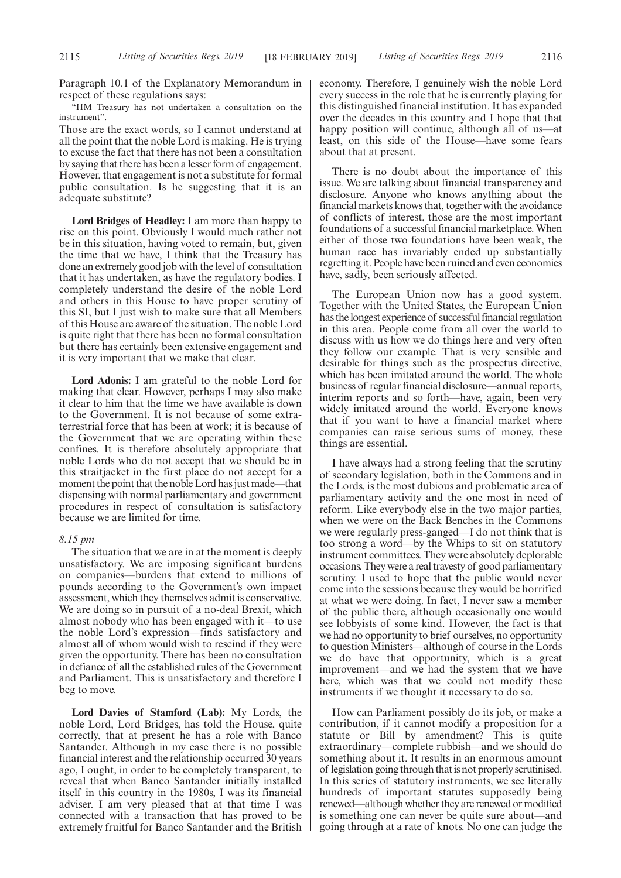Paragraph 10.1 of the Explanatory Memorandum in respect of these regulations says:

"HM Treasury has not undertaken a consultation on the instrument".

Those are the exact words, so I cannot understand at all the point that the noble Lord is making. He is trying to excuse the fact that there has not been a consultation by saying that there has been a lesser form of engagement. However, that engagement is not a substitute for formal public consultation. Is he suggesting that it is an adequate substitute?

**Lord Bridges of Headley:** I am more than happy to rise on this point. Obviously I would much rather not be in this situation, having voted to remain, but, given the time that we have, I think that the Treasury has done an extremely good job with the level of consultation that it has undertaken, as have the regulatory bodies. I completely understand the desire of the noble Lord and others in this House to have proper scrutiny of this SI, but I just wish to make sure that all Members of this House are aware of the situation. The noble Lord is quite right that there has been no formal consultation but there has certainly been extensive engagement and it is very important that we make that clear.

**Lord Adonis:** I am grateful to the noble Lord for making that clear. However, perhaps I may also make it clear to him that the time we have available is down to the Government. It is not because of some extra-terrestrial force that has been at work; it is because of the Government that we are operating within these confines. It is therefore absolutely appropriate that noble Lords who do not accept that we should be in this straitjacket in the first place do not accept for a moment the point that the noble Lord has just made—that dispensing with normal parliamentary and government procedures in respect of consultation is satisfactory because we are limited for time.

*8.15 pm*

The situation that we are in at the moment is deeply unsatisfactory. We are imposing significant burdens on companies—burdens that extend to millions of pounds according to the Government's own impact assessment, which they themselves admit is conservative. We are doing so in pursuit of a no-deal Brexit, which almost nobody who has been engaged with it—to use the noble Lord's expression—finds satisfactory and almost all of whom would wish to rescind if they were given the opportunity. There has been no consultation in defiance of all the established rules of the Government and Parliament. This is unsatisfactory and therefore I beg to move.

**Lord Davies of Stamford (Lab):** My Lords, the noble Lord, Lord Bridges, has told the House, quite correctly, that at present he has a role with Banco Santander. Although in my case there is no possible financial interest and the relationship occurred 30 years ago, I ought, in order to be completely transparent, to reveal that when Banco Santander initially installed itself in this country in the 1980s, I was its financial adviser. I am very pleased that at that time I was connected with a transaction that has proved to be extremely fruitful for Banco Santander and the British economy. Therefore, I genuinely wish the noble Lord every success in the role that he is currently playing for this distinguished financial institution. It has expanded over the decades in this country and I hope that that happy position will continue, although all of us—at least, on this side of the House—have some fears about that at present.

There is no doubt about the importance of this issue. We are talking about financial transparency and disclosure. Anyone who knows anything about the financial markets knows that, together with the avoidance of conflicts of interest, those are the most important foundations of a successful financial marketplace. When either of those two foundations have been weak, the human race has invariably ended up substantially regretting it. People have been ruined and even economies have, sadly, been seriously affected.

The European Union now has a good system. Together with the United States, the European Union has the longest experience of successful financial regulation in this area. People come from all over the world to discuss with us how we do things here and very often they follow our example. That is very sensible and desirable for things such as the prospectus directive, which has been imitated around the world. The whole business of regular financial disclosure—annual reports, interim reports and so forth—have, again, been very widely imitated around the world. Everyone knows that if you want to have a financial market where companies can raise serious sums of money, these things are essential.

I have always had a strong feeling that the scrutiny of secondary legislation, both in the Commons and in the Lords, is the most dubious and problematic area of parliamentary activity and the one most in need of reform. Like everybody else in the two major parties, when we were on the Back Benches in the Commons we were regularly press-ganged—I do not think that is too strong a word—by the Whips to sit on statutory instrument committees. They were absolutely deplorable occasions. They were a real travesty of good parliamentary scrutiny. I used to hope that the public would never come into the sessions because they would be horrified at what we were doing. In fact, I never saw a member of the public there, although occasionally one would see lobbyists of some kind. However, the fact is that we had no opportunity to brief ourselves, no opportunity to question Ministers—although of course in the Lords we do have that opportunity, which is a great improvement—and we had the system that we have here, which was that we could not modify these instruments if we thought it necessary to do so.

How can Parliament possibly do its job, or make a contribution, if it cannot modify a proposition for a statute or Bill by amendment? This is quite extraordinary—complete rubbish—and we should do something about it. It results in an enormous amount of legislation going through that is not properly scrutinised. In this series of statutory instruments, we see literally hundreds of important statutes supposedly being renewed—although whether they are renewed or modified is something one can never be quite sure about—and going through at a rate of knots. No one can judge the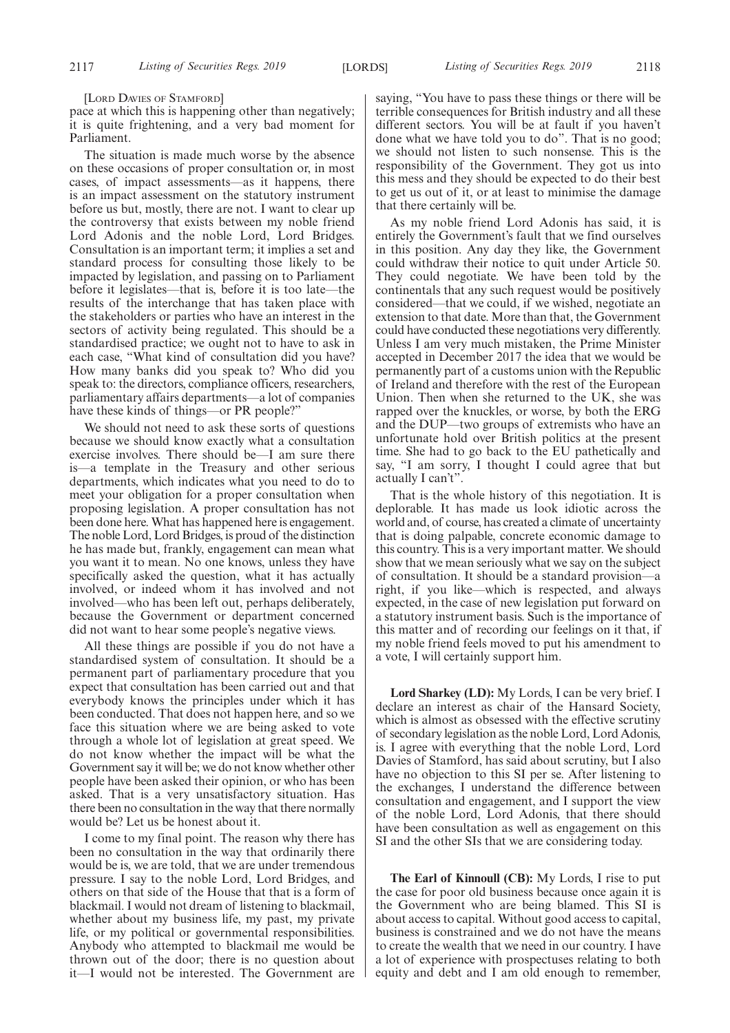[LORD DAVIES OF STAMFORD]

pace at which this is happening other than negatively; it is quite frightening, and a very bad moment for Parliament.

The situation is made much worse by the absence on these occasions of proper consultation or, in most cases, of impact assessments—as it happens, there is an impact assessment on the statutory instrument before us but, mostly, there are not. I want to clear up the controversy that exists between my noble friend Lord Adonis and the noble Lord, Lord Bridges. Consultation is an important term; it implies a set and standard process for consulting those likely to be impacted by legislation, and passing on to Parliament before it legislates—that is, before it is too late—the results of the interchange that has taken place with the stakeholders or parties who have an interest in the sectors of activity being regulated. This should be a standardised practice; we ought not to have to ask in each case, "What kind of consultation did you have? How many banks did you speak to? Who did you speak to: the directors, compliance officers, researchers, parliamentary affairs departments—a lot of companies have these kinds of things—or PR people?"

We should not need to ask these sorts of questions because we should know exactly what a consultation exercise involves. There should be—I am sure there is—a template in the Treasury and other serious departments, which indicates what you need to do to meet your obligation for a proper consultation when proposing legislation. A proper consultation has not been done here. What has happened here is engagement. The noble Lord, Lord Bridges, is proud of the distinction he has made but, frankly, engagement can mean what you want it to mean. No one knows, unless they have specifically asked the question, what it has actually involved, or indeed whom it has involved and not involved—who has been left out, perhaps deliberately, because the Government or department concerned did not want to hear some people's negative views.

All these things are possible if you do not have a standardised system of consultation. It should be a permanent part of parliamentary procedure that you expect that consultation has been carried out and that everybody knows the principles under which it has been conducted. That does not happen here, and so we face this situation where we are being asked to vote through a whole lot of legislation at great speed. We do not know whether the impact will be what the Government say it will be; we do not know whether other people have been asked their opinion, or who has been asked. That is a very unsatisfactory situation. Has there been no consultation in the way that there normally would be? Let us be honest about it.

I come to my final point. The reason why there has been no consultation in the way that ordinarily there would be is, we are told, that we are under tremendous pressure. I say to the noble Lord, Lord Bridges, and others on that side of the House that that is a form of blackmail. I would not dream of listening to blackmail, whether about my business life, my past, my private life, or my political or governmental responsibilities. Anybody who attempted to blackmail me would be thrown out of the door; there is no question about it—I would not be interested. The Government are saying, "You have to pass these things or there will be terrible consequences for British industry and all these different sectors. You will be at fault if you haven't done what we have told you to do". That is no good; we should not listen to such nonsense. This is the responsibility of the Government. They got us into this mess and they should be expected to do their best to get us out of it, or at least to minimise the damage that there certainly will be.

As my noble friend Lord Adonis has said, it is entirely the Government's fault that we find ourselves in this position. Any day they like, the Government could withdraw their notice to quit under Article 50. They could negotiate. We have been told by the continentals that any such request would be positively considered—that we could, if we wished, negotiate an extension to that date. More than that, the Government could have conducted these negotiations very differently. Unless I am very much mistaken, the Prime Minister accepted in December 2017 the idea that we would be permanently part of a customs union with the Republic of Ireland and therefore with the rest of the European Union. Then when she returned to the UK, she was rapped over the knuckles, or worse, by both the ERG and the DUP—two groups of extremists who have an unfortunate hold over British politics at the present time. She had to go back to the EU pathetically and say, "I am sorry, I thought I could agree that but actually I can't".

That is the whole history of this negotiation. It is deplorable. It has made us look idiotic across the world and, of course, has created a climate of uncertainty that is doing palpable, concrete economic damage to this country. This is a very important matter. We should show that we mean seriously what we say on the subject of consultation. It should be a standard provision—a right, if you like—which is respected, and always expected, in the case of new legislation put forward on a statutory instrument basis. Such is the importance of this matter and of recording our feelings on it that, if my noble friend feels moved to put his amendment to a vote, I will certainly support him.

**Lord Sharkey (LD):** My Lords, I can be very brief. I declare an interest as chair of the Hansard Society, which is almost as obsessed with the effective scrutiny of secondary legislation as the noble Lord, Lord Adonis, is. I agree with everything that the noble Lord, Lord Davies of Stamford, has said about scrutiny, but I also have no objection to this SI per se. After listening to the exchanges, I understand the difference between consultation and engagement, and I support the view of the noble Lord, Lord Adonis, that there should have been consultation as well as engagement on this SI and the other SIs that we are considering today.

**The Earl of Kinnoull (CB):** My Lords, I rise to put the case for poor old business because once again it is the Government who are being blamed. This SI is about access to capital. Without good access to capital, business is constrained and we do not have the means to create the wealth that we need in our country. I have a lot of experience with prospectuses relating to both equity and debt and I am old enough to remember,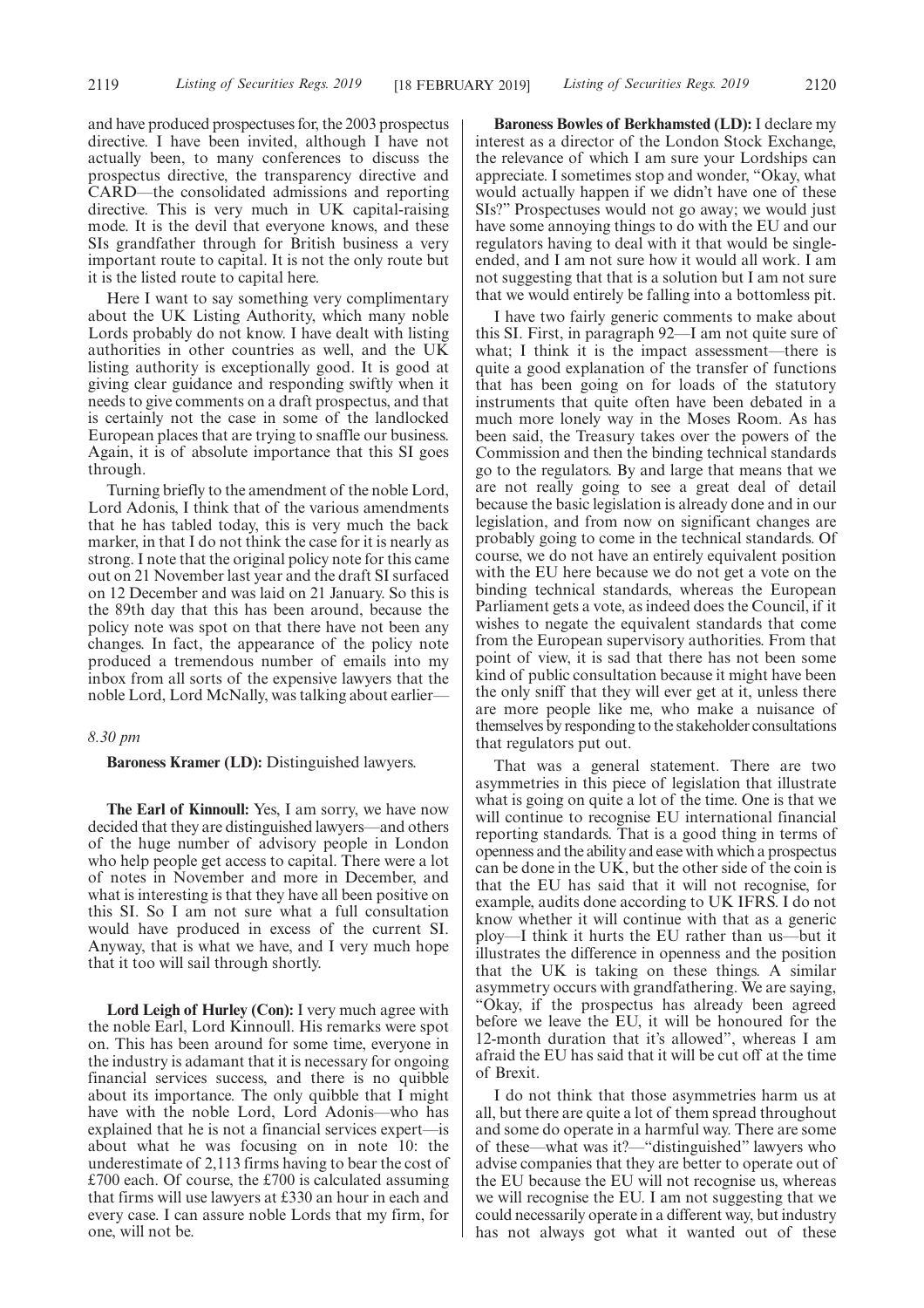and have produced prospectuses for, the 2003 prospectus directive. I have been invited, although I have not actually been, to many conferences to discuss the prospectus directive, the transparency directive and CARD—the consolidated admissions and reporting directive. This is very much in UK capital-raising mode. It is the devil that everyone knows, and these SIs grandfather through for British business a very important route to capital. It is not the only route but it is the listed route to capital here.

Here I want to say something very complimentary about the UK Listing Authority, which many noble Lords probably do not know. I have dealt with listing authorities in other countries as well, and the UK listing authority is exceptionally good. It is good at giving clear guidance and responding swiftly when it needs to give comments on a draft prospectus, and that is certainly not the case in some of the landlocked European places that are trying to snaffle our business. Again, it is of absolute importance that this SI goes through.

Turning briefly to the amendment of the noble Lord, Lord Adonis, I think that of the various amendments that he has tabled today, this is very much the back marker, in that I do not think the case for it is nearly as strong. I note that the original policy note for this came out on 21 November last year and the draft SI surfaced on 12 December and was laid on 21 January. So this is the 89th day that this has been around, because the policy note was spot on that there have not been any changes. In fact, the appearance of the policy note produced a tremendous number of emails into my inbox from all sorts of the expensive lawyers that the noble Lord, Lord McNally, was talking about earlier—

*8.30 pm*

**Baroness Kramer (LD):** Distinguished lawyers.

**The Earl of Kinnoull:** Yes, I am sorry, we have now decided that they are distinguished lawyers—and others of the huge number of advisory people in London who help people get access to capital. There were a lot of notes in November and more in December, and what is interesting is that they have all been positive on this SI. So I am not sure what a full consultation would have produced in excess of the current SI. Anyway, that is what we have, and I very much hope that it too will sail through shortly.

**Lord Leigh of Hurley (Con):** I very much agree with the noble Earl, Lord Kinnoull. His remarks were spot on. This has been around for some time, everyone in the industry is adamant that it is necessary for ongoing financial services success, and there is no quibble about its importance. The only quibble that I might have with the noble Lord, Lord Adonis—who has explained that he is not a financial services expert—is about what he was focusing on in note 10: the underestimate of 2,113 firms having to bear the cost of £700 each. Of course, the £700 is calculated assuming that firms will use lawyers at £330 an hour in each and every case. I can assure noble Lords that my firm, for one, will not be.

**Baroness Bowles of Berkhamsted (LD):** I declare my interest as a director of the London Stock Exchange, the relevance of which I am sure your Lordships can appreciate. I sometimes stop and wonder, "Okay, what would actually happen if we didn't have one of these SIs?" Prospectuses would not go away; we would just have some annoying things to do with the EU and our regulators having to deal with it that would be single-ended, and I am not sure how it would all work. I am not suggesting that that is a solution but I am not sure that we would entirely be falling into a bottomless pit.

I have two fairly generic comments to make about this SI. First, in paragraph 92—I am not quite sure of what; I think it is the impact assessment—there is quite a good explanation of the transfer of functions that has been going on for loads of the statutory instruments that quite often have been debated in a much more lonely way in the Moses Room. As has been said, the Treasury takes over the powers of the Commission and then the binding technical standards go to the regulators. By and large that means that we are not really going to see a great deal of detail because the basic legislation is already done and in our legislation, and from now on significant changes are probably going to come in the technical standards. Of course, we do not have an entirely equivalent position with the EU here because we do not get a vote on the binding technical standards, whereas the European Parliament gets a vote, as indeed does the Council, if it wishes to negate the equivalent standards that come from the European supervisory authorities. From that point of view, it is sad that there has not been some kind of public consultation because it might have been the only sniff that they will ever get at it, unless there are more people like me, who make a nuisance of themselves by responding to the stakeholder consultations that regulators put out.

That was a general statement. There are two asymmetries in this piece of legislation that illustrate what is going on quite a lot of the time. One is that we will continue to recognise EU international financial reporting standards. That is a good thing in terms of openness and the ability and ease with which a prospectus can be done in the UK, but the other side of the coin is that the EU has said that it will not recognise, for example, audits done according to UK IFRS. I do not know whether it will continue with that as a generic ploy—I think it hurts the EU rather than us—but it illustrates the difference in openness and the position that the UK is taking on these things. A similar asymmetry occurs with grandfathering. We are saying, "Okay, if the prospectus has already been agreed before we leave the EU, it will be honoured for the 12-month duration that it's allowed", whereas I am afraid the EU has said that it will be cut off at the time of Brexit.

I do not think that those asymmetries harm us at all, but there are quite a lot of them spread throughout and some do operate in a harmful way. There are some of these—what was it?—"distinguished" lawyers who advise companies that they are better to operate out of the EU because the EU will not recognise us, whereas we will recognise the EU. I am not suggesting that we could necessarily operate in a different way, but industry has not always got what it wanted out of these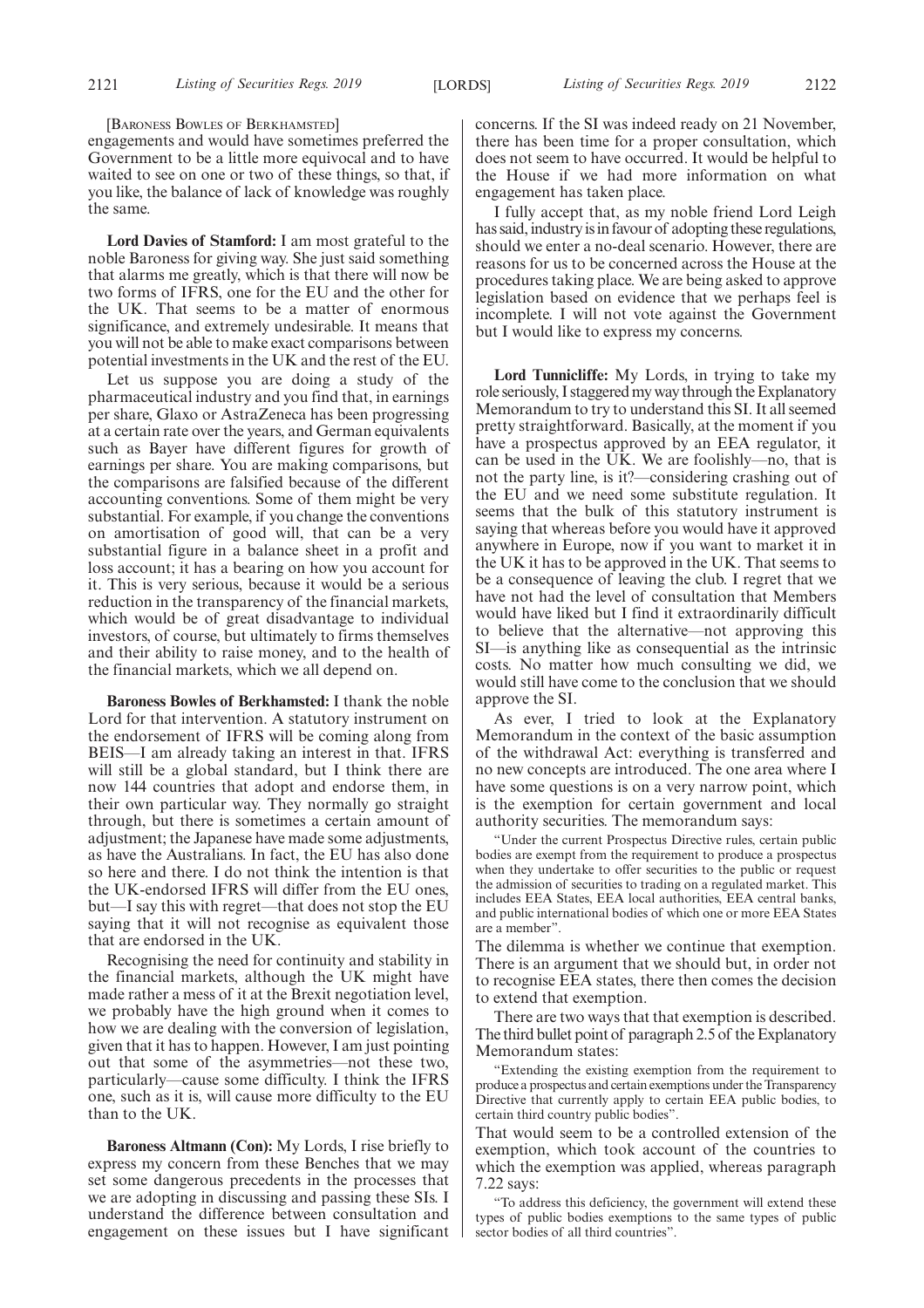[Baroness Bowles of Berkhamsted]

engagements and would have sometimes preferred the Government to be a little more equivocal and to have waited to see on one or two of these things, so that, if you like, the balance of lack of knowledge was roughly the same.

**Lord Davies of Stamford:** I am most grateful to the noble Baroness for giving way. She just said something that alarms me greatly, which is that there will now be two forms of IFRS, one for the EU and the other for the UK. That seems to be a matter of enormous significance, and extremely undesirable. It means that you will not be able to make exact comparisons between potential investments in the UK and the rest of the EU.

Let us suppose you are doing a study of the pharmaceutical industry and you find that, in earnings per share, Glaxo or AstraZeneca has been progressing at a certain rate over the years, and German equivalents such as Bayer have different figures for growth of earnings per share. You are making comparisons, but the comparisons are falsified because of the different accounting conventions. Some of them might be very substantial. For example, if you change the conventions on amortisation of good will, that can be a very substantial figure in a balance sheet in a profit and loss account; it has a bearing on how you account for it. This is very serious, because it would be a serious reduction in the transparency of the financial markets, which would be of great disadvantage to individual investors, of course, but ultimately to firms themselves and their ability to raise money, and to the health of the financial markets, which we all depend on.

**Baroness Bowles of Berkhamsted:** I thank the noble Lord for that intervention. A statutory instrument on the endorsement of IFRS will be coming along from BEIS—I am already taking an interest in that. IFRS will still be a global standard, but I think there are now 144 countries that adopt and endorse them, in their own particular way. They normally go straight through, but there is sometimes a certain amount of adjustment; the Japanese have made some adjustments, as have the Australians. In fact, the EU has also done so here and there. I do not think the intention is that the UK-endorsed IFRS will differ from the EU ones, but—I say this with regret—that does not stop the EU saying that it will not recognise as equivalent those that are endorsed in the UK.

Recognising the need for continuity and stability in the financial markets, although the UK might have made rather a mess of it at the Brexit negotiation level, we probably have the high ground when it comes to how we are dealing with the conversion of legislation, given that it has to happen. However, I am just pointing out that some of the asymmetries—not these two, particularly—cause some difficulty. I think the IFRS one, such as it is, will cause more difficulty to the EU than to the UK.

**Baroness Altmann (Con):** My Lords, I rise briefly to express my concern from these Benches that we may set some dangerous precedents in the processes that we are adopting in discussing and passing these SIs. I understand the difference between consultation and engagement on these issues but I have significant concerns. If the SI was indeed ready on 21 November, there has been time for a proper consultation, which does not seem to have occurred. It would be helpful to the House if we had more information on what engagement has taken place.

I fully accept that, as my noble friend Lord Leigh has said, industry is in favour of adopting these regulations, should we enter a no-deal scenario. However, there are reasons for us to be concerned across the House at the procedures taking place. We are being asked to approve legislation based on evidence that we perhaps feel is incomplete. I will not vote against the Government but I would like to express my concerns.

**Lord Tunnicliffe:** My Lords, in trying to take my role seriously, I staggered my way through the Explanatory Memorandum to try to understand this SI. It all seemed pretty straightforward. Basically, at the moment if you have a prospectus approved by an EEA regulator, it can be used in the UK. We are foolishly—no, that is not the party line, is it?—considering crashing out of the EU and we need some substitute regulation. It seems that the bulk of this statutory instrument is saying that whereas before you would have it approved anywhere in Europe, now if you want to market it in the UK it has to be approved in the UK. That seems to be a consequence of leaving the club. I regret that we have not had the level of consultation that Members would have liked but I find it extraordinarily difficult to believe that the alternative—not approving this SI—is anything like as consequential as the intrinsic costs. No matter how much consulting we did, we would still have come to the conclusion that we should approve the SI.

As ever, I tried to look at the Explanatory Memorandum in the context of the basic assumption of the withdrawal Act: everything is transferred and no new concepts are introduced. The one area where I have some questions is on a very narrow point, which is the exemption for certain government and local authority securities. The memorandum says:

> "Under the current Prospectus Directive rules, certain public bodies are exempt from the requirement to produce a prospectus when they undertake to offer securities to the public or request the admission of securities to trading on a regulated market. This includes EEA States, EEA local authorities, EEA central banks, and public international bodies of which one or more EEA States are a member".

The dilemma is whether we continue that exemption. There is an argument that we should but, in order not to recognise EEA states, there then comes the decision to extend that exemption.

There are two ways that that exemption is described. The third bullet point of paragraph 2.5 of the Explanatory Memorandum states:

> "Extending the existing exemption from the requirement to produce a prospectus and certain exemptions under the Transparency Directive that currently apply to certain EEA public bodies, to certain third country public bodies".

That would seem to be a controlled extension of the exemption, which took account of the countries to which the exemption was applied, whereas paragraph 7.22 says:

> "To address this deficiency, the government will extend these types of public bodies exemptions to the same types of public sector bodies of all third countries".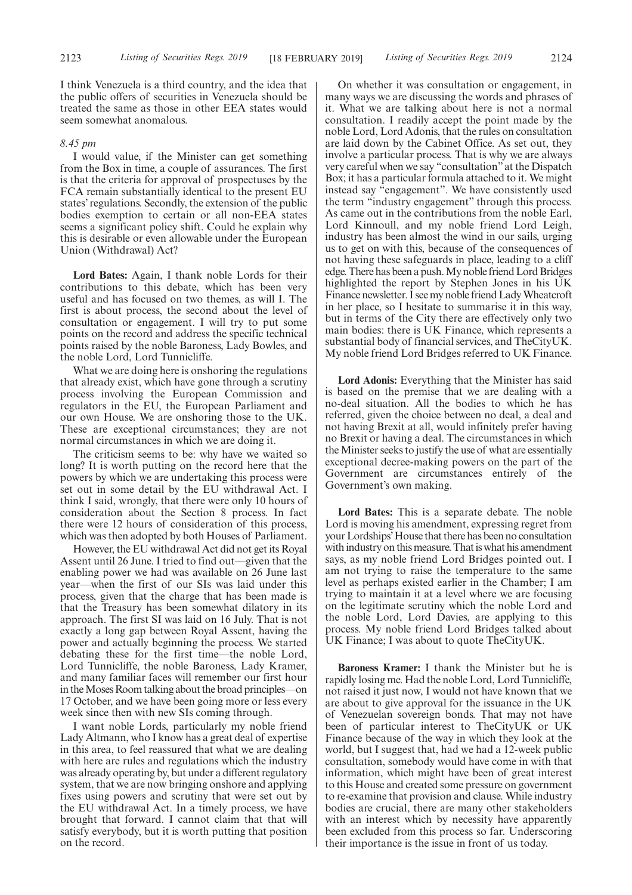I think Venezuela is a third country, and the idea that the public offers of securities in Venezuela should be treated the same as those in other EEA states would seem somewhat anomalous.

*8.45 pm*

I would value, if the Minister can get something from the Box in time, a couple of assurances. The first is that the criteria for approval of prospectuses by the FCA remain substantially identical to the present EU states' regulations. Secondly, the extension of the public bodies exemption to certain or all non-EEA states seems a significant policy shift. Could he explain why this is desirable or even allowable under the European Union (Withdrawal) Act?

**Lord Bates:** Again, I thank noble Lords for their contributions to this debate, which has been very useful and has focused on two themes, as will I. The first is about process, the second about the level of consultation or engagement. I will try to put some points on the record and address the specific technical points raised by the noble Baroness, Lady Bowles, and the noble Lord, Lord Tunnicliffe.

What we are doing here is onshoring the regulations that already exist, which have gone through a scrutiny process involving the European Commission and regulators in the EU, the European Parliament and our own House. We are onshoring those to the UK. These are exceptional circumstances; they are not normal circumstances in which we are doing it.

The criticism seems to be: why have we waited so long? It is worth putting on the record here that the powers by which we are undertaking this process were set out in some detail by the EU withdrawal Act. I think I said, wrongly, that there were only 10 hours of consideration about the Section 8 process. In fact there were 12 hours of consideration of this process, which was then adopted by both Houses of Parliament.

However, the EU withdrawal Act did not get its Royal Assent until 26 June. I tried to find out—given that the enabling power we had was available on 26 June last year—when the first of our SIs was laid under this process, given that the charge that has been made is that the Treasury has been somewhat dilatory in its approach. The first SI was laid on 16 July. That is not exactly a long gap between Royal Assent, having the power and actually beginning the process. We started debating these for the first time—the noble Lord, Lord Tunnicliffe, the noble Baroness, Lady Kramer, and many familiar faces will remember our first hour in the Moses Room talking about the broad principles—on 17 October, and we have been going more or less every week since then with new SIs coming through.

I want noble Lords, particularly my noble friend Lady Altmann, who I know has a great deal of expertise in this area, to feel reassured that what we are dealing with here are rules and regulations which the industry was already operating by, but under a different regulatory system, that we are now bringing onshore and applying fixes using powers and scrutiny that were set out by the EU withdrawal Act. In a timely process, we have brought that forward. I cannot claim that that will satisfy everybody, but it is worth putting that position on the record.

On whether it was consultation or engagement, in many ways we are discussing the words and phrases of it. What we are talking about here is not a normal consultation. I readily accept the point made by the noble Lord, Lord Adonis, that the rules on consultation are laid down by the Cabinet Office. As set out, they involve a particular process. That is why we are always very careful when we say "consultation" at the Dispatch Box; it has a particular formula attached to it. We might instead say "engagement". We have consistently used the term "industry engagement" through this process. As came out in the contributions from the noble Earl, Lord Kinnoull, and my noble friend Lord Leigh, industry has been almost the wind in our sails, urging us to get on with this, because of the consequences of not having these safeguards in place, leading to a cliff edge. There has been a push. My noble friend Lord Bridges highlighted the report by Stephen Jones in his UK Finance newsletter. I see my noble friend Lady Wheatcroft in her place, so I hesitate to summarise it in this way, but in terms of the City there are effectively only two main bodies: there is UK Finance, which represents a substantial body of financial services, and TheCityUK. My noble friend Lord Bridges referred to UK Finance.

**Lord Adonis:** Everything that the Minister has said is based on the premise that we are dealing with a no-deal situation. All the bodies to which he has referred, given the choice between no deal, a deal and not having Brexit at all, would infinitely prefer having no Brexit or having a deal. The circumstances in which the Minister seeks to justify the use of what are essentially exceptional decree-making powers on the part of the Government are circumstances entirely of the Government's own making.

**Lord Bates:** This is a separate debate. The noble Lord is moving his amendment, expressing regret from your Lordships' House that there has been no consultation with industry on this measure. That is what his amendment says, as my noble friend Lord Bridges pointed out. I am not trying to raise the temperature to the same level as perhaps existed earlier in the Chamber; I am trying to maintain it at a level where we are focusing on the legitimate scrutiny which the noble Lord and the noble Lord, Lord Davies, are applying to this process. My noble friend Lord Bridges talked about UK Finance; I was about to quote TheCityUK.

**Baroness Kramer:** I thank the Minister but he is rapidly losing me. Had the noble Lord, Lord Tunnicliffe, not raised it just now, I would not have known that we are about to give approval for the issuance in the UK of Venezuelan sovereign bonds. That may not have been of particular interest to TheCityUK or UK Finance because of the way in which they look at the world, but I suggest that, had we had a 12-week public consultation, somebody would have come in with that information, which might have been of great interest to this House and created some pressure on government to re-examine that provision and clause. While industry bodies are crucial, there are many other stakeholders with an interest which by necessity have apparently been excluded from this process so far. Underscoring their importance is the issue in front of us today.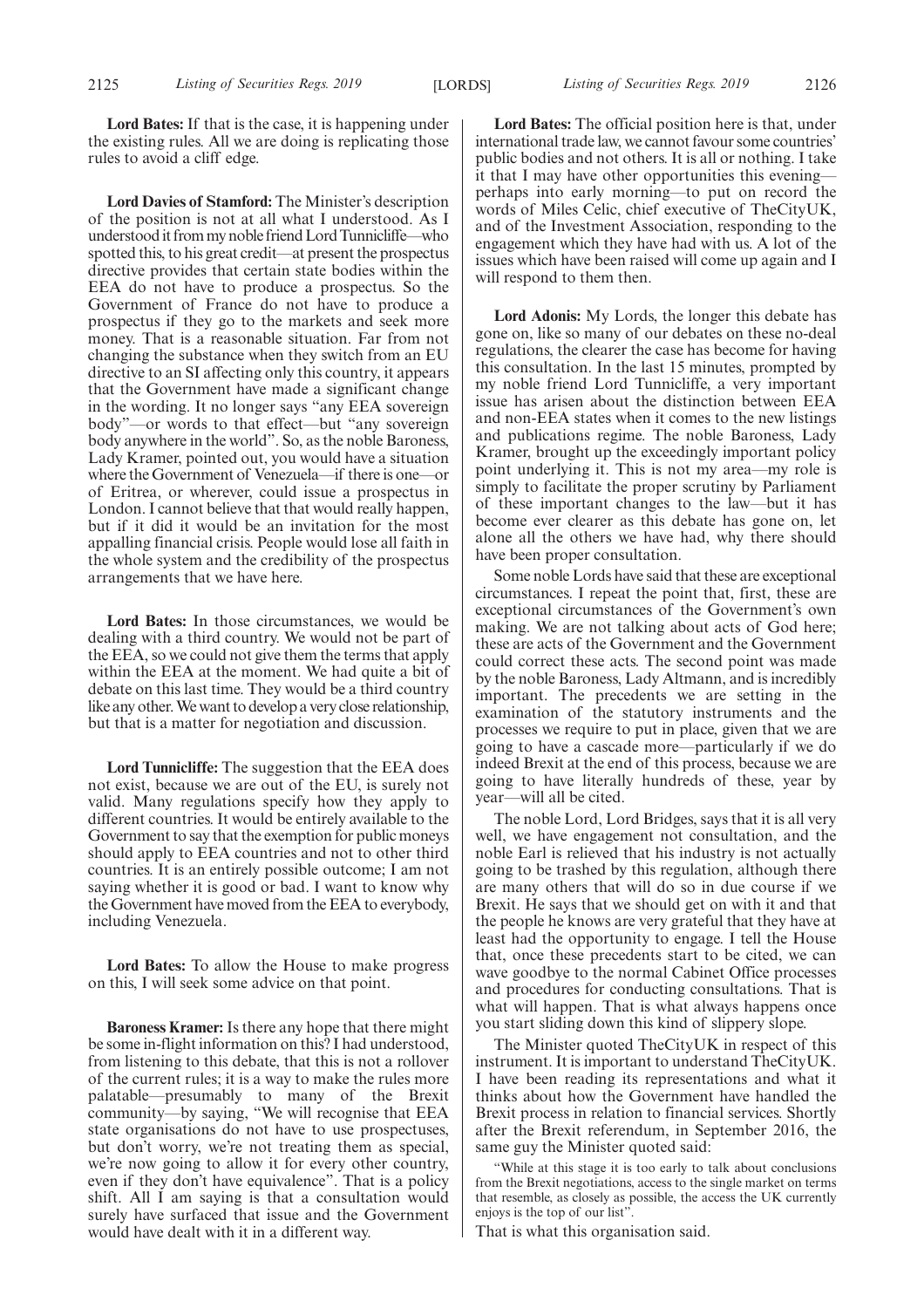**Lord Bates:** If that is the case, it is happening under the existing rules. All we are doing is replicating those rules to avoid a cliff edge.

**Lord Davies of Stamford:** The Minister's description of the position is not at all what I understood. As I understood it from my noble friend Lord Tunnicliffe—who spotted this, to his great credit—at present the prospectus directive provides that certain state bodies within the EEA do not have to produce a prospectus. So the Government of France do not have to produce a prospectus if they go to the markets and seek more money. That is a reasonable situation. Far from not changing the substance when they switch from an EU directive to an SI affecting only this country, it appears that the Government have made a significant change in the wording. It no longer says "any EEA sovereign body"—or words to that effect—but "any sovereign body anywhere in the world". So, as the noble Baroness, Lady Kramer, pointed out, you would have a situation where the Government of Venezuela—if there is one—or of Eritrea, or wherever, could issue a prospectus in London. I cannot believe that that would really happen, but if it did it would be an invitation for the most appalling financial crisis. People would lose all faith in the whole system and the credibility of the prospectus arrangements that we have here.

**Lord Bates:** In those circumstances, we would be dealing with a third country. We would not be part of the EEA, so we could not give them the terms that apply within the EEA at the moment. We had quite a bit of debate on this last time. They would be a third country like any other. We want to develop a very close relationship, but that is a matter for negotiation and discussion.

**Lord Tunnicliffe:** The suggestion that the EEA does not exist, because we are out of the EU, is surely not valid. Many regulations specify how they apply to different countries. It would be entirely available to the Government to say that the exemption for public moneys should apply to EEA countries and not to other third countries. It is an entirely possible outcome; I am not saying whether it is good or bad. I want to know why the Government have moved from the EEA to everybody, including Venezuela.

**Lord Bates:** To allow the House to make progress on this, I will seek some advice on that point.

**Baroness Kramer:** Is there any hope that there might be some in-flight information on this? I had understood, from listening to this debate, that this is not a rollover of the current rules; it is a way to make the rules more palatable—presumably to many of the Brexit community—by saying, "We will recognise that EEA state organisations do not have to use prospectuses, but don't worry, we're not treating them as special, we're now going to allow it for every other country, even if they don't have equivalence". That is a policy shift. All I am saying is that a consultation would surely have surfaced that issue and the Government would have dealt with it in a different way.

**Lord Bates:** The official position here is that, under international trade law, we cannot favour some countries' public bodies and not others. It is all or nothing. I take it that I may have other opportunities this evening—perhaps into early morning—to put on record the words of Miles Celic, chief executive of TheCityUK, and of the Investment Association, responding to the engagement which they have had with us. A lot of the issues which have been raised will come up again and I will respond to them then.

**Lord Adonis:** My Lords, the longer this debate has gone on, like so many of our debates on these no-deal regulations, the clearer the case has become for having this consultation. In the last 15 minutes, prompted by my noble friend Lord Tunnicliffe, a very important issue has arisen about the distinction between EEA and non-EEA states when it comes to the new listings and publications regime. The noble Baroness, Lady Kramer, brought up the exceedingly important policy point underlying it. This is not my area—my role is simply to facilitate the proper scrutiny by Parliament of these important changes to the law—but it has become ever clearer as this debate has gone on, let alone all the others we have had, why there should have been proper consultation.

Some noble Lords have said that these are exceptional circumstances. I repeat the point that, first, these are exceptional circumstances of the Government's own making. We are not talking about acts of God here; these are acts of the Government and the Government could correct these acts. The second point was made by the noble Baroness, Lady Altmann, and is incredibly important. The precedents we are setting in the examination of the statutory instruments and the processes we require to put in place, given that we are going to have a cascade more—particularly if we do indeed Brexit at the end of this process, because we are going to have literally hundreds of these, year by year—will all be cited.

The noble Lord, Lord Bridges, says that it is all very well, we have engagement not consultation, and the noble Earl is relieved that his industry is not actually going to be trashed by this regulation, although there are many others that will do so in due course if we Brexit. He says that we should get on with it and that the people he knows are very grateful that they have at least had the opportunity to engage. I tell the House that, once these precedents start to be cited, we can wave goodbye to the normal Cabinet Office processes and procedures for conducting consultations. That is what will happen. That is what always happens once you start sliding down this kind of slippery slope.

The Minister quoted TheCityUK in respect of this instrument. It is important to understand TheCityUK. I have been reading its representations and what it thinks about how the Government have handled the Brexit process in relation to financial services. Shortly after the Brexit referendum, in September 2016, the same guy the Minister quoted said:

> "While at this stage it is too early to talk about conclusions from the Brexit negotiations, access to the single market on terms that resemble, as closely as possible, the access the UK currently enjoys is the top of our list".

That is what this organisation said.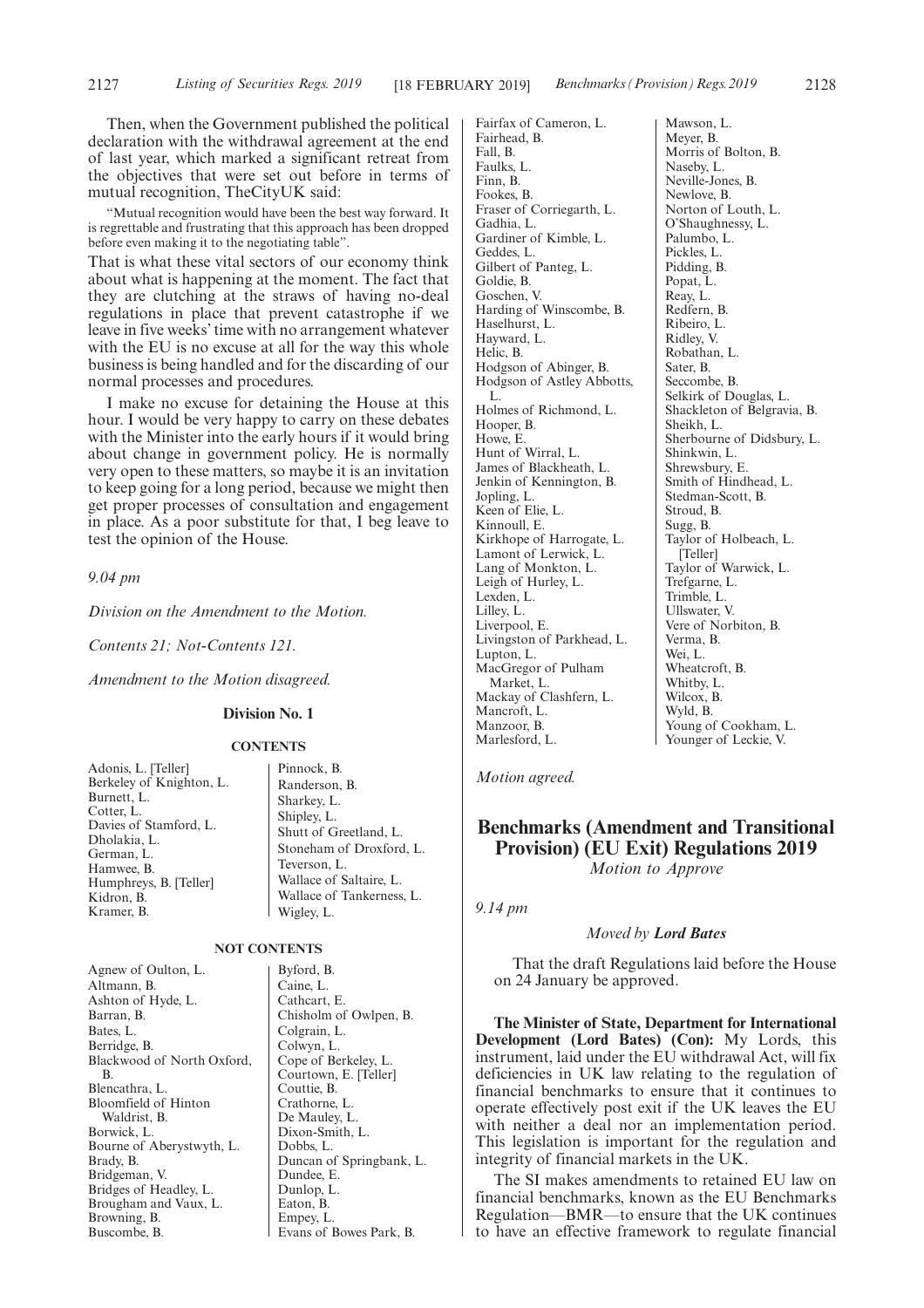Then, when the Government published the political declaration with the withdrawal agreement at the end of last year, which marked a significant retreat from the objectives that were set out before in terms of mutual recognition, TheCityUK said:

> "Mutual recognition would have been the best way forward. It is regrettable and frustrating that this approach has been dropped before even making it to the negotiating table".

That is what these vital sectors of our economy think about what is happening at the moment. The fact that they are clutching at the straws of having no-deal regulations in place that prevent catastrophe if we leave in five weeks' time with no arrangement whatever with the EU is no excuse at all for the way this whole business is being handled and for the discarding of our normal processes and procedures.

I make no excuse for detaining the House at this hour. I would be very happy to carry on these debates with the Minister into the early hours if it would bring about change in government policy. He is normally very open to these matters, so maybe it is an invitation to keep going for a long period, because we might then get proper processes of consultation and engagement in place. As a poor substitute for that, I beg leave to test the opinion of the House.

*9.04 pm*

*Division on the Amendment to the Motion.*

*Contents 21; Not-Contents 121.*

*Amendment to the Motion disagreed.*

**Division No. 1**

**CONTENTS**

Adonis, L. [Teller]
Berkeley of Knighton, L.
Burnett, L.
Cotter, L.
Davies of Stamford, L.
Dholakia, L.
German, L.
Hamwee, B.
Humphreys, B. [Teller]
Kidron, B.
Kramer, B.
Pinnock, B.
Randerson, B.
Sharkey, L.
Shipley, L.
Shutt of Greetland, L.
Stoneham of Droxford, L.
Teverson, L.
Wallace of Saltaire, L.
Wallace of Tankerness, L.
Wigley, L.

**NOT CONTENTS**

Agnew of Oulton, L.
Altmann, B.
Ashton of Hyde, L.
Barran, B.
Bates, L.
Berridge, B.
Blackwood of North Oxford, B.
Blencathra, L.
Bloomfield of Hinton Waldrist, B.
Borwick, L.
Bourne of Aberystwyth, L.
Brady, B.
Bridgeman, V.
Bridges of Headley, L.
Brougham and Vaux, L.
Browning, B.
Buscombe, B.
Byford, B.
Caine, L.
Cathcart, E.
Chisholm of Owlpen, B.
Colgrain, L.
Colwyn, L.
Cope of Berkeley, L.
Courtown, E. [Teller]
Couttie, B.
Crathorne, L.
De Mauley, L.
Dixon-Smith, L.
Dobbs, L.
Duncan of Springbank, L.
Dundee, E.
Dunlop, L.
Eaton, B.
Empey, L.
Evans of Bowes Park, B.
Fairfax of Cameron, L.
Fairhead, B.
Fall, B.
Faulks, L.
Finn, B.
Fookes, B.
Fraser of Corriegarth, L.
Gadhia, L.
Gardiner of Kimble, L.
Geddes, L.
Gilbert of Panteg, L.
Goldie, B.
Goschen, V.
Harding of Winscombe, B.
Haselhurst, L.
Hayward, L.
Helic, B.
Hodgson of Abinger, B.
Hodgson of Astley Abbotts, L.
Holmes of Richmond, L.
Hooper, B.
Howe, E.
Hunt of Wirral, L.
James of Blackheath, L.
Jenkin of Kennington, B.
Jopling, L.
Keen of Elie, L.
Kinnoull, E.
Kirkhope of Harrogate, L.
Lamont of Lerwick, L.
Lang of Monkton, L.
Leigh of Hurley, L.
Lexden, L.
Lilley, L.
Liverpool, E.
Livingston of Parkhead, L.
Lupton, L.
MacGregor of Pulham Market, L.
Mackay of Clashfern, L.
Mancroft, L.
Manzoor, B.
Marlesford, L.
Mawson, L.
Meyer, B.
Morris of Bolton, B.
Naseby, L.
Neville-Jones, B.
Newlove, B.
Norton of Louth, L.
O'Shaughnessy, L.
Palumbo, L.
Pickles, L.
Pidding, B.
Popat, L.
Reay, L.
Redfern, B.
Ribeiro, L.
Ridley, V.
Robathan, L.
Sater, B.
Seccombe, B.
Selkirk of Douglas, L.
Shackleton of Belgravia, B.
Sheikh, L.
Sherbourne of Didsbury, L.
Shinkwin, L.
Shrewsbury, E.
Smith of Hindhead, L.
Stedman-Scott, B.
Stroud, B.
Sugg, B.
Taylor of Holbeach, L. [Teller]
Taylor of Warwick, L.
Trefgarne, L.
Trimble, L.
Ullswater, V.
Vere of Norbiton, B.
Verma, B.
Wei, L.
Wheatcroft, B.
Whitby, L.
Wilcox, B.
Wyld, B.
Young of Cookham, L.
Younger of Leckie, V.

*Motion agreed.*

## Benchmarks (Amendment and Transitional Provision) (EU Exit) Regulations 2019

*Motion to Approve*

*9.14 pm*

*Moved by* ***Lord Bates***

That the draft Regulations laid before the House on 24 January be approved.

**The Minister of State, Department for International Development (Lord Bates) (Con):** My Lords, this instrument, laid under the EU withdrawal Act, will fix deficiencies in UK law relating to the regulation of financial benchmarks to ensure that it continues to operate effectively post exit if the UK leaves the EU with neither a deal nor an implementation period. This legislation is important for the regulation and integrity of financial markets in the UK.

The SI makes amendments to retained EU law on financial benchmarks, known as the EU Benchmarks Regulation—BMR—to ensure that the UK continues to have an effective framework to regulate financial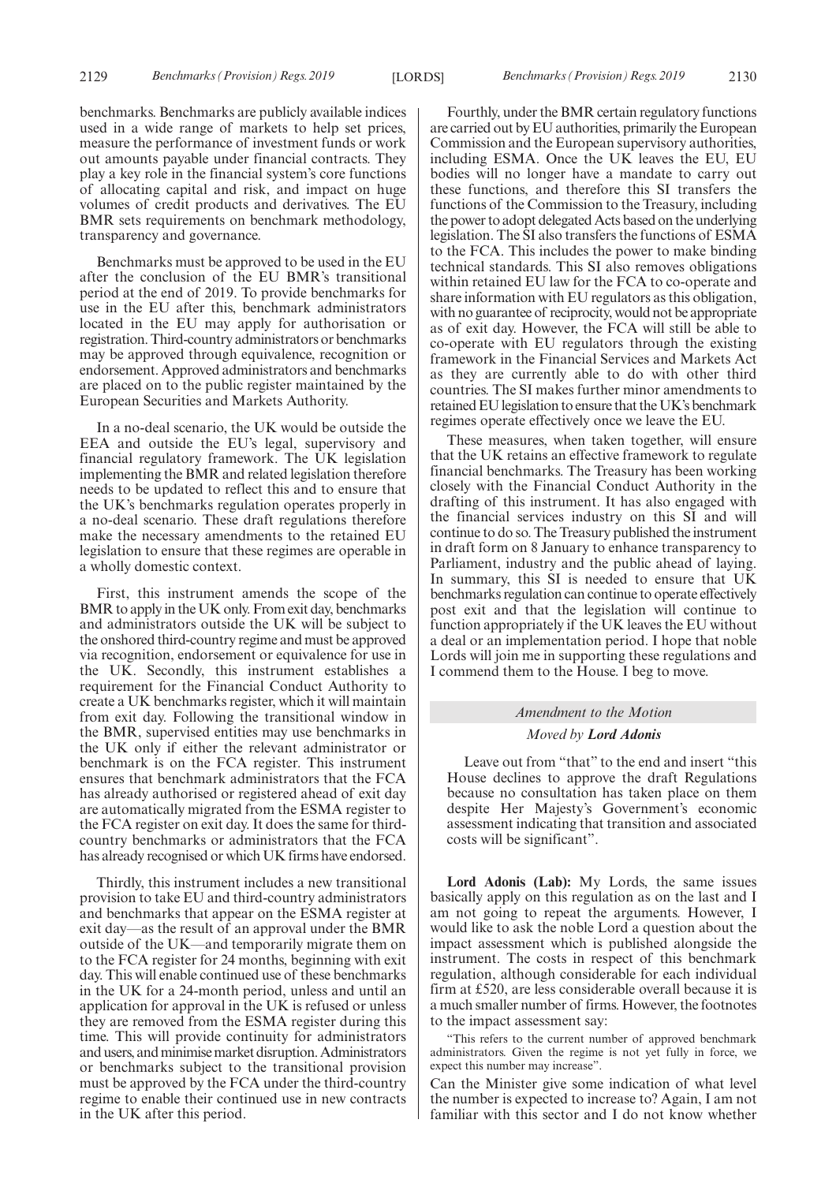benchmarks. Benchmarks are publicly available indices used in a wide range of markets to help set prices, measure the performance of investment funds or work out amounts payable under financial contracts. They play a key role in the financial system's core functions of allocating capital and risk, and impact on huge volumes of credit products and derivatives. The EU BMR sets requirements on benchmark methodology, transparency and governance.

Benchmarks must be approved to be used in the EU after the conclusion of the EU BMR's transitional period at the end of 2019. To provide benchmarks for use in the EU after this, benchmark administrators located in the EU may apply for authorisation or registration. Third-country administrators or benchmarks may be approved through equivalence, recognition or endorsement. Approved administrators and benchmarks are placed on to the public register maintained by the European Securities and Markets Authority.

In a no-deal scenario, the UK would be outside the EEA and outside the EU's legal, supervisory and financial regulatory framework. The UK legislation implementing the BMR and related legislation therefore needs to be updated to reflect this and to ensure that the UK's benchmarks regulation operates properly in a no-deal scenario. These draft regulations therefore make the necessary amendments to the retained EU legislation to ensure that these regimes are operable in a wholly domestic context.

First, this instrument amends the scope of the BMR to apply in the UK only. From exit day, benchmarks and administrators outside the UK will be subject to the onshored third-country regime and must be approved via recognition, endorsement or equivalence for use in the UK. Secondly, this instrument establishes a requirement for the Financial Conduct Authority to create a UK benchmarks register, which it will maintain from exit day. Following the transitional window in the BMR, supervised entities may use benchmarks in the UK only if either the relevant administrator or benchmark is on the FCA register. This instrument ensures that benchmark administrators that the FCA has already authorised or registered ahead of exit day are automatically migrated from the ESMA register to the FCA register on exit day. It does the same for third-country benchmarks or administrators that the FCA has already recognised or which UK firms have endorsed.

Thirdly, this instrument includes a new transitional provision to take EU and third-country administrators and benchmarks that appear on the ESMA register at exit day—as the result of an approval under the BMR outside of the UK—and temporarily migrate them on to the FCA register for 24 months, beginning with exit day. This will enable continued use of these benchmarks in the UK for a 24-month period, unless and until an application for approval in the UK is refused or unless they are removed from the ESMA register during this time. This will provide continuity for administrators and users, and minimise market disruption. Administrators or benchmarks subject to the transitional provision must be approved by the FCA under the third-country regime to enable their continued use in new contracts in the UK after this period.

Fourthly, under the BMR certain regulatory functions are carried out by EU authorities, primarily the European Commission and the European supervisory authorities, including ESMA. Once the UK leaves the EU, EU bodies will no longer have a mandate to carry out these functions, and therefore this SI transfers the functions of the Commission to the Treasury, including the power to adopt delegated Acts based on the underlying legislation. The SI also transfers the functions of ESMA to the FCA. This includes the power to make binding technical standards. This SI also removes obligations within retained EU law for the FCA to co-operate and share information with EU regulators as this obligation, with no guarantee of reciprocity, would not be appropriate as of exit day. However, the FCA will still be able to co-operate with EU regulators through the existing framework in the Financial Services and Markets Act as they are currently able to do with other third countries. The SI makes further minor amendments to retained EU legislation to ensure that the UK's benchmark regimes operate effectively once we leave the EU.

These measures, when taken together, will ensure that the UK retains an effective framework to regulate financial benchmarks. The Treasury has been working closely with the Financial Conduct Authority in the drafting of this instrument. It has also engaged with the financial services industry on this SI and will continue to do so. The Treasury published the instrument in draft form on 8 January to enhance transparency to Parliament, industry and the public ahead of laying. In summary, this SI is needed to ensure that UK benchmarks regulation can continue to operate effectively post exit and that the legislation will continue to function appropriately if the UK leaves the EU without a deal or an implementation period. I hope that noble Lords will join me in supporting these regulations and I commend them to the House. I beg to move.

*Amendment to the Motion*

*Moved by* ***Lord Adonis***

Leave out from "that" to the end and insert "this House declines to approve the draft Regulations because no consultation has taken place on them despite Her Majesty's Government's economic assessment indicating that transition and associated costs will be significant".

**Lord Adonis (Lab):** My Lords, the same issues basically apply on this regulation as on the last and I am not going to repeat the arguments. However, I would like to ask the noble Lord a question about the impact assessment which is published alongside the instrument. The costs in respect of this benchmark regulation, although considerable for each individual firm at £520, are less considerable overall because it is a much smaller number of firms. However, the footnotes to the impact assessment say:

"This refers to the current number of approved benchmark administrators. Given the regime is not yet fully in force, we expect this number may increase".

Can the Minister give some indication of what level the number is expected to increase to? Again, I am not familiar with this sector and I do not know whether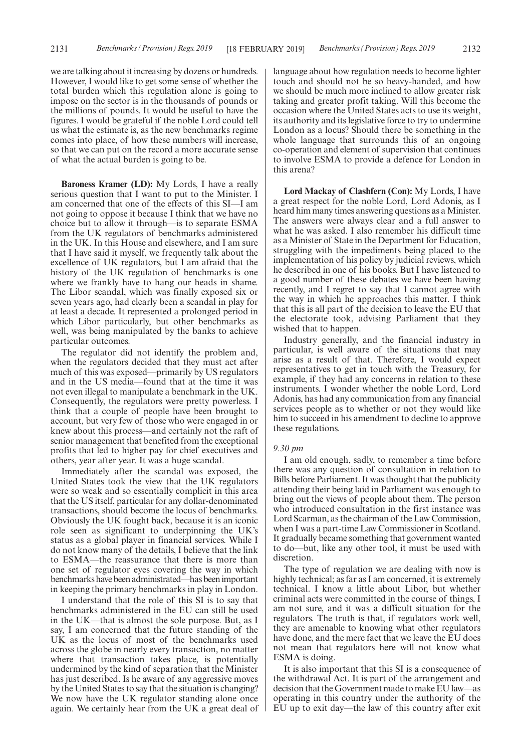we are talking about it increasing by dozens or hundreds. However, I would like to get some sense of whether the total burden which this regulation alone is going to impose on the sector is in the thousands of pounds or the millions of pounds. It would be useful to have the figures. I would be grateful if the noble Lord could tell us what the estimate is, as the new benchmarks regime comes into place, of how these numbers will increase, so that we can put on the record a more accurate sense of what the actual burden is going to be.

**Baroness Kramer (LD):** My Lords, I have a really serious question that I want to put to the Minister. I am concerned that one of the effects of this SI—I am not going to oppose it because I think that we have no choice but to allow it through—is to separate ESMA from the UK regulators of benchmarks administered in the UK. In this House and elsewhere, and I am sure that I have said it myself, we frequently talk about the excellence of UK regulators, but I am afraid that the history of the UK regulation of benchmarks is one where we frankly have to hang our heads in shame. The Libor scandal, which was finally exposed six or seven years ago, had clearly been a scandal in play for at least a decade. It represented a prolonged period in which Libor particularly, but other benchmarks as well, was being manipulated by the banks to achieve particular outcomes.

The regulator did not identify the problem and, when the regulators decided that they must act after much of this was exposed—primarily by US regulators and in the US media—found that at the time it was not even illegal to manipulate a benchmark in the UK. Consequently, the regulators were pretty powerless. I think that a couple of people have been brought to account, but very few of those who were engaged in or knew about this process—and certainly not the raft of senior management that benefited from the exceptional profits that led to higher pay for chief executives and others, year after year. It was a huge scandal.

Immediately after the scandal was exposed, the United States took the view that the UK regulators were so weak and so essentially complicit in this area that the US itself, particular for any dollar-denominated transactions, should become the locus of benchmarks. Obviously the UK fought back, because it is an iconic role seen as significant to underpinning the UK's status as a global player in financial services. While I do not know many of the details, I believe that the link to ESMA—the reassurance that there is more than one set of regulator eyes covering the way in which benchmarks have been administrated—has been important in keeping the primary benchmarks in play in London.

I understand that the role of this SI is to say that benchmarks administered in the EU can still be used in the UK—that is almost the sole purpose. But, as I say, I am concerned that the future standing of the UK as the locus of most of the benchmarks used across the globe in nearly every transaction, no matter where that transaction takes place, is potentially undermined by the kind of separation that the Minister has just described. Is he aware of any aggressive moves by the United States to say that the situation is changing? We now have the UK regulator standing alone once again. We certainly hear from the UK a great deal of language about how regulation needs to become lighter touch and should not be so heavy-handed, and how we should be much more inclined to allow greater risk taking and greater profit taking. Will this become the occasion where the United States acts to use its weight, its authority and its legislative force to try to undermine London as a locus? Should there be something in the whole language that surrounds this of an ongoing co-operation and element of supervision that continues to involve ESMA to provide a defence for London in this arena?

**Lord Mackay of Clashfern (Con):** My Lords, I have a great respect for the noble Lord, Lord Adonis, as I heard him many times answering questions as a Minister. The answers were always clear and a full answer to what he was asked. I also remember his difficult time as a Minister of State in the Department for Education, struggling with the impediments being placed to the implementation of his policy by judicial reviews, which he described in one of his books. But I have listened to a good number of these debates we have been having recently, and I regret to say that I cannot agree with the way in which he approaches this matter. I think that this is all part of the decision to leave the EU that the electorate took, advising Parliament that they wished that to happen.

Industry generally, and the financial industry in particular, is well aware of the situations that may arise as a result of that. Therefore, I would expect representatives to get in touch with the Treasury, for example, if they had any concerns in relation to these instruments. I wonder whether the noble Lord, Lord Adonis, has had any communication from any financial services people as to whether or not they would like him to succeed in his amendment to decline to approve these regulations.

*9.30 pm*

I am old enough, sadly, to remember a time before there was any question of consultation in relation to Bills before Parliament. It was thought that the publicity attending their being laid in Parliament was enough to bring out the views of people about them. The person who introduced consultation in the first instance was Lord Scarman, as the chairman of the Law Commission, when I was a part-time Law Commissioner in Scotland. It gradually became something that government wanted to do—but, like any other tool, it must be used with discretion.

The type of regulation we are dealing with now is highly technical; as far as I am concerned, it is extremely technical. I know a little about Libor, but whether criminal acts were committed in the course of things, I am not sure, and it was a difficult situation for the regulators. The truth is that, if regulators work well, they are amenable to knowing what other regulators have done, and the mere fact that we leave the EU does not mean that regulators here will not know what ESMA is doing.

It is also important that this SI is a consequence of the withdrawal Act. It is part of the arrangement and decision that the Government made to make EU law—as operating in this country under the authority of the EU up to exit day—the law of this country after exit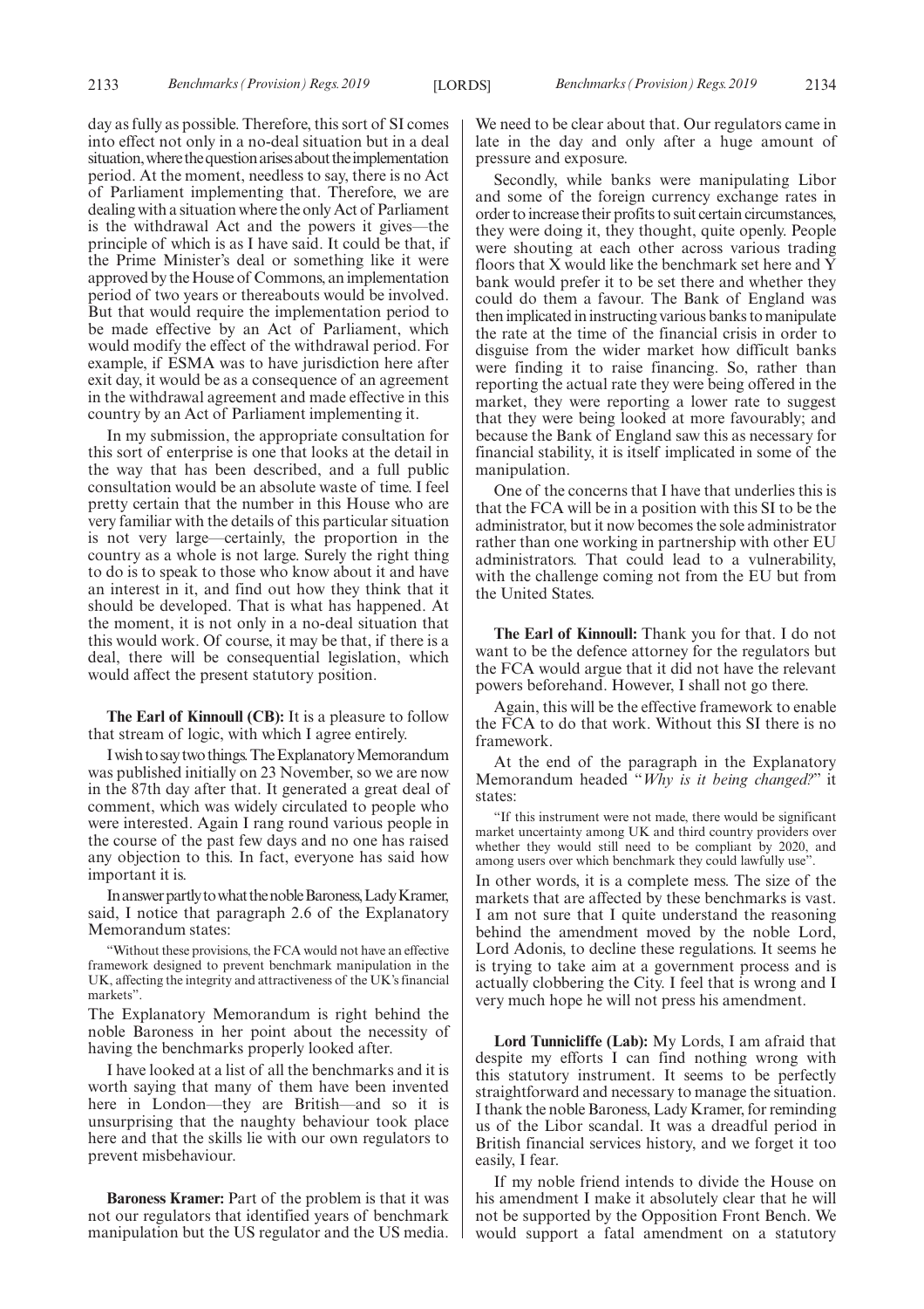day as fully as possible. Therefore, this sort of SI comes into effect not only in a no-deal situation but in a deal situation, where the question arises about the implementation period. At the moment, needless to say, there is no Act of Parliament implementing that. Therefore, we are dealing with a situation where the only Act of Parliament is the withdrawal Act and the powers it gives—the principle of which is as I have said. It could be that, if the Prime Minister's deal or something like it were approved by the House of Commons, an implementation period of two years or thereabouts would be involved. But that would require the implementation period to be made effective by an Act of Parliament, which would modify the effect of the withdrawal period. For example, if ESMA was to have jurisdiction here after exit day, it would be as a consequence of an agreement in the withdrawal agreement and made effective in this country by an Act of Parliament implementing it.

In my submission, the appropriate consultation for this sort of enterprise is one that looks at the detail in the way that has been described, and a full public consultation would be an absolute waste of time. I feel pretty certain that the number in this House who are very familiar with the details of this particular situation is not very large—certainly, the proportion in the country as a whole is not large. Surely the right thing to do is to speak to those who know about it and have an interest in it, and find out how they think that it should be developed. That is what has happened. At the moment, it is not only in a no-deal situation that this would work. Of course, it may be that, if there is a deal, there will be consequential legislation, which would affect the present statutory position.

**The Earl of Kinnoull (CB):** It is a pleasure to follow that stream of logic, with which I agree entirely.

I wish to say two things. The Explanatory Memorandum was published initially on 23 November, so we are now in the 87th day after that. It generated a great deal of comment, which was widely circulated to people who were interested. Again I rang round various people in the course of the past few days and no one has raised any objection to this. In fact, everyone has said how important it is.

In answer partly to what the noble Baroness, Lady Kramer, said, I notice that paragraph 2.6 of the Explanatory Memorandum states:

"Without these provisions, the FCA would not have an effective framework designed to prevent benchmark manipulation in the UK, affecting the integrity and attractiveness of the UK's financial markets".

The Explanatory Memorandum is right behind the noble Baroness in her point about the necessity of having the benchmarks properly looked after.

I have looked at a list of all the benchmarks and it is worth saying that many of them have been invented here in London—they are British—and so it is unsurprising that the naughty behaviour took place here and that the skills lie with our own regulators to prevent misbehaviour.

**Baroness Kramer:** Part of the problem is that it was not our regulators that identified years of benchmark manipulation but the US regulator and the US media. We need to be clear about that. Our regulators came in late in the day and only after a huge amount of pressure and exposure.

Secondly, while banks were manipulating Libor and some of the foreign currency exchange rates in order to increase their profits to suit certain circumstances, they were doing it, they thought, quite openly. People were shouting at each other across various trading floors that X would like the benchmark set here and Y bank would prefer it to be set there and whether they could do them a favour. The Bank of England was then implicated in instructing various banks to manipulate the rate at the time of the financial crisis in order to disguise from the wider market how difficult banks were finding it to raise financing. So, rather than reporting the actual rate they were being offered in the market, they were reporting a lower rate to suggest that they were being looked at more favourably; and because the Bank of England saw this as necessary for financial stability, it is itself implicated in some of the manipulation.

One of the concerns that I have that underlies this is that the FCA will be in a position with this SI to be the administrator, but it now becomes the sole administrator rather than one working in partnership with other EU administrators. That could lead to a vulnerability, with the challenge coming not from the EU but from the United States.

**The Earl of Kinnoull:** Thank you for that. I do not want to be the defence attorney for the regulators but the FCA would argue that it did not have the relevant powers beforehand. However, I shall not go there.

Again, this will be the effective framework to enable the FCA to do that work. Without this SI there is no framework.

At the end of the paragraph in the Explanatory Memorandum headed "*Why is it being changed?*" it states:

"If this instrument were not made, there would be significant market uncertainty among UK and third country providers over whether they would still need to be compliant by 2020, and among users over which benchmark they could lawfully use".

In other words, it is a complete mess. The size of the markets that are affected by these benchmarks is vast. I am not sure that I quite understand the reasoning behind the amendment moved by the noble Lord, Lord Adonis, to decline these regulations. It seems he is trying to take aim at a government process and is actually clobbering the City. I feel that is wrong and I very much hope he will not press his amendment.

**Lord Tunnicliffe (Lab):** My Lords, I am afraid that despite my efforts I can find nothing wrong with this statutory instrument. It seems to be perfectly straightforward and necessary to manage the situation. I thank the noble Baroness, Lady Kramer, for reminding us of the Libor scandal. It was a dreadful period in British financial services history, and we forget it too easily, I fear.

If my noble friend intends to divide the House on his amendment I make it absolutely clear that he will not be supported by the Opposition Front Bench. We would support a fatal amendment on a statutory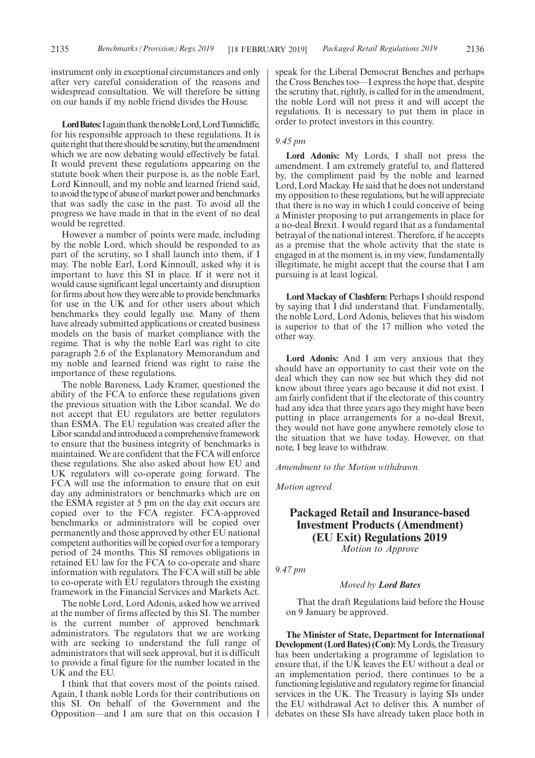instrument only in exceptional circumstances and only after very careful consideration of the reasons and widespread consultation. We will therefore be sitting on our hands if my noble friend divides the House.

**Lord Bates:** I again thank the noble Lord, Lord Tunnicliffe, for his responsible approach to these regulations. It is quite right that there should be scrutiny, but the amendment which we are now debating would effectively be fatal. It would prevent these regulations appearing on the statute book when their purpose is, as the noble Earl, Lord Kinnoull, and my noble and learned friend said, to avoid the type of abuse of market power and benchmarks that was sadly the case in the past. To avoid all the progress we have made in that in the event of no deal would be regretted.

However a number of points were made, including by the noble Lord, which should be responded to as part of the scrutiny, so I shall launch into them, if I may. The noble Earl, Lord Kinnoull, asked why it is important to have this SI in place. If it were not it would cause significant legal uncertainty and disruption for firms about how they were able to provide benchmarks for use in the UK and for other users about which benchmarks they could legally use. Many of them have already submitted applications or created business models on the basis of market compliance with the regime. That is why the noble Earl was right to cite paragraph 2.6 of the Explanatory Memorandum and my noble and learned friend was right to raise the importance of these regulations.

The noble Baroness, Lady Kramer, questioned the ability of the FCA to enforce these regulations given the previous situation with the Libor scandal. We do not accept that EU regulators are better regulators than ESMA. The EU regulation was created after the Libor scandal and introduced a comprehensive framework to ensure that the business integrity of benchmarks is maintained. We are confident that the FCA will enforce these regulations. She also asked about how EU and UK regulators will co-operate going forward. The FCA will use the information to ensure that on exit day any administrators or benchmarks which are on the ESMA register at 5 pm on the day exit occurs are copied over to the FCA register. FCA-approved benchmarks or administrators will be copied over permanently and those approved by other EU national competent authorities will be copied over for a temporary period of 24 months. This SI removes obligations in retained EU law for the FCA to co-operate and share information with regulators. The FCA will still be able to co-operate with EU regulators through the existing framework in the Financial Services and Markets Act.

The noble Lord, Lord Adonis, asked how we arrived at the number of firms affected by this SI. The number is the current number of approved benchmark administrators. The regulators that we are working with are seeking to understand the full range of administrators that will seek approval, but it is difficult to provide a final figure for the number located in the UK and the EU.

I think that that covers most of the points raised. Again, I thank noble Lords for their contributions on this SI. On behalf of the Government and the Opposition—and I am sure that on this occasion I speak for the Liberal Democrat Benches and perhaps the Cross Benches too—I express the hope that, despite the scrutiny that, rightly, is called for in the amendment, the noble Lord will not press it and will accept the regulations. It is necessary to put them in place in order to protect investors in this country.

*9.45 pm*

**Lord Adonis:** My Lords, I shall not press the amendment. I am extremely grateful to, and flattered by, the compliment paid by the noble and learned Lord, Lord Mackay. He said that he does not understand my opposition to these regulations, but he will appreciate that there is no way in which I could conceive of being a Minister proposing to put arrangements in place for a no-deal Brexit. I would regard that as a fundamental betrayal of the national interest. Therefore, if he accepts as a premise that the whole activity that the state is engaged in at the moment is, in my view, fundamentally illegitimate, he might accept that the course that I am pursuing is at least logical.

**Lord Mackay of Clashfern:** Perhaps I should respond by saying that I did understand that. Fundamentally, the noble Lord, Lord Adonis, believes that his wisdom is superior to that of the 17 million who voted the other way.

**Lord Adonis:** And I am very anxious that they should have an opportunity to cast their vote on the deal which they can now see but which they did not know about three years ago because it did not exist. I am fairly confident that if the electorate of this country had any idea that three years ago they might have been putting in place arrangements for a no-deal Brexit, they would not have gone anywhere remotely close to the situation that we have today. However, on that note, I beg leave to withdraw.

*Amendment to the Motion withdrawn.*

*Motion agreed.*

## Packaged Retail and Insurance-based Investment Products (Amendment) (EU Exit) Regulations 2019

*Motion to Approve*

*9.47 pm*

*Moved by* ***Lord Bates***

That the draft Regulations laid before the House on 9 January be approved.

**The Minister of State, Department for International Development (Lord Bates) (Con):** My Lords, the Treasury has been undertaking a programme of legislation to ensure that, if the UK leaves the EU without a deal or an implementation period, there continues to be a functioning legislative and regulatory regime for financial services in the UK. The Treasury is laying SIs under the EU withdrawal Act to deliver this. A number of debates on these SIs have already taken place both in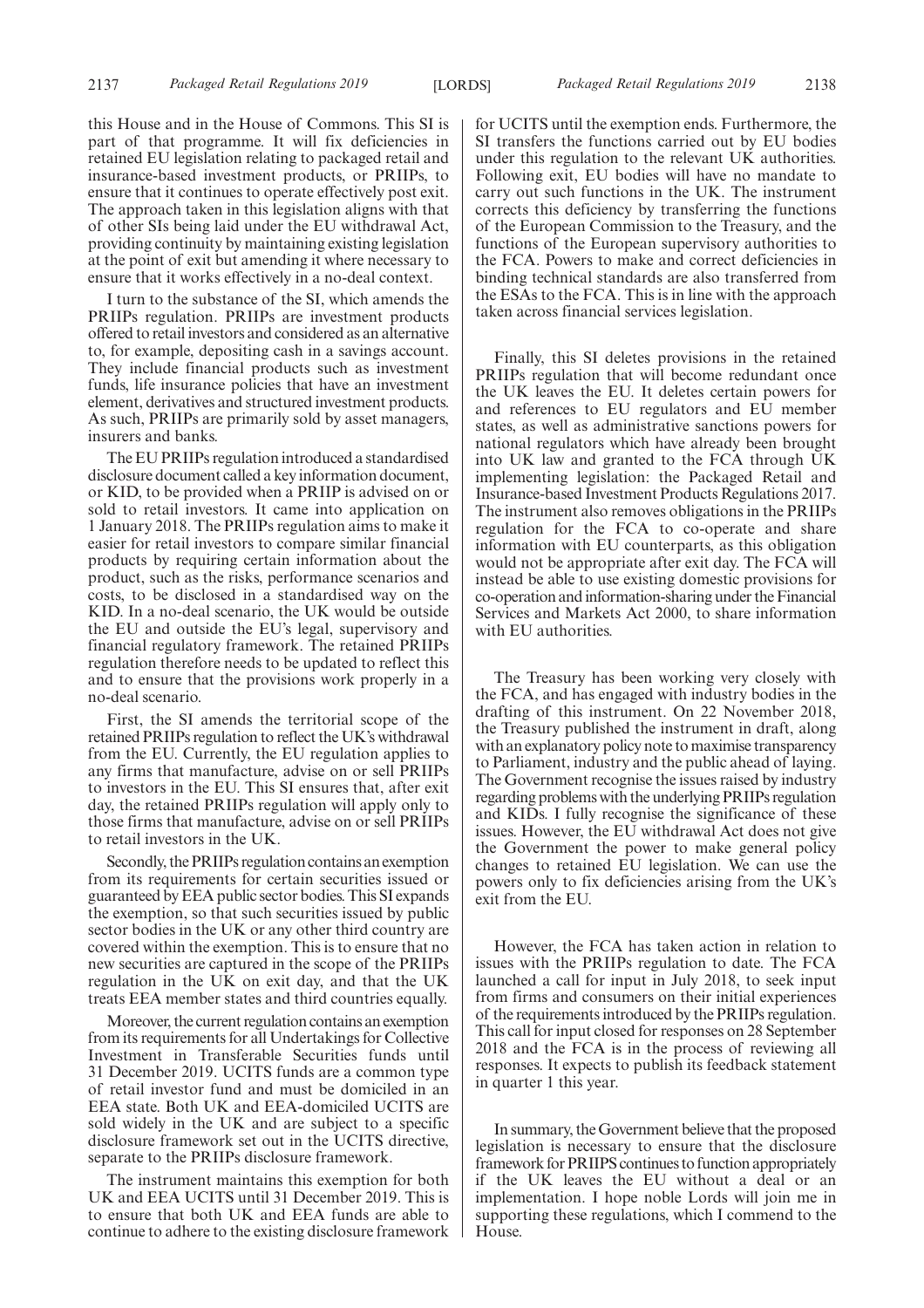this House and in the House of Commons. This SI is part of that programme. It will fix deficiencies in retained EU legislation relating to packaged retail and insurance-based investment products, or PRIIPs, to ensure that it continues to operate effectively post exit. The approach taken in this legislation aligns with that of other SIs being laid under the EU withdrawal Act, providing continuity by maintaining existing legislation at the point of exit but amending it where necessary to ensure that it works effectively in a no-deal context.

I turn to the substance of the SI, which amends the PRIIPs regulation. PRIIPs are investment products offered to retail investors and considered as an alternative to, for example, depositing cash in a savings account. They include financial products such as investment funds, life insurance policies that have an investment element, derivatives and structured investment products. As such, PRIIPs are primarily sold by asset managers, insurers and banks.

The EU PRIIPs regulation introduced a standardised disclosure document called a key information document, or KID, to be provided when a PRIIP is advised on or sold to retail investors. It came into application on 1 January 2018. The PRIIPs regulation aims to make it easier for retail investors to compare similar financial products by requiring certain information about the product, such as the risks, performance scenarios and costs, to be disclosed in a standardised way on the KID. In a no-deal scenario, the UK would be outside the EU and outside the EU's legal, supervisory and financial regulatory framework. The retained PRIIPs regulation therefore needs to be updated to reflect this and to ensure that the provisions work properly in a no-deal scenario.

First, the SI amends the territorial scope of the retained PRIIPs regulation to reflect the UK's withdrawal from the EU. Currently, the EU regulation applies to any firms that manufacture, advise on or sell PRIIPs to investors in the EU. This SI ensures that, after exit day, the retained PRIIPs regulation will apply only to those firms that manufacture, advise on or sell PRIIPs to retail investors in the UK.

Secondly, the PRIIPs regulation contains an exemption from its requirements for certain securities issued or guaranteed by EEA public sector bodies. This SI expands the exemption, so that such securities issued by public sector bodies in the UK or any other third country are covered within the exemption. This is to ensure that no new securities are captured in the scope of the PRIIPs regulation in the UK on exit day, and that the UK treats EEA member states and third countries equally.

Moreover, the current regulation contains an exemption from its requirements for all Undertakings for Collective Investment in Transferable Securities funds until 31 December 2019. UCITS funds are a common type of retail investor fund and must be domiciled in an EEA state. Both UK and EEA-domiciled UCITS are sold widely in the UK and are subject to a specific disclosure framework set out in the UCITS directive, separate to the PRIIPs disclosure framework.

The instrument maintains this exemption for both UK and EEA UCITS until 31 December 2019. This is to ensure that both UK and EEA funds are able to continue to adhere to the existing disclosure framework for UCITS until the exemption ends. Furthermore, the SI transfers the functions carried out by EU bodies under this regulation to the relevant UK authorities. Following exit, EU bodies will have no mandate to carry out such functions in the UK. The instrument corrects this deficiency by transferring the functions of the European Commission to the Treasury, and the functions of the European supervisory authorities to the FCA. Powers to make and correct deficiencies in binding technical standards are also transferred from the ESAs to the FCA. This is in line with the approach taken across financial services legislation.

Finally, this SI deletes provisions in the retained PRIIPs regulation that will become redundant once the UK leaves the EU. It deletes certain powers for and references to EU regulators and EU member states, as well as administrative sanctions powers for national regulators which have already been brought into UK law and granted to the FCA through UK implementing legislation: the Packaged Retail and Insurance-based Investment Products Regulations 2017. The instrument also removes obligations in the PRIIPs regulation for the FCA to co-operate and share information with EU counterparts, as this obligation would not be appropriate after exit day. The FCA will instead be able to use existing domestic provisions for co-operation and information-sharing under the Financial Services and Markets Act 2000, to share information with EU authorities.

The Treasury has been working very closely with the FCA, and has engaged with industry bodies in the drafting of this instrument. On 22 November 2018, the Treasury published the instrument in draft, along with an explanatory policy note to maximise transparency to Parliament, industry and the public ahead of laying. The Government recognise the issues raised by industry regarding problems with the underlying PRIIPs regulation and KIDs. I fully recognise the significance of these issues. However, the EU withdrawal Act does not give the Government the power to make general policy changes to retained EU legislation. We can use the powers only to fix deficiencies arising from the UK's exit from the EU.

However, the FCA has taken action in relation to issues with the PRIIPs regulation to date. The FCA launched a call for input in July 2018, to seek input from firms and consumers on their initial experiences of the requirements introduced by the PRIIPs regulation. This call for input closed for responses on 28 September 2018 and the FCA is in the process of reviewing all responses. It expects to publish its feedback statement in quarter 1 this year.

In summary, the Government believe that the proposed legislation is necessary to ensure that the disclosure framework for PRIIPS continues to function appropriately if the UK leaves the EU without a deal or an implementation. I hope noble Lords will join me in supporting these regulations, which I commend to the House.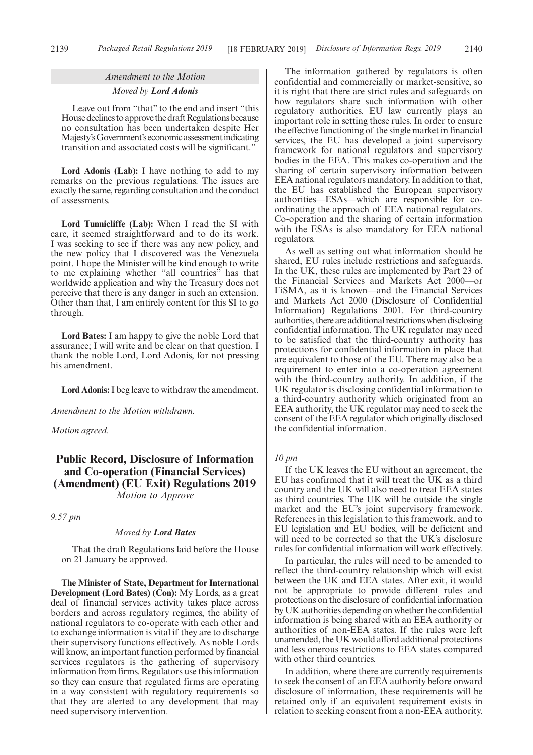*Amendment to the Motion*

*Moved by **Lord Adonis***

Leave out from "that" to the end and insert "this House declines to approve the draft Regulations because no consultation has been undertaken despite Her Majesty's Government's economic assessment indicating transition and associated costs will be significant."

**Lord Adonis (Lab):** I have nothing to add to my remarks on the previous regulations. The issues are exactly the same, regarding consultation and the conduct of assessments.

**Lord Tunnicliffe (Lab):** When I read the SI with care, it seemed straightforward and to do its work. I was seeking to see if there was any new policy, and the new policy that I discovered was the Venezuela point. I hope the Minister will be kind enough to write to me explaining whether "all countries" has that worldwide application and why the Treasury does not perceive that there is any danger in such an extension. Other than that, I am entirely content for this SI to go through.

**Lord Bates:** I am happy to give the noble Lord that assurance; I will write and be clear on that question. I thank the noble Lord, Lord Adonis, for not pressing his amendment.

**Lord Adonis:** I beg leave to withdraw the amendment.

*Amendment to the Motion withdrawn.*

*Motion agreed.*

## Public Record, Disclosure of Information and Co-operation (Financial Services) (Amendment) (EU Exit) Regulations 2019

*Motion to Approve*

*9.57 pm*

*Moved by **Lord Bates***

That the draft Regulations laid before the House on 21 January be approved.

**The Minister of State, Department for International Development (Lord Bates) (Con):** My Lords, as a great deal of financial services activity takes place across borders and across regulatory regimes, the ability of national regulators to co-operate with each other and to exchange information is vital if they are to discharge their supervisory functions effectively. As noble Lords will know, an important function performed by financial services regulators is the gathering of supervisory information from firms. Regulators use this information so they can ensure that regulated firms are operating in a way consistent with regulatory requirements so that they are alerted to any development that may need supervisory intervention.

The information gathered by regulators is often confidential and commercially or market-sensitive, so it is right that there are strict rules and safeguards on how regulators share such information with other regulatory authorities. EU law currently plays an important role in setting these rules. In order to ensure the effective functioning of the single market in financial services, the EU has developed a joint supervisory framework for national regulators and supervisory bodies in the EEA. This makes co-operation and the sharing of certain supervisory information between EEA national regulators mandatory. In addition to that, the EU has established the European supervisory authorities—ESAs—which are responsible for co-ordinating the approach of EEA national regulators. Co-operation and the sharing of certain information with the ESAs is also mandatory for EEA national regulators.

As well as setting out what information should be shared, EU rules include restrictions and safeguards. In the UK, these rules are implemented by Part 23 of the Financial Services and Markets Act 2000—or FiSMA, as it is known—and the Financial Services and Markets Act 2000 (Disclosure of Confidential Information) Regulations 2001. For third-country authorities, there are additional restrictions when disclosing confidential information. The UK regulator may need to be satisfied that the third-country authority has protections for confidential information in place that are equivalent to those of the EU. There may also be a requirement to enter into a co-operation agreement with the third-country authority. In addition, if the UK regulator is disclosing confidential information to a third-country authority which originated from an EEA authority, the UK regulator may need to seek the consent of the EEA regulator which originally disclosed the confidential information.

*10 pm*

If the UK leaves the EU without an agreement, the EU has confirmed that it will treat the UK as a third country and the UK will also need to treat EEA states as third countries. The UK will be outside the single market and the EU's joint supervisory framework. References in this legislation to this framework, and to EU legislation and EU bodies, will be deficient and will need to be corrected so that the UK's disclosure rules for confidential information will work effectively.

In particular, the rules will need to be amended to reflect the third-country relationship which will exist between the UK and EEA states. After exit, it would not be appropriate to provide different rules and protections on the disclosure of confidential information by UK authorities depending on whether the confidential information is being shared with an EEA authority or authorities of non-EEA states. If the rules were left unamended, the UK would afford additional protections and less onerous restrictions to EEA states compared with other third countries.

In addition, where there are currently requirements to seek the consent of an EEA authority before onward disclosure of information, these requirements will be retained only if an equivalent requirement exists in relation to seeking consent from a non-EEA authority.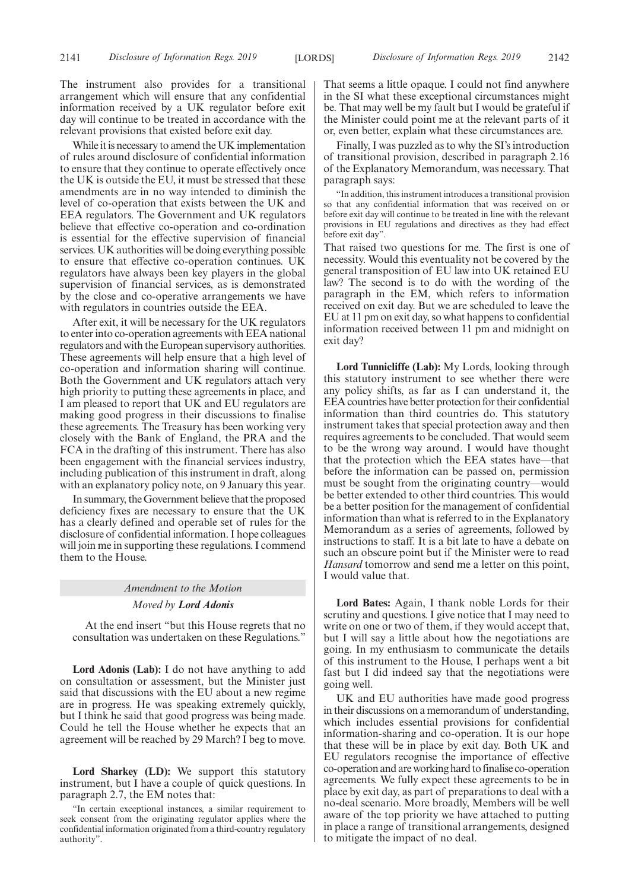The instrument also provides for a transitional arrangement which will ensure that any confidential information received by a UK regulator before exit day will continue to be treated in accordance with the relevant provisions that existed before exit day.

While it is necessary to amend the UK implementation of rules around disclosure of confidential information to ensure that they continue to operate effectively once the UK is outside the EU, it must be stressed that these amendments are in no way intended to diminish the level of co-operation that exists between the UK and EEA regulators. The Government and UK regulators believe that effective co-operation and co-ordination is essential for the effective supervision of financial services. UK authorities will be doing everything possible to ensure that effective co-operation continues. UK regulators have always been key players in the global supervision of financial services, as is demonstrated by the close and co-operative arrangements we have with regulators in countries outside the EEA.

After exit, it will be necessary for the UK regulators to enter into co-operation agreements with EEA national regulators and with the European supervisory authorities. These agreements will help ensure that a high level of co-operation and information sharing will continue. Both the Government and UK regulators attach very high priority to putting these agreements in place, and I am pleased to report that UK and EU regulators are making good progress in their discussions to finalise these agreements. The Treasury has been working very closely with the Bank of England, the PRA and the FCA in the drafting of this instrument. There has also been engagement with the financial services industry, including publication of this instrument in draft, along with an explanatory policy note, on 9 January this year.

In summary, the Government believe that the proposed deficiency fixes are necessary to ensure that the UK has a clearly defined and operable set of rules for the disclosure of confidential information. I hope colleagues will join me in supporting these regulations. I commend them to the House.

*Amendment to the Motion*

*Moved by **Lord Adonis***

At the end insert "but this House regrets that no consultation was undertaken on these Regulations."

**Lord Adonis (Lab):** I do not have anything to add on consultation or assessment, but the Minister just said that discussions with the EU about a new regime are in progress. He was speaking extremely quickly, but I think he said that good progress was being made. Could he tell the House whether he expects that an agreement will be reached by 29 March? I beg to move.

**Lord Sharkey (LD):** We support this statutory instrument, but I have a couple of quick questions. In paragraph 2.7, the EM notes that:

"In certain exceptional instances, a similar requirement to seek consent from the originating regulator applies where the confidential information originated from a third-country regulatory authority".

That seems a little opaque. I could not find anywhere in the SI what these exceptional circumstances might be. That may well be my fault but I would be grateful if the Minister could point me at the relevant parts of it or, even better, explain what these circumstances are.

Finally, I was puzzled as to why the SI's introduction of transitional provision, described in paragraph 2.16 of the Explanatory Memorandum, was necessary. That paragraph says:

"In addition, this instrument introduces a transitional provision so that any confidential information that was received on or before exit day will continue to be treated in line with the relevant provisions in EU regulations and directives as they had effect before exit day".

That raised two questions for me. The first is one of necessity. Would this eventuality not be covered by the general transposition of EU law into UK retained EU law? The second is to do with the wording of the paragraph in the EM, which refers to information received on exit day. But we are scheduled to leave the EU at 11 pm on exit day, so what happens to confidential information received between 11 pm and midnight on exit day?

**Lord Tunnicliffe (Lab):** My Lords, looking through this statutory instrument to see whether there were any policy shifts, as far as I can understand it, the EEA countries have better protection for their confidential information than third countries do. This statutory instrument takes that special protection away and then requires agreements to be concluded. That would seem to be the wrong way around. I would have thought that the protection which the EEA states have—that before the information can be passed on, permission must be sought from the originating country—would be better extended to other third countries. This would be a better position for the management of confidential information than what is referred to in the Explanatory Memorandum as a series of agreements, followed by instructions to staff. It is a bit late to have a debate on such an obscure point but if the Minister were to read *Hansard* tomorrow and send me a letter on this point, I would value that.

**Lord Bates:** Again, I thank noble Lords for their scrutiny and questions. I give notice that I may need to write on one or two of them, if they would accept that, but I will say a little about how the negotiations are going. In my enthusiasm to communicate the details of this instrument to the House, I perhaps went a bit fast but I did indeed say that the negotiations were going well.

UK and EU authorities have made good progress in their discussions on a memorandum of understanding, which includes essential provisions for confidential information-sharing and co-operation. It is our hope that these will be in place by exit day. Both UK and EU regulators recognise the importance of effective co-operation and are working hard to finalise co-operation agreements. We fully expect these agreements to be in place by exit day, as part of preparations to deal with a no-deal scenario. More broadly, Members will be well aware of the top priority we have attached to putting in place a range of transitional arrangements, designed to mitigate the impact of no deal.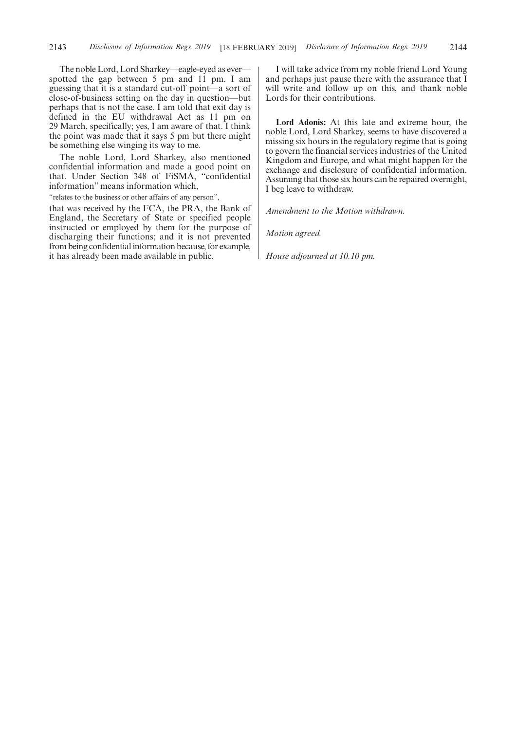The noble Lord, Lord Sharkey—eagle-eyed as ever—spotted the gap between 5 pm and 11 pm. I am guessing that it is a standard cut-off point—a sort of close-of-business setting on the day in question—but perhaps that is not the case. I am told that exit day is defined in the EU withdrawal Act as 11 pm on 29 March, specifically; yes, I am aware of that. I think the point was made that it says 5 pm but there might be something else winging its way to me.

The noble Lord, Lord Sharkey, also mentioned confidential information and made a good point on that. Under Section 348 of FiSMA, "confidential information" means information which,

"relates to the business or other affairs of any person",

that was received by the FCA, the PRA, the Bank of England, the Secretary of State or specified people instructed or employed by them for the purpose of discharging their functions; and it is not prevented from being confidential information because, for example, it has already been made available in public.

I will take advice from my noble friend Lord Young and perhaps just pause there with the assurance that I will write and follow up on this, and thank noble Lords for their contributions.

**Lord Adonis:** At this late and extreme hour, the noble Lord, Lord Sharkey, seems to have discovered a missing six hours in the regulatory regime that is going to govern the financial services industries of the United Kingdom and Europe, and what might happen for the exchange and disclosure of confidential information. Assuming that those six hours can be repaired overnight, I beg leave to withdraw.

*Amendment to the Motion withdrawn.*

*Motion agreed.*

*House adjourned at 10.10 pm.*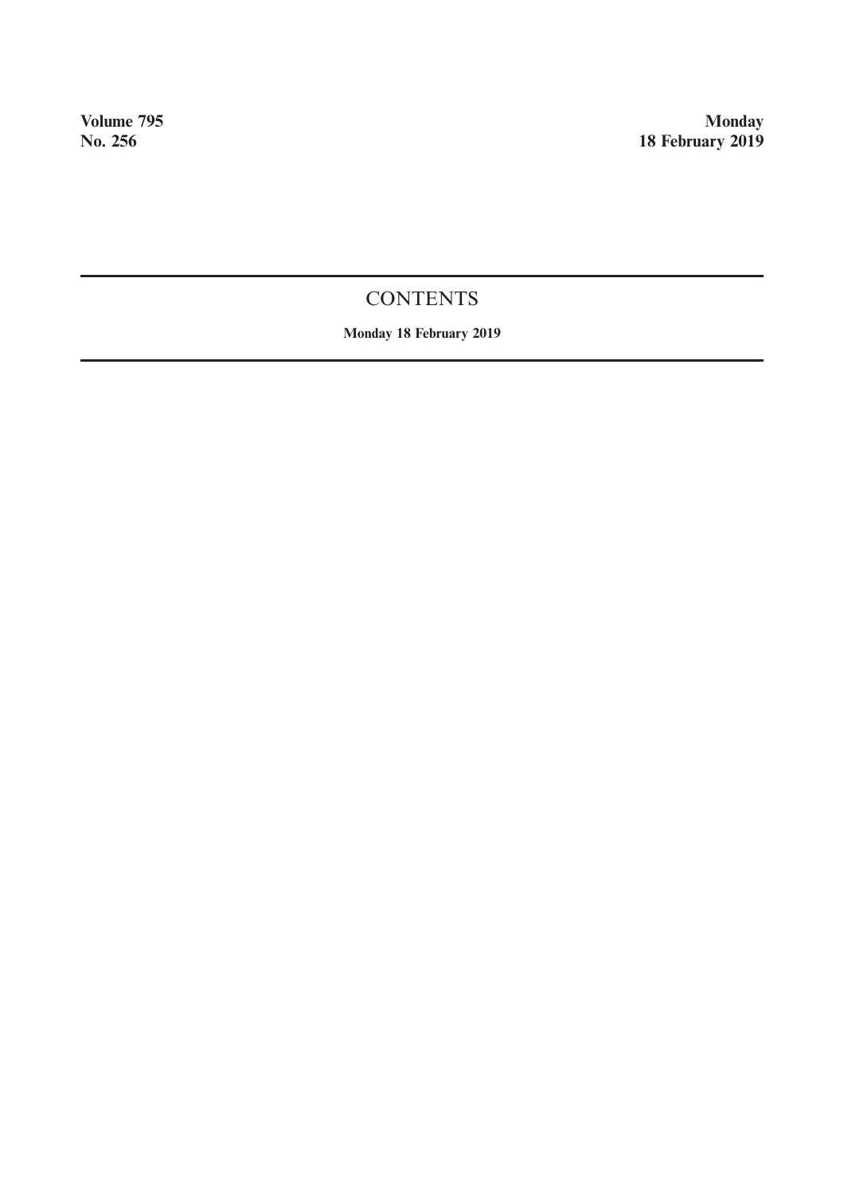Volume 795
No. 256

Monday
18 February 2019

# CONTENTS

**Monday 18 February 2019**